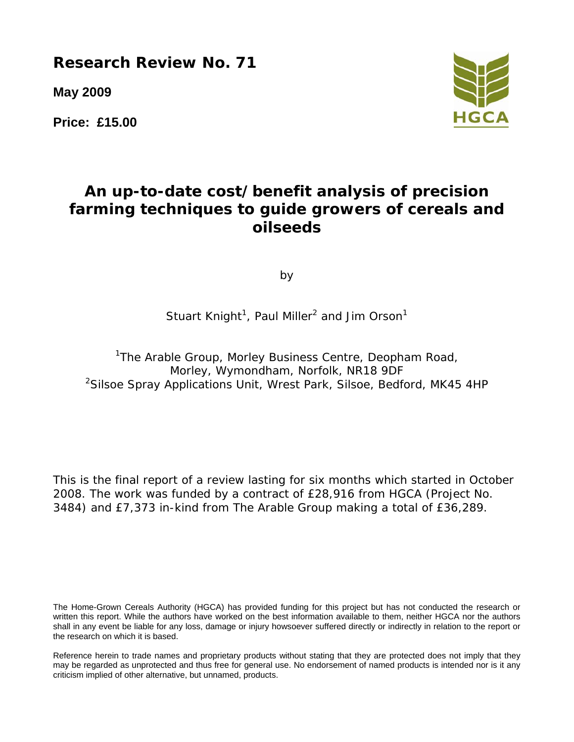**Research Review No. 71**

**May 2009**

**Price: £15.00**

HGCA

# An up-to-date cost/benefit analysis of precision farming techniques to guide growers of cereals and oilseeds

by

Stuart Knight[1], Paul Miller[2] and Jim Orson[1]

[1]The Arable Group, Morley Business Centre, Deopham Road, Morley, Wymondham, Norfolk, NR18 9DF
[2]Silsoe Spray Applications Unit, Wrest Park, Silsoe, Bedford, MK45 4HP

This is the final report of a review lasting for six months which started in October 2008. The work was funded by a contract of £28,916 from HGCA (Project No. 3484) and £7,373 in-kind from The Arable Group making a total of £36,289.

The Home-Grown Cereals Authority (HGCA) has provided funding for this project but has not conducted the research or written this report. While the authors have worked on the best information available to them, neither HGCA nor the authors shall in any event be liable for any loss, damage or injury howsoever suffered directly or indirectly in relation to the report or the research on which it is based.

Reference herein to trade names and proprietary products without stating that they are protected does not imply that they may be regarded as unprotected and thus free for general use. No endorsement of named products is intended nor is it any criticism implied of other alternative, but unnamed, products.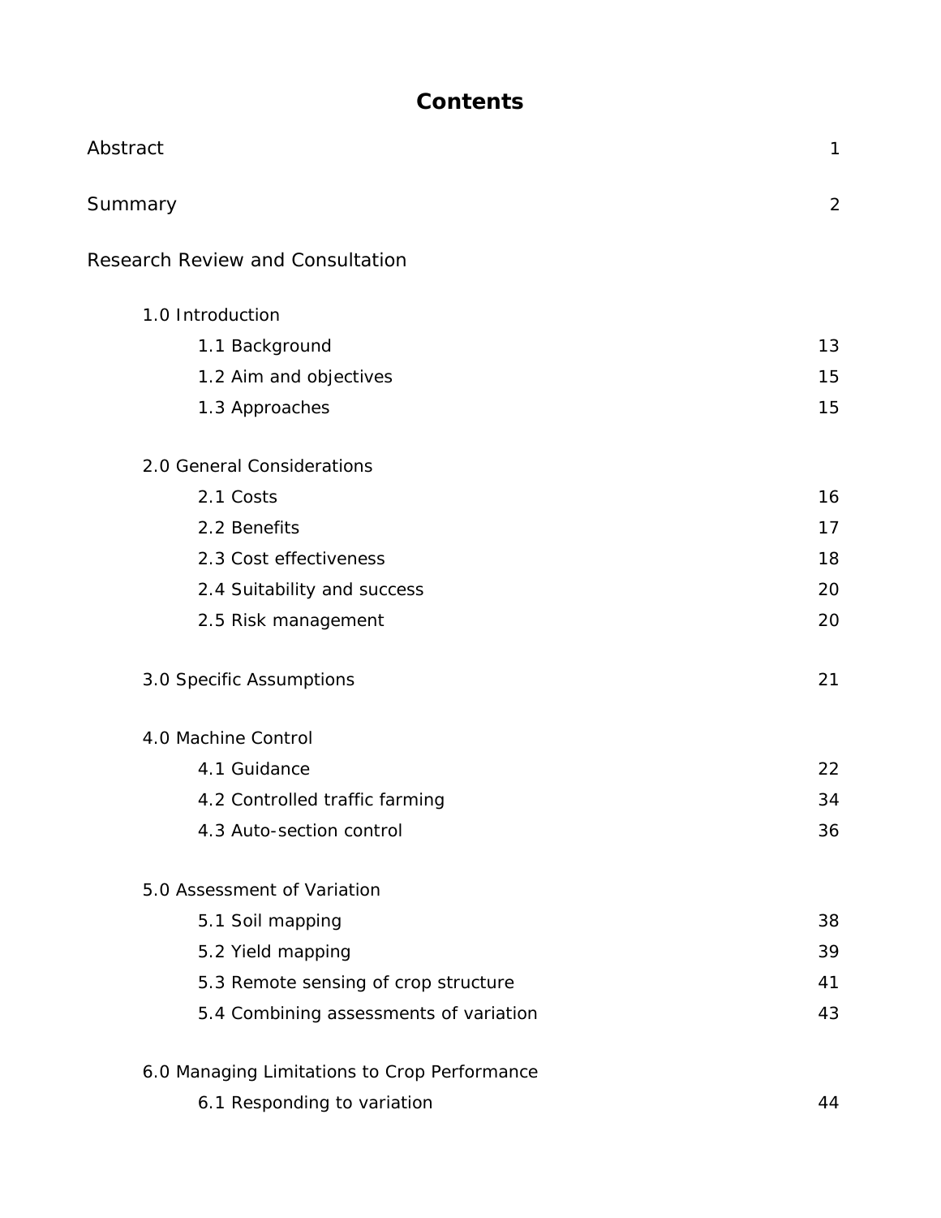# Contents

| | |
|---|---|
| Abstract | 1 |
| Summary | 2 |
| Research Review and Consultation | |
| 1.0 Introduction | |
| 1.1 Background | 13 |
| 1.2 Aim and objectives | 15 |
| 1.3 Approaches | 15 |
| 2.0 General Considerations | |
| 2.1 Costs | 16 |
| 2.2 Benefits | 17 |
| 2.3 Cost effectiveness | 18 |
| 2.4 Suitability and success | 20 |
| 2.5 Risk management | 20 |
| 3.0 Specific Assumptions | 21 |
| 4.0 Machine Control | |
| 4.1 Guidance | 22 |
| 4.2 Controlled traffic farming | 34 |
| 4.3 Auto-section control | 36 |
| 5.0 Assessment of Variation | |
| 5.1 Soil mapping | 38 |
| 5.2 Yield mapping | 39 |
| 5.3 Remote sensing of crop structure | 41 |
| 5.4 Combining assessments of variation | 43 |
| 6.0 Managing Limitations to Crop Performance | |
| 6.1 Responding to variation | 44 |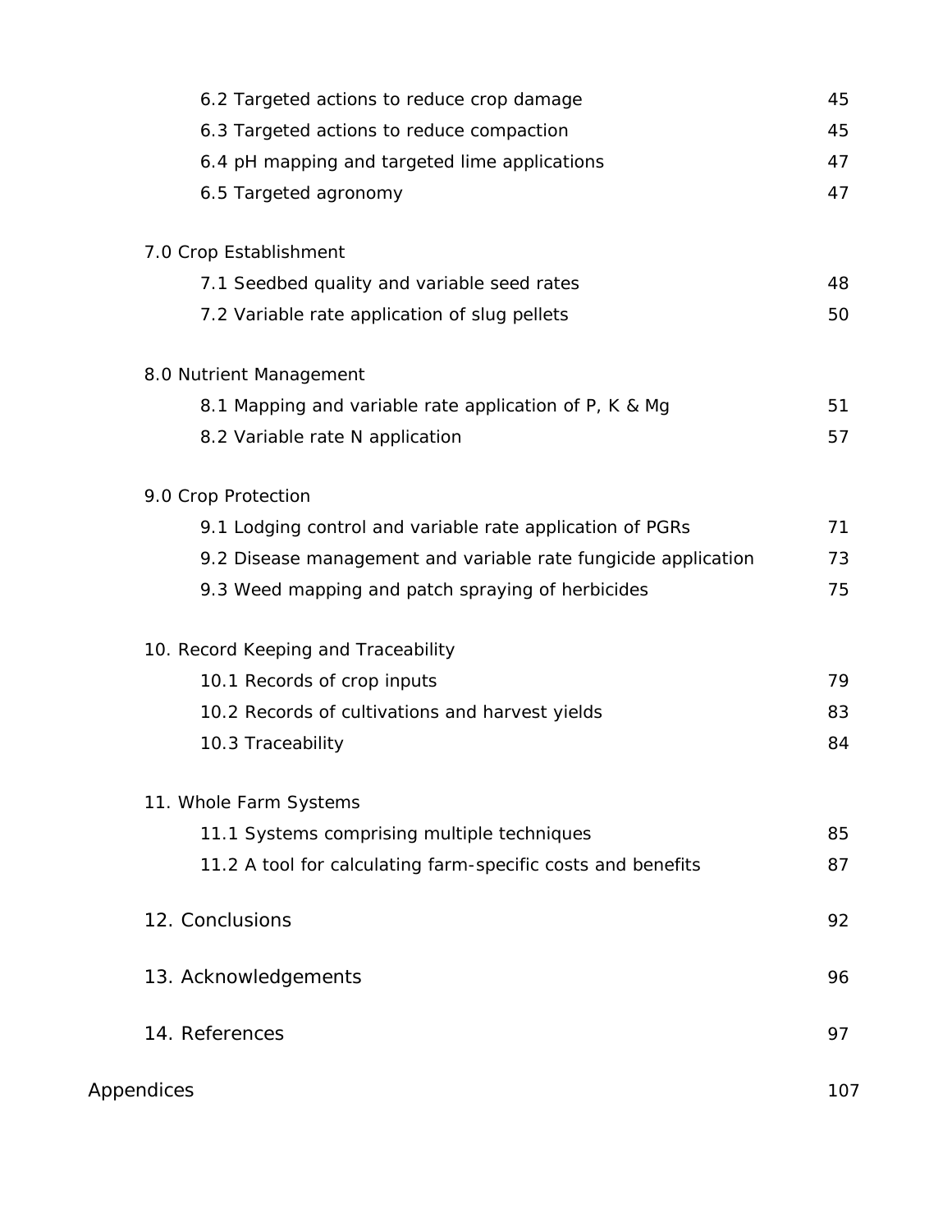6.2 Targeted actions to reduce crop damage 45

6.3 Targeted actions to reduce compaction 45

6.4 pH mapping and targeted lime applications 47

6.5 Targeted agronomy 47

7.0 Crop Establishment

7.1 Seedbed quality and variable seed rates 48

7.2 Variable rate application of slug pellets 50

8.0 Nutrient Management

8.1 Mapping and variable rate application of P, K & Mg 51

8.2 Variable rate N application 57

9.0 Crop Protection

9.1 Lodging control and variable rate application of PGRs 71

9.2 Disease management and variable rate fungicide application 73

9.3 Weed mapping and patch spraying of herbicides 75

10. Record Keeping and Traceability

10.1 Records of crop inputs 79

10.2 Records of cultivations and harvest yields 83

10.3 Traceability 84

11. Whole Farm Systems

11.1 Systems comprising multiple techniques 85

11.2 A tool for calculating farm-specific costs and benefits 87

12. Conclusions 92

13. Acknowledgements 96

14. References 97

Appendices 107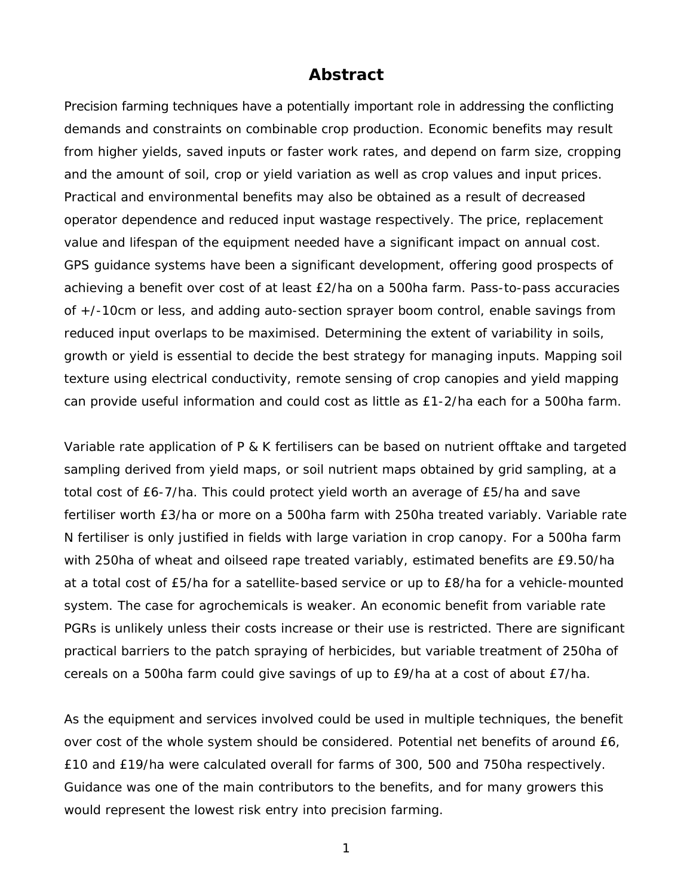# Abstract

Precision farming techniques have a potentially important role in addressing the conflicting demands and constraints on combinable crop production. Economic benefits may result from higher yields, saved inputs or faster work rates, and depend on farm size, cropping and the amount of soil, crop or yield variation as well as crop values and input prices. Practical and environmental benefits may also be obtained as a result of decreased operator dependence and reduced input wastage respectively. The price, replacement value and lifespan of the equipment needed have a significant impact on annual cost. GPS guidance systems have been a significant development, offering good prospects of achieving a benefit over cost of at least £2/ha on a 500ha farm. Pass-to-pass accuracies of +/-10cm or less, and adding auto-section sprayer boom control, enable savings from reduced input overlaps to be maximised. Determining the extent of variability in soils, growth or yield is essential to decide the best strategy for managing inputs. Mapping soil texture using electrical conductivity, remote sensing of crop canopies and yield mapping can provide useful information and could cost as little as £1-2/ha each for a 500ha farm.

Variable rate application of P & K fertilisers can be based on nutrient offtake and targeted sampling derived from yield maps, or soil nutrient maps obtained by grid sampling, at a total cost of £6-7/ha. This could protect yield worth an average of £5/ha and save fertiliser worth £3/ha or more on a 500ha farm with 250ha treated variably. Variable rate N fertiliser is only justified in fields with large variation in crop canopy. For a 500ha farm with 250ha of wheat and oilseed rape treated variably, estimated benefits are £9.50/ha at a total cost of £5/ha for a satellite-based service or up to £8/ha for a vehicle-mounted system. The case for agrochemicals is weaker. An economic benefit from variable rate PGRs is unlikely unless their costs increase or their use is restricted. There are significant practical barriers to the patch spraying of herbicides, but variable treatment of 250ha of cereals on a 500ha farm could give savings of up to £9/ha at a cost of about £7/ha.

As the equipment and services involved could be used in multiple techniques, the benefit over cost of the whole system should be considered. Potential net benefits of around £6, £10 and £19/ha were calculated overall for farms of 300, 500 and 750ha respectively. Guidance was one of the main contributors to the benefits, and for many growers this would represent the lowest risk entry into precision farming.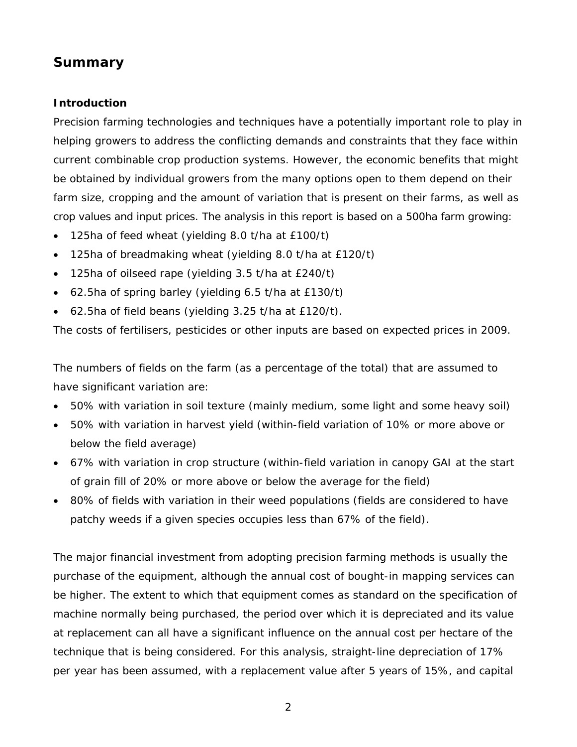## Summary

### Introduction

Precision farming technologies and techniques have a potentially important role to play in helping growers to address the conflicting demands and constraints that they face within current combinable crop production systems. However, the economic benefits that might be obtained by individual growers from the many options open to them depend on their farm size, cropping and the amount of variation that is present on their farms, as well as crop values and input prices. The analysis in this report is based on a 500ha farm growing:

- 125ha of feed wheat (yielding 8.0 t/ha at £100/t)
- 125ha of breadmaking wheat (yielding 8.0 t/ha at £120/t)
- 125ha of oilseed rape (yielding 3.5 t/ha at £240/t)
- 62.5ha of spring barley (yielding 6.5 t/ha at £130/t)
- 62.5ha of field beans (yielding 3.25 t/ha at £120/t).

The costs of fertilisers, pesticides or other inputs are based on expected prices in 2009.

The numbers of fields on the farm (as a percentage of the total) that are assumed to have significant variation are:

- 50% with variation in soil texture (mainly medium, some light and some heavy soil)
- 50% with variation in harvest yield (within-field variation of 10% or more above or below the field average)
- 67% with variation in crop structure (within-field variation in canopy GAI at the start of grain fill of 20% or more above or below the average for the field)
- 80% of fields with variation in their weed populations (fields are considered to have patchy weeds if a given species occupies less than 67% of the field).

The major financial investment from adopting precision farming methods is usually the purchase of the equipment, although the annual cost of bought-in mapping services can be higher. The extent to which that equipment comes as standard on the specification of machine normally being purchased, the period over which it is depreciated and its value at replacement can all have a significant influence on the annual cost per hectare of the technique that is being considered. For this analysis, straight-line depreciation of 17% per year has been assumed, with a replacement value after 5 years of 15%, and capital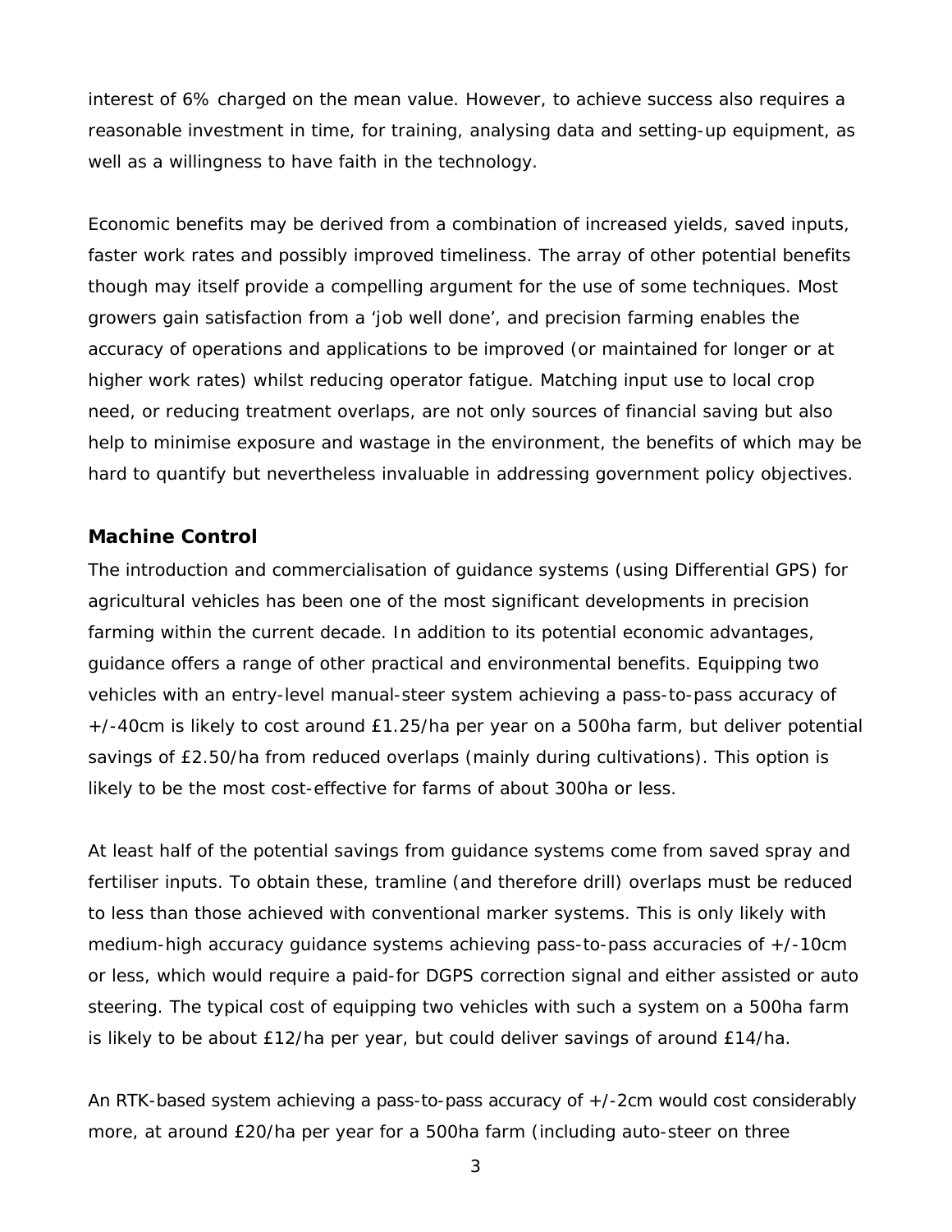interest of 6% charged on the mean value. However, to achieve success also requires a reasonable investment in time, for training, analysing data and setting-up equipment, as well as a willingness to have faith in the technology.

Economic benefits may be derived from a combination of increased yields, saved inputs, faster work rates and possibly improved timeliness. The array of other potential benefits though may itself provide a compelling argument for the use of some techniques. Most growers gain satisfaction from a 'job well done', and precision farming enables the accuracy of operations and applications to be improved (or maintained for longer or at higher work rates) whilst reducing operator fatigue. Matching input use to local crop need, or reducing treatment overlaps, are not only sources of financial saving but also help to minimise exposure and wastage in the environment, the benefits of which may be hard to quantify but nevertheless invaluable in addressing government policy objectives.

### Machine Control

The introduction and commercialisation of guidance systems (using Differential GPS) for agricultural vehicles has been one of the most significant developments in precision farming within the current decade. In addition to its potential economic advantages, guidance offers a range of other practical and environmental benefits. Equipping two vehicles with an entry-level manual-steer system achieving a pass-to-pass accuracy of +/-40cm is likely to cost around £1.25/ha per year on a 500ha farm, but deliver potential savings of £2.50/ha from reduced overlaps (mainly during cultivations). This option is likely to be the most cost-effective for farms of about 300ha or less.

At least half of the potential savings from guidance systems come from saved spray and fertiliser inputs. To obtain these, tramline (and therefore drill) overlaps must be reduced to less than those achieved with conventional marker systems. This is only likely with medium-high accuracy guidance systems achieving pass-to-pass accuracies of +/-10cm or less, which would require a paid-for DGPS correction signal and either assisted or auto steering. The typical cost of equipping two vehicles with such a system on a 500ha farm is likely to be about £12/ha per year, but could deliver savings of around £14/ha.

An RTK-based system achieving a pass-to-pass accuracy of +/-2cm would cost considerably more, at around £20/ha per year for a 500ha farm (including auto-steer on three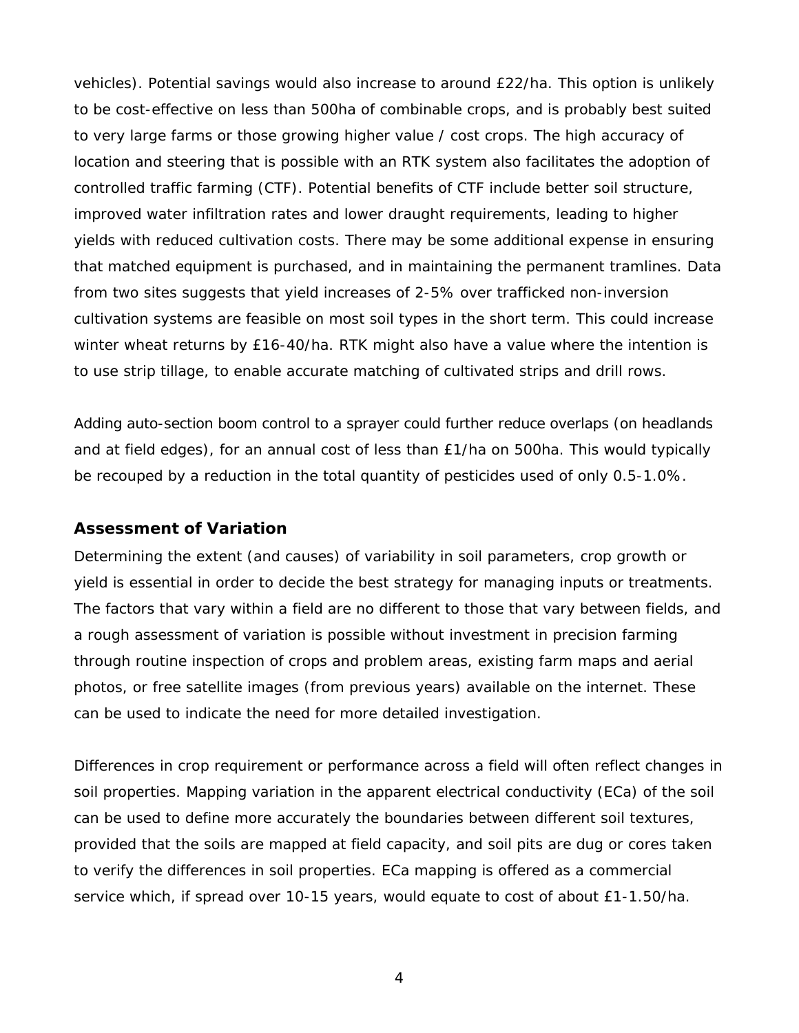vehicles). Potential savings would also increase to around £22/ha. This option is unlikely to be cost-effective on less than 500ha of combinable crops, and is probably best suited to very large farms or those growing higher value / cost crops. The high accuracy of location and steering that is possible with an RTK system also facilitates the adoption of controlled traffic farming (CTF). Potential benefits of CTF include better soil structure, improved water infiltration rates and lower draught requirements, leading to higher yields with reduced cultivation costs. There may be some additional expense in ensuring that matched equipment is purchased, and in maintaining the permanent tramlines. Data from two sites suggests that yield increases of 2-5% over trafficked non-inversion cultivation systems are feasible on most soil types in the short term. This could increase winter wheat returns by £16-40/ha. RTK might also have a value where the intention is to use strip tillage, to enable accurate matching of cultivated strips and drill rows.

Adding auto-section boom control to a sprayer could further reduce overlaps (on headlands and at field edges), for an annual cost of less than £1/ha on 500ha. This would typically be recouped by a reduction in the total quantity of pesticides used of only 0.5-1.0%.

### Assessment of Variation

Determining the extent (and causes) of variability in soil parameters, crop growth or yield is essential in order to decide the best strategy for managing inputs or treatments. The factors that vary within a field are no different to those that vary between fields, and a rough assessment of variation is possible without investment in precision farming through routine inspection of crops and problem areas, existing farm maps and aerial photos, or free satellite images (from previous years) available on the internet. These can be used to indicate the need for more detailed investigation.

Differences in crop requirement or performance across a field will often reflect changes in soil properties. Mapping variation in the apparent electrical conductivity (ECa) of the soil can be used to define more accurately the boundaries between different soil textures, provided that the soils are mapped at field capacity, and soil pits are dug or cores taken to verify the differences in soil properties. ECa mapping is offered as a commercial service which, if spread over 10-15 years, would equate to cost of about £1-1.50/ha.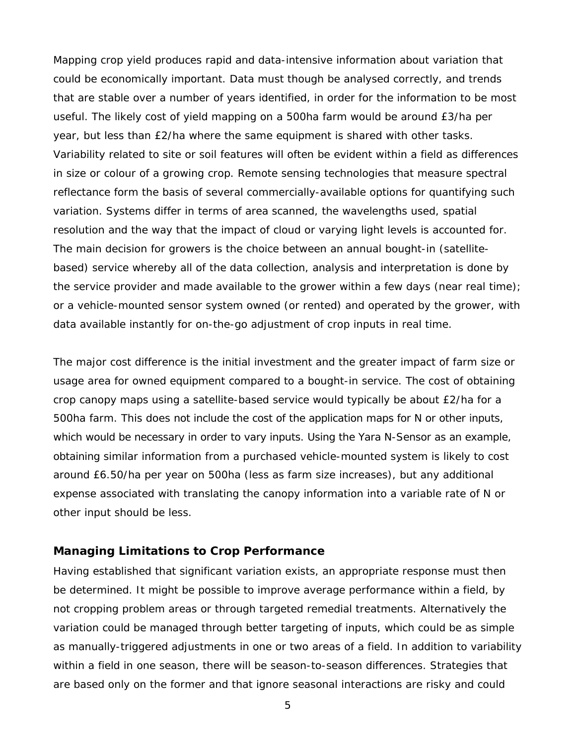Mapping crop yield produces rapid and data-intensive information about variation that could be economically important. Data must though be analysed correctly, and trends that are stable over a number of years identified, in order for the information to be most useful. The likely cost of yield mapping on a 500ha farm would be around £3/ha per year, but less than £2/ha where the same equipment is shared with other tasks. Variability related to site or soil features will often be evident within a field as differences in size or colour of a growing crop. Remote sensing technologies that measure spectral reflectance form the basis of several commercially-available options for quantifying such variation. Systems differ in terms of area scanned, the wavelengths used, spatial resolution and the way that the impact of cloud or varying light levels is accounted for. The main decision for growers is the choice between an annual bought-in (satellite-based) service whereby all of the data collection, analysis and interpretation is done by the service provider and made available to the grower within a few days (near real time); or a vehicle-mounted sensor system owned (or rented) and operated by the grower, with data available instantly for on-the-go adjustment of crop inputs in real time.

The major cost difference is the initial investment and the greater impact of farm size or usage area for owned equipment compared to a bought-in service. The cost of obtaining crop canopy maps using a satellite-based service would typically be about £2/ha for a 500ha farm. This does not include the cost of the application maps for N or other inputs, which would be necessary in order to vary inputs. Using the Yara N-Sensor as an example, obtaining similar information from a purchased vehicle-mounted system is likely to cost around £6.50/ha per year on 500ha (less as farm size increases), but any additional expense associated with translating the canopy information into a variable rate of N or other input should be less.

### Managing Limitations to Crop Performance

Having established that significant variation exists, an appropriate response must then be determined. It might be possible to improve average performance within a field, by not cropping problem areas or through targeted remedial treatments. Alternatively the variation could be managed through better targeting of inputs, which could be as simple as manually-triggered adjustments in one or two areas of a field. In addition to variability within a field in one season, there will be season-to-season differences. Strategies that are based only on the former and that ignore seasonal interactions are risky and could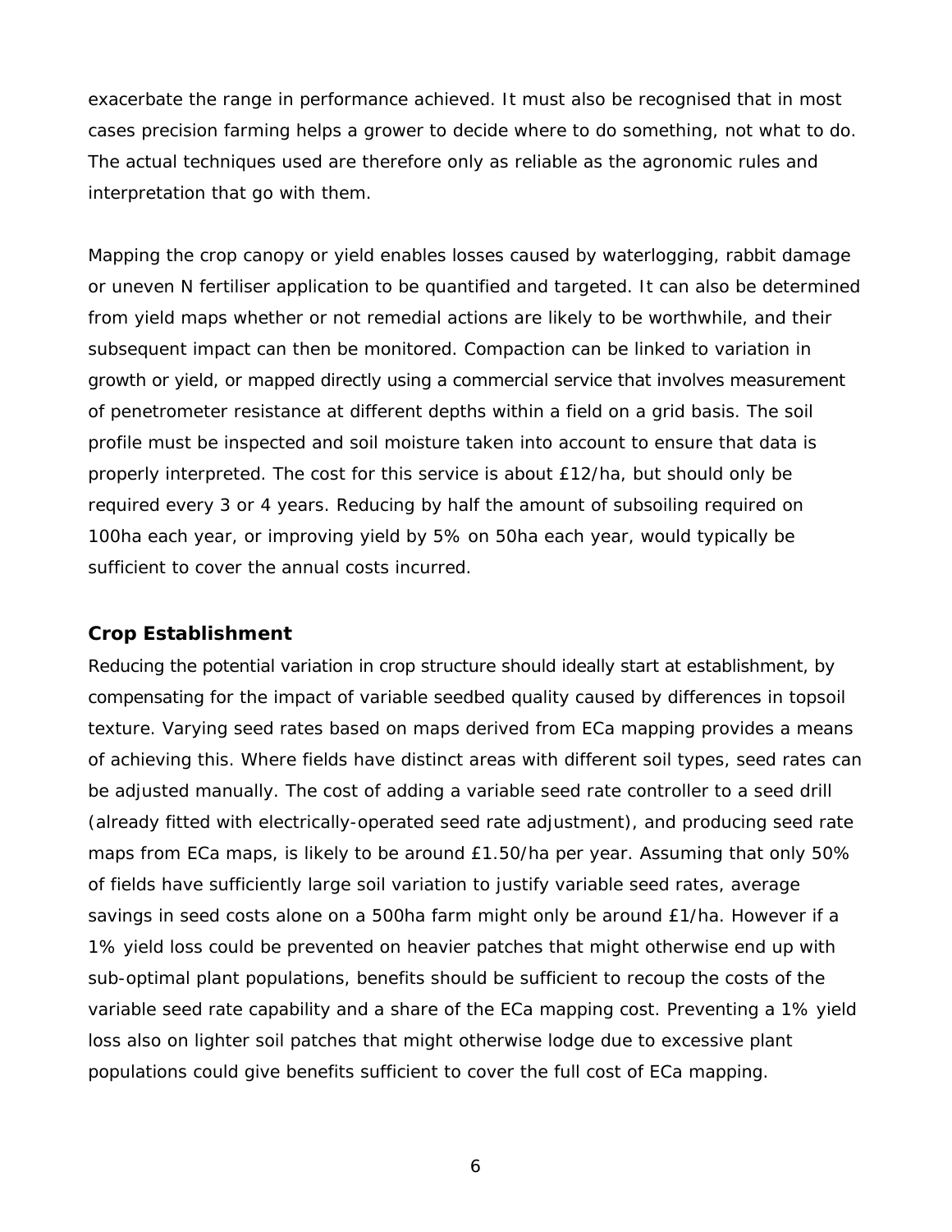exacerbate the range in performance achieved. It must also be recognised that in most cases precision farming helps a grower to decide where to do something, not what to do. The actual techniques used are therefore only as reliable as the agronomic rules and interpretation that go with them.

Mapping the crop canopy or yield enables losses caused by waterlogging, rabbit damage or uneven N fertiliser application to be quantified and targeted. It can also be determined from yield maps whether or not remedial actions are likely to be worthwhile, and their subsequent impact can then be monitored. Compaction can be linked to variation in growth or yield, or mapped directly using a commercial service that involves measurement of penetrometer resistance at different depths within a field on a grid basis. The soil profile must be inspected and soil moisture taken into account to ensure that data is properly interpreted. The cost for this service is about £12/ha, but should only be required every 3 or 4 years. Reducing by half the amount of subsoiling required on 100ha each year, or improving yield by 5% on 50ha each year, would typically be sufficient to cover the annual costs incurred.

### Crop Establishment

Reducing the potential variation in crop structure should ideally start at establishment, by compensating for the impact of variable seedbed quality caused by differences in topsoil texture. Varying seed rates based on maps derived from ECa mapping provides a means of achieving this. Where fields have distinct areas with different soil types, seed rates can be adjusted manually. The cost of adding a variable seed rate controller to a seed drill (already fitted with electrically-operated seed rate adjustment), and producing seed rate maps from ECa maps, is likely to be around £1.50/ha per year. Assuming that only 50% of fields have sufficiently large soil variation to justify variable seed rates, average savings in seed costs alone on a 500ha farm might only be around £1/ha. However if a 1% yield loss could be prevented on heavier patches that might otherwise end up with sub-optimal plant populations, benefits should be sufficient to recoup the costs of the variable seed rate capability and a share of the ECa mapping cost. Preventing a 1% yield loss also on lighter soil patches that might otherwise lodge due to excessive plant populations could give benefits sufficient to cover the full cost of ECa mapping.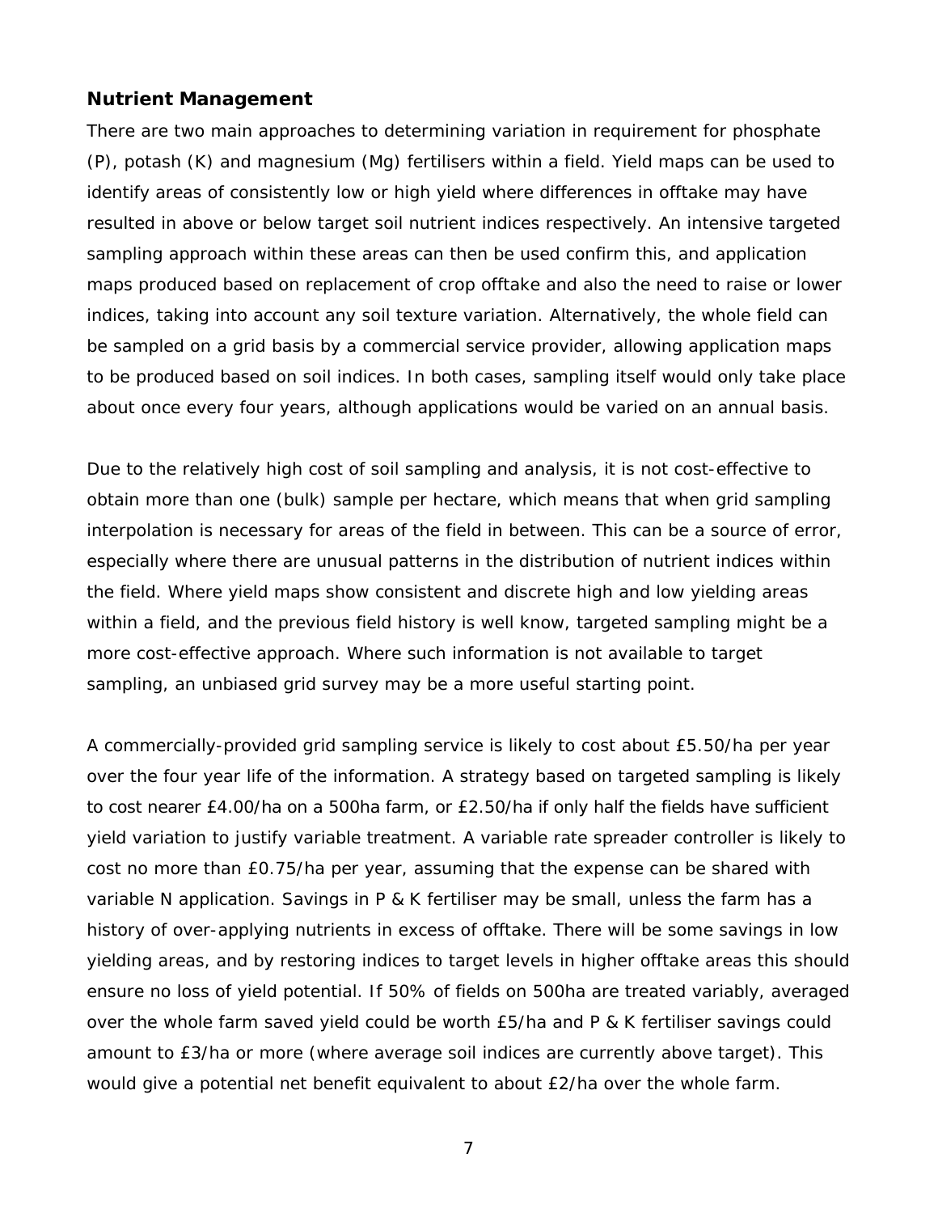### Nutrient Management

There are two main approaches to determining variation in requirement for phosphate (P), potash (K) and magnesium (Mg) fertilisers within a field. Yield maps can be used to identify areas of consistently low or high yield where differences in offtake may have resulted in above or below target soil nutrient indices respectively. An intensive targeted sampling approach within these areas can then be used confirm this, and application maps produced based on replacement of crop offtake and also the need to raise or lower indices, taking into account any soil texture variation. Alternatively, the whole field can be sampled on a grid basis by a commercial service provider, allowing application maps to be produced based on soil indices. In both cases, sampling itself would only take place about once every four years, although applications would be varied on an annual basis.

Due to the relatively high cost of soil sampling and analysis, it is not cost-effective to obtain more than one (bulk) sample per hectare, which means that when grid sampling interpolation is necessary for areas of the field in between. This can be a source of error, especially where there are unusual patterns in the distribution of nutrient indices within the field. Where yield maps show consistent and discrete high and low yielding areas within a field, and the previous field history is well know, targeted sampling might be a more cost-effective approach. Where such information is not available to target sampling, an unbiased grid survey may be a more useful starting point.

A commercially-provided grid sampling service is likely to cost about £5.50/ha per year over the four year life of the information. A strategy based on targeted sampling is likely to cost nearer £4.00/ha on a 500ha farm, or £2.50/ha if only half the fields have sufficient yield variation to justify variable treatment. A variable rate spreader controller is likely to cost no more than £0.75/ha per year, assuming that the expense can be shared with variable N application. Savings in P & K fertiliser may be small, unless the farm has a history of over-applying nutrients in excess of offtake. There will be some savings in low yielding areas, and by restoring indices to target levels in higher offtake areas this should ensure no loss of yield potential. If 50% of fields on 500ha are treated variably, averaged over the whole farm saved yield could be worth £5/ha and P & K fertiliser savings could amount to £3/ha or more (where average soil indices are currently above target). This would give a potential net benefit equivalent to about £2/ha over the whole farm.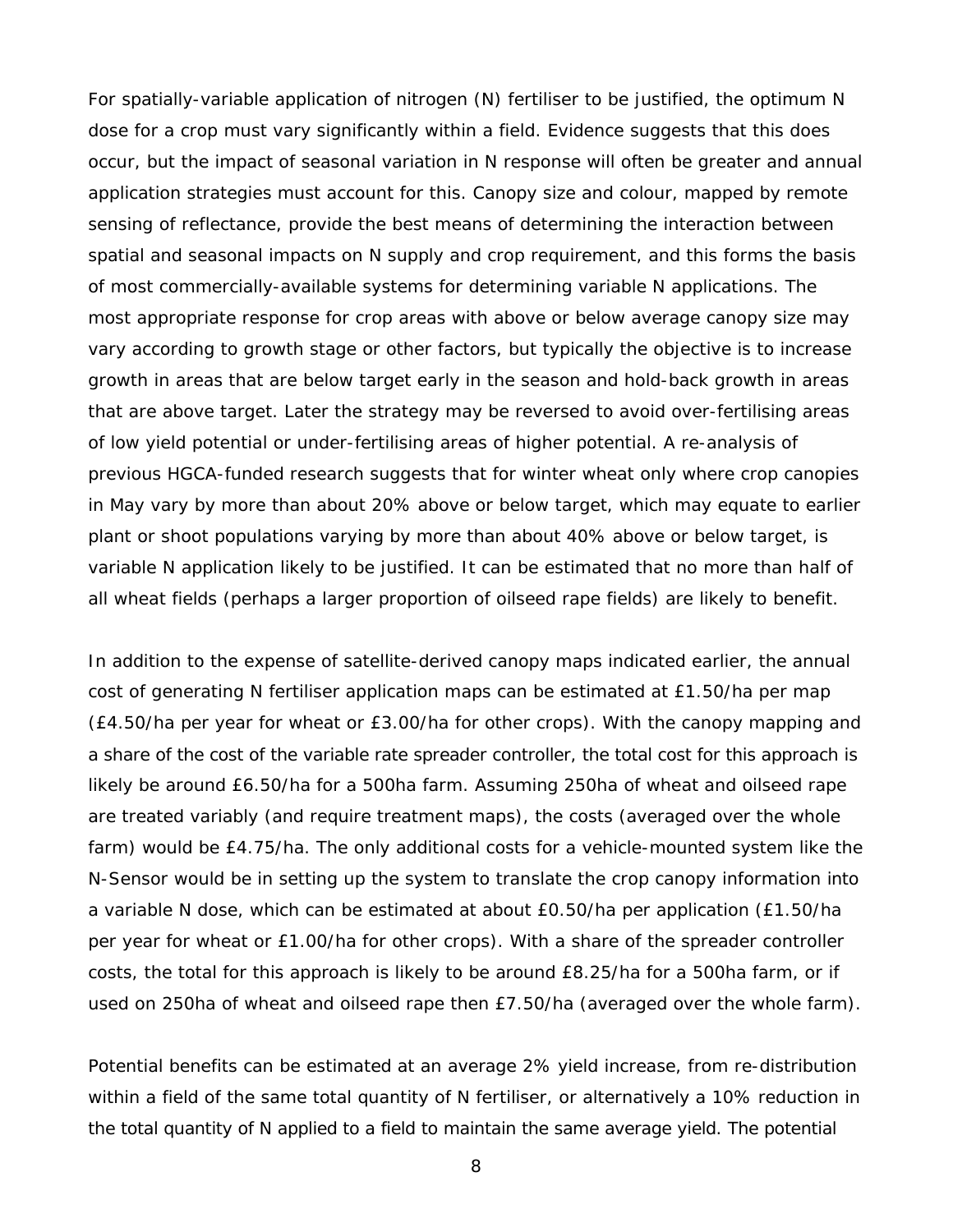For spatially-variable application of nitrogen (N) fertiliser to be justified, the optimum N dose for a crop must vary significantly within a field. Evidence suggests that this does occur, but the impact of seasonal variation in N response will often be greater and annual application strategies must account for this. Canopy size and colour, mapped by remote sensing of reflectance, provide the best means of determining the interaction between spatial and seasonal impacts on N supply and crop requirement, and this forms the basis of most commercially-available systems for determining variable N applications. The most appropriate response for crop areas with above or below average canopy size may vary according to growth stage or other factors, but typically the objective is to increase growth in areas that are below target early in the season and hold-back growth in areas that are above target. Later the strategy may be reversed to avoid over-fertilising areas of low yield potential or under-fertilising areas of higher potential. A re-analysis of previous HGCA-funded research suggests that for winter wheat only where crop canopies in May vary by more than about 20% above or below target, which may equate to earlier plant or shoot populations varying by more than about 40% above or below target, is variable N application likely to be justified. It can be estimated that no more than half of all wheat fields (perhaps a larger proportion of oilseed rape fields) are likely to benefit.

In addition to the expense of satellite-derived canopy maps indicated earlier, the annual cost of generating N fertiliser application maps can be estimated at £1.50/ha per map (£4.50/ha per year for wheat or £3.00/ha for other crops). With the canopy mapping and a share of the cost of the variable rate spreader controller, the total cost for this approach is likely be around £6.50/ha for a 500ha farm. Assuming 250ha of wheat and oilseed rape are treated variably (and require treatment maps), the costs (averaged over the whole farm) would be £4.75/ha. The only additional costs for a vehicle-mounted system like the N-Sensor would be in setting up the system to translate the crop canopy information into a variable N dose, which can be estimated at about £0.50/ha per application (£1.50/ha per year for wheat or £1.00/ha for other crops). With a share of the spreader controller costs, the total for this approach is likely to be around £8.25/ha for a 500ha farm, or if used on 250ha of wheat and oilseed rape then £7.50/ha (averaged over the whole farm).

Potential benefits can be estimated at an average 2% yield increase, from re-distribution within a field of the same total quantity of N fertiliser, or alternatively a 10% reduction in the total quantity of N applied to a field to maintain the same average yield. The potential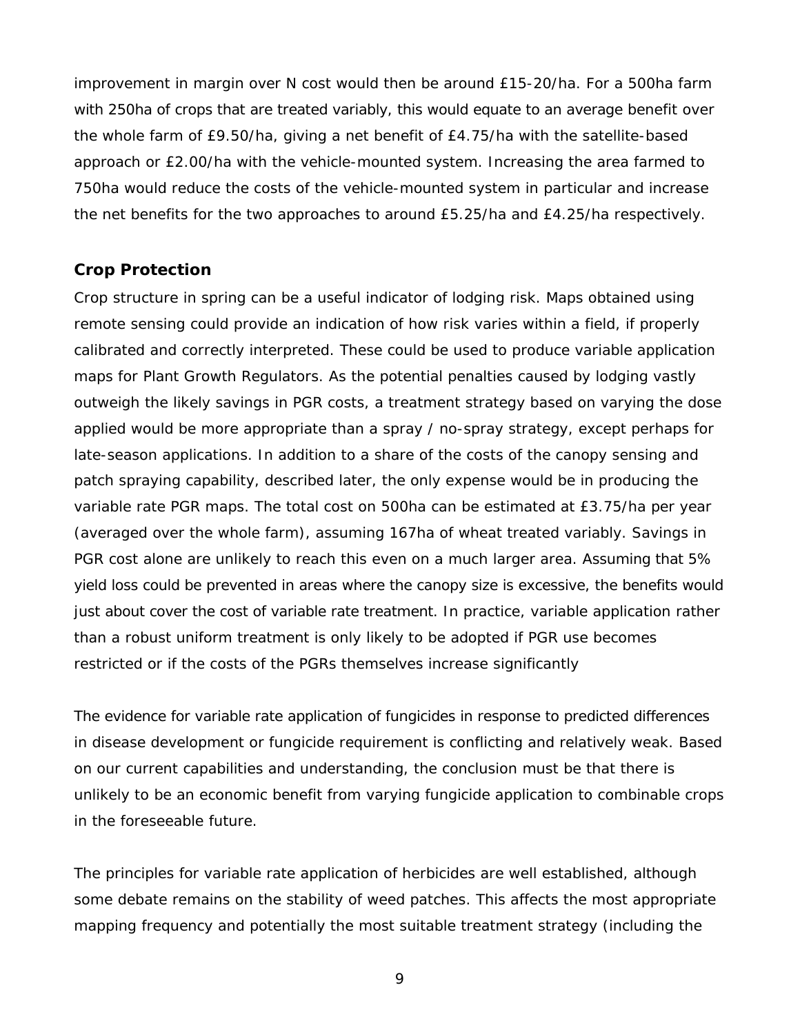improvement in margin over N cost would then be around £15-20/ha. For a 500ha farm with 250ha of crops that are treated variably, this would equate to an average benefit over the whole farm of £9.50/ha, giving a net benefit of £4.75/ha with the satellite-based approach or £2.00/ha with the vehicle-mounted system. Increasing the area farmed to 750ha would reduce the costs of the vehicle-mounted system in particular and increase the net benefits for the two approaches to around £5.25/ha and £4.25/ha respectively.

### Crop Protection

Crop structure in spring can be a useful indicator of lodging risk. Maps obtained using remote sensing could provide an indication of how risk varies within a field, if properly calibrated and correctly interpreted. These could be used to produce variable application maps for Plant Growth Regulators. As the potential penalties caused by lodging vastly outweigh the likely savings in PGR costs, a treatment strategy based on varying the dose applied would be more appropriate than a spray / no-spray strategy, except perhaps for late-season applications. In addition to a share of the costs of the canopy sensing and patch spraying capability, described later, the only expense would be in producing the variable rate PGR maps. The total cost on 500ha can be estimated at £3.75/ha per year (averaged over the whole farm), assuming 167ha of wheat treated variably. Savings in PGR cost alone are unlikely to reach this even on a much larger area. Assuming that 5% yield loss could be prevented in areas where the canopy size is excessive, the benefits would just about cover the cost of variable rate treatment. In practice, variable application rather than a robust uniform treatment is only likely to be adopted if PGR use becomes restricted or if the costs of the PGRs themselves increase significantly

The evidence for variable rate application of fungicides in response to predicted differences in disease development or fungicide requirement is conflicting and relatively weak. Based on our current capabilities and understanding, the conclusion must be that there is unlikely to be an economic benefit from varying fungicide application to combinable crops in the foreseeable future.

The principles for variable rate application of herbicides are well established, although some debate remains on the stability of weed patches. This affects the most appropriate mapping frequency and potentially the most suitable treatment strategy (including the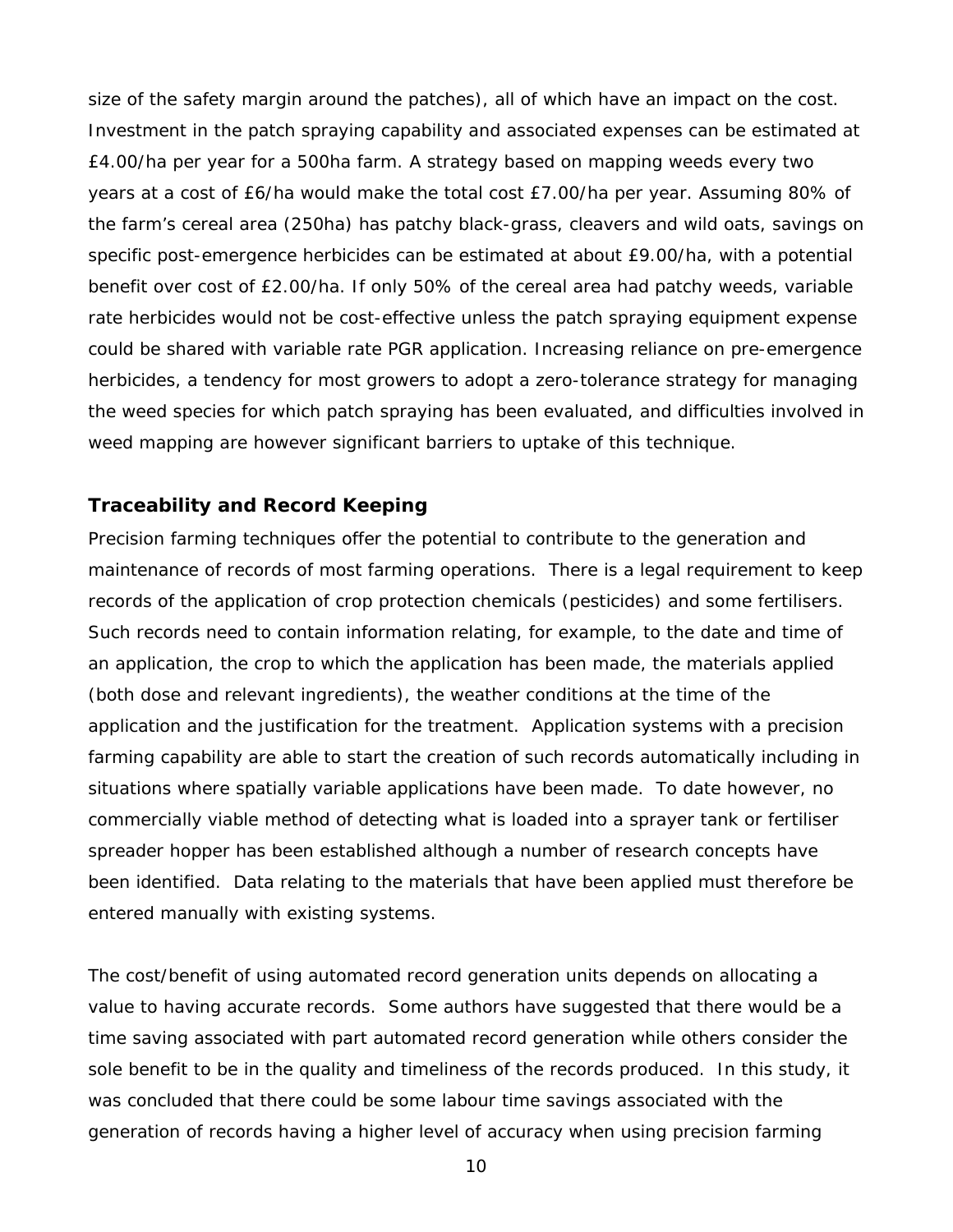size of the safety margin around the patches), all of which have an impact on the cost. Investment in the patch spraying capability and associated expenses can be estimated at £4.00/ha per year for a 500ha farm. A strategy based on mapping weeds every two years at a cost of £6/ha would make the total cost £7.00/ha per year. Assuming 80% of the farm's cereal area (250ha) has patchy black-grass, cleavers and wild oats, savings on specific post-emergence herbicides can be estimated at about £9.00/ha, with a potential benefit over cost of £2.00/ha. If only 50% of the cereal area had patchy weeds, variable rate herbicides would not be cost-effective unless the patch spraying equipment expense could be shared with variable rate PGR application. Increasing reliance on pre-emergence herbicides, a tendency for most growers to adopt a zero-tolerance strategy for managing the weed species for which patch spraying has been evaluated, and difficulties involved in weed mapping are however significant barriers to uptake of this technique.

### Traceability and Record Keeping

Precision farming techniques offer the potential to contribute to the generation and maintenance of records of most farming operations. There is a legal requirement to keep records of the application of crop protection chemicals (pesticides) and some fertilisers. Such records need to contain information relating, for example, to the date and time of an application, the crop to which the application has been made, the materials applied (both dose and relevant ingredients), the weather conditions at the time of the application and the justification for the treatment. Application systems with a precision farming capability are able to start the creation of such records automatically including in situations where spatially variable applications have been made. To date however, no commercially viable method of detecting what is loaded into a sprayer tank or fertiliser spreader hopper has been established although a number of research concepts have been identified. Data relating to the materials that have been applied must therefore be entered manually with existing systems.

The cost/benefit of using automated record generation units depends on allocating a value to having accurate records. Some authors have suggested that there would be a time saving associated with part automated record generation while others consider the sole benefit to be in the quality and timeliness of the records produced. In this study, it was concluded that there could be some labour time savings associated with the generation of records having a higher level of accuracy when using precision farming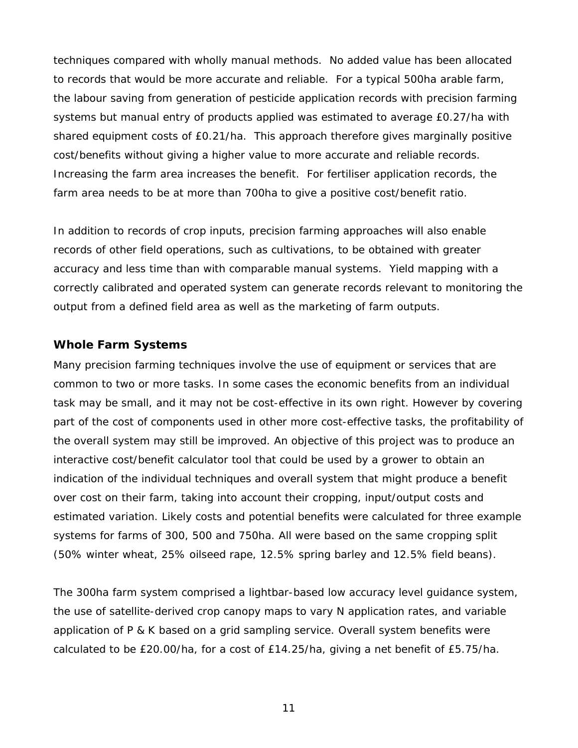techniques compared with wholly manual methods. No added value has been allocated to records that would be more accurate and reliable. For a typical 500ha arable farm, the labour saving from generation of pesticide application records with precision farming systems but manual entry of products applied was estimated to average £0.27/ha with shared equipment costs of £0.21/ha. This approach therefore gives marginally positive cost/benefits without giving a higher value to more accurate and reliable records. Increasing the farm area increases the benefit. For fertiliser application records, the farm area needs to be at more than 700ha to give a positive cost/benefit ratio.

In addition to records of crop inputs, precision farming approaches will also enable records of other field operations, such as cultivations, to be obtained with greater accuracy and less time than with comparable manual systems. Yield mapping with a correctly calibrated and operated system can generate records relevant to monitoring the output from a defined field area as well as the marketing of farm outputs.

### Whole Farm Systems

Many precision farming techniques involve the use of equipment or services that are common to two or more tasks. In some cases the economic benefits from an individual task may be small, and it may not be cost-effective in its own right. However by covering part of the cost of components used in other more cost-effective tasks, the profitability of the overall system may still be improved. An objective of this project was to produce an interactive cost/benefit calculator tool that could be used by a grower to obtain an indication of the individual techniques and overall system that might produce a benefit over cost on their farm, taking into account their cropping, input/output costs and estimated variation. Likely costs and potential benefits were calculated for three example systems for farms of 300, 500 and 750ha. All were based on the same cropping split (50% winter wheat, 25% oilseed rape, 12.5% spring barley and 12.5% field beans).

The 300ha farm system comprised a lightbar-based low accuracy level guidance system, the use of satellite-derived crop canopy maps to vary N application rates, and variable application of P & K based on a grid sampling service. Overall system benefits were calculated to be £20.00/ha, for a cost of £14.25/ha, giving a net benefit of £5.75/ha.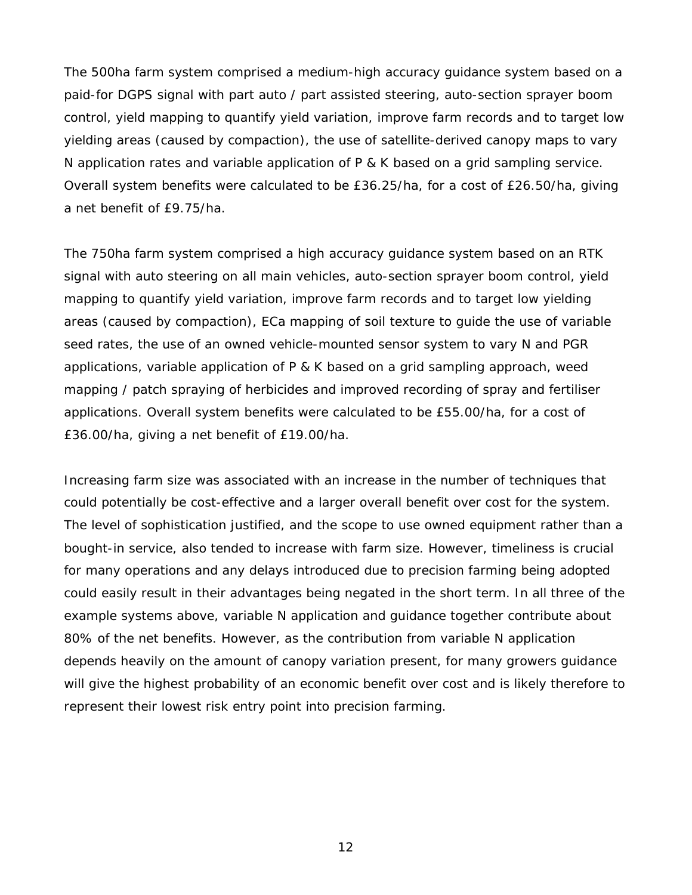The 500ha farm system comprised a medium-high accuracy guidance system based on a paid-for DGPS signal with part auto / part assisted steering, auto-section sprayer boom control, yield mapping to quantify yield variation, improve farm records and to target low yielding areas (caused by compaction), the use of satellite-derived canopy maps to vary N application rates and variable application of P & K based on a grid sampling service. Overall system benefits were calculated to be £36.25/ha, for a cost of £26.50/ha, giving a net benefit of £9.75/ha.

The 750ha farm system comprised a high accuracy guidance system based on an RTK signal with auto steering on all main vehicles, auto-section sprayer boom control, yield mapping to quantify yield variation, improve farm records and to target low yielding areas (caused by compaction), ECa mapping of soil texture to guide the use of variable seed rates, the use of an owned vehicle-mounted sensor system to vary N and PGR applications, variable application of P & K based on a grid sampling approach, weed mapping / patch spraying of herbicides and improved recording of spray and fertiliser applications. Overall system benefits were calculated to be £55.00/ha, for a cost of £36.00/ha, giving a net benefit of £19.00/ha.

Increasing farm size was associated with an increase in the number of techniques that could potentially be cost-effective and a larger overall benefit over cost for the system. The level of sophistication justified, and the scope to use owned equipment rather than a bought-in service, also tended to increase with farm size. However, timeliness is crucial for many operations and any delays introduced due to precision farming being adopted could easily result in their advantages being negated in the short term. In all three of the example systems above, variable N application and guidance together contribute about 80% of the net benefits. However, as the contribution from variable N application depends heavily on the amount of canopy variation present, for many growers guidance will give the highest probability of an economic benefit over cost and is likely therefore to represent their lowest risk entry point into precision farming.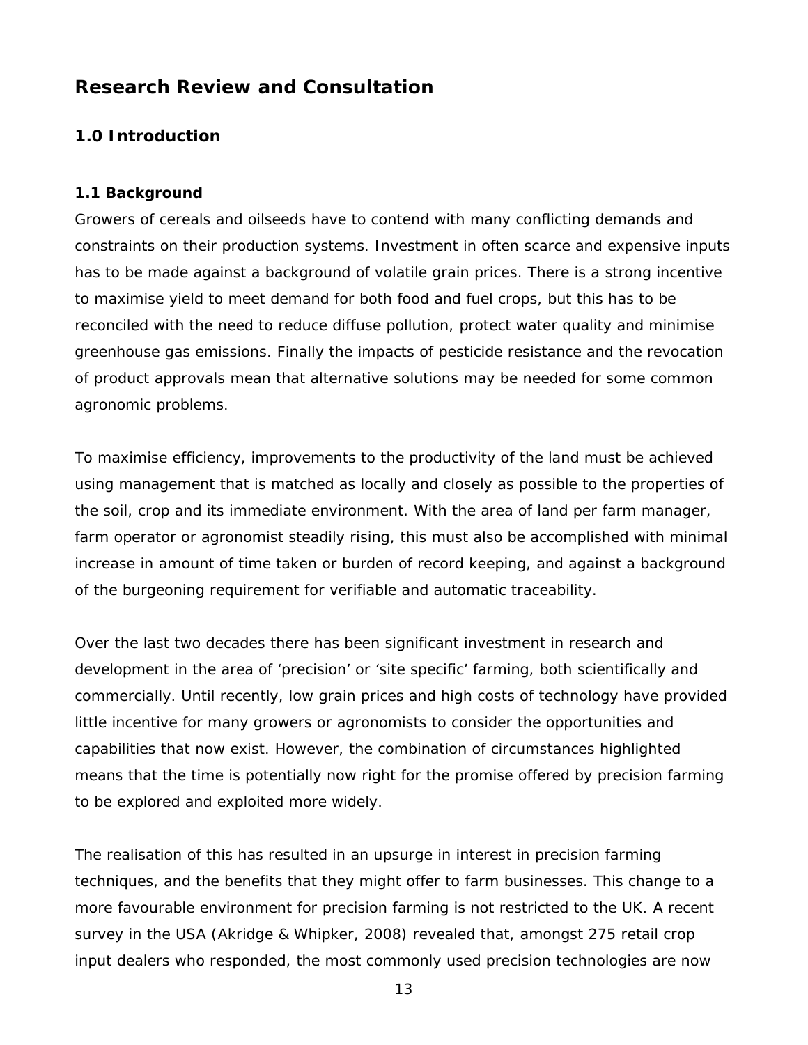# Research Review and Consultation

## 1.0 Introduction

### 1.1 Background

Growers of cereals and oilseeds have to contend with many conflicting demands and constraints on their production systems. Investment in often scarce and expensive inputs has to be made against a background of volatile grain prices. There is a strong incentive to maximise yield to meet demand for both food and fuel crops, but this has to be reconciled with the need to reduce diffuse pollution, protect water quality and minimise greenhouse gas emissions. Finally the impacts of pesticide resistance and the revocation of product approvals mean that alternative solutions may be needed for some common agronomic problems.

To maximise efficiency, improvements to the productivity of the land must be achieved using management that is matched as locally and closely as possible to the properties of the soil, crop and its immediate environment. With the area of land per farm manager, farm operator or agronomist steadily rising, this must also be accomplished with minimal increase in amount of time taken or burden of record keeping, and against a background of the burgeoning requirement for verifiable and automatic traceability.

Over the last two decades there has been significant investment in research and development in the area of 'precision' or 'site specific' farming, both scientifically and commercially. Until recently, low grain prices and high costs of technology have provided little incentive for many growers or agronomists to consider the opportunities and capabilities that now exist. However, the combination of circumstances highlighted means that the time is potentially now right for the promise offered by precision farming to be explored and exploited more widely.

The realisation of this has resulted in an upsurge in interest in precision farming techniques, and the benefits that they might offer to farm businesses. This change to a more favourable environment for precision farming is not restricted to the UK. A recent survey in the USA (Akridge & Whipker, 2008) revealed that, amongst 275 retail crop input dealers who responded, the most commonly used precision technologies are now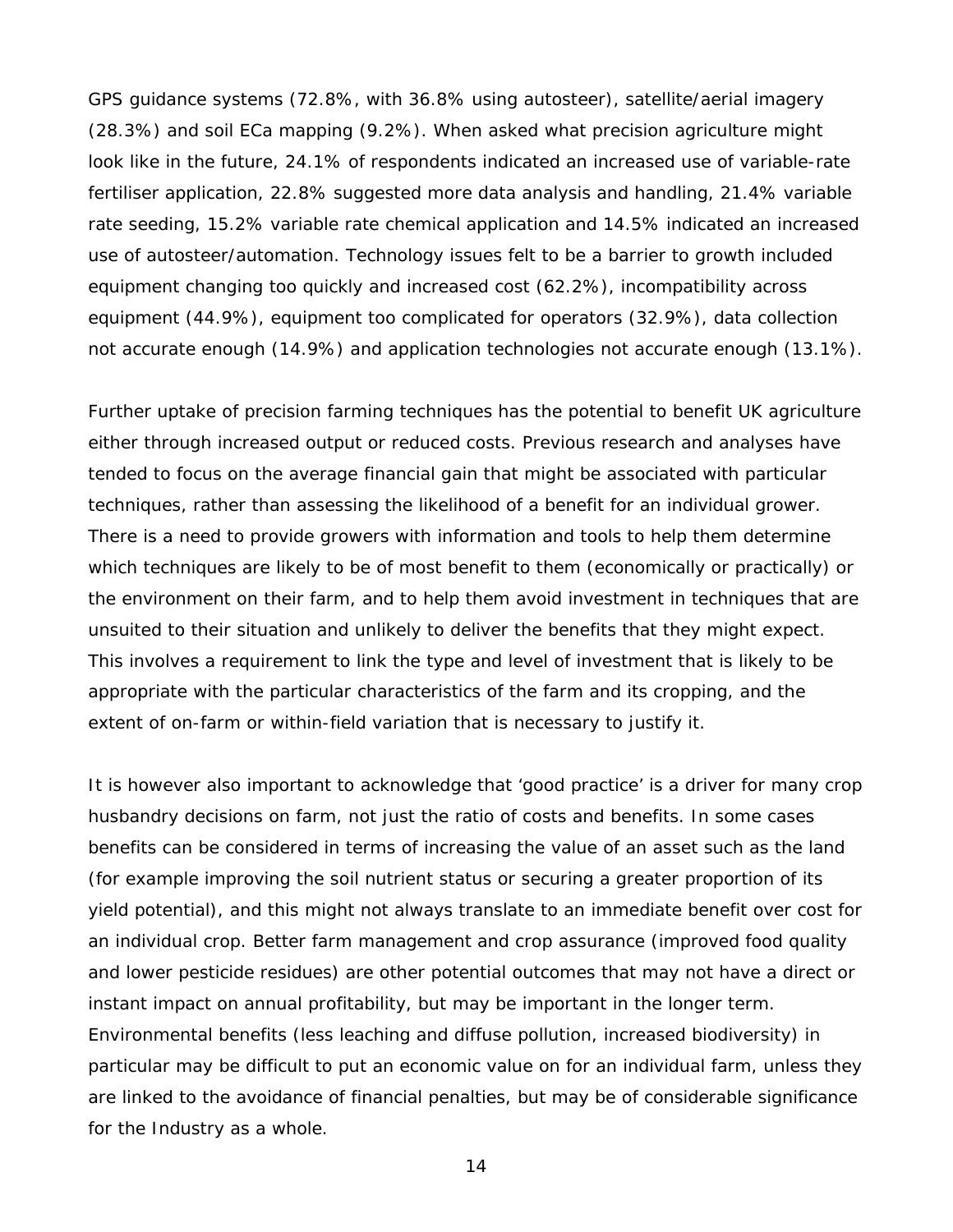GPS guidance systems (72.8%, with 36.8% using autosteer), satellite/aerial imagery (28.3%) and soil ECa mapping (9.2%). When asked what precision agriculture might look like in the future, 24.1% of respondents indicated an increased use of variable-rate fertiliser application, 22.8% suggested more data analysis and handling, 21.4% variable rate seeding, 15.2% variable rate chemical application and 14.5% indicated an increased use of autosteer/automation. Technology issues felt to be a barrier to growth included equipment changing too quickly and increased cost (62.2%), incompatibility across equipment (44.9%), equipment too complicated for operators (32.9%), data collection not accurate enough (14.9%) and application technologies not accurate enough (13.1%).

Further uptake of precision farming techniques has the potential to benefit UK agriculture either through increased output or reduced costs. Previous research and analyses have tended to focus on the average financial gain that might be associated with particular techniques, rather than assessing the likelihood of a benefit for an individual grower. There is a need to provide growers with information and tools to help them determine which techniques are likely to be of most benefit to them (economically or practically) or the environment on their farm, and to help them avoid investment in techniques that are unsuited to their situation and unlikely to deliver the benefits that they might expect. This involves a requirement to link the type and level of investment that is likely to be appropriate with the particular characteristics of the farm and its cropping, and the extent of on-farm or within-field variation that is necessary to justify it.

It is however also important to acknowledge that 'good practice' is a driver for many crop husbandry decisions on farm, not just the ratio of costs and benefits. In some cases benefits can be considered in terms of increasing the value of an asset such as the land (for example improving the soil nutrient status or securing a greater proportion of its yield potential), and this might not always translate to an immediate benefit over cost for an individual crop. Better farm management and crop assurance (improved food quality and lower pesticide residues) are other potential outcomes that may not have a direct or instant impact on annual profitability, but may be important in the longer term. Environmental benefits (less leaching and diffuse pollution, increased biodiversity) in particular may be difficult to put an economic value on for an individual farm, unless they are linked to the avoidance of financial penalties, but may be of considerable significance for the Industry as a whole.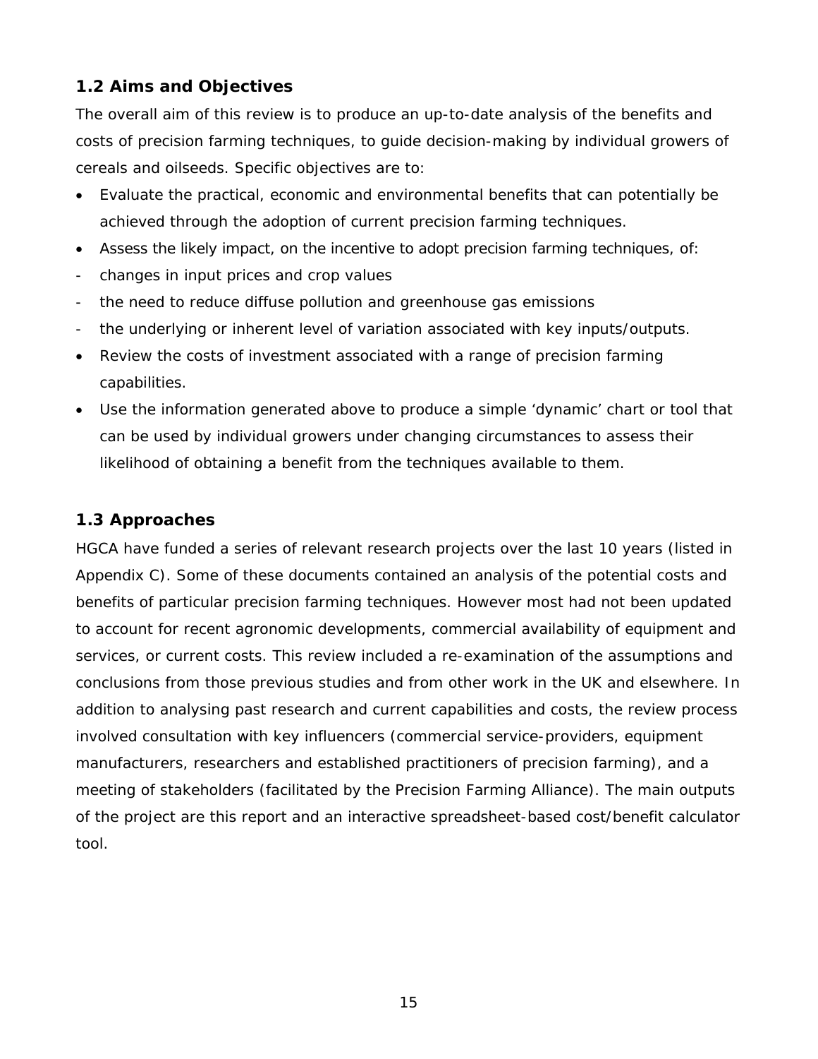## 1.2 Aims and Objectives

The overall aim of this review is to produce an up-to-date analysis of the benefits and costs of precision farming techniques, to guide decision-making by individual growers of cereals and oilseeds. Specific objectives are to:

- Evaluate the practical, economic and environmental benefits that can potentially be achieved through the adoption of current precision farming techniques.
- Assess the likely impact, on the incentive to adopt precision farming techniques, of:
  - changes in input prices and crop values
  - the need to reduce diffuse pollution and greenhouse gas emissions
  - the underlying or inherent level of variation associated with key inputs/outputs.
- Review the costs of investment associated with a range of precision farming capabilities.
- Use the information generated above to produce a simple 'dynamic' chart or tool that can be used by individual growers under changing circumstances to assess their likelihood of obtaining a benefit from the techniques available to them.

## 1.3 Approaches

HGCA have funded a series of relevant research projects over the last 10 years (listed in Appendix C). Some of these documents contained an analysis of the potential costs and benefits of particular precision farming techniques. However most had not been updated to account for recent agronomic developments, commercial availability of equipment and services, or current costs. This review included a re-examination of the assumptions and conclusions from those previous studies and from other work in the UK and elsewhere. In addition to analysing past research and current capabilities and costs, the review process involved consultation with key influencers (commercial service-providers, equipment manufacturers, researchers and established practitioners of precision farming), and a meeting of stakeholders (facilitated by the Precision Farming Alliance). The main outputs of the project are this report and an interactive spreadsheet-based cost/benefit calculator tool.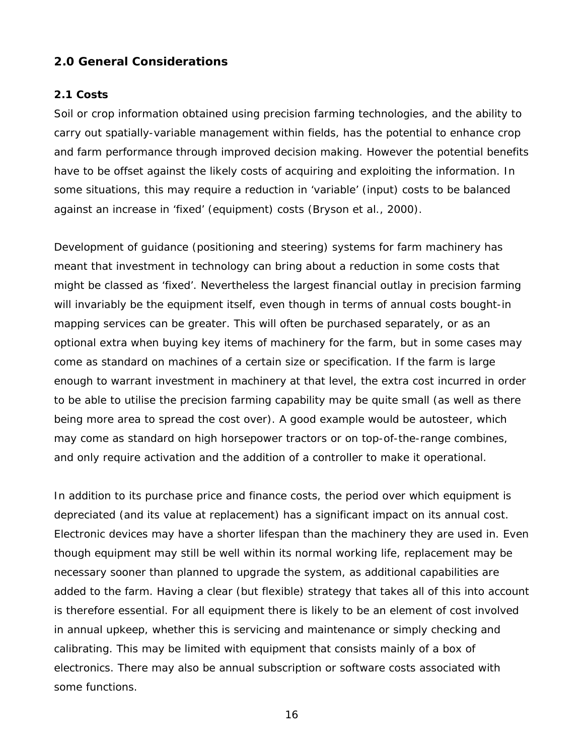## 2.0 General Considerations

### 2.1 Costs

Soil or crop information obtained using precision farming technologies, and the ability to carry out spatially-variable management within fields, has the potential to enhance crop and farm performance through improved decision making. However the potential benefits have to be offset against the likely costs of acquiring and exploiting the information. In some situations, this may require a reduction in 'variable' (input) costs to be balanced against an increase in 'fixed' (equipment) costs (Bryson et al., 2000).

Development of guidance (positioning and steering) systems for farm machinery has meant that investment in technology can bring about a reduction in some costs that might be classed as 'fixed'. Nevertheless the largest financial outlay in precision farming will invariably be the equipment itself, even though in terms of annual costs bought-in mapping services can be greater. This will often be purchased separately, or as an optional extra when buying key items of machinery for the farm, but in some cases may come as standard on machines of a certain size or specification. If the farm is large enough to warrant investment in machinery at that level, the extra cost incurred in order to be able to utilise the precision farming capability may be quite small (as well as there being more area to spread the cost over). A good example would be autosteer, which may come as standard on high horsepower tractors or on top-of-the-range combines, and only require activation and the addition of a controller to make it operational.

In addition to its purchase price and finance costs, the period over which equipment is depreciated (and its value at replacement) has a significant impact on its annual cost. Electronic devices may have a shorter lifespan than the machinery they are used in. Even though equipment may still be well within its normal working life, replacement may be necessary sooner than planned to upgrade the system, as additional capabilities are added to the farm. Having a clear (but flexible) strategy that takes all of this into account is therefore essential. For all equipment there is likely to be an element of cost involved in annual upkeep, whether this is servicing and maintenance or simply checking and calibrating. This may be limited with equipment that consists mainly of a box of electronics. There may also be annual subscription or software costs associated with some functions.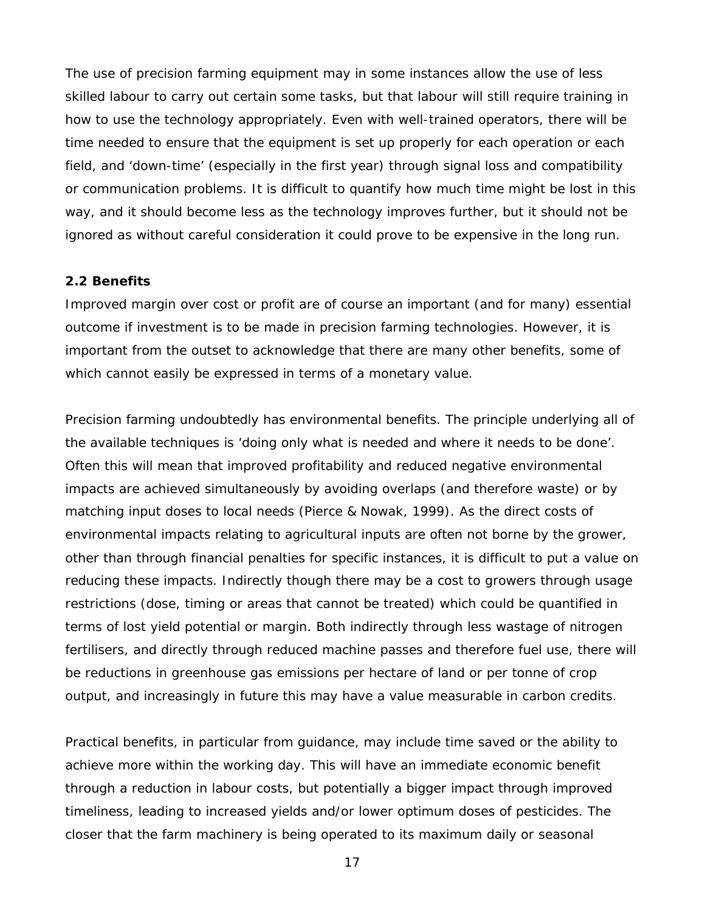The use of precision farming equipment may in some instances allow the use of less skilled labour to carry out certain some tasks, but that labour will still require training in how to use the technology appropriately. Even with well-trained operators, there will be time needed to ensure that the equipment is set up properly for each operation or each field, and 'down-time' (especially in the first year) through signal loss and compatibility or communication problems. It is difficult to quantify how much time might be lost in this way, and it should become less as the technology improves further, but it should not be ignored as without careful consideration it could prove to be expensive in the long run.

**2.2 Benefits**

Improved margin over cost or profit are of course an important (and for many) essential outcome if investment is to be made in precision farming technologies. However, it is important from the outset to acknowledge that there are many other benefits, some of which cannot easily be expressed in terms of a monetary value.

Precision farming undoubtedly has environmental benefits. The principle underlying all of the available techniques is 'doing only what is needed and where it needs to be done'. Often this will mean that improved profitability and reduced negative environmental impacts are achieved simultaneously by avoiding overlaps (and therefore waste) or by matching input doses to local needs (Pierce & Nowak, 1999). As the direct costs of environmental impacts relating to agricultural inputs are often not borne by the grower, other than through financial penalties for specific instances, it is difficult to put a value on reducing these impacts. Indirectly though there may be a cost to growers through usage restrictions (dose, timing or areas that cannot be treated) which could be quantified in terms of lost yield potential or margin. Both indirectly through less wastage of nitrogen fertilisers, and directly through reduced machine passes and therefore fuel use, there will be reductions in greenhouse gas emissions per hectare of land or per tonne of crop output, and increasingly in future this may have a value measurable in carbon credits.

Practical benefits, in particular from guidance, may include time saved or the ability to achieve more within the working day. This will have an immediate economic benefit through a reduction in labour costs, but potentially a bigger impact through improved timeliness, leading to increased yields and/or lower optimum doses of pesticides. The closer that the farm machinery is being operated to its maximum daily or seasonal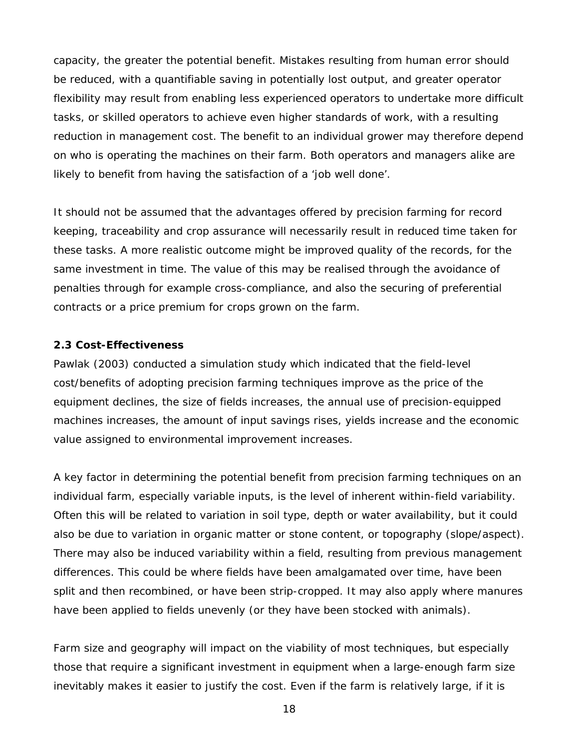capacity, the greater the potential benefit. Mistakes resulting from human error should be reduced, with a quantifiable saving in potentially lost output, and greater operator flexibility may result from enabling less experienced operators to undertake more difficult tasks, or skilled operators to achieve even higher standards of work, with a resulting reduction in management cost. The benefit to an individual grower may therefore depend on who is operating the machines on their farm. Both operators and managers alike are likely to benefit from having the satisfaction of a 'job well done'.

It should not be assumed that the advantages offered by precision farming for record keeping, traceability and crop assurance will necessarily result in reduced time taken for these tasks. A more realistic outcome might be improved quality of the records, for the same investment in time. The value of this may be realised through the avoidance of penalties through for example cross-compliance, and also the securing of preferential contracts or a price premium for crops grown on the farm.

### 2.3 Cost-Effectiveness

Pawlak (2003) conducted a simulation study which indicated that the field-level cost/benefits of adopting precision farming techniques improve as the price of the equipment declines, the size of fields increases, the annual use of precision-equipped machines increases, the amount of input savings rises, yields increase and the economic value assigned to environmental improvement increases.

A key factor in determining the potential benefit from precision farming techniques on an individual farm, especially variable inputs, is the level of inherent within-field variability. Often this will be related to variation in soil type, depth or water availability, but it could also be due to variation in organic matter or stone content, or topography (slope/aspect). There may also be induced variability within a field, resulting from previous management differences. This could be where fields have been amalgamated over time, have been split and then recombined, or have been strip-cropped. It may also apply where manures have been applied to fields unevenly (or they have been stocked with animals).

Farm size and geography will impact on the viability of most techniques, but especially those that require a significant investment in equipment when a large-enough farm size inevitably makes it easier to justify the cost. Even if the farm is relatively large, if it is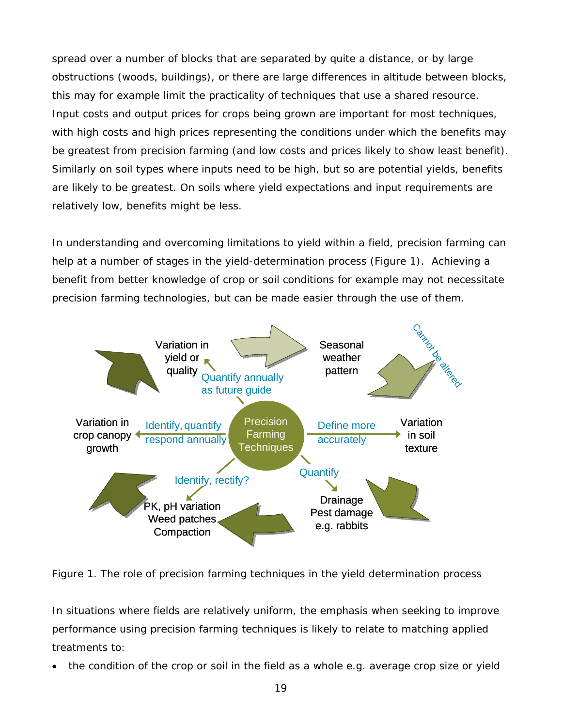spread over a number of blocks that are separated by quite a distance, or by large obstructions (woods, buildings), or there are large differences in altitude between blocks, this may for example limit the practicality of techniques that use a shared resource. Input costs and output prices for crops being grown are important for most techniques, with high costs and high prices representing the conditions under which the benefits may be greatest from precision farming (and low costs and prices likely to show least benefit). Similarly on soil types where inputs need to be high, but so are potential yields, benefits are likely to be greatest. On soils where yield expectations and input requirements are relatively low, benefits might be less.

In understanding and overcoming limitations to yield within a field, precision farming can help at a number of stages in the yield-determination process (Figure 1). Achieving a benefit from better knowledge of crop or soil conditions for example may not necessitate precision farming technologies, but can be made easier through the use of them.

Variation in yield or quality

Seasonal weather pattern

Cannot be altered

Quantify annually as future guide

Variation in crop canopy growth

Identify, quantify respond annually

Precision Farming Techniques

Define more accurately

Variation in soil texture

Identify, rectify?

Quantify

PK, pH variation
Weed patches
Compaction

Drainage
Pest damage
e.g. rabbits

Figure 1. The role of precision farming techniques in the yield determination process

In situations where fields are relatively uniform, the emphasis when seeking to improve performance using precision farming techniques is likely to relate to matching applied treatments to:

- the condition of the crop or soil in the field as a whole e.g. average crop size or yield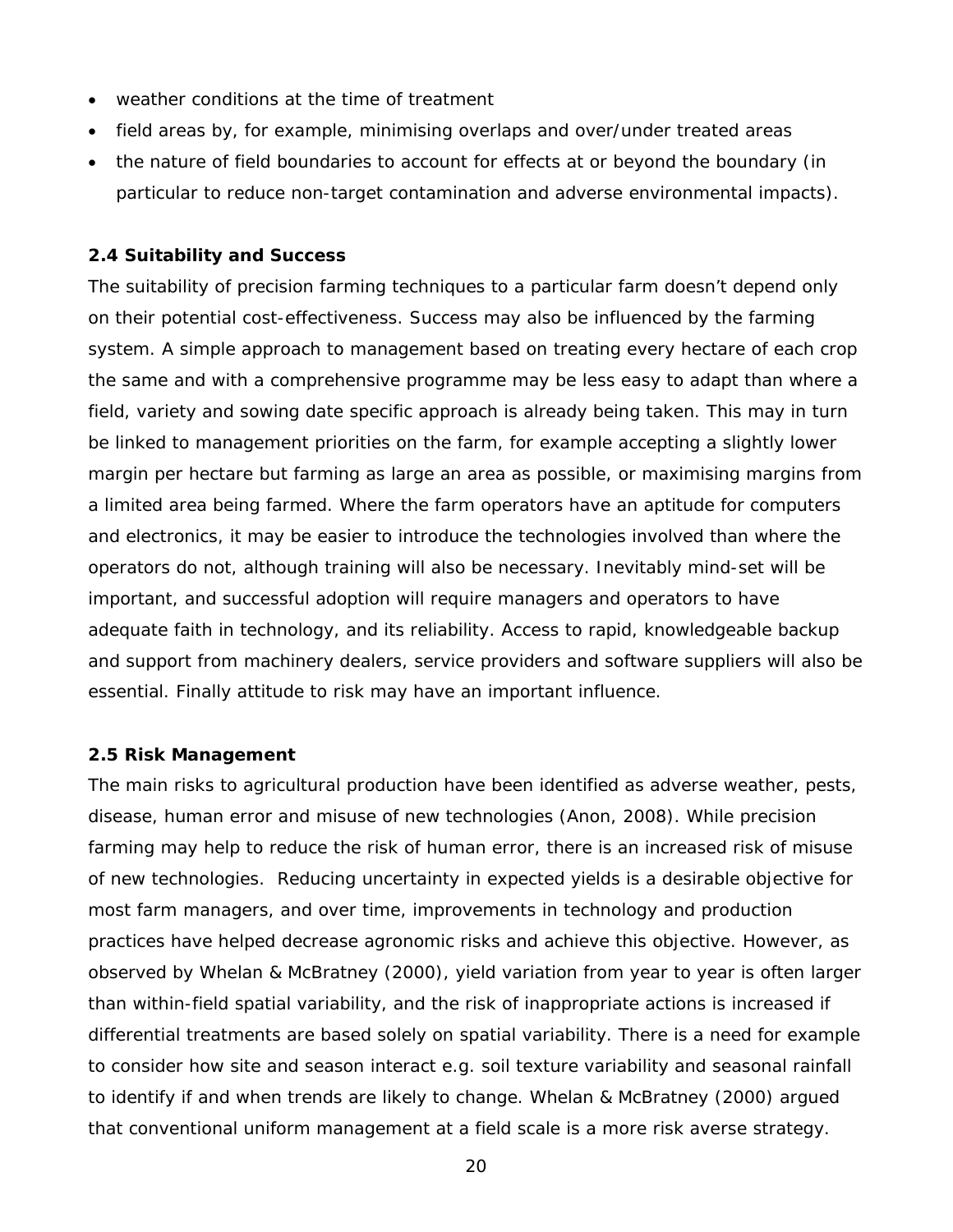- weather conditions at the time of treatment
- field areas by, for example, minimising overlaps and over/under treated areas
- the nature of field boundaries to account for effects at or beyond the boundary (in particular to reduce non-target contamination and adverse environmental impacts).

### 2.4 Suitability and Success

The suitability of precision farming techniques to a particular farm doesn't depend only on their potential cost-effectiveness. Success may also be influenced by the farming system. A simple approach to management based on treating every hectare of each crop the same and with a comprehensive programme may be less easy to adapt than where a field, variety and sowing date specific approach is already being taken. This may in turn be linked to management priorities on the farm, for example accepting a slightly lower margin per hectare but farming as large an area as possible, or maximising margins from a limited area being farmed. Where the farm operators have an aptitude for computers and electronics, it may be easier to introduce the technologies involved than where the operators do not, although training will also be necessary. Inevitably mind-set will be important, and successful adoption will require managers and operators to have adequate faith in technology, and its reliability. Access to rapid, knowledgeable backup and support from machinery dealers, service providers and software suppliers will also be essential. Finally attitude to risk may have an important influence.

### 2.5 Risk Management

The main risks to agricultural production have been identified as adverse weather, pests, disease, human error and misuse of new technologies (Anon, 2008). While precision farming may help to reduce the risk of human error, there is an increased risk of misuse of new technologies. Reducing uncertainty in expected yields is a desirable objective for most farm managers, and over time, improvements in technology and production practices have helped decrease agronomic risks and achieve this objective. However, as observed by Whelan & McBratney (2000), yield variation from year to year is often larger than within-field spatial variability, and the risk of inappropriate actions is increased if differential treatments are based solely on spatial variability. There is a need for example to consider how site and season interact e.g. soil texture variability and seasonal rainfall to identify if and when trends are likely to change. Whelan & McBratney (2000) argued that conventional uniform management at a field scale is a more risk averse strategy.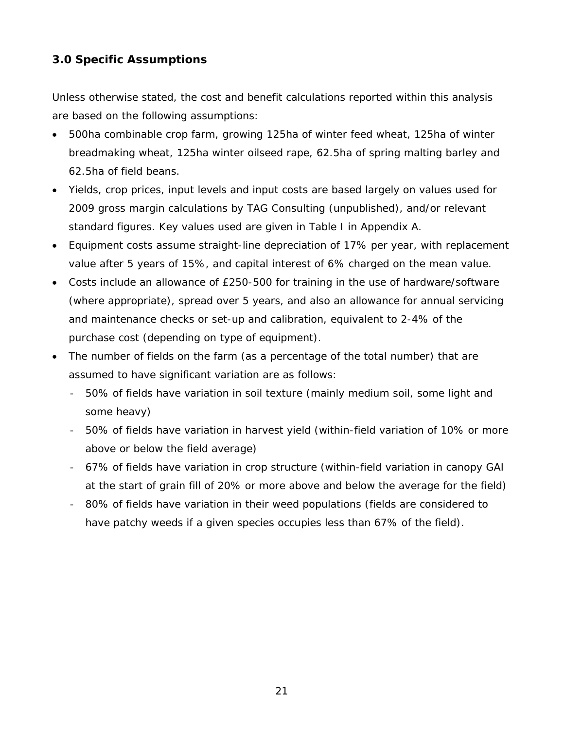## 3.0 Specific Assumptions

Unless otherwise stated, the cost and benefit calculations reported within this analysis are based on the following assumptions:

- 500ha combinable crop farm, growing 125ha of winter feed wheat, 125ha of winter breadmaking wheat, 125ha winter oilseed rape, 62.5ha of spring malting barley and 62.5ha of field beans.
- Yields, crop prices, input levels and input costs are based largely on values used for 2009 gross margin calculations by TAG Consulting (unpublished), and/or relevant standard figures. Key values used are given in Table I in Appendix A.
- Equipment costs assume straight-line depreciation of 17% per year, with replacement value after 5 years of 15%, and capital interest of 6% charged on the mean value.
- Costs include an allowance of £250-500 for training in the use of hardware/software (where appropriate), spread over 5 years, and also an allowance for annual servicing and maintenance checks or set-up and calibration, equivalent to 2-4% of the purchase cost (depending on type of equipment).
- The number of fields on the farm (as a percentage of the total number) that are assumed to have significant variation are as follows:
    - 50% of fields have variation in soil texture (mainly medium soil, some light and some heavy)
    - 50% of fields have variation in harvest yield (within-field variation of 10% or more above or below the field average)
    - 67% of fields have variation in crop structure (within-field variation in canopy GAI at the start of grain fill of 20% or more above and below the average for the field)
    - 80% of fields have variation in their weed populations (fields are considered to have patchy weeds if a given species occupies less than 67% of the field).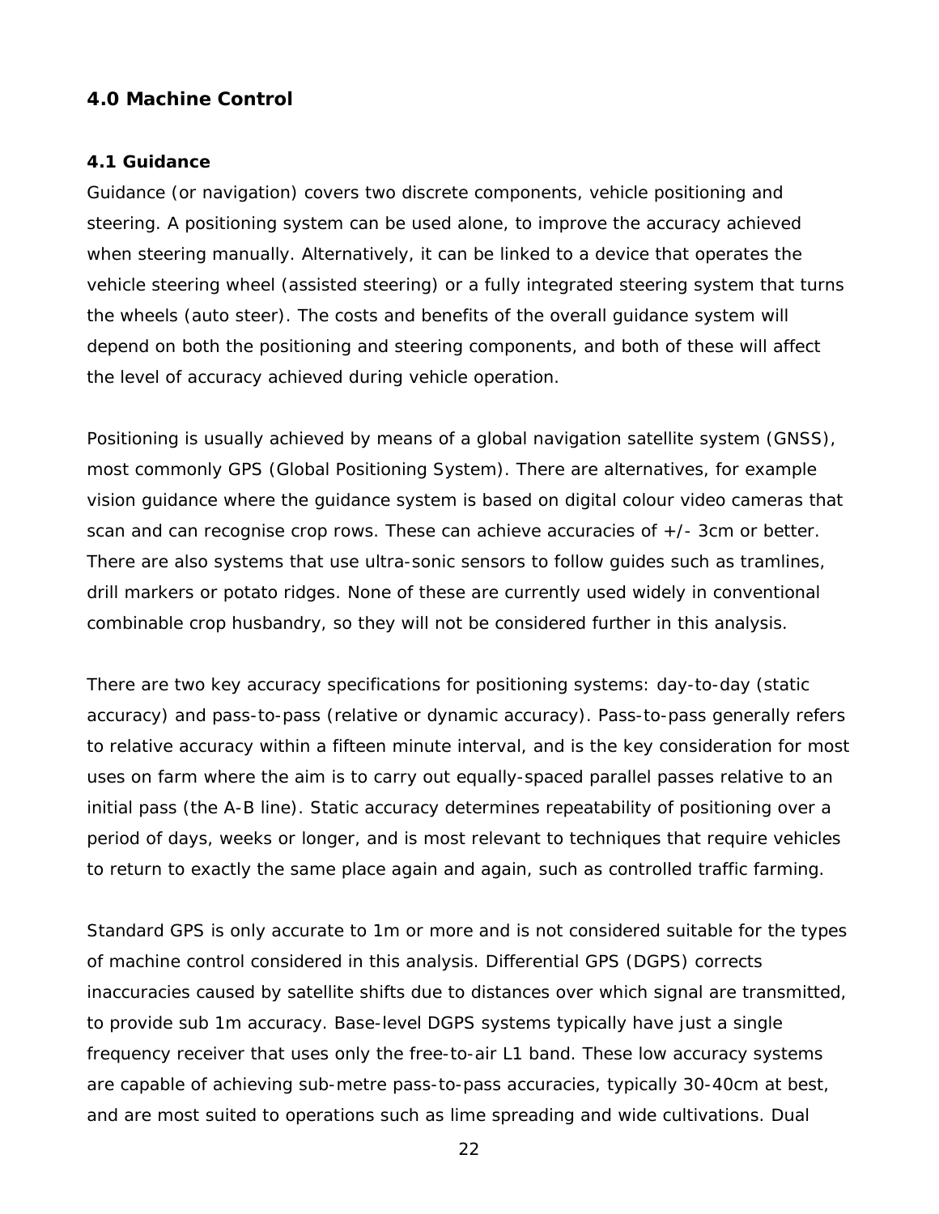## 4.0 Machine Control

### 4.1 Guidance

Guidance (or navigation) covers two discrete components, vehicle positioning and steering. A positioning system can be used alone, to improve the accuracy achieved when steering manually. Alternatively, it can be linked to a device that operates the vehicle steering wheel (assisted steering) or a fully integrated steering system that turns the wheels (auto steer). The costs and benefits of the overall guidance system will depend on both the positioning and steering components, and both of these will affect the level of accuracy achieved during vehicle operation.

Positioning is usually achieved by means of a global navigation satellite system (GNSS), most commonly GPS (Global Positioning System). There are alternatives, for example vision guidance where the guidance system is based on digital colour video cameras that scan and can recognise crop rows. These can achieve accuracies of +/- 3cm or better. There are also systems that use ultra-sonic sensors to follow guides such as tramlines, drill markers or potato ridges. None of these are currently used widely in conventional combinable crop husbandry, so they will not be considered further in this analysis.

There are two key accuracy specifications for positioning systems: day-to-day (static accuracy) and pass-to-pass (relative or dynamic accuracy). Pass-to-pass generally refers to relative accuracy within a fifteen minute interval, and is the key consideration for most uses on farm where the aim is to carry out equally-spaced parallel passes relative to an initial pass (the A-B line). Static accuracy determines repeatability of positioning over a period of days, weeks or longer, and is most relevant to techniques that require vehicles to return to exactly the same place again and again, such as controlled traffic farming.

Standard GPS is only accurate to 1m or more and is not considered suitable for the types of machine control considered in this analysis. Differential GPS (DGPS) corrects inaccuracies caused by satellite shifts due to distances over which signal are transmitted, to provide sub 1m accuracy. Base-level DGPS systems typically have just a single frequency receiver that uses only the free-to-air L1 band. These low accuracy systems are capable of achieving sub-metre pass-to-pass accuracies, typically 30-40cm at best, and are most suited to operations such as lime spreading and wide cultivations. Dual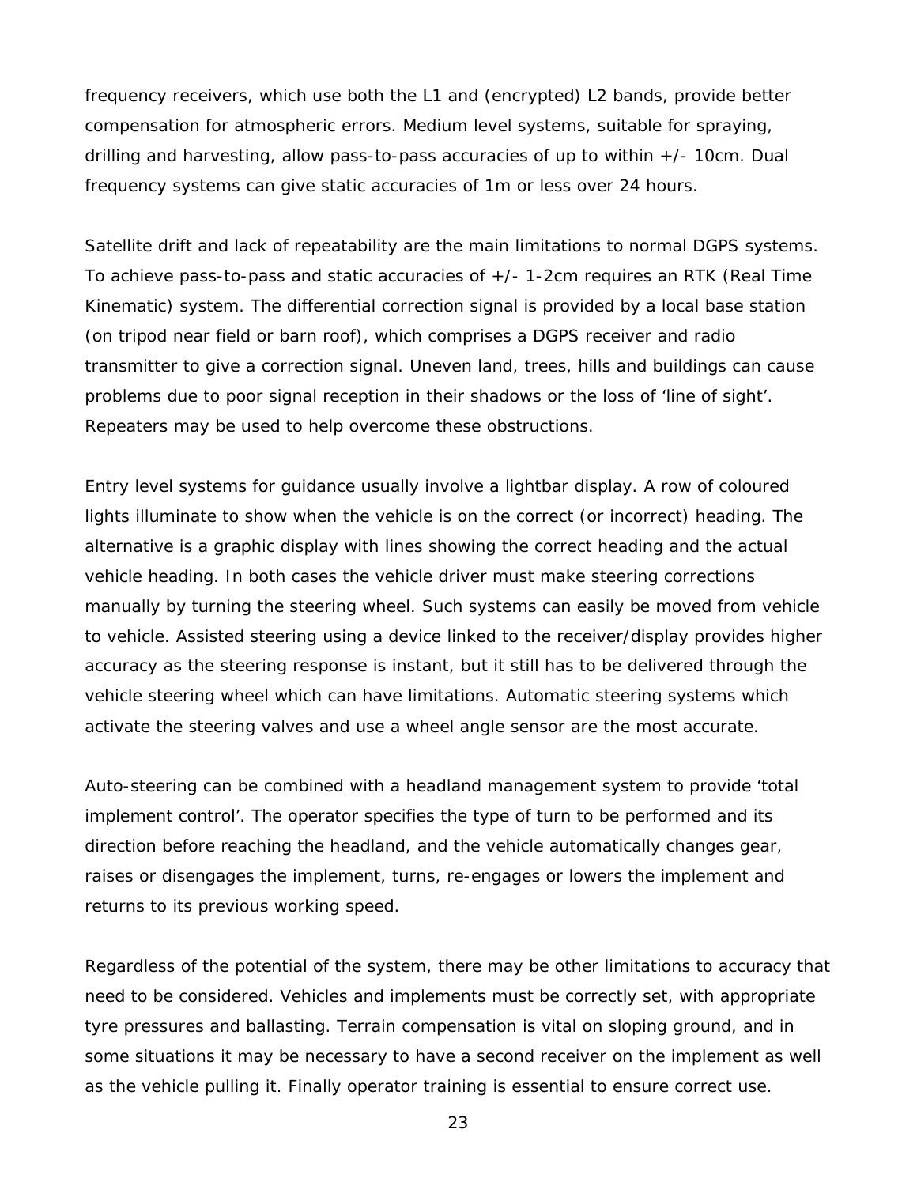frequency receivers, which use both the L1 and (encrypted) L2 bands, provide better compensation for atmospheric errors. Medium level systems, suitable for spraying, drilling and harvesting, allow pass-to-pass accuracies of up to within +/- 10cm. Dual frequency systems can give static accuracies of 1m or less over 24 hours.

Satellite drift and lack of repeatability are the main limitations to normal DGPS systems. To achieve pass-to-pass and static accuracies of +/- 1-2cm requires an RTK (Real Time Kinematic) system. The differential correction signal is provided by a local base station (on tripod near field or barn roof), which comprises a DGPS receiver and radio transmitter to give a correction signal. Uneven land, trees, hills and buildings can cause problems due to poor signal reception in their shadows or the loss of 'line of sight'. Repeaters may be used to help overcome these obstructions.

Entry level systems for guidance usually involve a lightbar display. A row of coloured lights illuminate to show when the vehicle is on the correct (or incorrect) heading. The alternative is a graphic display with lines showing the correct heading and the actual vehicle heading. In both cases the vehicle driver must make steering corrections manually by turning the steering wheel. Such systems can easily be moved from vehicle to vehicle. Assisted steering using a device linked to the receiver/display provides higher accuracy as the steering response is instant, but it still has to be delivered through the vehicle steering wheel which can have limitations. Automatic steering systems which activate the steering valves and use a wheel angle sensor are the most accurate.

Auto-steering can be combined with a headland management system to provide 'total implement control'. The operator specifies the type of turn to be performed and its direction before reaching the headland, and the vehicle automatically changes gear, raises or disengages the implement, turns, re-engages or lowers the implement and returns to its previous working speed.

Regardless of the potential of the system, there may be other limitations to accuracy that need to be considered. Vehicles and implements must be correctly set, with appropriate tyre pressures and ballasting. Terrain compensation is vital on sloping ground, and in some situations it may be necessary to have a second receiver on the implement as well as the vehicle pulling it. Finally operator training is essential to ensure correct use.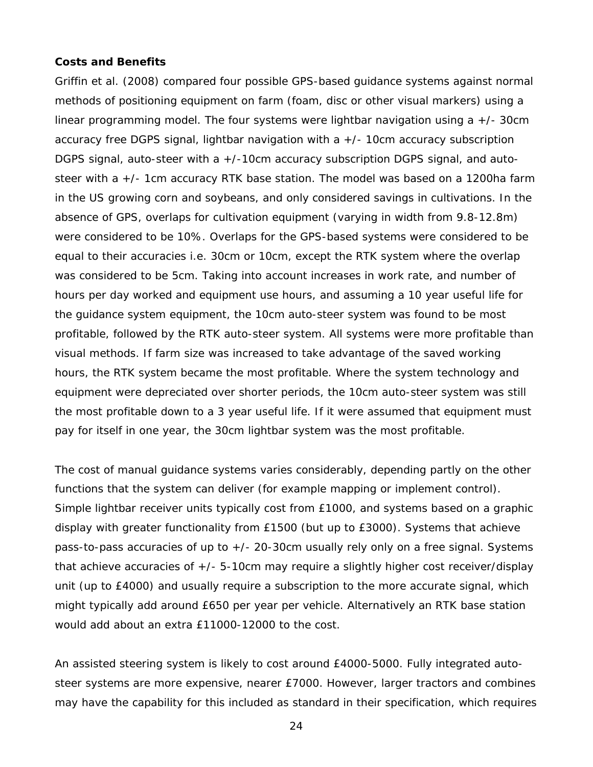**Costs and Benefits**

Griffin et al. (2008) compared four possible GPS-based guidance systems against normal methods of positioning equipment on farm (foam, disc or other visual markers) using a linear programming model. The four systems were lightbar navigation using a +/- 30cm accuracy free DGPS signal, lightbar navigation with a +/- 10cm accuracy subscription DGPS signal, auto-steer with a +/-10cm accuracy subscription DGPS signal, and auto-steer with a +/- 1cm accuracy RTK base station. The model was based on a 1200ha farm in the US growing corn and soybeans, and only considered savings in cultivations. In the absence of GPS, overlaps for cultivation equipment (varying in width from 9.8-12.8m) were considered to be 10%. Overlaps for the GPS-based systems were considered to be equal to their accuracies i.e. 30cm or 10cm, except the RTK system where the overlap was considered to be 5cm. Taking into account increases in work rate, and number of hours per day worked and equipment use hours, and assuming a 10 year useful life for the guidance system equipment, the 10cm auto-steer system was found to be most profitable, followed by the RTK auto-steer system. All systems were more profitable than visual methods. If farm size was increased to take advantage of the saved working hours, the RTK system became the most profitable. Where the system technology and equipment were depreciated over shorter periods, the 10cm auto-steer system was still the most profitable down to a 3 year useful life. If it were assumed that equipment must pay for itself in one year, the 30cm lightbar system was the most profitable.

The cost of manual guidance systems varies considerably, depending partly on the other functions that the system can deliver (for example mapping or implement control). Simple lightbar receiver units typically cost from £1000, and systems based on a graphic display with greater functionality from £1500 (but up to £3000). Systems that achieve pass-to-pass accuracies of up to +/- 20-30cm usually rely only on a free signal. Systems that achieve accuracies of +/- 5-10cm may require a slightly higher cost receiver/display unit (up to £4000) and usually require a subscription to the more accurate signal, which might typically add around £650 per year per vehicle. Alternatively an RTK base station would add about an extra £11000-12000 to the cost.

An assisted steering system is likely to cost around £4000-5000. Fully integrated auto-steer systems are more expensive, nearer £7000. However, larger tractors and combines may have the capability for this included as standard in their specification, which requires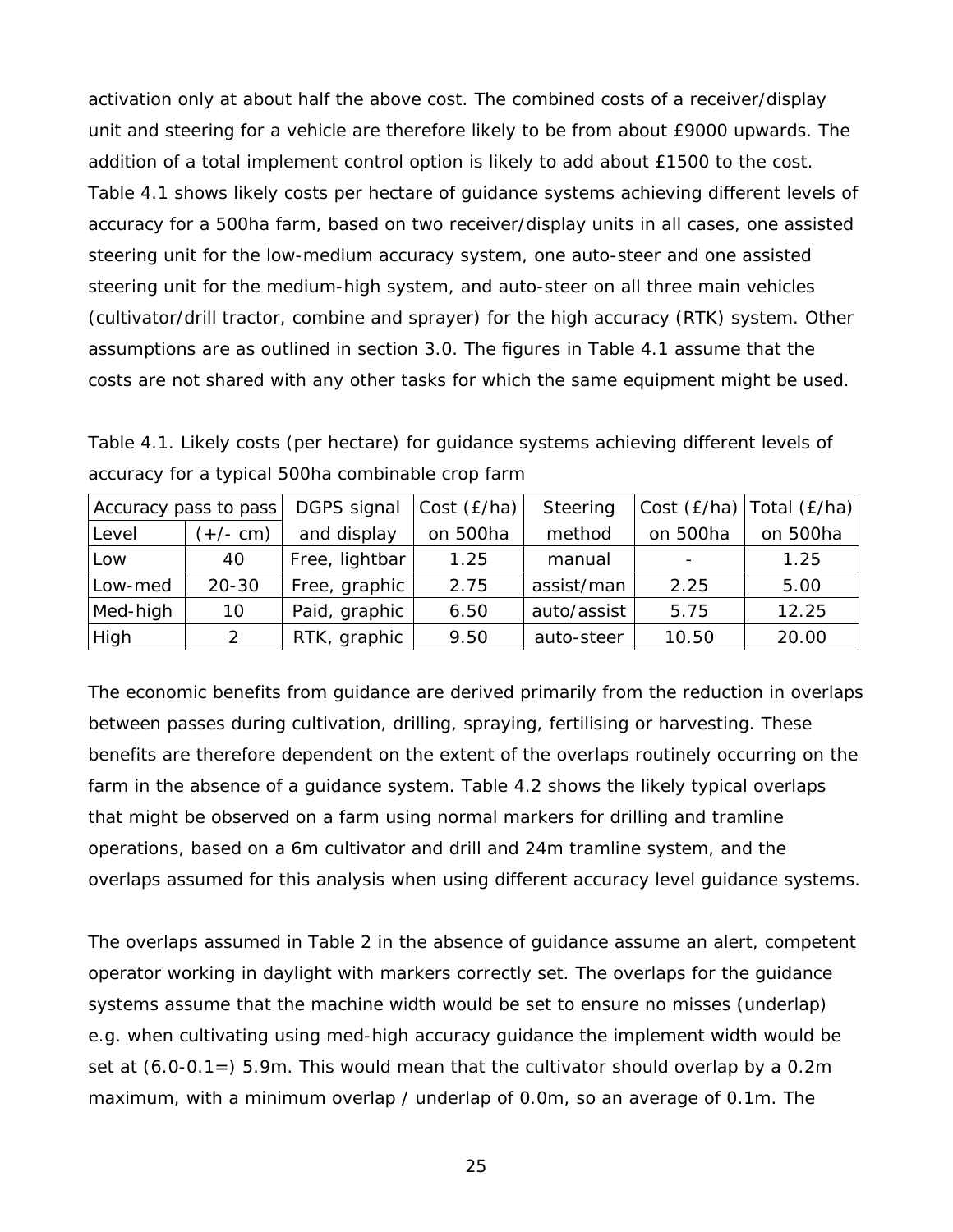activation only at about half the above cost. The combined costs of a receiver/display unit and steering for a vehicle are therefore likely to be from about £9000 upwards. The addition of a total implement control option is likely to add about £1500 to the cost. Table 4.1 shows likely costs per hectare of guidance systems achieving different levels of accuracy for a 500ha farm, based on two receiver/display units in all cases, one assisted steering unit for the low-medium accuracy system, one auto-steer and one assisted steering unit for the medium-high system, and auto-steer on all three main vehicles (cultivator/drill tractor, combine and sprayer) for the high accuracy (RTK) system. Other assumptions are as outlined in section 3.0. The figures in Table 4.1 assume that the costs are not shared with any other tasks for which the same equipment might be used.

Table 4.1. Likely costs (per hectare) for guidance systems achieving different levels of accuracy for a typical 500ha combinable crop farm

| Accuracy pass to pass | | DGPS signal | Cost (£/ha) | Steering | Cost (£/ha) | Total (£/ha) |
|---|---|---|---|---|---|---|
| Level | (+/- cm) | and display | on 500ha | method | on 500ha | on 500ha |
| Low | 40 | Free, lightbar | 1.25 | manual | - | 1.25 |
| Low-med | 20-30 | Free, graphic | 2.75 | assist/man | 2.25 | 5.00 |
| Med-high | 10 | Paid, graphic | 6.50 | auto/assist | 5.75 | 12.25 |
| High | 2 | RTK, graphic | 9.50 | auto-steer | 10.50 | 20.00 |

The economic benefits from guidance are derived primarily from the reduction in overlaps between passes during cultivation, drilling, spraying, fertilising or harvesting. These benefits are therefore dependent on the extent of the overlaps routinely occurring on the farm in the absence of a guidance system. Table 4.2 shows the likely typical overlaps that might be observed on a farm using normal markers for drilling and tramline operations, based on a 6m cultivator and drill and 24m tramline system, and the overlaps assumed for this analysis when using different accuracy level guidance systems.

The overlaps assumed in Table 2 in the absence of guidance assume an alert, competent operator working in daylight with markers correctly set. The overlaps for the guidance systems assume that the machine width would be set to ensure no misses (underlap) e.g. when cultivating using med-high accuracy guidance the implement width would be set at (6.0-0.1=) 5.9m. This would mean that the cultivator should overlap by a 0.2m maximum, with a minimum overlap / underlap of 0.0m, so an average of 0.1m. The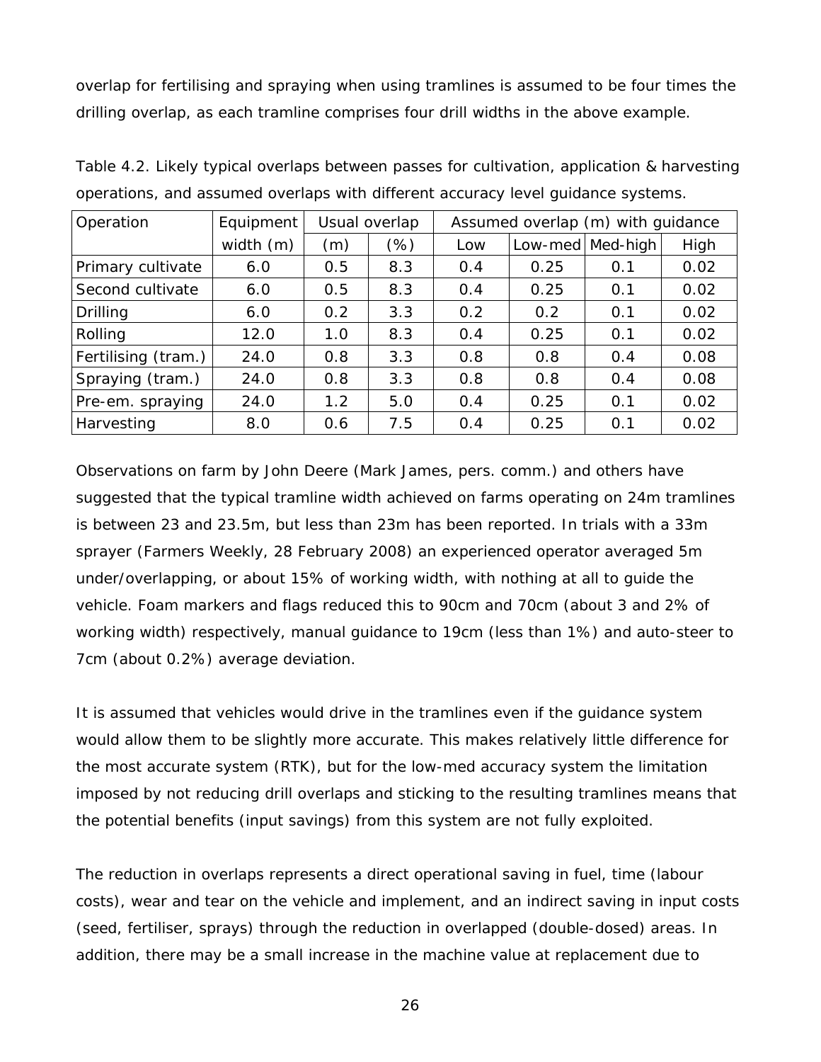overlap for fertilising and spraying when using tramlines is assumed to be four times the drilling overlap, as each tramline comprises four drill widths in the above example.

Table 4.2. Likely typical overlaps between passes for cultivation, application & harvesting operations, and assumed overlaps with different accuracy level guidance systems.

| Operation | Equipment width (m) | Usual overlap | | Assumed overlap (m) with guidance | | | |
|---|---|---|---|---|---|---|---|
| | | (m) | (%) | Low | Low-med | Med-high | High |
| Primary cultivate | 6.0 | 0.5 | 8.3 | 0.4 | 0.25 | 0.1 | 0.02 |
| Second cultivate | 6.0 | 0.5 | 8.3 | 0.4 | 0.25 | 0.1 | 0.02 |
| Drilling | 6.0 | 0.2 | 3.3 | 0.2 | 0.2 | 0.1 | 0.02 |
| Rolling | 12.0 | 1.0 | 8.3 | 0.4 | 0.25 | 0.1 | 0.02 |
| Fertilising (tram.) | 24.0 | 0.8 | 3.3 | 0.8 | 0.8 | 0.4 | 0.08 |
| Spraying (tram.) | 24.0 | 0.8 | 3.3 | 0.8 | 0.8 | 0.4 | 0.08 |
| Pre-em. spraying | 24.0 | 1.2 | 5.0 | 0.4 | 0.25 | 0.1 | 0.02 |
| Harvesting | 8.0 | 0.6 | 7.5 | 0.4 | 0.25 | 0.1 | 0.02 |

Observations on farm by John Deere (Mark James, pers. comm.) and others have suggested that the typical tramline width achieved on farms operating on 24m tramlines is between 23 and 23.5m, but less than 23m has been reported. In trials with a 33m sprayer (Farmers Weekly, 28 February 2008) an experienced operator averaged 5m under/overlapping, or about 15% of working width, with nothing at all to guide the vehicle. Foam markers and flags reduced this to 90cm and 70cm (about 3 and 2% of working width) respectively, manual guidance to 19cm (less than 1%) and auto-steer to 7cm (about 0.2%) average deviation.

It is assumed that vehicles would drive in the tramlines even if the guidance system would allow them to be slightly more accurate. This makes relatively little difference for the most accurate system (RTK), but for the low-med accuracy system the limitation imposed by not reducing drill overlaps and sticking to the resulting tramlines means that the potential benefits (input savings) from this system are not fully exploited.

The reduction in overlaps represents a direct operational saving in fuel, time (labour costs), wear and tear on the vehicle and implement, and an indirect saving in input costs (seed, fertiliser, sprays) through the reduction in overlapped (double-dosed) areas. In addition, there may be a small increase in the machine value at replacement due to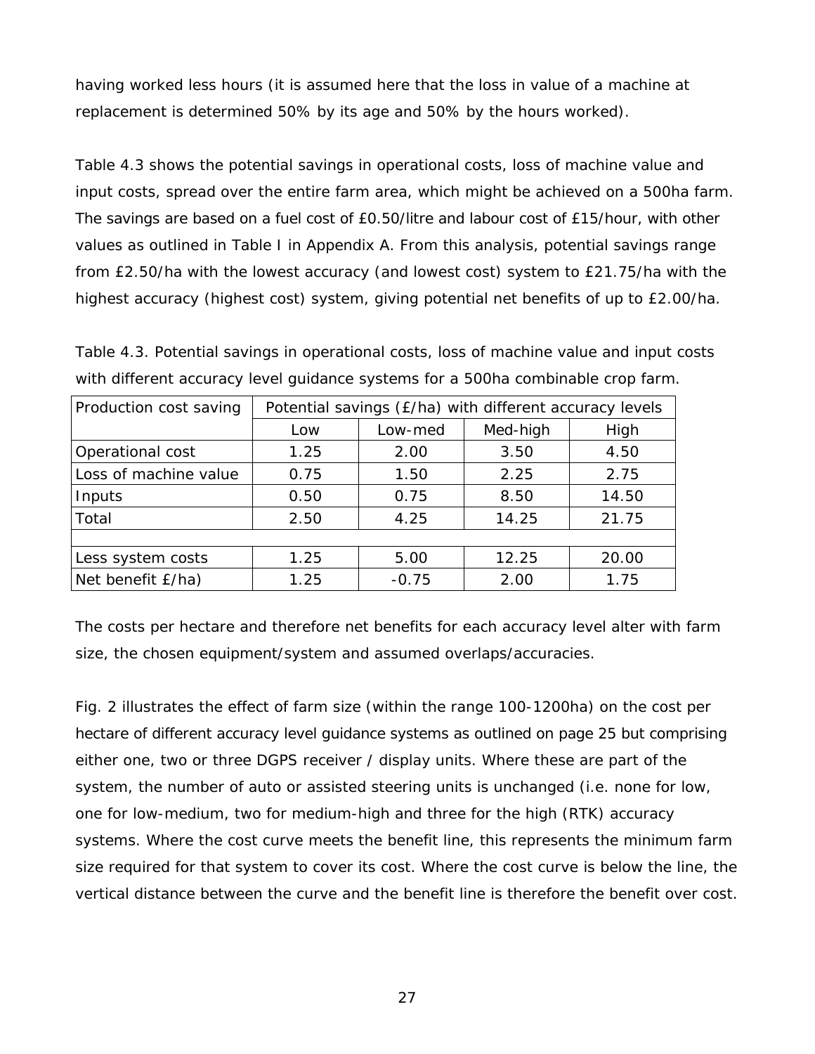having worked less hours (it is assumed here that the loss in value of a machine at replacement is determined 50% by its age and 50% by the hours worked).

Table 4.3 shows the potential savings in operational costs, loss of machine value and input costs, spread over the entire farm area, which might be achieved on a 500ha farm. The savings are based on a fuel cost of £0.50/litre and labour cost of £15/hour, with other values as outlined in Table I in Appendix A. From this analysis, potential savings range from £2.50/ha with the lowest accuracy (and lowest cost) system to £21.75/ha with the highest accuracy (highest cost) system, giving potential net benefits of up to £2.00/ha.

Table 4.3. Potential savings in operational costs, loss of machine value and input costs with different accuracy level guidance systems for a 500ha combinable crop farm.

| Production cost saving | Potential savings (£/ha) with different accuracy levels | | | |
|---|---|---|---|---|
| | Low | Low-med | Med-high | High |
| Operational cost | 1.25 | 2.00 | 3.50 | 4.50 |
| Loss of machine value | 0.75 | 1.50 | 2.25 | 2.75 |
| Inputs | 0.50 | 0.75 | 8.50 | 14.50 |
| Total | 2.50 | 4.25 | 14.25 | 21.75 |
| | | | | |
| Less system costs | 1.25 | 5.00 | 12.25 | 20.00 |
| Net benefit £/ha) | 1.25 | -0.75 | 2.00 | 1.75 |

The costs per hectare and therefore net benefits for each accuracy level alter with farm size, the chosen equipment/system and assumed overlaps/accuracies.

Fig. 2 illustrates the effect of farm size (within the range 100-1200ha) on the cost per hectare of different accuracy level guidance systems as outlined on page 25 but comprising either one, two or three DGPS receiver / display units. Where these are part of the system, the number of auto or assisted steering units is unchanged (i.e. none for low, one for low-medium, two for medium-high and three for the high (RTK) accuracy systems. Where the cost curve meets the benefit line, this represents the minimum farm size required for that system to cover its cost. Where the cost curve is below the line, the vertical distance between the curve and the benefit line is therefore the benefit over cost.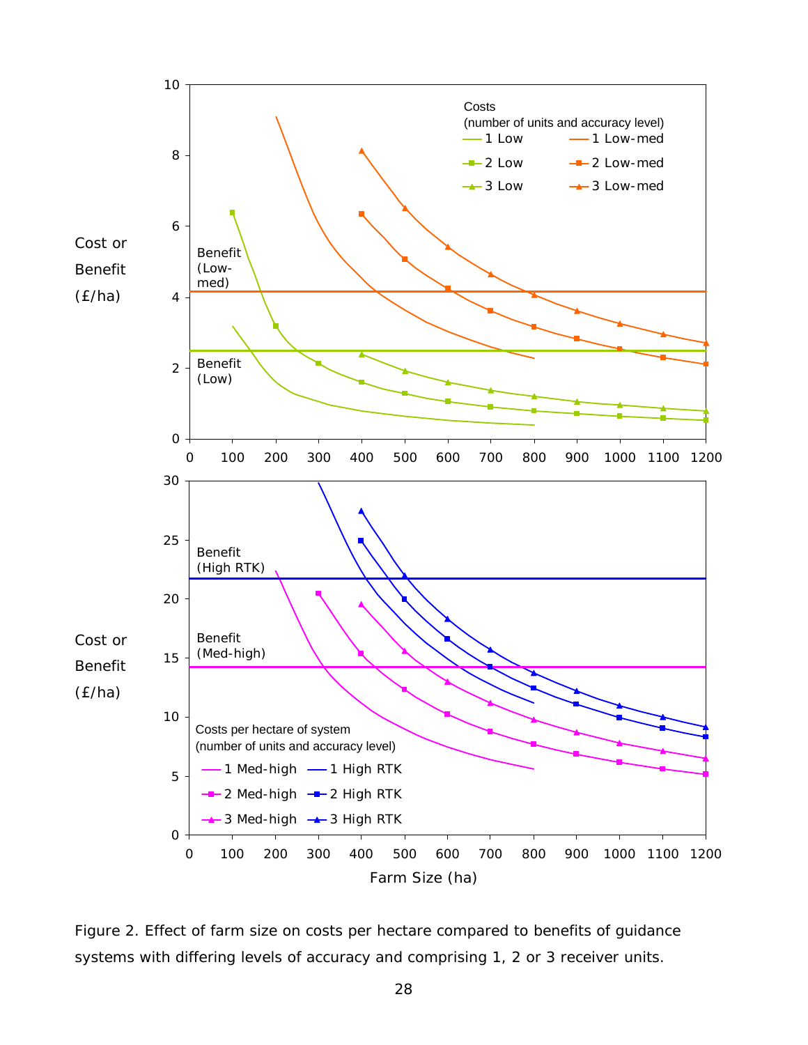Cost or Benefit (£/ha)

10
8
6
4
2
0

0 100 200 300 400 500 600 700 800 900 1000 1100 1200

Costs
(number of units and accuracy level)
1 Low
2 Low
3 Low
1 Low-med
2 Low-med
3 Low-med

Benefit (Low-med)

Benefit (Low)

Cost or Benefit (£/ha)

30
25
20
15
10
5
0

0 100 200 300 400 500 600 700 800 900 1000 1100 1200

Farm Size (ha)

Benefit (High RTK)

Benefit (Med-high)

Costs per hectare of system
(number of units and accuracy level)
1 Med-high
2 Med-high
3 Med-high
1 High RTK
2 High RTK
3 High RTK

Figure 2. Effect of farm size on costs per hectare compared to benefits of guidance systems with differing levels of accuracy and comprising 1, 2 or 3 receiver units.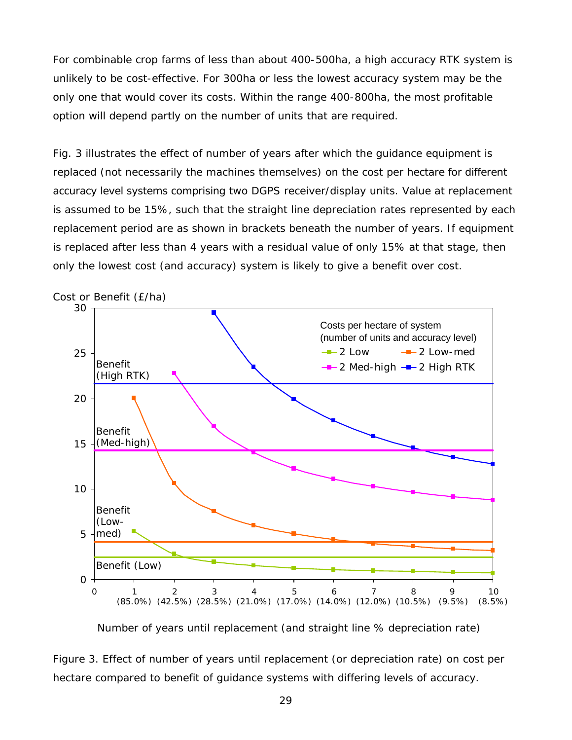For combinable crop farms of less than about 400-500ha, a high accuracy RTK system is unlikely to be cost-effective. For 300ha or less the lowest accuracy system may be the only one that would cover its costs. Within the range 400-800ha, the most profitable option will depend partly on the number of units that are required.

Fig. 3 illustrates the effect of number of years after which the guidance equipment is replaced (not necessarily the machines themselves) on the cost per hectare for different accuracy level systems comprising two DGPS receiver/display units. Value at replacement is assumed to be 15%, such that the straight line depreciation rates represented by each replacement period are as shown in brackets beneath the number of years. If equipment is replaced after less than 4 years with a residual value of only 15% at that stage, then only the lowest cost (and accuracy) system is likely to give a benefit over cost.

Cost or Benefit (£/ha)

30
25
20
15
10
5
0

Costs per hectare of system
(number of units and accuracy level)
2 Low
2 Low-med
2 Med-high
2 High RTK

Benefit (High RTK)
Benefit (Med-high)
Benefit (Low-med)
Benefit (Low)

0
1 (85.0%)
2 (42.5%)
3 (28.5%)
4 (21.0%)
5 (17.0%)
6 (14.0%)
7 (12.0%)
8 (10.5%)
9 (9.5%)
10 (8.5%)

Number of years until replacement (and straight line % depreciation rate)

Figure 3. Effect of number of years until replacement (or depreciation rate) on cost per hectare compared to benefit of guidance systems with differing levels of accuracy.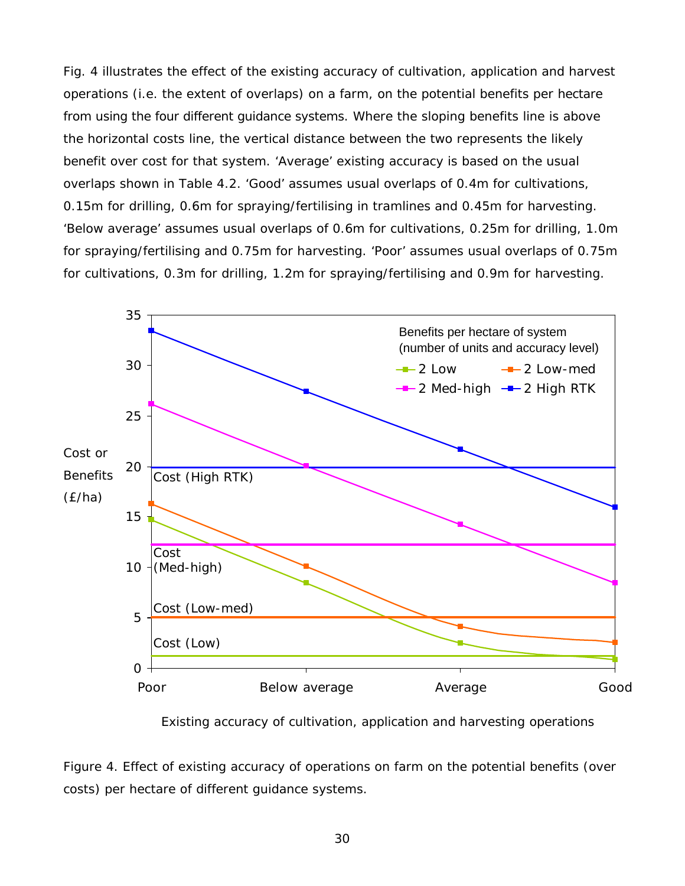Fig. 4 illustrates the effect of the existing accuracy of cultivation, application and harvest operations (i.e. the extent of overlaps) on a farm, on the potential benefits per hectare from using the four different guidance systems. Where the sloping benefits line is above the horizontal costs line, the vertical distance between the two represents the likely benefit over cost for that system. 'Average' existing accuracy is based on the usual overlaps shown in Table 4.2. 'Good' assumes usual overlaps of 0.4m for cultivations, 0.15m for drilling, 0.6m for spraying/fertilising in tramlines and 0.45m for harvesting. 'Below average' assumes usual overlaps of 0.6m for cultivations, 0.25m for drilling, 1.0m for spraying/fertilising and 0.75m for harvesting. 'Poor' assumes usual overlaps of 0.75m for cultivations, 0.3m for drilling, 1.2m for spraying/fertilising and 0.9m for harvesting.

Benefits per hectare of system (number of units and accuracy level)

2 Low
2 Low-med
2 Med-high
2 High RTK

Cost (High RTK)
Cost (Med-high)
Cost (Low-med)
Cost (Low)

Cost or Benefits (£/ha)

0
5
10
15
20
25
30
35

Poor
Below average
Average
Good

Existing accuracy of cultivation, application and harvesting operations

Figure 4. Effect of existing accuracy of operations on farm on the potential benefits (over costs) per hectare of different guidance systems.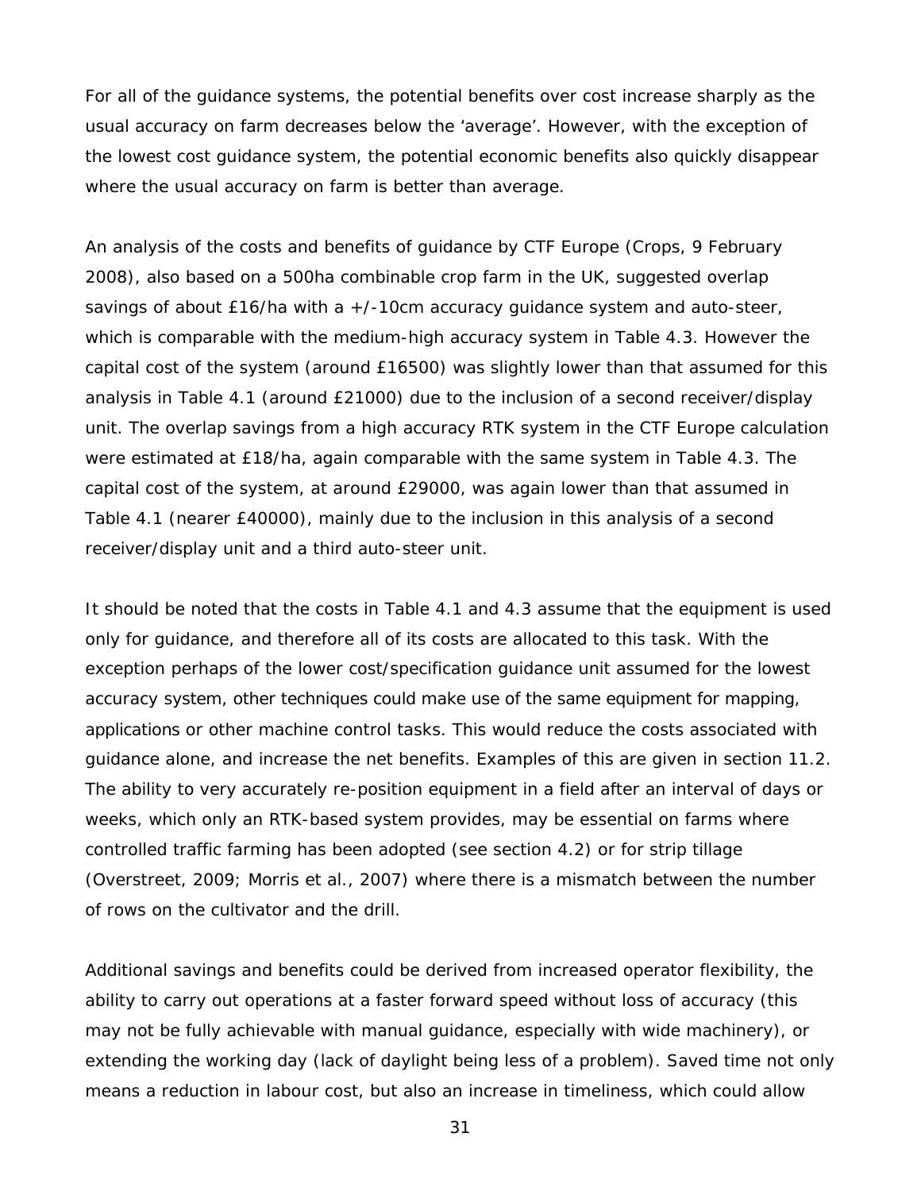For all of the guidance systems, the potential benefits over cost increase sharply as the usual accuracy on farm decreases below the 'average'. However, with the exception of the lowest cost guidance system, the potential economic benefits also quickly disappear where the usual accuracy on farm is better than average.

An analysis of the costs and benefits of guidance by CTF Europe (Crops, 9 February 2008), also based on a 500ha combinable crop farm in the UK, suggested overlap savings of about £16/ha with a +/-10cm accuracy guidance system and auto-steer, which is comparable with the medium-high accuracy system in Table 4.3. However the capital cost of the system (around £16500) was slightly lower than that assumed for this analysis in Table 4.1 (around £21000) due to the inclusion of a second receiver/display unit. The overlap savings from a high accuracy RTK system in the CTF Europe calculation were estimated at £18/ha, again comparable with the same system in Table 4.3. The capital cost of the system, at around £29000, was again lower than that assumed in Table 4.1 (nearer £40000), mainly due to the inclusion in this analysis of a second receiver/display unit and a third auto-steer unit.

It should be noted that the costs in Table 4.1 and 4.3 assume that the equipment is used only for guidance, and therefore all of its costs are allocated to this task. With the exception perhaps of the lower cost/specification guidance unit assumed for the lowest accuracy system, other techniques could make use of the same equipment for mapping, applications or other machine control tasks. This would reduce the costs associated with guidance alone, and increase the net benefits. Examples of this are given in section 11.2. The ability to very accurately re-position equipment in a field after an interval of days or weeks, which only an RTK-based system provides, may be essential on farms where controlled traffic farming has been adopted (see section 4.2) or for strip tillage (Overstreet, 2009; Morris et al., 2007) where there is a mismatch between the number of rows on the cultivator and the drill.

Additional savings and benefits could be derived from increased operator flexibility, the ability to carry out operations at a faster forward speed without loss of accuracy (this may not be fully achievable with manual guidance, especially with wide machinery), or extending the working day (lack of daylight being less of a problem). Saved time not only means a reduction in labour cost, but also an increase in timeliness, which could allow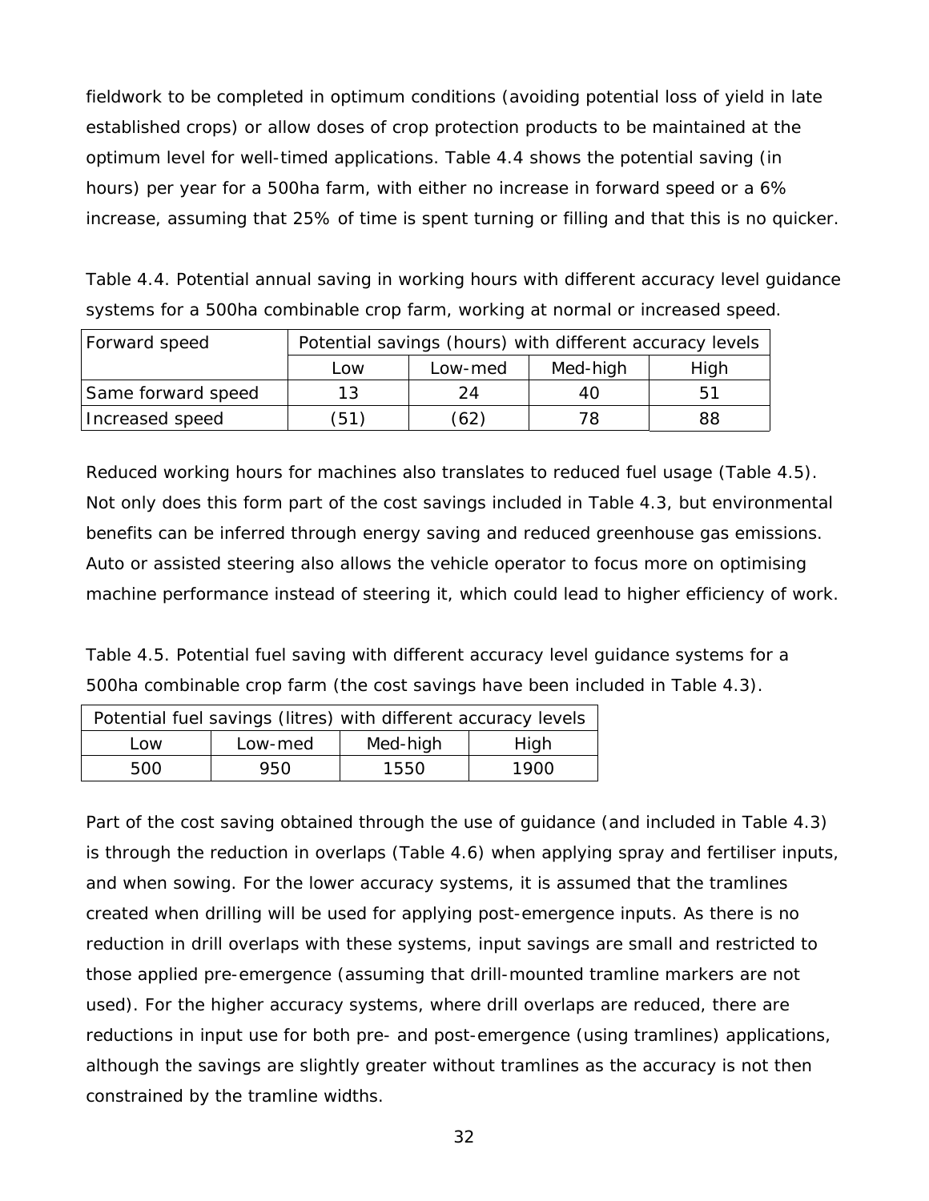fieldwork to be completed in optimum conditions (avoiding potential loss of yield in late established crops) or allow doses of crop protection products to be maintained at the optimum level for well-timed applications. Table 4.4 shows the potential saving (in hours) per year for a 500ha farm, with either no increase in forward speed or a 6% increase, assuming that 25% of time is spent turning or filling and that this is no quicker.

Table 4.4. Potential annual saving in working hours with different accuracy level guidance systems for a 500ha combinable crop farm, working at normal or increased speed.

| Forward speed | Potential savings (hours) with different accuracy levels | | | |
|---|---|---|---|---|
| | Low | Low-med | Med-high | High |
| Same forward speed | 13 | 24 | 40 | 51 |
| Increased speed | (51) | (62) | 78 | 88 |

Reduced working hours for machines also translates to reduced fuel usage (Table 4.5). Not only does this form part of the cost savings included in Table 4.3, but environmental benefits can be inferred through energy saving and reduced greenhouse gas emissions. Auto or assisted steering also allows the vehicle operator to focus more on optimising machine performance instead of steering it, which could lead to higher efficiency of work.

Table 4.5. Potential fuel saving with different accuracy level guidance systems for a 500ha combinable crop farm (the cost savings have been included in Table 4.3).

| Potential fuel savings (litres) with different accuracy levels | | | |
|---|---|---|---|
| Low | Low-med | Med-high | High |
| 500 | 950 | 1550 | 1900 |

Part of the cost saving obtained through the use of guidance (and included in Table 4.3) is through the reduction in overlaps (Table 4.6) when applying spray and fertiliser inputs, and when sowing. For the lower accuracy systems, it is assumed that the tramlines created when drilling will be used for applying post-emergence inputs. As there is no reduction in drill overlaps with these systems, input savings are small and restricted to those applied pre-emergence (assuming that drill-mounted tramline markers are not used). For the higher accuracy systems, where drill overlaps are reduced, there are reductions in input use for both pre- and post-emergence (using tramlines) applications, although the savings are slightly greater without tramlines as the accuracy is not then constrained by the tramline widths.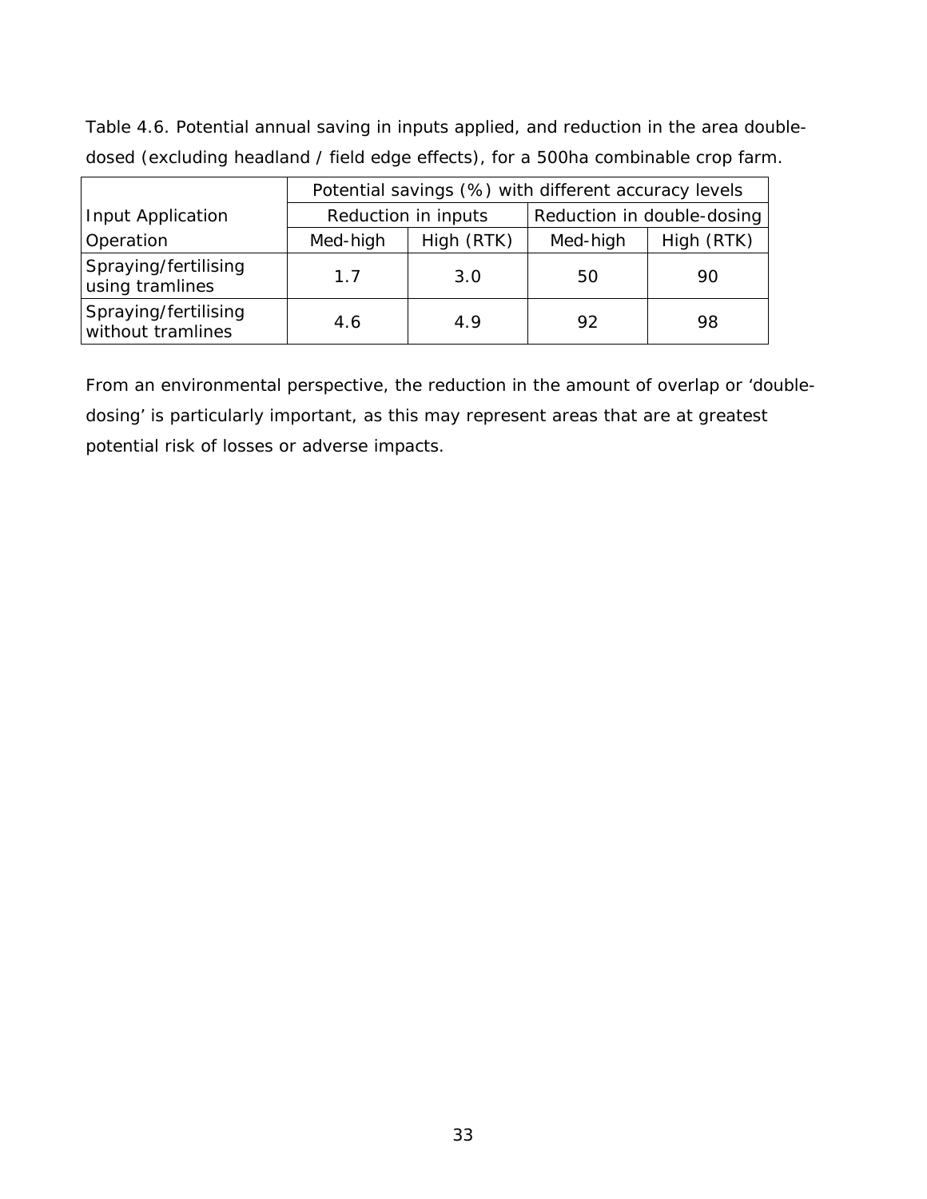Table 4.6. Potential annual saving in inputs applied, and reduction in the area double-dosed (excluding headland / field edge effects), for a 500ha combinable crop farm.

| Input Application Operation | Potential savings (%) with different accuracy levels | | | |
|---|---|---|---|---|
| | Reduction in inputs | | Reduction in double-dosing | |
| | Med-high | High (RTK) | Med-high | High (RTK) |
| Spraying/fertilising using tramlines | 1.7 | 3.0 | 50 | 90 |
| Spraying/fertilising without tramlines | 4.6 | 4.9 | 92 | 98 |

From an environmental perspective, the reduction in the amount of overlap or 'double-dosing' is particularly important, as this may represent areas that are at greatest potential risk of losses or adverse impacts.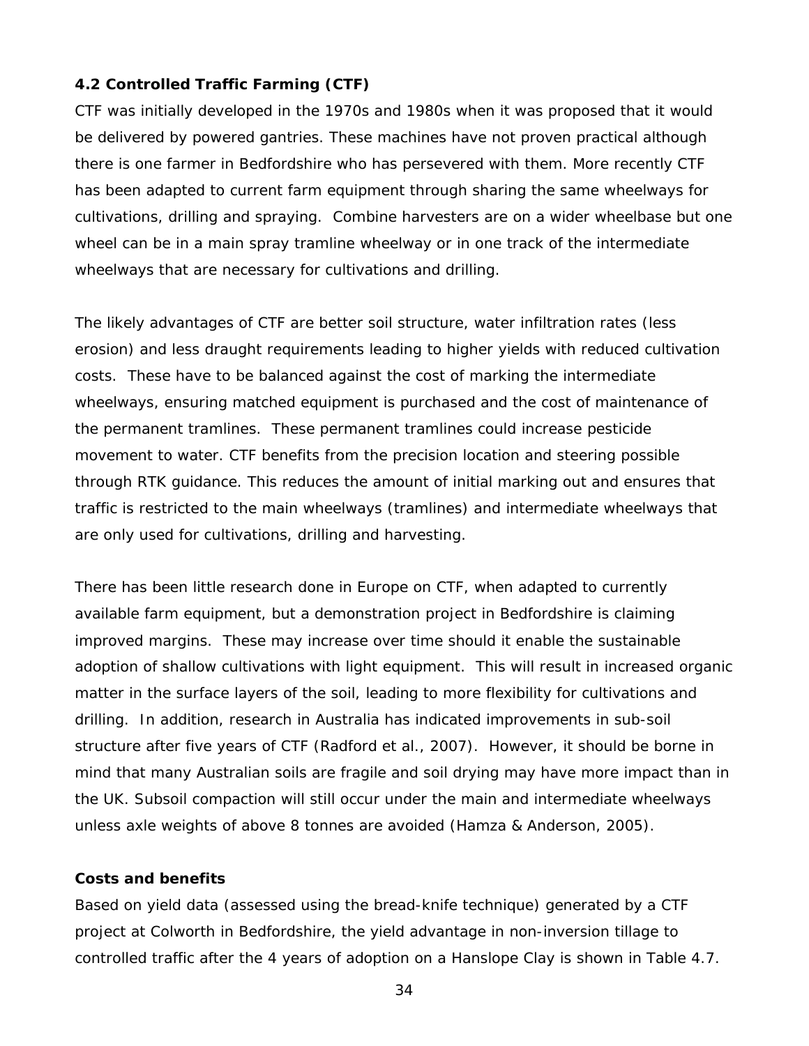### 4.2 Controlled Traffic Farming (CTF)

CTF was initially developed in the 1970s and 1980s when it was proposed that it would be delivered by powered gantries. These machines have not proven practical although there is one farmer in Bedfordshire who has persevered with them. More recently CTF has been adapted to current farm equipment through sharing the same wheelways for cultivations, drilling and spraying. Combine harvesters are on a wider wheelbase but one wheel can be in a main spray tramline wheelway or in one track of the intermediate wheelways that are necessary for cultivations and drilling.

The likely advantages of CTF are better soil structure, water infiltration rates (less erosion) and less draught requirements leading to higher yields with reduced cultivation costs. These have to be balanced against the cost of marking the intermediate wheelways, ensuring matched equipment is purchased and the cost of maintenance of the permanent tramlines. These permanent tramlines could increase pesticide movement to water. CTF benefits from the precision location and steering possible through RTK guidance. This reduces the amount of initial marking out and ensures that traffic is restricted to the main wheelways (tramlines) and intermediate wheelways that are only used for cultivations, drilling and harvesting.

There has been little research done in Europe on CTF, when adapted to currently available farm equipment, but a demonstration project in Bedfordshire is claiming improved margins. These may increase over time should it enable the sustainable adoption of shallow cultivations with light equipment. This will result in increased organic matter in the surface layers of the soil, leading to more flexibility for cultivations and drilling. In addition, research in Australia has indicated improvements in sub-soil structure after five years of CTF (Radford et al., 2007). However, it should be borne in mind that many Australian soils are fragile and soil drying may have more impact than in the UK. Subsoil compaction will still occur under the main and intermediate wheelways unless axle weights of above 8 tonnes are avoided (Hamza & Anderson, 2005).

**Costs and benefits**

Based on yield data (assessed using the bread-knife technique) generated by a CTF project at Colworth in Bedfordshire, the yield advantage in non-inversion tillage to controlled traffic after the 4 years of adoption on a Hanslope Clay is shown in Table 4.7.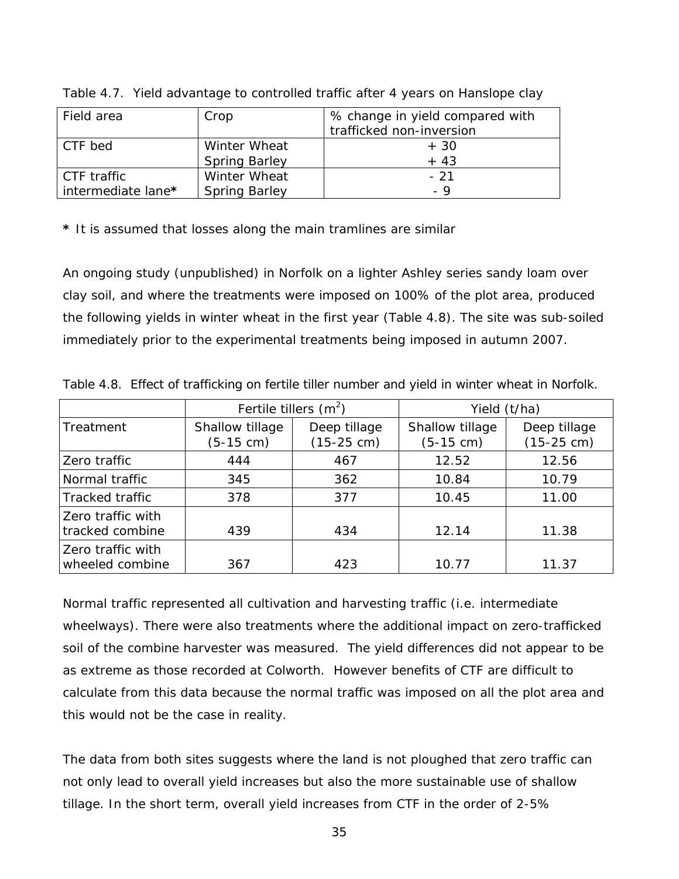Table 4.7. Yield advantage to controlled traffic after 4 years on Hanslope clay

| Field area | Crop | % change in yield compared with trafficked non-inversion |
|---|---|---|
| CTF bed | Winter Wheat<br>Spring Barley | + 30<br>+ 43 |
| CTF traffic intermediate lane* | Winter Wheat<br>Spring Barley | - 21<br>- 9 |

* It is assumed that losses along the main tramlines are similar

An ongoing study (unpublished) in Norfolk on a lighter Ashley series sandy loam over clay soil, and where the treatments were imposed on 100% of the plot area, produced the following yields in winter wheat in the first year (Table 4.8). The site was sub-soiled immediately prior to the experimental treatments being imposed in autumn 2007.

Table 4.8. Effect of trafficking on fertile tiller number and yield in winter wheat in Norfolk.

| | Fertile tillers ($m^2$) | | Yield (t/ha) | |
|---|---|---|---|---|
| Treatment | Shallow tillage (5-15 cm) | Deep tillage (15-25 cm) | Shallow tillage (5-15 cm) | Deep tillage (15-25 cm) |
| Zero traffic | 444 | 467 | 12.52 | 12.56 |
| Normal traffic | 345 | 362 | 10.84 | 10.79 |
| Tracked traffic | 378 | 377 | 10.45 | 11.00 |
| Zero traffic with tracked combine | 439 | 434 | 12.14 | 11.38 |
| Zero traffic with wheeled combine | 367 | 423 | 10.77 | 11.37 |

Normal traffic represented all cultivation and harvesting traffic (i.e. intermediate wheelways). There were also treatments where the additional impact on zero-trafficked soil of the combine harvester was measured. The yield differences did not appear to be as extreme as those recorded at Colworth. However benefits of CTF are difficult to calculate from this data because the normal traffic was imposed on all the plot area and this would not be the case in reality.

The data from both sites suggests where the land is not ploughed that zero traffic can not only lead to overall yield increases but also the more sustainable use of shallow tillage. In the short term, overall yield increases from CTF in the order of 2-5%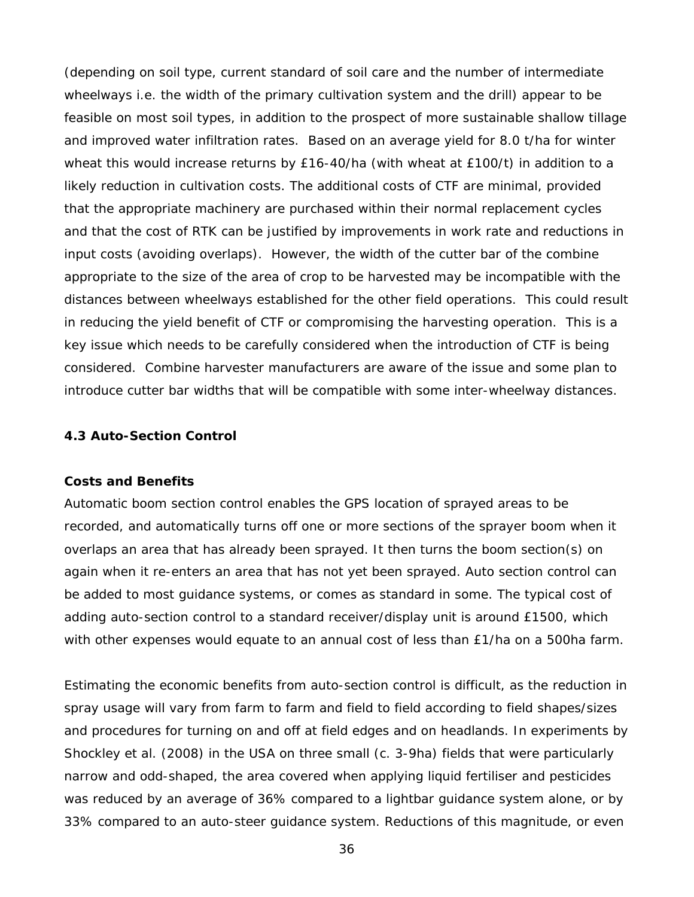(depending on soil type, current standard of soil care and the number of intermediate wheelways i.e. the width of the primary cultivation system and the drill) appear to be feasible on most soil types, in addition to the prospect of more sustainable shallow tillage and improved water infiltration rates. Based on an average yield for 8.0 t/ha for winter wheat this would increase returns by £16-40/ha (with wheat at £100/t) in addition to a likely reduction in cultivation costs. The additional costs of CTF are minimal, provided that the appropriate machinery are purchased within their normal replacement cycles and that the cost of RTK can be justified by improvements in work rate and reductions in input costs (avoiding overlaps). However, the width of the cutter bar of the combine appropriate to the size of the area of crop to be harvested may be incompatible with the distances between wheelways established for the other field operations. This could result in reducing the yield benefit of CTF or compromising the harvesting operation. This is a key issue which needs to be carefully considered when the introduction of CTF is being considered. Combine harvester manufacturers are aware of the issue and some plan to introduce cutter bar widths that will be compatible with some inter-wheelway distances.

### 4.3 Auto-Section Control

#### Costs and Benefits

Automatic boom section control enables the GPS location of sprayed areas to be recorded, and automatically turns off one or more sections of the sprayer boom when it overlaps an area that has already been sprayed. It then turns the boom section(s) on again when it re-enters an area that has not yet been sprayed. Auto section control can be added to most guidance systems, or comes as standard in some. The typical cost of adding auto-section control to a standard receiver/display unit is around £1500, which with other expenses would equate to an annual cost of less than £1/ha on a 500ha farm.

Estimating the economic benefits from auto-section control is difficult, as the reduction in spray usage will vary from farm to farm and field to field according to field shapes/sizes and procedures for turning on and off at field edges and on headlands. In experiments by Shockley et al. (2008) in the USA on three small (c. 3-9ha) fields that were particularly narrow and odd-shaped, the area covered when applying liquid fertiliser and pesticides was reduced by an average of 36% compared to a lightbar guidance system alone, or by 33% compared to an auto-steer guidance system. Reductions of this magnitude, or even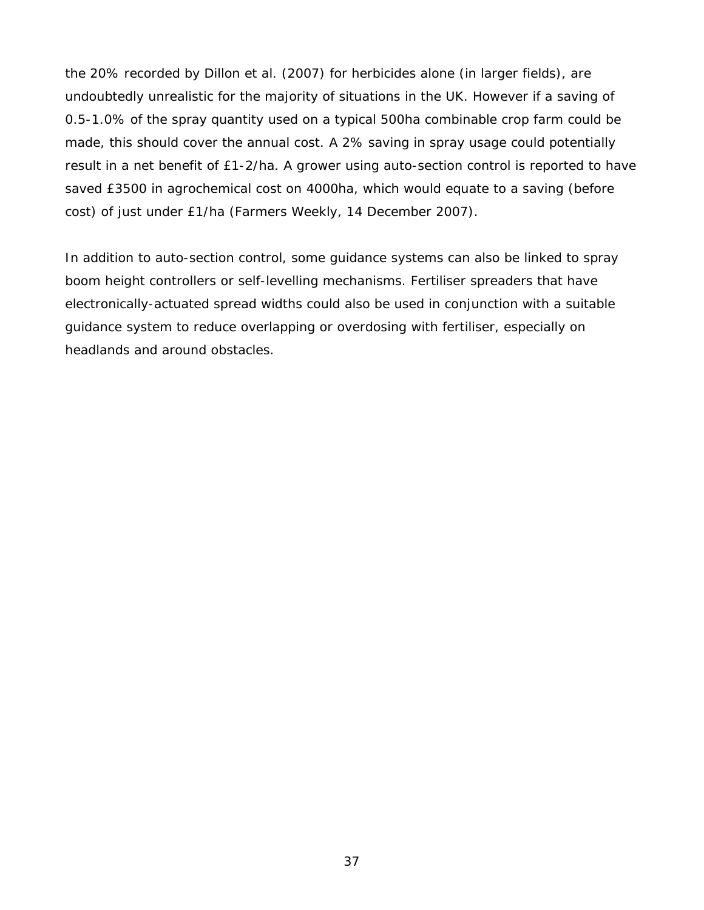the 20% recorded by Dillon et al. (2007) for herbicides alone (in larger fields), are undoubtedly unrealistic for the majority of situations in the UK. However if a saving of 0.5-1.0% of the spray quantity used on a typical 500ha combinable crop farm could be made, this should cover the annual cost. A 2% saving in spray usage could potentially result in a net benefit of £1-2/ha. A grower using auto-section control is reported to have saved £3500 in agrochemical cost on 4000ha, which would equate to a saving (before cost) of just under £1/ha (Farmers Weekly, 14 December 2007).

In addition to auto-section control, some guidance systems can also be linked to spray boom height controllers or self-levelling mechanisms. Fertiliser spreaders that have electronically-actuated spread widths could also be used in conjunction with a suitable guidance system to reduce overlapping or overdosing with fertiliser, especially on headlands and around obstacles.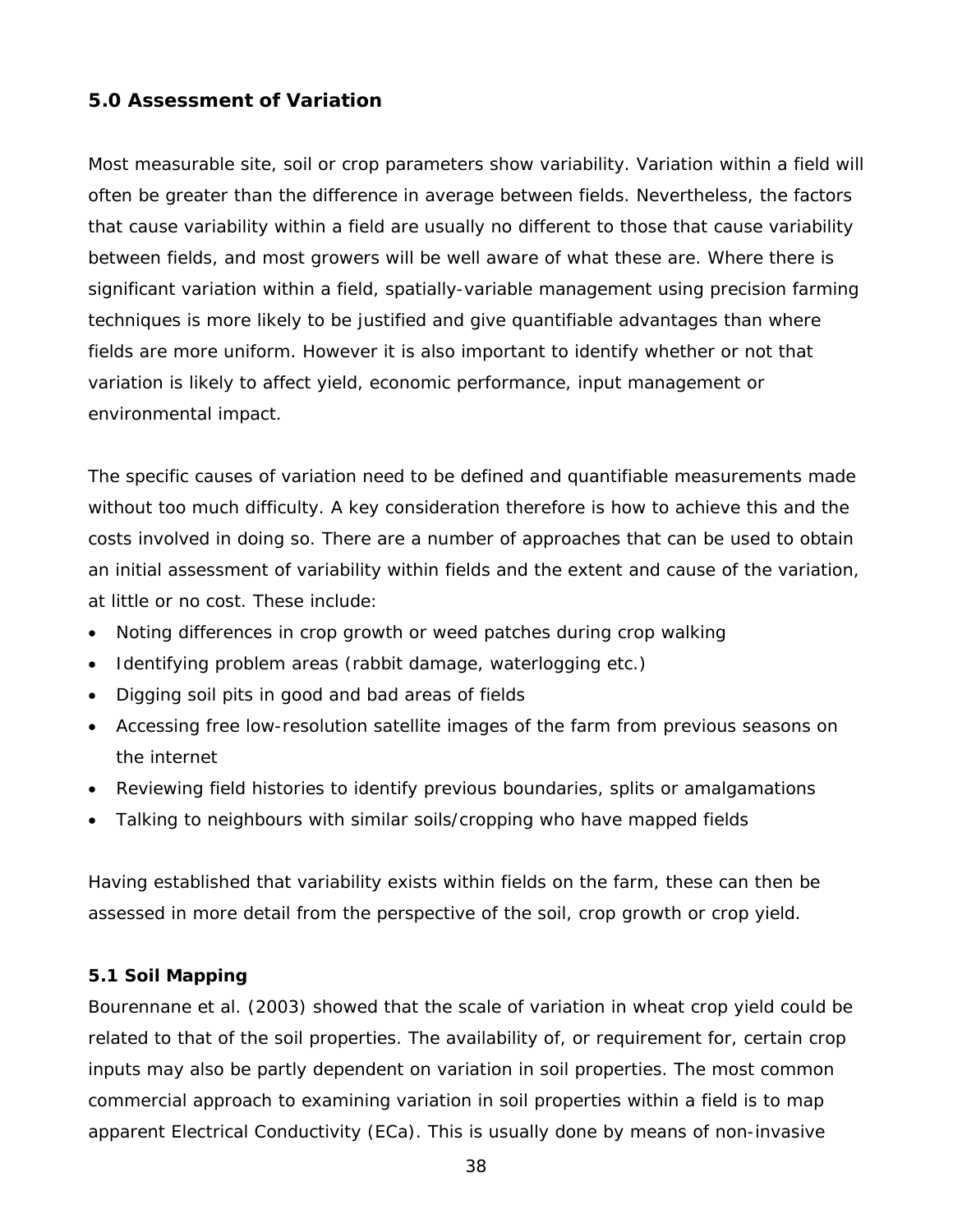## 5.0 Assessment of Variation

Most measurable site, soil or crop parameters show variability. Variation within a field will often be greater than the difference in average between fields. Nevertheless, the factors that cause variability within a field are usually no different to those that cause variability between fields, and most growers will be well aware of what these are. Where there is significant variation within a field, spatially-variable management using precision farming techniques is more likely to be justified and give quantifiable advantages than where fields are more uniform. However it is also important to identify whether or not that variation is likely to affect yield, economic performance, input management or environmental impact.

The specific causes of variation need to be defined and quantifiable measurements made without too much difficulty. A key consideration therefore is how to achieve this and the costs involved in doing so. There are a number of approaches that can be used to obtain an initial assessment of variability within fields and the extent and cause of the variation, at little or no cost. These include:

- Noting differences in crop growth or weed patches during crop walking
- Identifying problem areas (rabbit damage, waterlogging etc.)
- Digging soil pits in good and bad areas of fields
- Accessing free low-resolution satellite images of the farm from previous seasons on the internet
- Reviewing field histories to identify previous boundaries, splits or amalgamations
- Talking to neighbours with similar soils/cropping who have mapped fields

Having established that variability exists within fields on the farm, these can then be assessed in more detail from the perspective of the soil, crop growth or crop yield.

### 5.1 Soil Mapping

Bourennane et al. (2003) showed that the scale of variation in wheat crop yield could be related to that of the soil properties. The availability of, or requirement for, certain crop inputs may also be partly dependent on variation in soil properties. The most common commercial approach to examining variation in soil properties within a field is to map apparent Electrical Conductivity (ECa). This is usually done by means of non-invasive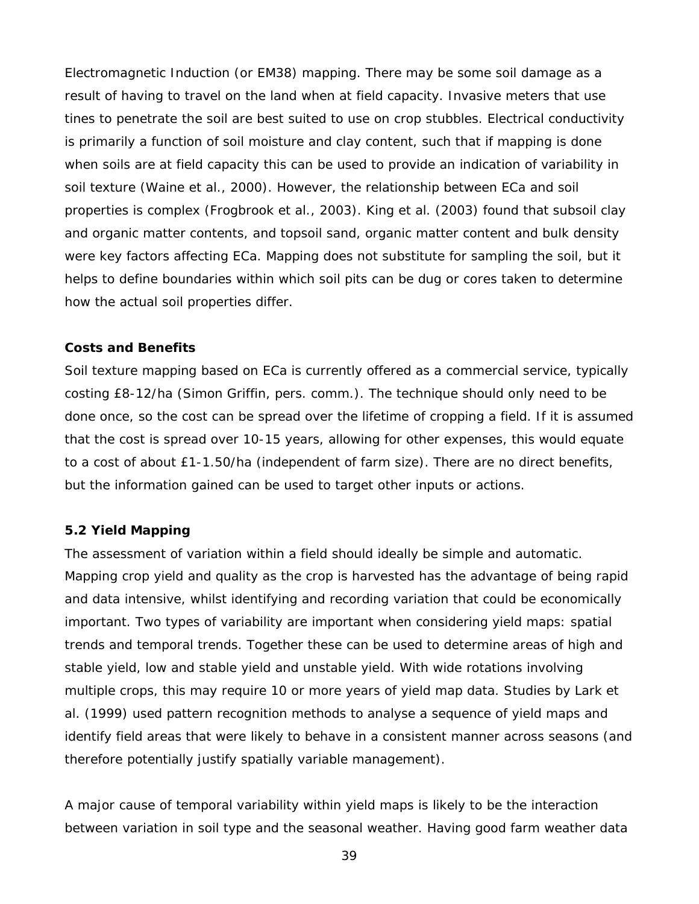Electromagnetic Induction (or EM38) mapping. There may be some soil damage as a result of having to travel on the land when at field capacity. Invasive meters that use tines to penetrate the soil are best suited to use on crop stubbles. Electrical conductivity is primarily a function of soil moisture and clay content, such that if mapping is done when soils are at field capacity this can be used to provide an indication of variability in soil texture (Waine et al., 2000). However, the relationship between ECa and soil properties is complex (Frogbrook et al., 2003). King et al. (2003) found that subsoil clay and organic matter contents, and topsoil sand, organic matter content and bulk density were key factors affecting ECa. Mapping does not substitute for sampling the soil, but it helps to define boundaries within which soil pits can be dug or cores taken to determine how the actual soil properties differ.

**Costs and Benefits**

Soil texture mapping based on ECa is currently offered as a commercial service, typically costing £8-12/ha (Simon Griffin, pers. comm.). The technique should only need to be done once, so the cost can be spread over the lifetime of cropping a field. If it is assumed that the cost is spread over 10-15 years, allowing for other expenses, this would equate to a cost of about £1-1.50/ha (independent of farm size). There are no direct benefits, but the information gained can be used to target other inputs or actions.

**5.2 Yield Mapping**

The assessment of variation within a field should ideally be simple and automatic. Mapping crop yield and quality as the crop is harvested has the advantage of being rapid and data intensive, whilst identifying and recording variation that could be economically important. Two types of variability are important when considering yield maps: spatial trends and temporal trends. Together these can be used to determine areas of high and stable yield, low and stable yield and unstable yield. With wide rotations involving multiple crops, this may require 10 or more years of yield map data. Studies by Lark et al. (1999) used pattern recognition methods to analyse a sequence of yield maps and identify field areas that were likely to behave in a consistent manner across seasons (and therefore potentially justify spatially variable management).

A major cause of temporal variability within yield maps is likely to be the interaction between variation in soil type and the seasonal weather. Having good farm weather data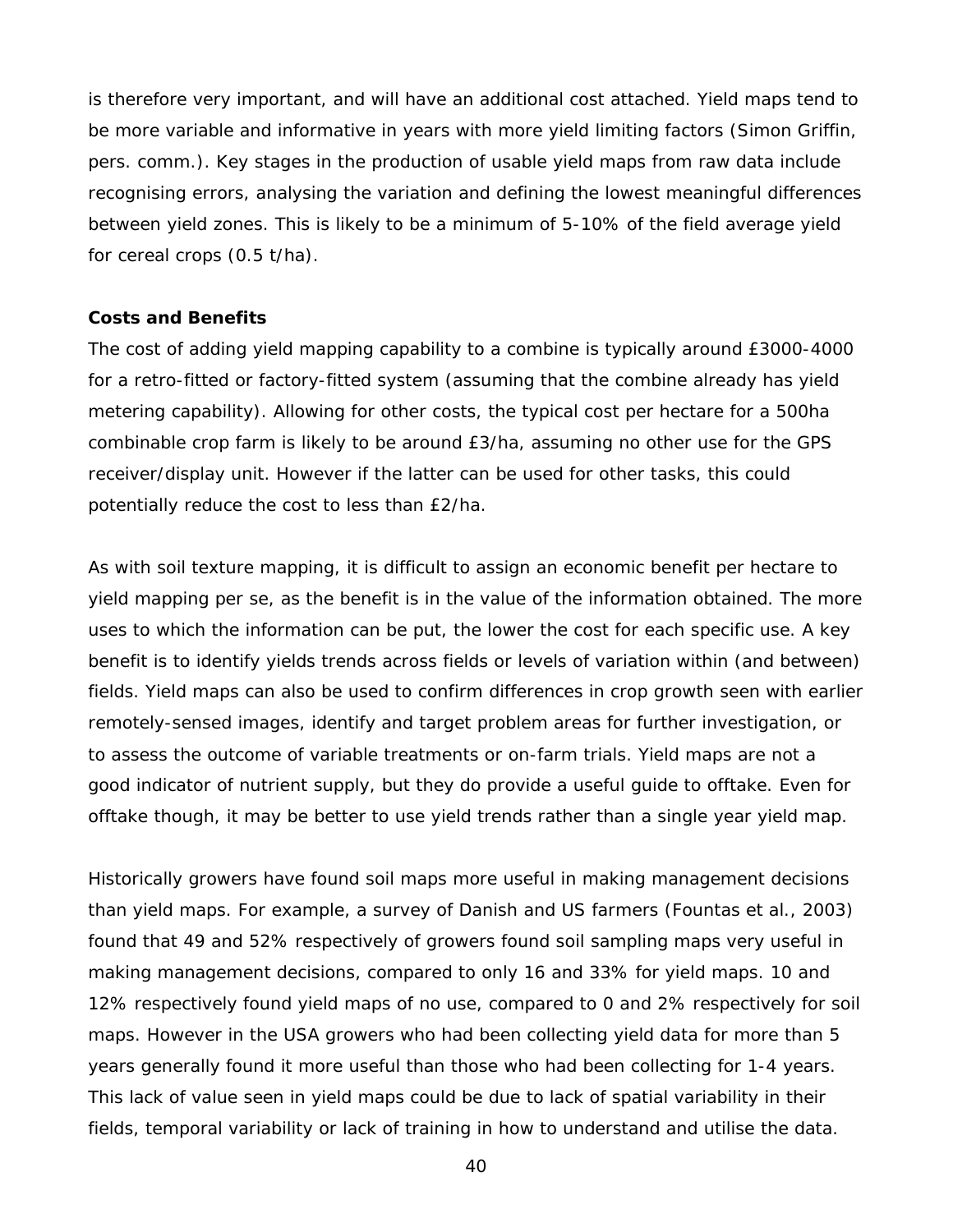is therefore very important, and will have an additional cost attached. Yield maps tend to be more variable and informative in years with more yield limiting factors (Simon Griffin, pers. comm.). Key stages in the production of usable yield maps from raw data include recognising errors, analysing the variation and defining the lowest meaningful differences between yield zones. This is likely to be a minimum of 5-10% of the field average yield for cereal crops (0.5 t/ha).

**Costs and Benefits**

The cost of adding yield mapping capability to a combine is typically around £3000-4000 for a retro-fitted or factory-fitted system (assuming that the combine already has yield metering capability). Allowing for other costs, the typical cost per hectare for a 500ha combinable crop farm is likely to be around £3/ha, assuming no other use for the GPS receiver/display unit. However if the latter can be used for other tasks, this could potentially reduce the cost to less than £2/ha.

As with soil texture mapping, it is difficult to assign an economic benefit per hectare to yield mapping per se, as the benefit is in the value of the information obtained. The more uses to which the information can be put, the lower the cost for each specific use. A key benefit is to identify yields trends across fields or levels of variation within (and between) fields. Yield maps can also be used to confirm differences in crop growth seen with earlier remotely-sensed images, identify and target problem areas for further investigation, or to assess the outcome of variable treatments or on-farm trials. Yield maps are not a good indicator of nutrient supply, but they do provide a useful guide to offtake. Even for offtake though, it may be better to use yield trends rather than a single year yield map.

Historically growers have found soil maps more useful in making management decisions than yield maps. For example, a survey of Danish and US farmers (Fountas et al., 2003) found that 49 and 52% respectively of growers found soil sampling maps very useful in making management decisions, compared to only 16 and 33% for yield maps. 10 and 12% respectively found yield maps of no use, compared to 0 and 2% respectively for soil maps. However in the USA growers who had been collecting yield data for more than 5 years generally found it more useful than those who had been collecting for 1-4 years. This lack of value seen in yield maps could be due to lack of spatial variability in their fields, temporal variability or lack of training in how to understand and utilise the data.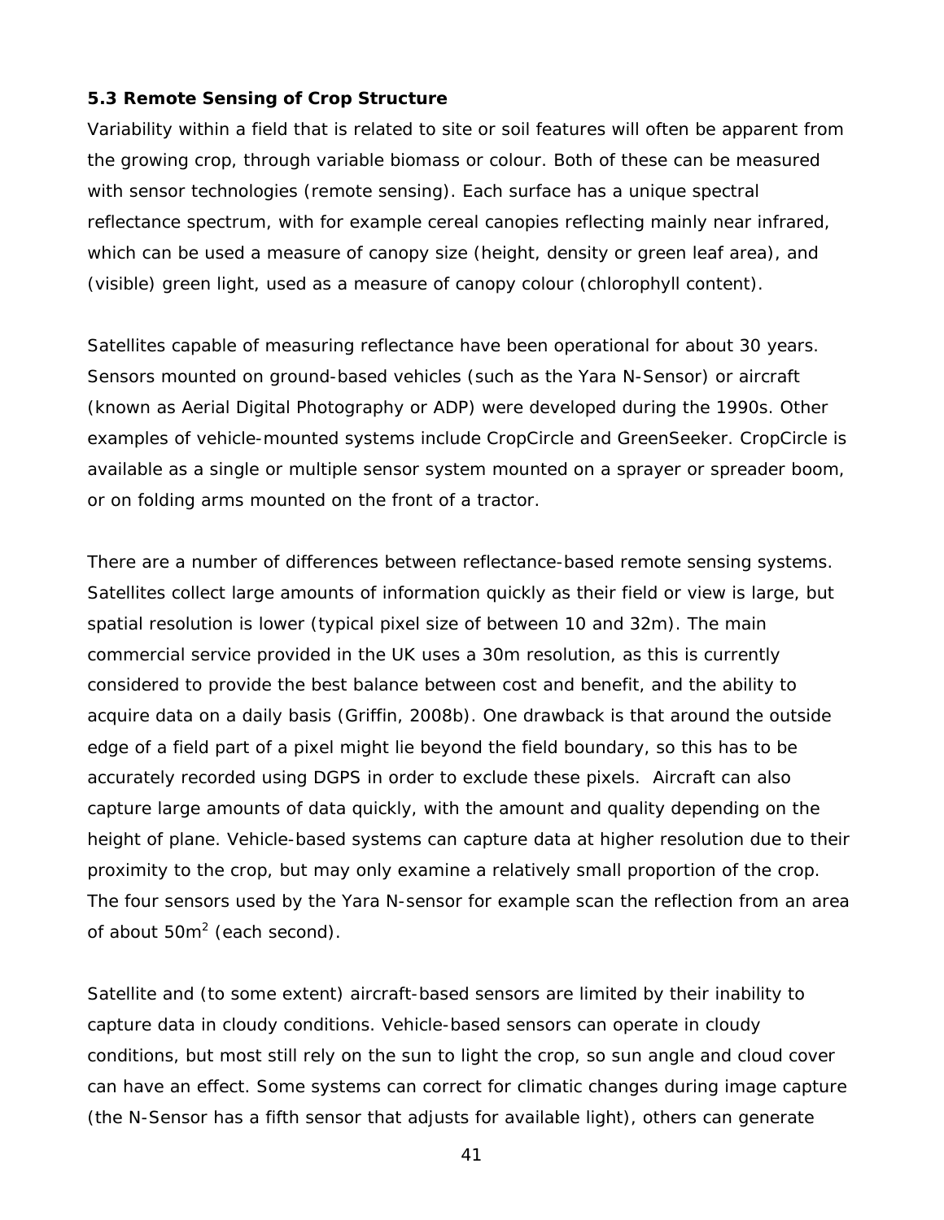### 5.3 Remote Sensing of Crop Structure

Variability within a field that is related to site or soil features will often be apparent from the growing crop, through variable biomass or colour. Both of these can be measured with sensor technologies (remote sensing). Each surface has a unique spectral reflectance spectrum, with for example cereal canopies reflecting mainly near infrared, which can be used a measure of canopy size (height, density or green leaf area), and (visible) green light, used as a measure of canopy colour (chlorophyll content).

Satellites capable of measuring reflectance have been operational for about 30 years. Sensors mounted on ground-based vehicles (such as the Yara N-Sensor) or aircraft (known as Aerial Digital Photography or ADP) were developed during the 1990s. Other examples of vehicle-mounted systems include CropCircle and GreenSeeker. CropCircle is available as a single or multiple sensor system mounted on a sprayer or spreader boom, or on folding arms mounted on the front of a tractor.

There are a number of differences between reflectance-based remote sensing systems. Satellites collect large amounts of information quickly as their field or view is large, but spatial resolution is lower (typical pixel size of between 10 and 32m). The main commercial service provided in the UK uses a 30m resolution, as this is currently considered to provide the best balance between cost and benefit, and the ability to acquire data on a daily basis (Griffin, 2008b). One drawback is that around the outside edge of a field part of a pixel might lie beyond the field boundary, so this has to be accurately recorded using DGPS in order to exclude these pixels. Aircraft can also capture large amounts of data quickly, with the amount and quality depending on the height of plane. Vehicle-based systems can capture data at higher resolution due to their proximity to the crop, but may only examine a relatively small proportion of the crop. The four sensors used by the Yara N-sensor for example scan the reflection from an area of about 50m$^2$ (each second).

Satellite and (to some extent) aircraft-based sensors are limited by their inability to capture data in cloudy conditions. Vehicle-based sensors can operate in cloudy conditions, but most still rely on the sun to light the crop, so sun angle and cloud cover can have an effect. Some systems can correct for climatic changes during image capture (the N-Sensor has a fifth sensor that adjusts for available light), others can generate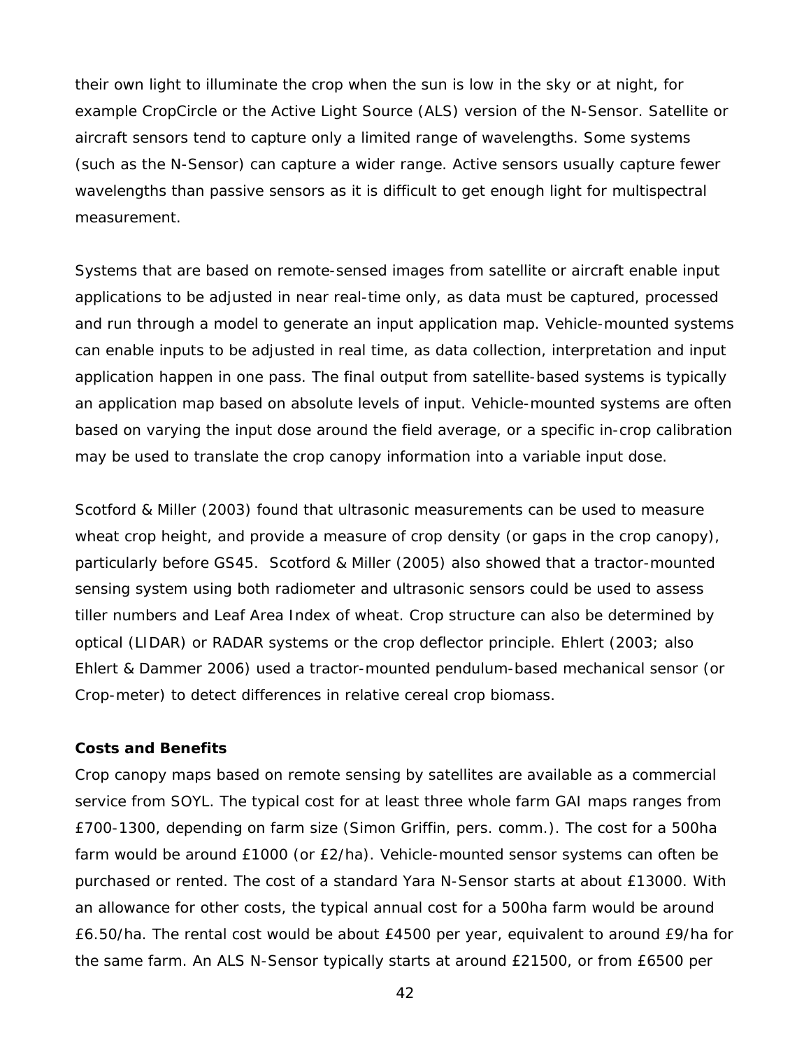their own light to illuminate the crop when the sun is low in the sky or at night, for example CropCircle or the Active Light Source (ALS) version of the N-Sensor. Satellite or aircraft sensors tend to capture only a limited range of wavelengths. Some systems (such as the N-Sensor) can capture a wider range. Active sensors usually capture fewer wavelengths than passive sensors as it is difficult to get enough light for multispectral measurement.

Systems that are based on remote-sensed images from satellite or aircraft enable input applications to be adjusted in near real-time only, as data must be captured, processed and run through a model to generate an input application map. Vehicle-mounted systems can enable inputs to be adjusted in real time, as data collection, interpretation and input application happen in one pass. The final output from satellite-based systems is typically an application map based on absolute levels of input. Vehicle-mounted systems are often based on varying the input dose around the field average, or a specific in-crop calibration may be used to translate the crop canopy information into a variable input dose.

Scotford & Miller (2003) found that ultrasonic measurements can be used to measure wheat crop height, and provide a measure of crop density (or gaps in the crop canopy), particularly before GS45. Scotford & Miller (2005) also showed that a tractor-mounted sensing system using both radiometer and ultrasonic sensors could be used to assess tiller numbers and Leaf Area Index of wheat. Crop structure can also be determined by optical (LIDAR) or RADAR systems or the crop deflector principle. Ehlert (2003; also Ehlert & Dammer 2006) used a tractor-mounted pendulum-based mechanical sensor (or Crop-meter) to detect differences in relative cereal crop biomass.

**Costs and Benefits**

Crop canopy maps based on remote sensing by satellites are available as a commercial service from SOYL. The typical cost for at least three whole farm GAI maps ranges from £700-1300, depending on farm size (Simon Griffin, pers. comm.). The cost for a 500ha farm would be around £1000 (or £2/ha). Vehicle-mounted sensor systems can often be purchased or rented. The cost of a standard Yara N-Sensor starts at about £13000. With an allowance for other costs, the typical annual cost for a 500ha farm would be around £6.50/ha. The rental cost would be about £4500 per year, equivalent to around £9/ha for the same farm. An ALS N-Sensor typically starts at around £21500, or from £6500 per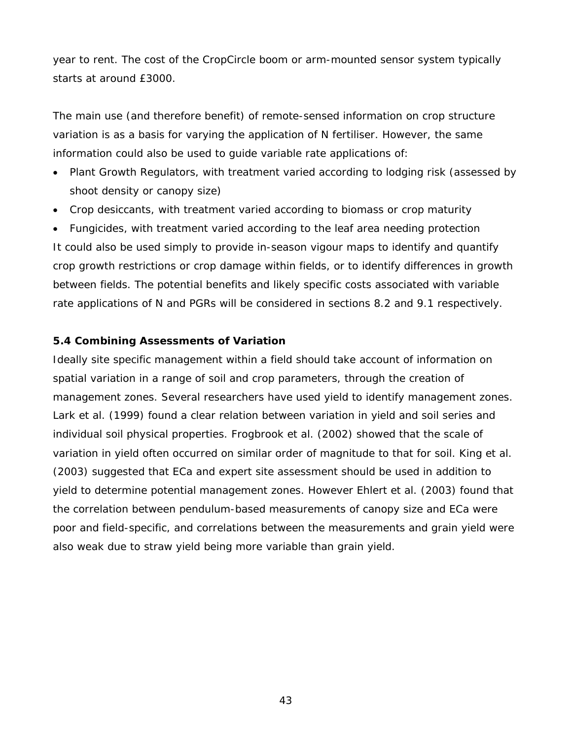year to rent. The cost of the CropCircle boom or arm-mounted sensor system typically starts at around £3000.

The main use (and therefore benefit) of remote-sensed information on crop structure variation is as a basis for varying the application of N fertiliser. However, the same information could also be used to guide variable rate applications of:

- Plant Growth Regulators, with treatment varied according to lodging risk (assessed by shoot density or canopy size)
- Crop desiccants, with treatment varied according to biomass or crop maturity
- Fungicides, with treatment varied according to the leaf area needing protection

It could also be used simply to provide in-season vigour maps to identify and quantify crop growth restrictions or crop damage within fields, or to identify differences in growth between fields. The potential benefits and likely specific costs associated with variable rate applications of N and PGRs will be considered in sections 8.2 and 9.1 respectively.

### 5.4 Combining Assessments of Variation

Ideally site specific management within a field should take account of information on spatial variation in a range of soil and crop parameters, through the creation of management zones. Several researchers have used yield to identify management zones. Lark et al. (1999) found a clear relation between variation in yield and soil series and individual soil physical properties. Frogbrook et al. (2002) showed that the scale of variation in yield often occurred on similar order of magnitude to that for soil. King et al. (2003) suggested that ECa and expert site assessment should be used in addition to yield to determine potential management zones. However Ehlert et al. (2003) found that the correlation between pendulum-based measurements of canopy size and ECa were poor and field-specific, and correlations between the measurements and grain yield were also weak due to straw yield being more variable than grain yield.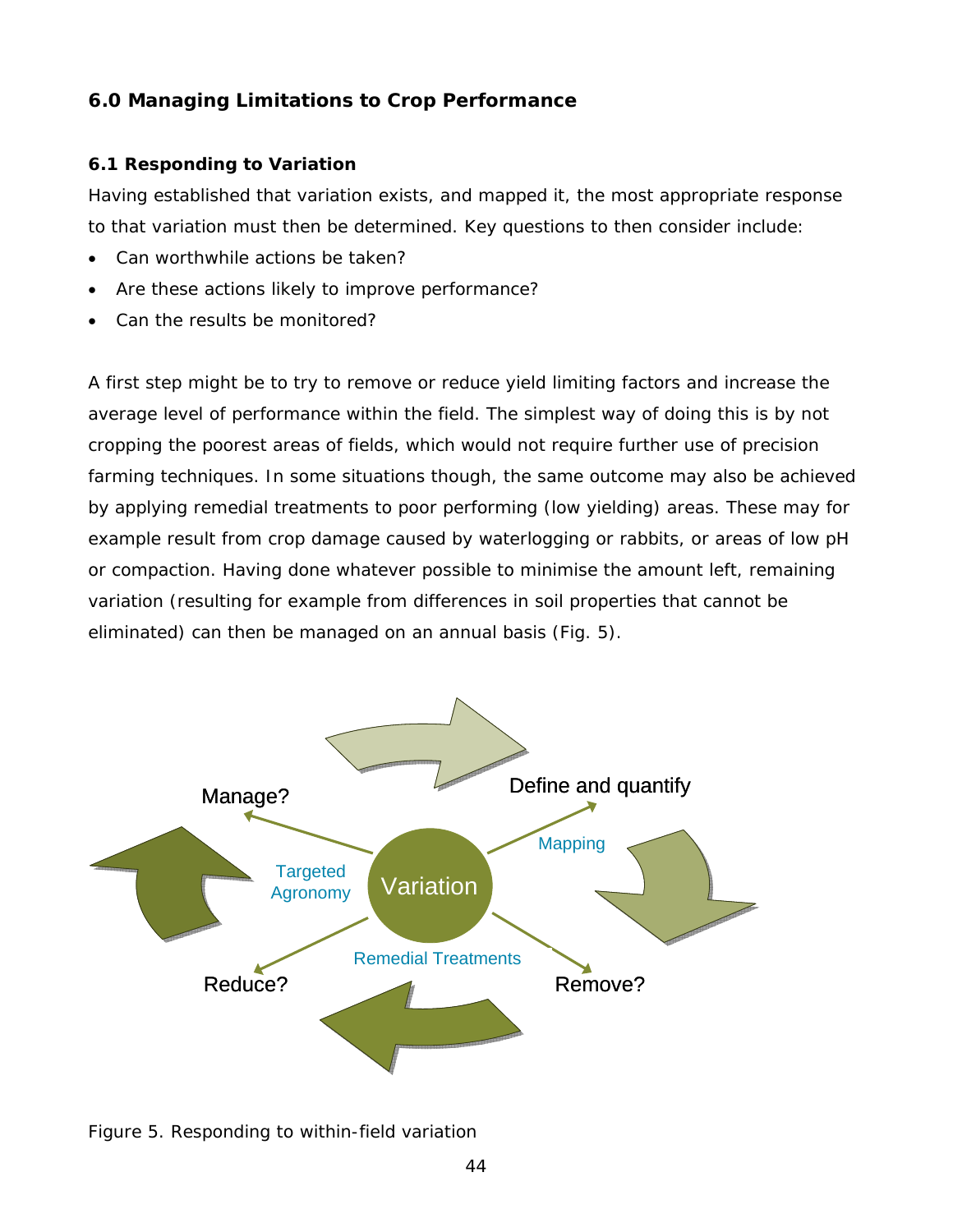## 6.0 Managing Limitations to Crop Performance

### 6.1 Responding to Variation

Having established that variation exists, and mapped it, the most appropriate response to that variation must then be determined. Key questions to then consider include:

- Can worthwhile actions be taken?
- Are these actions likely to improve performance?
- Can the results be monitored?

A first step might be to try to remove or reduce yield limiting factors and increase the average level of performance within the field. The simplest way of doing this is by not cropping the poorest areas of fields, which would not require further use of precision farming techniques. In some situations though, the same outcome may also be achieved by applying remedial treatments to poor performing (low yielding) areas. These may for example result from crop damage caused by waterlogging or rabbits, or areas of low pH or compaction. Having done whatever possible to minimise the amount left, remaining variation (resulting for example from differences in soil properties that cannot be eliminated) can then be managed on an annual basis (Fig. 5).

Define and quantify
Mapping
Remove?
Remedial Treatments
Reduce?
Targeted Agronomy
Manage?
Variation

Figure 5. Responding to within-field variation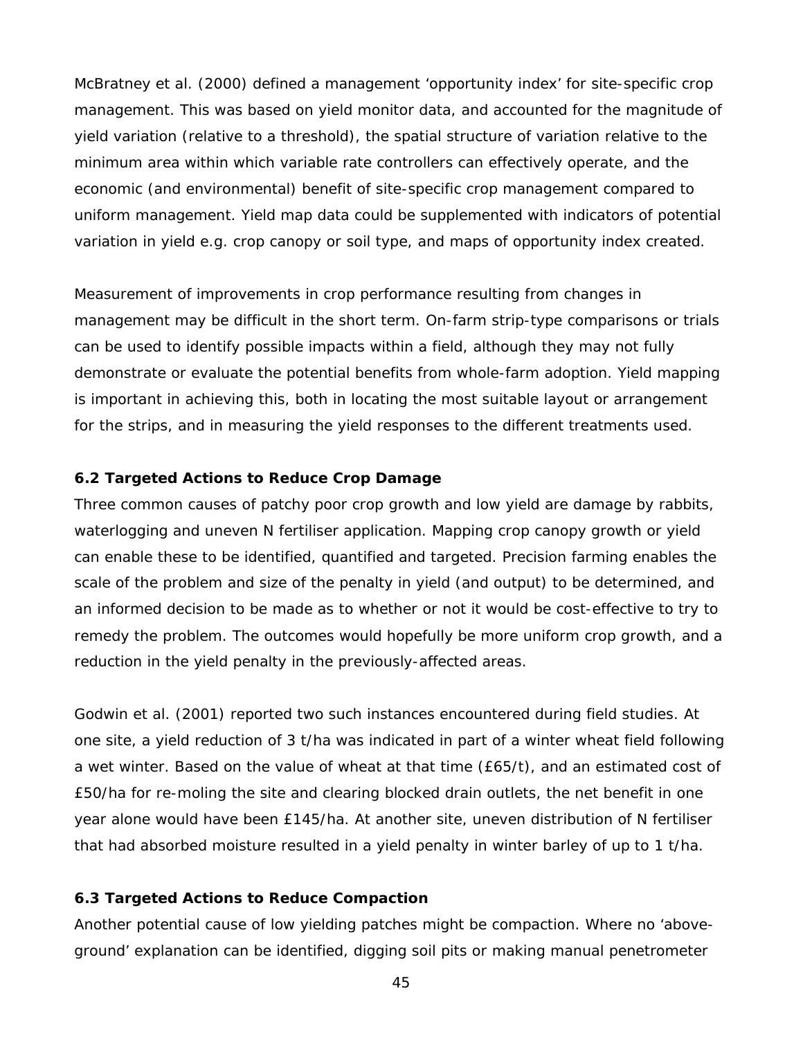McBratney et al. (2000) defined a management 'opportunity index' for site-specific crop management. This was based on yield monitor data, and accounted for the magnitude of yield variation (relative to a threshold), the spatial structure of variation relative to the minimum area within which variable rate controllers can effectively operate, and the economic (and environmental) benefit of site-specific crop management compared to uniform management. Yield map data could be supplemented with indicators of potential variation in yield e.g. crop canopy or soil type, and maps of opportunity index created.

Measurement of improvements in crop performance resulting from changes in management may be difficult in the short term. On-farm strip-type comparisons or trials can be used to identify possible impacts within a field, although they may not fully demonstrate or evaluate the potential benefits from whole-farm adoption. Yield mapping is important in achieving this, both in locating the most suitable layout or arrangement for the strips, and in measuring the yield responses to the different treatments used.

### 6.2 Targeted Actions to Reduce Crop Damage

Three common causes of patchy poor crop growth and low yield are damage by rabbits, waterlogging and uneven N fertiliser application. Mapping crop canopy growth or yield can enable these to be identified, quantified and targeted. Precision farming enables the scale of the problem and size of the penalty in yield (and output) to be determined, and an informed decision to be made as to whether or not it would be cost-effective to try to remedy the problem. The outcomes would hopefully be more uniform crop growth, and a reduction in the yield penalty in the previously-affected areas.

Godwin et al. (2001) reported two such instances encountered during field studies. At one site, a yield reduction of 3 t/ha was indicated in part of a winter wheat field following a wet winter. Based on the value of wheat at that time (£65/t), and an estimated cost of £50/ha for re-moling the site and clearing blocked drain outlets, the net benefit in one year alone would have been £145/ha. At another site, uneven distribution of N fertiliser that had absorbed moisture resulted in a yield penalty in winter barley of up to 1 t/ha.

### 6.3 Targeted Actions to Reduce Compaction

Another potential cause of low yielding patches might be compaction. Where no 'above-ground' explanation can be identified, digging soil pits or making manual penetrometer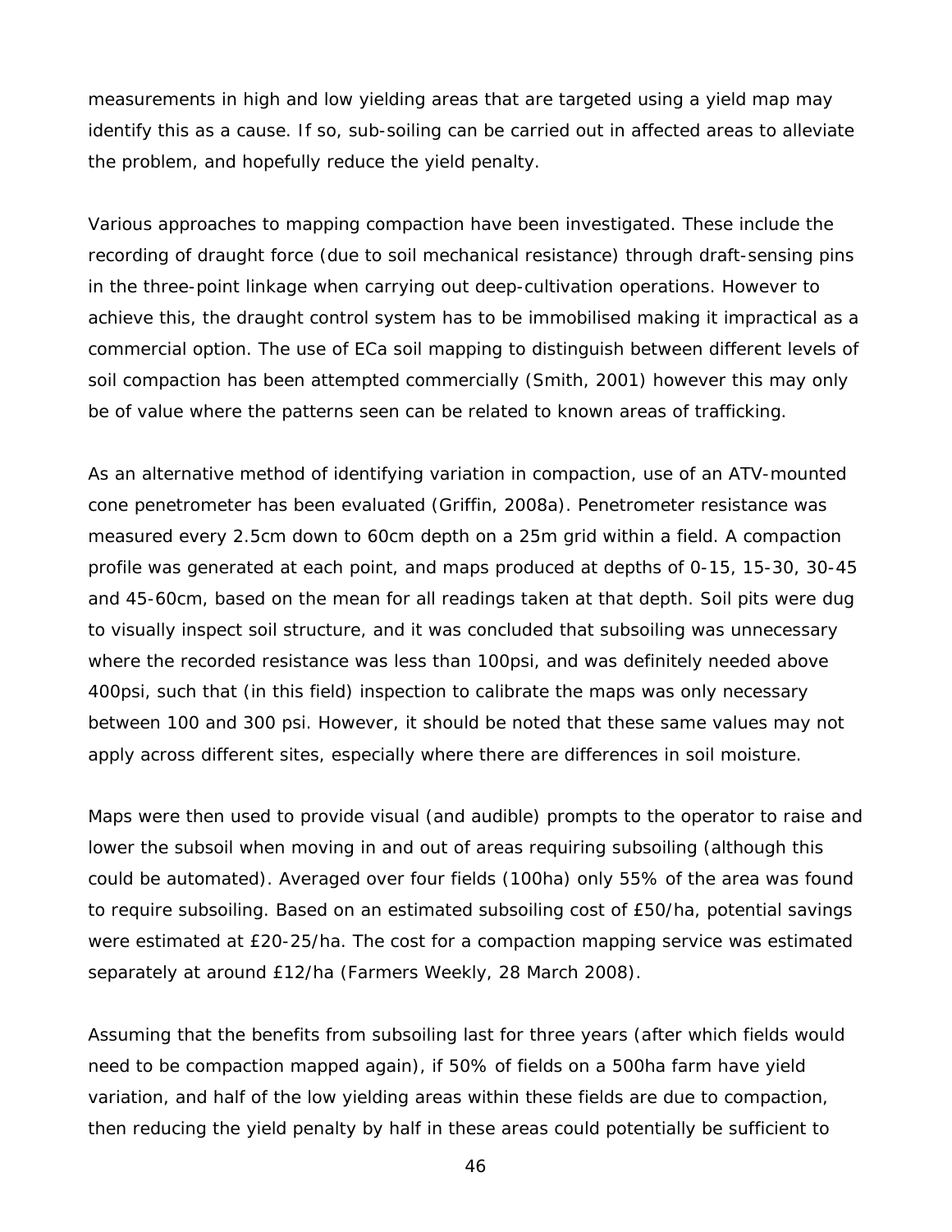measurements in high and low yielding areas that are targeted using a yield map may identify this as a cause. If so, sub-soiling can be carried out in affected areas to alleviate the problem, and hopefully reduce the yield penalty.

Various approaches to mapping compaction have been investigated. These include the recording of draught force (due to soil mechanical resistance) through draft-sensing pins in the three-point linkage when carrying out deep-cultivation operations. However to achieve this, the draught control system has to be immobilised making it impractical as a commercial option. The use of ECa soil mapping to distinguish between different levels of soil compaction has been attempted commercially (Smith, 2001) however this may only be of value where the patterns seen can be related to known areas of trafficking.

As an alternative method of identifying variation in compaction, use of an ATV-mounted cone penetrometer has been evaluated (Griffin, 2008a). Penetrometer resistance was measured every 2.5cm down to 60cm depth on a 25m grid within a field. A compaction profile was generated at each point, and maps produced at depths of 0-15, 15-30, 30-45 and 45-60cm, based on the mean for all readings taken at that depth. Soil pits were dug to visually inspect soil structure, and it was concluded that subsoiling was unnecessary where the recorded resistance was less than 100psi, and was definitely needed above 400psi, such that (in this field) inspection to calibrate the maps was only necessary between 100 and 300 psi. However, it should be noted that these same values may not apply across different sites, especially where there are differences in soil moisture.

Maps were then used to provide visual (and audible) prompts to the operator to raise and lower the subsoil when moving in and out of areas requiring subsoiling (although this could be automated). Averaged over four fields (100ha) only 55% of the area was found to require subsoiling. Based on an estimated subsoiling cost of £50/ha, potential savings were estimated at £20-25/ha. The cost for a compaction mapping service was estimated separately at around £12/ha (Farmers Weekly, 28 March 2008).

Assuming that the benefits from subsoiling last for three years (after which fields would need to be compaction mapped again), if 50% of fields on a 500ha farm have yield variation, and half of the low yielding areas within these fields are due to compaction, then reducing the yield penalty by half in these areas could potentially be sufficient to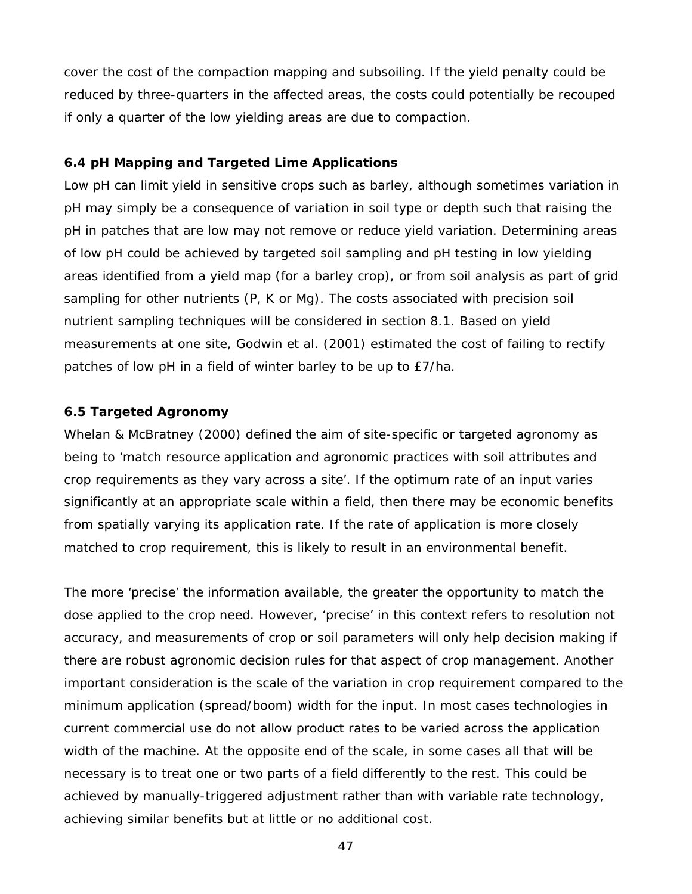cover the cost of the compaction mapping and subsoiling. If the yield penalty could be reduced by three-quarters in the affected areas, the costs could potentially be recouped if only a quarter of the low yielding areas are due to compaction.

### 6.4 pH Mapping and Targeted Lime Applications

Low pH can limit yield in sensitive crops such as barley, although sometimes variation in pH may simply be a consequence of variation in soil type or depth such that raising the pH in patches that are low may not remove or reduce yield variation. Determining areas of low pH could be achieved by targeted soil sampling and pH testing in low yielding areas identified from a yield map (for a barley crop), or from soil analysis as part of grid sampling for other nutrients (P, K or Mg). The costs associated with precision soil nutrient sampling techniques will be considered in section 8.1. Based on yield measurements at one site, Godwin et al. (2001) estimated the cost of failing to rectify patches of low pH in a field of winter barley to be up to £7/ha.

### 6.5 Targeted Agronomy

Whelan & McBratney (2000) defined the aim of site-specific or targeted agronomy as being to 'match resource application and agronomic practices with soil attributes and crop requirements as they vary across a site'. If the optimum rate of an input varies significantly at an appropriate scale within a field, then there may be economic benefits from spatially varying its application rate. If the rate of application is more closely matched to crop requirement, this is likely to result in an environmental benefit.

The more 'precise' the information available, the greater the opportunity to match the dose applied to the crop need. However, 'precise' in this context refers to resolution not accuracy, and measurements of crop or soil parameters will only help decision making if there are robust agronomic decision rules for that aspect of crop management. Another important consideration is the scale of the variation in crop requirement compared to the minimum application (spread/boom) width for the input. In most cases technologies in current commercial use do not allow product rates to be varied across the application width of the machine. At the opposite end of the scale, in some cases all that will be necessary is to treat one or two parts of a field differently to the rest. This could be achieved by manually-triggered adjustment rather than with variable rate technology, achieving similar benefits but at little or no additional cost.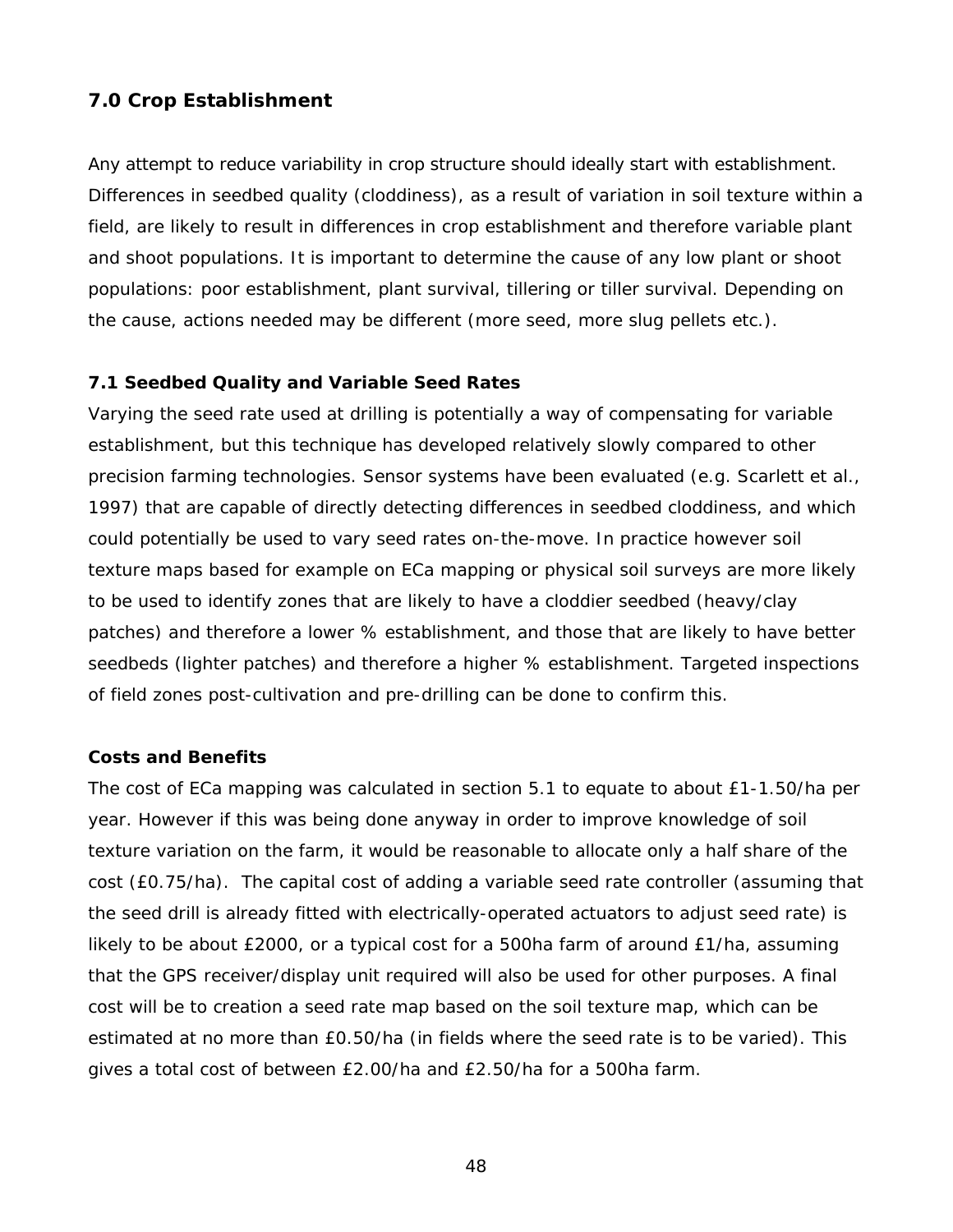## 7.0 Crop Establishment

Any attempt to reduce variability in crop structure should ideally start with establishment. Differences in seedbed quality (cloddiness), as a result of variation in soil texture within a field, are likely to result in differences in crop establishment and therefore variable plant and shoot populations. It is important to determine the cause of any low plant or shoot populations: poor establishment, plant survival, tillering or tiller survival. Depending on the cause, actions needed may be different (more seed, more slug pellets etc.).

### 7.1 Seedbed Quality and Variable Seed Rates

Varying the seed rate used at drilling is potentially a way of compensating for variable establishment, but this technique has developed relatively slowly compared to other precision farming technologies. Sensor systems have been evaluated (e.g. Scarlett et al., 1997) that are capable of directly detecting differences in seedbed cloddiness, and which could potentially be used to vary seed rates on-the-move. In practice however soil texture maps based for example on ECa mapping or physical soil surveys are more likely to be used to identify zones that are likely to have a cloddier seedbed (heavy/clay patches) and therefore a lower % establishment, and those that are likely to have better seedbeds (lighter patches) and therefore a higher % establishment. Targeted inspections of field zones post-cultivation and pre-drilling can be done to confirm this.

#### Costs and Benefits

The cost of ECa mapping was calculated in section 5.1 to equate to about £1-1.50/ha per year. However if this was being done anyway in order to improve knowledge of soil texture variation on the farm, it would be reasonable to allocate only a half share of the cost (£0.75/ha). The capital cost of adding a variable seed rate controller (assuming that the seed drill is already fitted with electrically-operated actuators to adjust seed rate) is likely to be about £2000, or a typical cost for a 500ha farm of around £1/ha, assuming that the GPS receiver/display unit required will also be used for other purposes. A final cost will be to creation a seed rate map based on the soil texture map, which can be estimated at no more than £0.50/ha (in fields where the seed rate is to be varied). This gives a total cost of between £2.00/ha and £2.50/ha for a 500ha farm.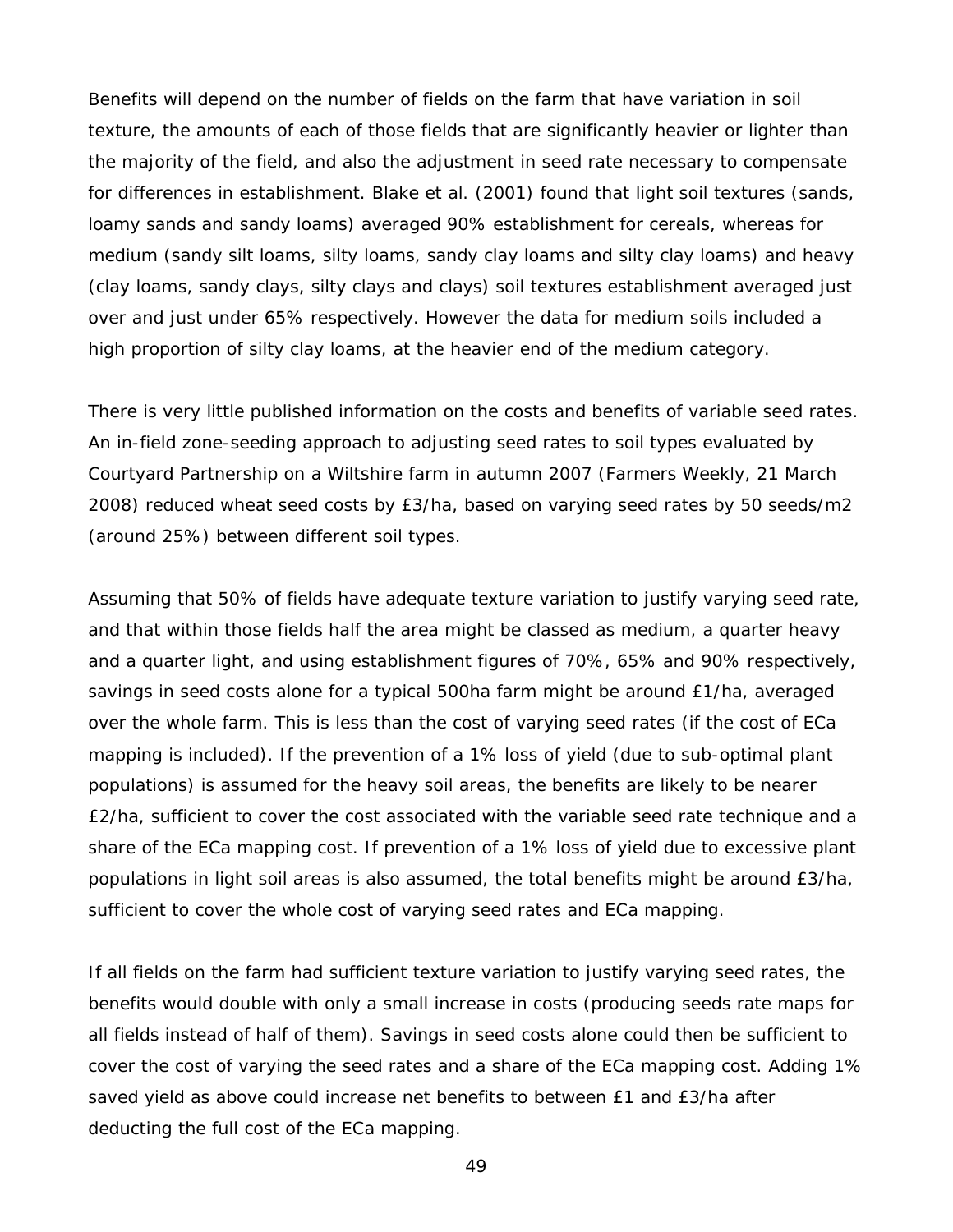Benefits will depend on the number of fields on the farm that have variation in soil texture, the amounts of each of those fields that are significantly heavier or lighter than the majority of the field, and also the adjustment in seed rate necessary to compensate for differences in establishment. Blake et al. (2001) found that light soil textures (sands, loamy sands and sandy loams) averaged 90% establishment for cereals, whereas for medium (sandy silt loams, silty loams, sandy clay loams and silty clay loams) and heavy (clay loams, sandy clays, silty clays and clays) soil textures establishment averaged just over and just under 65% respectively. However the data for medium soils included a high proportion of silty clay loams, at the heavier end of the medium category.

There is very little published information on the costs and benefits of variable seed rates. An in-field zone-seeding approach to adjusting seed rates to soil types evaluated by Courtyard Partnership on a Wiltshire farm in autumn 2007 (Farmers Weekly, 21 March 2008) reduced wheat seed costs by £3/ha, based on varying seed rates by 50 seeds/m2 (around 25%) between different soil types.

Assuming that 50% of fields have adequate texture variation to justify varying seed rate, and that within those fields half the area might be classed as medium, a quarter heavy and a quarter light, and using establishment figures of 70%, 65% and 90% respectively, savings in seed costs alone for a typical 500ha farm might be around £1/ha, averaged over the whole farm. This is less than the cost of varying seed rates (if the cost of ECa mapping is included). If the prevention of a 1% loss of yield (due to sub-optimal plant populations) is assumed for the heavy soil areas, the benefits are likely to be nearer £2/ha, sufficient to cover the cost associated with the variable seed rate technique and a share of the ECa mapping cost. If prevention of a 1% loss of yield due to excessive plant populations in light soil areas is also assumed, the total benefits might be around £3/ha, sufficient to cover the whole cost of varying seed rates and ECa mapping.

If all fields on the farm had sufficient texture variation to justify varying seed rates, the benefits would double with only a small increase in costs (producing seeds rate maps for all fields instead of half of them). Savings in seed costs alone could then be sufficient to cover the cost of varying the seed rates and a share of the ECa mapping cost. Adding 1% saved yield as above could increase net benefits to between £1 and £3/ha after deducting the full cost of the ECa mapping.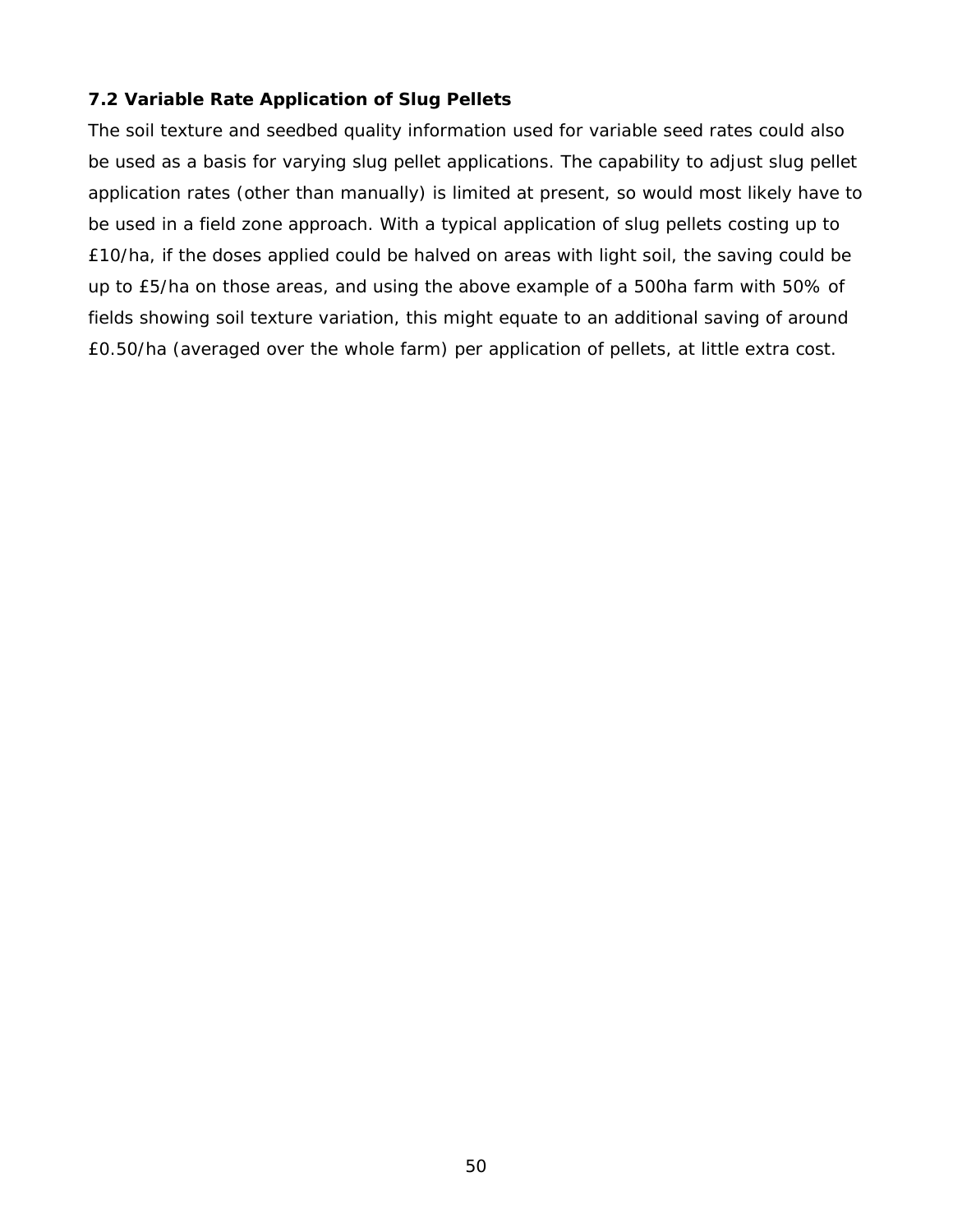### 7.2 Variable Rate Application of Slug Pellets

The soil texture and seedbed quality information used for variable seed rates could also be used as a basis for varying slug pellet applications. The capability to adjust slug pellet application rates (other than manually) is limited at present, so would most likely have to be used in a field zone approach. With a typical application of slug pellets costing up to £10/ha, if the doses applied could be halved on areas with light soil, the saving could be up to £5/ha on those areas, and using the above example of a 500ha farm with 50% of fields showing soil texture variation, this might equate to an additional saving of around £0.50/ha (averaged over the whole farm) per application of pellets, at little extra cost.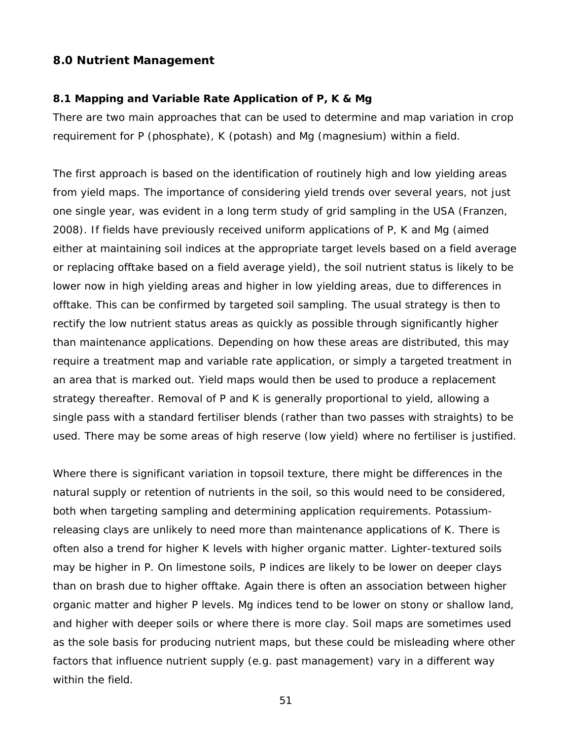## 8.0 Nutrient Management

### 8.1 Mapping and Variable Rate Application of P, K & Mg

There are two main approaches that can be used to determine and map variation in crop requirement for P (phosphate), K (potash) and Mg (magnesium) within a field.

The first approach is based on the identification of routinely high and low yielding areas from yield maps. The importance of considering yield trends over several years, not just one single year, was evident in a long term study of grid sampling in the USA (Franzen, 2008). If fields have previously received uniform applications of P, K and Mg (aimed either at maintaining soil indices at the appropriate target levels based on a field average or replacing offtake based on a field average yield), the soil nutrient status is likely to be lower now in high yielding areas and higher in low yielding areas, due to differences in offtake. This can be confirmed by targeted soil sampling. The usual strategy is then to rectify the low nutrient status areas as quickly as possible through significantly higher than maintenance applications. Depending on how these areas are distributed, this may require a treatment map and variable rate application, or simply a targeted treatment in an area that is marked out. Yield maps would then be used to produce a replacement strategy thereafter. Removal of P and K is generally proportional to yield, allowing a single pass with a standard fertiliser blends (rather than two passes with straights) to be used. There may be some areas of high reserve (low yield) where no fertiliser is justified.

Where there is significant variation in topsoil texture, there might be differences in the natural supply or retention of nutrients in the soil, so this would need to be considered, both when targeting sampling and determining application requirements. Potassium-releasing clays are unlikely to need more than maintenance applications of K. There is often also a trend for higher K levels with higher organic matter. Lighter-textured soils may be higher in P. On limestone soils, P indices are likely to be lower on deeper clays than on brash due to higher offtake. Again there is often an association between higher organic matter and higher P levels. Mg indices tend to be lower on stony or shallow land, and higher with deeper soils or where there is more clay. Soil maps are sometimes used as the sole basis for producing nutrient maps, but these could be misleading where other factors that influence nutrient supply (e.g. past management) vary in a different way within the field.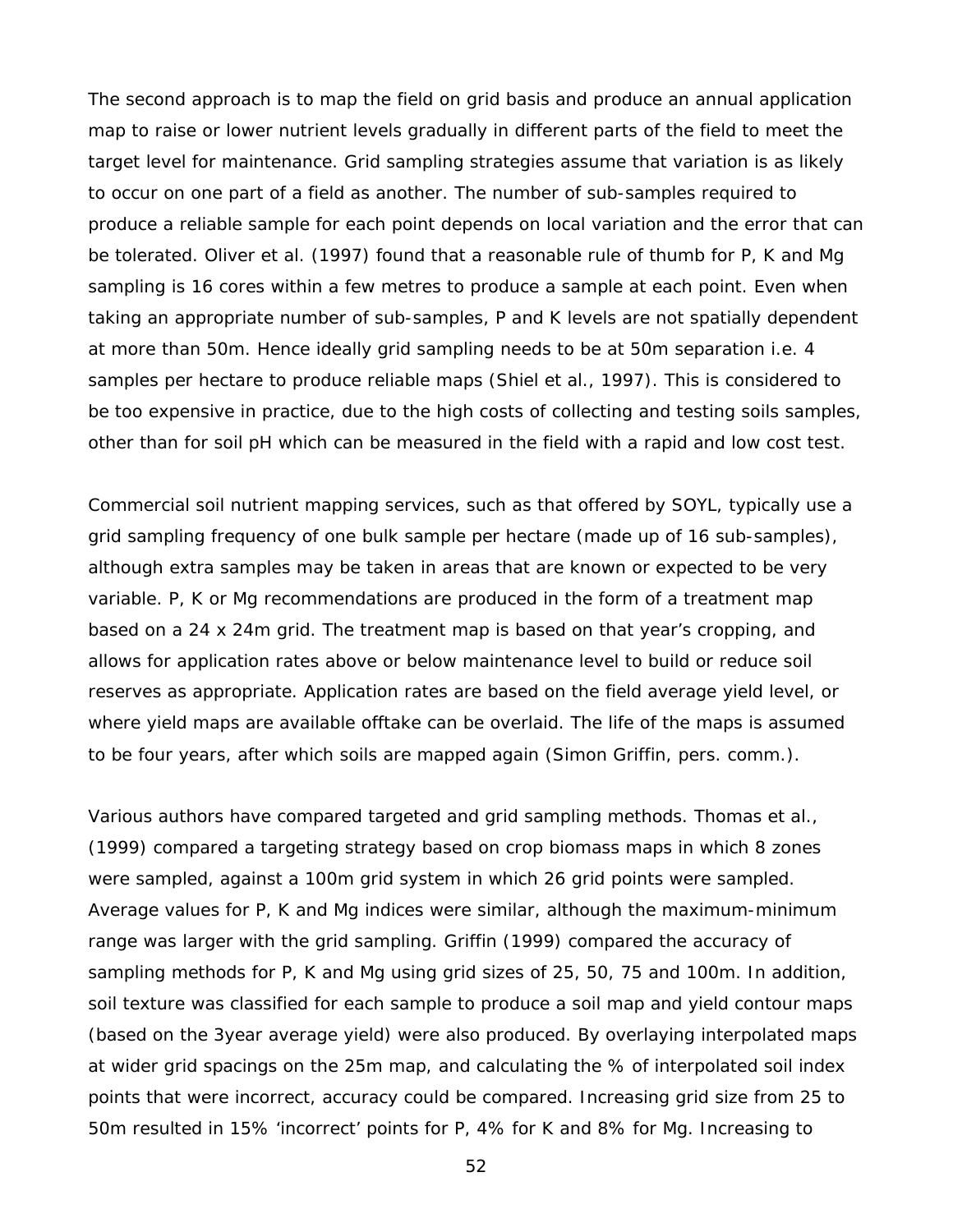The second approach is to map the field on grid basis and produce an annual application map to raise or lower nutrient levels gradually in different parts of the field to meet the target level for maintenance. Grid sampling strategies assume that variation is as likely to occur on one part of a field as another. The number of sub-samples required to produce a reliable sample for each point depends on local variation and the error that can be tolerated. Oliver et al. (1997) found that a reasonable rule of thumb for P, K and Mg sampling is 16 cores within a few metres to produce a sample at each point. Even when taking an appropriate number of sub-samples, P and K levels are not spatially dependent at more than 50m. Hence ideally grid sampling needs to be at 50m separation i.e. 4 samples per hectare to produce reliable maps (Shiel et al., 1997). This is considered to be too expensive in practice, due to the high costs of collecting and testing soils samples, other than for soil pH which can be measured in the field with a rapid and low cost test.

Commercial soil nutrient mapping services, such as that offered by SOYL, typically use a grid sampling frequency of one bulk sample per hectare (made up of 16 sub-samples), although extra samples may be taken in areas that are known or expected to be very variable. P, K or Mg recommendations are produced in the form of a treatment map based on a 24 x 24m grid. The treatment map is based on that year's cropping, and allows for application rates above or below maintenance level to build or reduce soil reserves as appropriate. Application rates are based on the field average yield level, or where yield maps are available offtake can be overlaid. The life of the maps is assumed to be four years, after which soils are mapped again (Simon Griffin, pers. comm.).

Various authors have compared targeted and grid sampling methods. Thomas et al., (1999) compared a targeting strategy based on crop biomass maps in which 8 zones were sampled, against a 100m grid system in which 26 grid points were sampled. Average values for P, K and Mg indices were similar, although the maximum-minimum range was larger with the grid sampling. Griffin (1999) compared the accuracy of sampling methods for P, K and Mg using grid sizes of 25, 50, 75 and 100m. In addition, soil texture was classified for each sample to produce a soil map and yield contour maps (based on the 3year average yield) were also produced. By overlaying interpolated maps at wider grid spacings on the 25m map, and calculating the % of interpolated soil index points that were incorrect, accuracy could be compared. Increasing grid size from 25 to 50m resulted in 15% 'incorrect' points for P, 4% for K and 8% for Mg. Increasing to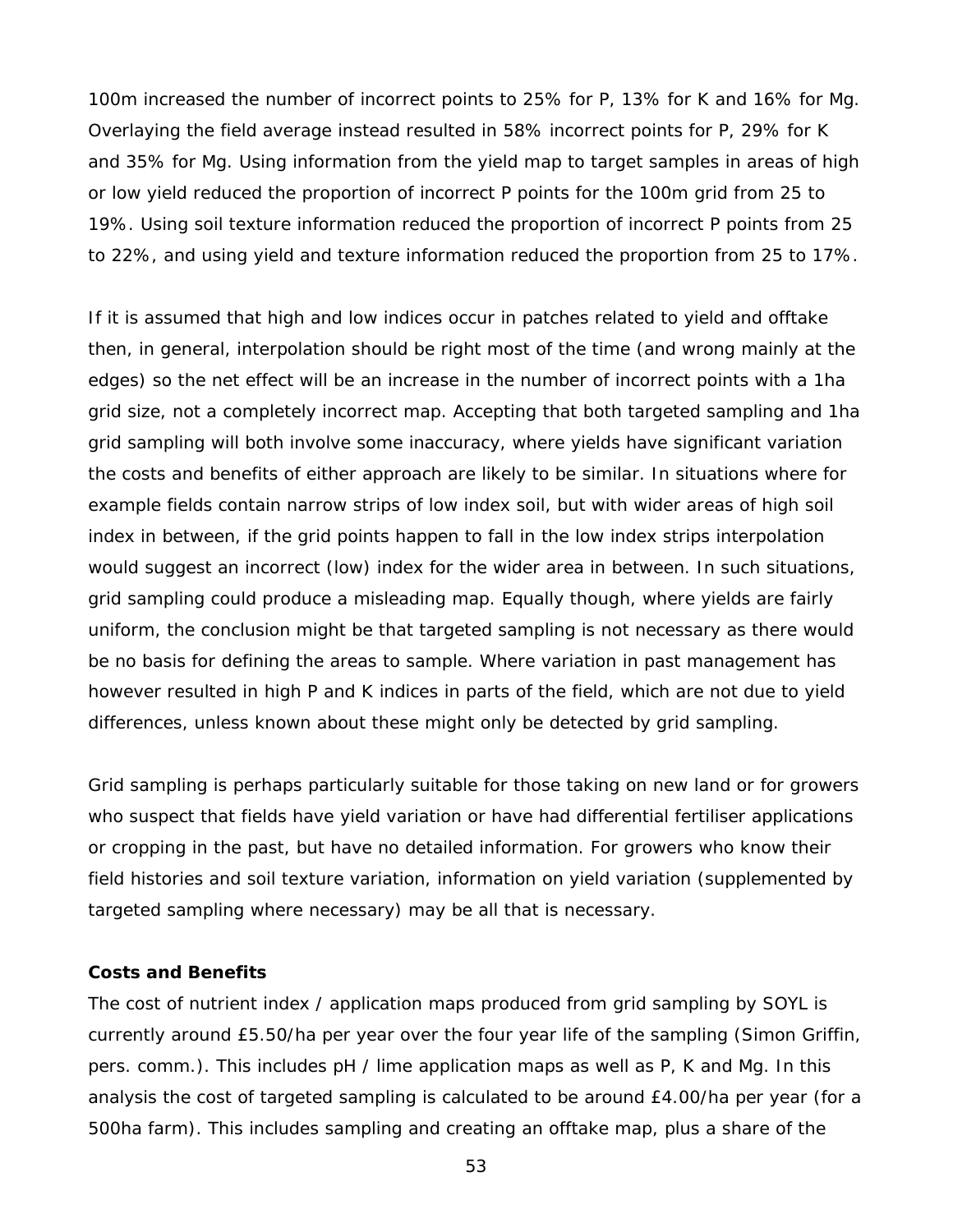100m increased the number of incorrect points to 25% for P, 13% for K and 16% for Mg. Overlaying the field average instead resulted in 58% incorrect points for P, 29% for K and 35% for Mg. Using information from the yield map to target samples in areas of high or low yield reduced the proportion of incorrect P points for the 100m grid from 25 to 19%. Using soil texture information reduced the proportion of incorrect P points from 25 to 22%, and using yield and texture information reduced the proportion from 25 to 17%.

If it is assumed that high and low indices occur in patches related to yield and offtake then, in general, interpolation should be right most of the time (and wrong mainly at the edges) so the net effect will be an increase in the number of incorrect points with a 1ha grid size, not a completely incorrect map. Accepting that both targeted sampling and 1ha grid sampling will both involve some inaccuracy, where yields have significant variation the costs and benefits of either approach are likely to be similar. In situations where for example fields contain narrow strips of low index soil, but with wider areas of high soil index in between, if the grid points happen to fall in the low index strips interpolation would suggest an incorrect (low) index for the wider area in between. In such situations, grid sampling could produce a misleading map. Equally though, where yields are fairly uniform, the conclusion might be that targeted sampling is not necessary as there would be no basis for defining the areas to sample. Where variation in past management has however resulted in high P and K indices in parts of the field, which are not due to yield differences, unless known about these might only be detected by grid sampling.

Grid sampling is perhaps particularly suitable for those taking on new land or for growers who suspect that fields have yield variation or have had differential fertiliser applications or cropping in the past, but have no detailed information. For growers who know their field histories and soil texture variation, information on yield variation (supplemented by targeted sampling where necessary) may be all that is necessary.

**Costs and Benefits**

The cost of nutrient index / application maps produced from grid sampling by SOYL is currently around £5.50/ha per year over the four year life of the sampling (Simon Griffin, pers. comm.). This includes pH / lime application maps as well as P, K and Mg. In this analysis the cost of targeted sampling is calculated to be around £4.00/ha per year (for a 500ha farm). This includes sampling and creating an offtake map, plus a share of the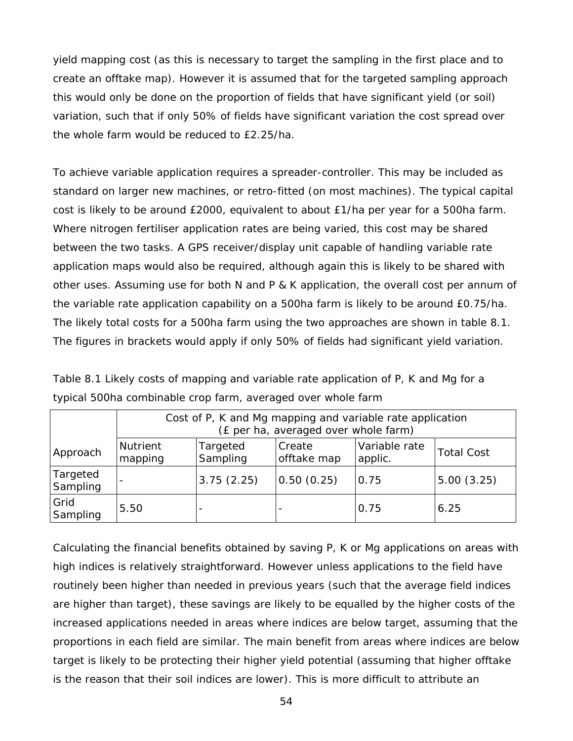yield mapping cost (as this is necessary to target the sampling in the first place and to create an offtake map). However it is assumed that for the targeted sampling approach this would only be done on the proportion of fields that have significant yield (or soil) variation, such that if only 50% of fields have significant variation the cost spread over the whole farm would be reduced to £2.25/ha.

To achieve variable application requires a spreader-controller. This may be included as standard on larger new machines, or retro-fitted (on most machines). The typical capital cost is likely to be around £2000, equivalent to about £1/ha per year for a 500ha farm. Where nitrogen fertiliser application rates are being varied, this cost may be shared between the two tasks. A GPS receiver/display unit capable of handling variable rate application maps would also be required, although again this is likely to be shared with other uses. Assuming use for both N and P & K application, the overall cost per annum of the variable rate application capability on a 500ha farm is likely to be around £0.75/ha. The likely total costs for a 500ha farm using the two approaches are shown in table 8.1. The figures in brackets would apply if only 50% of fields had significant yield variation.

Table 8.1 Likely costs of mapping and variable rate application of P, K and Mg for a typical 500ha combinable crop farm, averaged over whole farm

| | Cost of P, K and Mg mapping and variable rate application (£ per ha, averaged over whole farm) | | | | |
|---|---|---|---|---|---|
| Approach | Nutrient mapping | Targeted Sampling | Create offtake map | Variable rate applic. | Total Cost |
| Targeted Sampling | - | 3.75 (2.25) | 0.50 (0.25) | 0.75 | 5.00 (3.25) |
| Grid Sampling | 5.50 | - | - | 0.75 | 6.25 |

Calculating the financial benefits obtained by saving P, K or Mg applications on areas with high indices is relatively straightforward. However unless applications to the field have routinely been higher than needed in previous years (such that the average field indices are higher than target), these savings are likely to be equalled by the higher costs of the increased applications needed in areas where indices are below target, assuming that the proportions in each field are similar. The main benefit from areas where indices are below target is likely to be protecting their higher yield potential (assuming that higher offtake is the reason that their soil indices are lower). This is more difficult to attribute an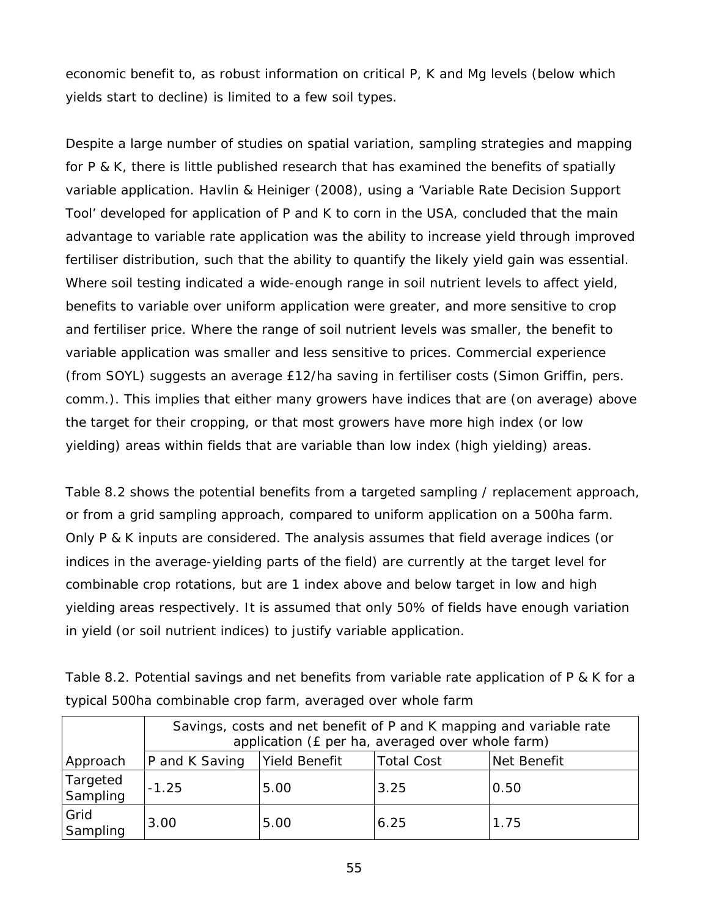economic benefit to, as robust information on critical P, K and Mg levels (below which yields start to decline) is limited to a few soil types.

Despite a large number of studies on spatial variation, sampling strategies and mapping for P & K, there is little published research that has examined the benefits of spatially variable application. Havlin & Heiniger (2008), using a 'Variable Rate Decision Support Tool' developed for application of P and K to corn in the USA, concluded that the main advantage to variable rate application was the ability to increase yield through improved fertiliser distribution, such that the ability to quantify the likely yield gain was essential. Where soil testing indicated a wide-enough range in soil nutrient levels to affect yield, benefits to variable over uniform application were greater, and more sensitive to crop and fertiliser price. Where the range of soil nutrient levels was smaller, the benefit to variable application was smaller and less sensitive to prices. Commercial experience (from SOYL) suggests an average £12/ha saving in fertiliser costs (Simon Griffin, pers. comm.). This implies that either many growers have indices that are (on average) above the target for their cropping, or that most growers have more high index (or low yielding) areas within fields that are variable than low index (high yielding) areas.

Table 8.2 shows the potential benefits from a targeted sampling / replacement approach, or from a grid sampling approach, compared to uniform application on a 500ha farm. Only P & K inputs are considered. The analysis assumes that field average indices (or indices in the average-yielding parts of the field) are currently at the target level for combinable crop rotations, but are 1 index above and below target in low and high yielding areas respectively. It is assumed that only 50% of fields have enough variation in yield (or soil nutrient indices) to justify variable application.

Table 8.2. Potential savings and net benefits from variable rate application of P & K for a typical 500ha combinable crop farm, averaged over whole farm

| | Savings, costs and net benefit of P and K mapping and variable rate application (£ per ha, averaged over whole farm) | | | |
|---|---|---|---|---|
| Approach | P and K Saving | Yield Benefit | Total Cost | Net Benefit |
| Targeted Sampling | -1.25 | 5.00 | 3.25 | 0.50 |
| Grid Sampling | 3.00 | 5.00 | 6.25 | 1.75 |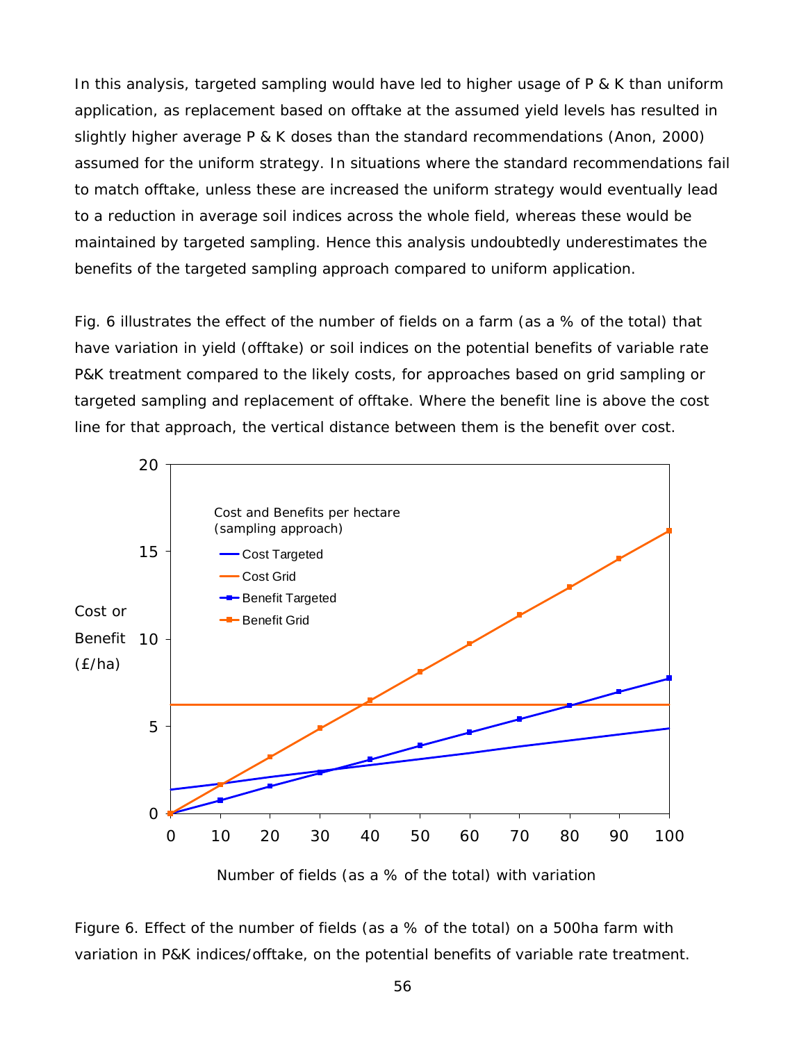In this analysis, targeted sampling would have led to higher usage of P & K than uniform application, as replacement based on offtake at the assumed yield levels has resulted in slightly higher average P & K doses than the standard recommendations (Anon, 2000) assumed for the uniform strategy. In situations where the standard recommendations fail to match offtake, unless these are increased the uniform strategy would eventually lead to a reduction in average soil indices across the whole field, whereas these would be maintained by targeted sampling. Hence this analysis undoubtedly underestimates the benefits of the targeted sampling approach compared to uniform application.

Fig. 6 illustrates the effect of the number of fields on a farm (as a % of the total) that have variation in yield (offtake) or soil indices on the potential benefits of variable rate P&K treatment compared to the likely costs, for approaches based on grid sampling or targeted sampling and replacement of offtake. Where the benefit line is above the cost line for that approach, the vertical distance between them is the benefit over cost.

Cost and Benefits per hectare (sampling approach)

Cost Targeted

Cost Grid

Benefit Targeted

Benefit Grid

Cost or Benefit (£/ha)

0 5 10 15 20

0 10 20 30 40 50 60 70 80 90 100

Number of fields (as a % of the total) with variation

Figure 6. Effect of the number of fields (as a % of the total) on a 500ha farm with variation in P&K indices/offtake, on the potential benefits of variable rate treatment.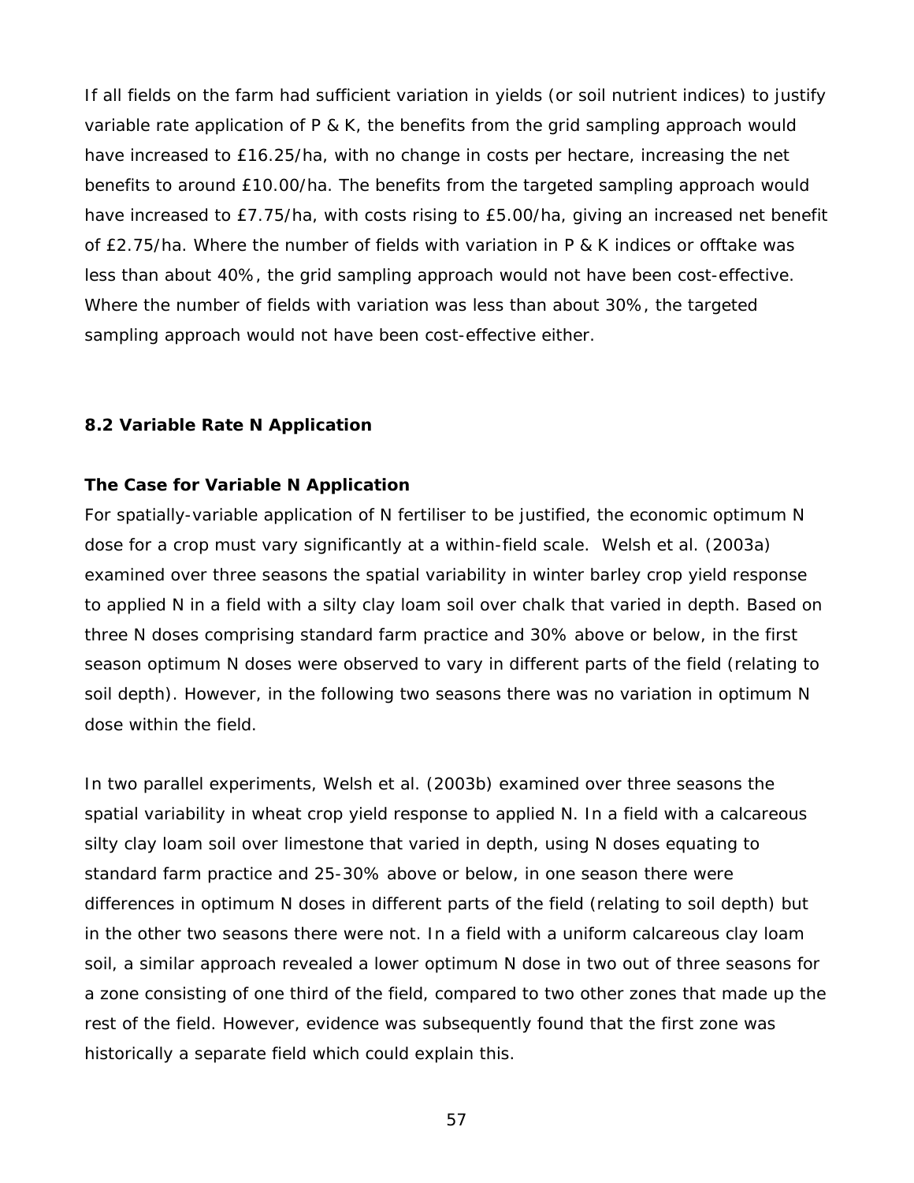If all fields on the farm had sufficient variation in yields (or soil nutrient indices) to justify variable rate application of P & K, the benefits from the grid sampling approach would have increased to £16.25/ha, with no change in costs per hectare, increasing the net benefits to around £10.00/ha. The benefits from the targeted sampling approach would have increased to £7.75/ha, with costs rising to £5.00/ha, giving an increased net benefit of £2.75/ha. Where the number of fields with variation in P & K indices or offtake was less than about 40%, the grid sampling approach would not have been cost-effective. Where the number of fields with variation was less than about 30%, the targeted sampling approach would not have been cost-effective either.

## 8.2 Variable Rate N Application

### The Case for Variable N Application

For spatially-variable application of N fertiliser to be justified, the economic optimum N dose for a crop must vary significantly at a within-field scale. Welsh et al. (2003a) examined over three seasons the spatial variability in winter barley crop yield response to applied N in a field with a silty clay loam soil over chalk that varied in depth. Based on three N doses comprising standard farm practice and 30% above or below, in the first season optimum N doses were observed to vary in different parts of the field (relating to soil depth). However, in the following two seasons there was no variation in optimum N dose within the field.

In two parallel experiments, Welsh et al. (2003b) examined over three seasons the spatial variability in wheat crop yield response to applied N. In a field with a calcareous silty clay loam soil over limestone that varied in depth, using N doses equating to standard farm practice and 25-30% above or below, in one season there were differences in optimum N doses in different parts of the field (relating to soil depth) but in the other two seasons there were not. In a field with a uniform calcareous clay loam soil, a similar approach revealed a lower optimum N dose in two out of three seasons for a zone consisting of one third of the field, compared to two other zones that made up the rest of the field. However, evidence was subsequently found that the first zone was historically a separate field which could explain this.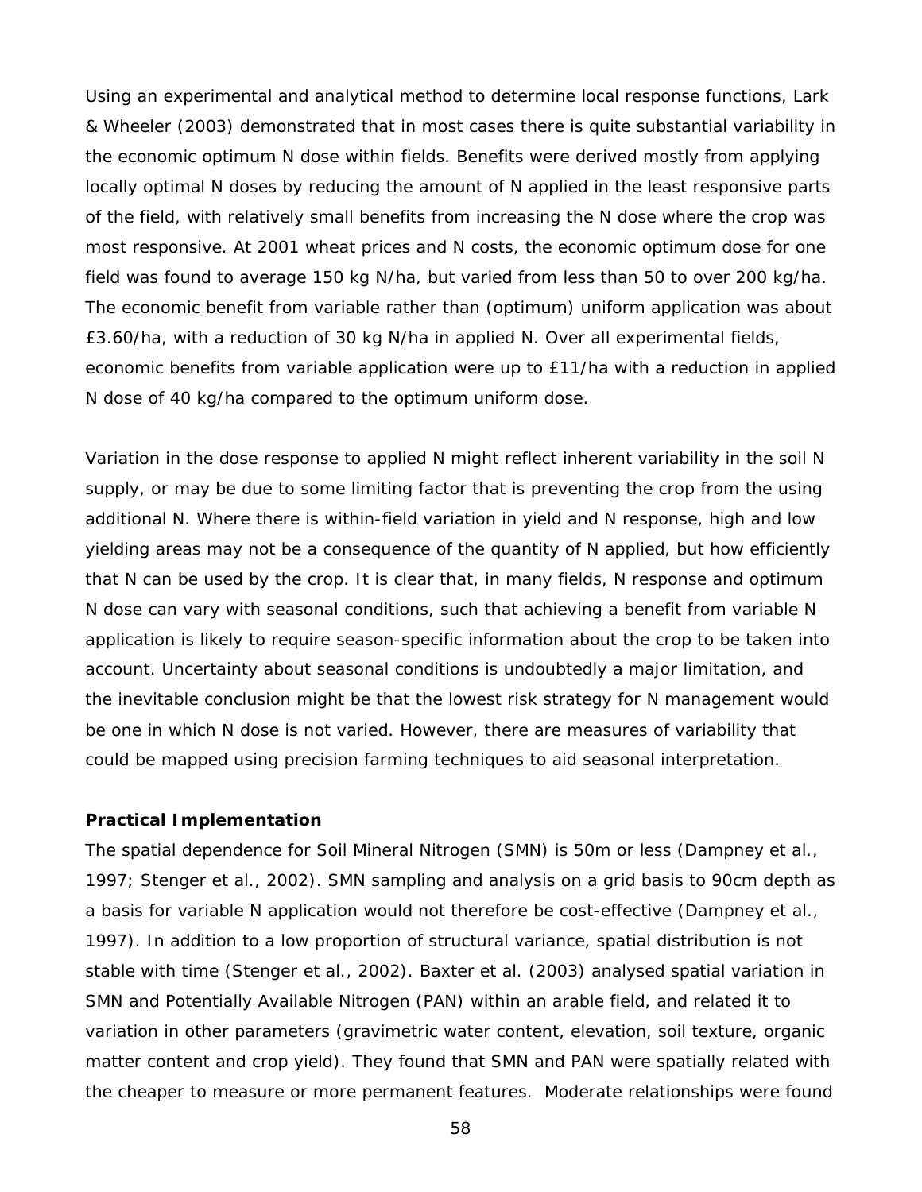Using an experimental and analytical method to determine local response functions, Lark & Wheeler (2003) demonstrated that in most cases there is quite substantial variability in the economic optimum N dose within fields. Benefits were derived mostly from applying locally optimal N doses by reducing the amount of N applied in the least responsive parts of the field, with relatively small benefits from increasing the N dose where the crop was most responsive. At 2001 wheat prices and N costs, the economic optimum dose for one field was found to average 150 kg N/ha, but varied from less than 50 to over 200 kg/ha. The economic benefit from variable rather than (optimum) uniform application was about £3.60/ha, with a reduction of 30 kg N/ha in applied N. Over all experimental fields, economic benefits from variable application were up to £11/ha with a reduction in applied N dose of 40 kg/ha compared to the optimum uniform dose.

Variation in the dose response to applied N might reflect inherent variability in the soil N supply, or may be due to some limiting factor that is preventing the crop from the using additional N. Where there is within-field variation in yield and N response, high and low yielding areas may not be a consequence of the quantity of N applied, but how efficiently that N can be used by the crop. It is clear that, in many fields, N response and optimum N dose can vary with seasonal conditions, such that achieving a benefit from variable N application is likely to require season-specific information about the crop to be taken into account. Uncertainty about seasonal conditions is undoubtedly a major limitation, and the inevitable conclusion might be that the lowest risk strategy for N management would be one in which N dose is not varied. However, there are measures of variability that could be mapped using precision farming techniques to aid seasonal interpretation.

**Practical Implementation**

The spatial dependence for Soil Mineral Nitrogen (SMN) is 50m or less (Dampney et al., 1997; Stenger et al., 2002). SMN sampling and analysis on a grid basis to 90cm depth as a basis for variable N application would not therefore be cost-effective (Dampney et al., 1997). In addition to a low proportion of structural variance, spatial distribution is not stable with time (Stenger et al., 2002). Baxter et al. (2003) analysed spatial variation in SMN and Potentially Available Nitrogen (PAN) within an arable field, and related it to variation in other parameters (gravimetric water content, elevation, soil texture, organic matter content and crop yield). They found that SMN and PAN were spatially related with the cheaper to measure or more permanent features. Moderate relationships were found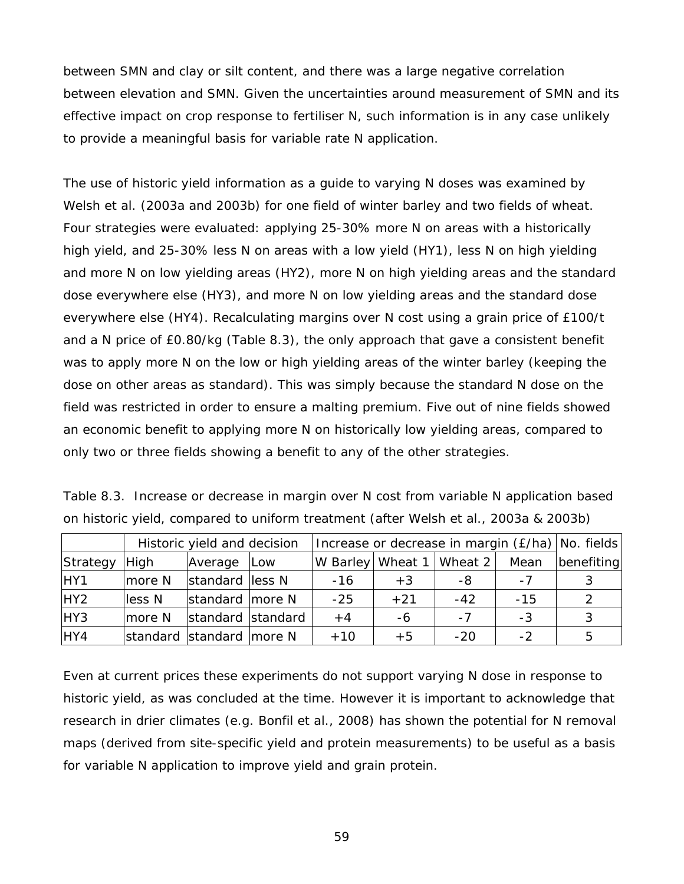between SMN and clay or silt content, and there was a large negative correlation between elevation and SMN. Given the uncertainties around measurement of SMN and its effective impact on crop response to fertiliser N, such information is in any case unlikely to provide a meaningful basis for variable rate N application.

The use of historic yield information as a guide to varying N doses was examined by Welsh et al. (2003a and 2003b) for one field of winter barley and two fields of wheat. Four strategies were evaluated: applying 25-30% more N on areas with a historically high yield, and 25-30% less N on areas with a low yield (HY1), less N on high yielding and more N on low yielding areas (HY2), more N on high yielding areas and the standard dose everywhere else (HY3), and more N on low yielding areas and the standard dose everywhere else (HY4). Recalculating margins over N cost using a grain price of £100/t and a N price of £0.80/kg (Table 8.3), the only approach that gave a consistent benefit was to apply more N on the low or high yielding areas of the winter barley (keeping the dose on other areas as standard). This was simply because the standard N dose on the field was restricted in order to ensure a malting premium. Five out of nine fields showed an economic benefit to applying more N on historically low yielding areas, compared to only two or three fields showing a benefit to any of the other strategies.

Table 8.3. Increase or decrease in margin over N cost from variable N application based on historic yield, compared to uniform treatment (after Welsh et al., 2003a & 2003b)

| | Historic yield and decision | | | Increase or decrease in margin (£/ha) | | | | No. fields |
|---|---|---|---|---|---|---|---|---|
| Strategy | High | Average | Low | W Barley | Wheat 1 | Wheat 2 | Mean | benefiting |
| HY1 | more N | standard | less N | -16 | +3 | -8 | -7 | 3 |
| HY2 | less N | standard | more N | -25 | +21 | -42 | -15 | 2 |
| HY3 | more N | standard | standard | +4 | -6 | -7 | -3 | 3 |
| HY4 | standard | standard | more N | +10 | +5 | -20 | -2 | 5 |

Even at current prices these experiments do not support varying N dose in response to historic yield, as was concluded at the time. However it is important to acknowledge that research in drier climates (e.g. Bonfil et al., 2008) has shown the potential for N removal maps (derived from site-specific yield and protein measurements) to be useful as a basis for variable N application to improve yield and grain protein.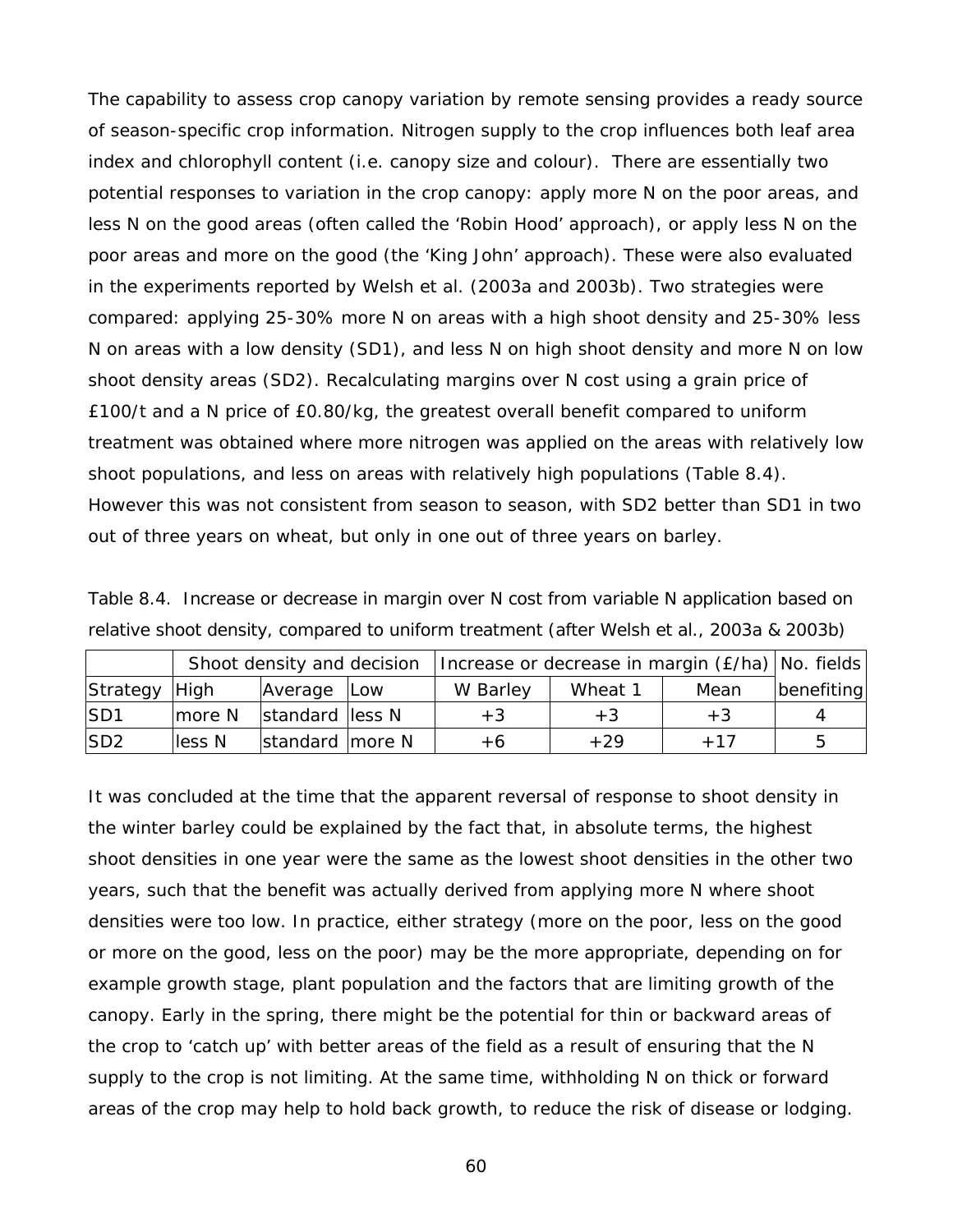The capability to assess crop canopy variation by remote sensing provides a ready source of season-specific crop information. Nitrogen supply to the crop influences both leaf area index and chlorophyll content (i.e. canopy size and colour). There are essentially two potential responses to variation in the crop canopy: apply more N on the poor areas, and less N on the good areas (often called the 'Robin Hood' approach), or apply less N on the poor areas and more on the good (the 'King John' approach). These were also evaluated in the experiments reported by Welsh et al. (2003a and 2003b). Two strategies were compared: applying 25-30% more N on areas with a high shoot density and 25-30% less N on areas with a low density (SD1), and less N on high shoot density and more N on low shoot density areas (SD2). Recalculating margins over N cost using a grain price of £100/t and a N price of £0.80/kg, the greatest overall benefit compared to uniform treatment was obtained where more nitrogen was applied on the areas with relatively low shoot populations, and less on areas with relatively high populations (Table 8.4). However this was not consistent from season to season, with SD2 better than SD1 in two out of three years on wheat, but only in one out of three years on barley.

Table 8.4. Increase or decrease in margin over N cost from variable N application based on relative shoot density, compared to uniform treatment (after Welsh et al., 2003a & 2003b)

| | Shoot density and decision | | | Increase or decrease in margin (£/ha) | | | No. fields |
|---|---|---|---|---|---|---|---|
| Strategy | High | Average | Low | W Barley | Wheat 1 | Mean | benefiting |
| SD1 | more N | standard | less N | +3 | +3 | +3 | 4 |
| SD2 | less N | standard | more N | +6 | +29 | +17 | 5 |

It was concluded at the time that the apparent reversal of response to shoot density in the winter barley could be explained by the fact that, in absolute terms, the highest shoot densities in one year were the same as the lowest shoot densities in the other two years, such that the benefit was actually derived from applying more N where shoot densities were too low. In practice, either strategy (more on the poor, less on the good or more on the good, less on the poor) may be the more appropriate, depending on for example growth stage, plant population and the factors that are limiting growth of the canopy. Early in the spring, there might be the potential for thin or backward areas of the crop to 'catch up' with better areas of the field as a result of ensuring that the N supply to the crop is not limiting. At the same time, withholding N on thick or forward areas of the crop may help to hold back growth, to reduce the risk of disease or lodging.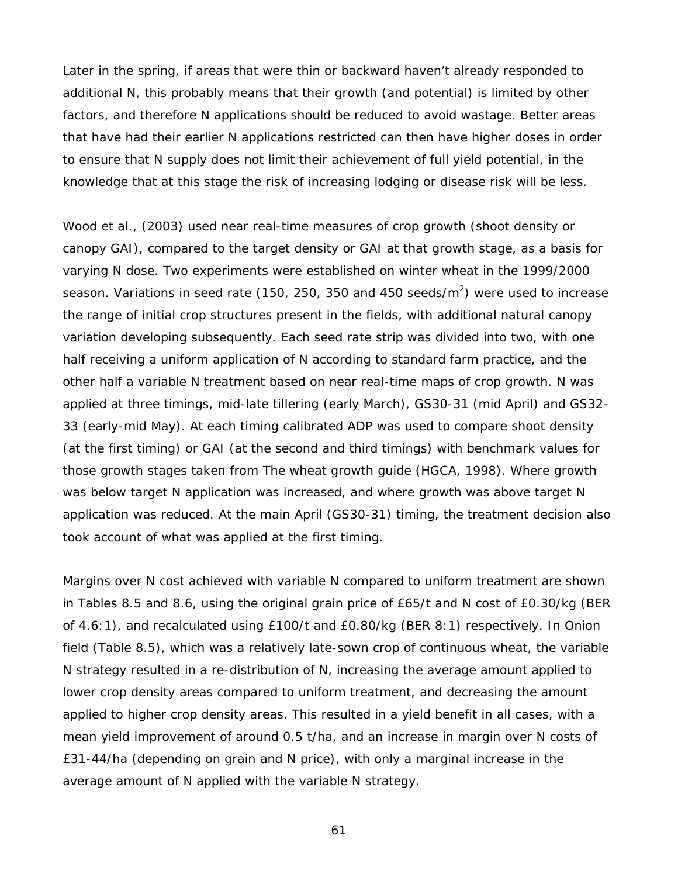Later in the spring, if areas that were thin or backward haven't already responded to additional N, this probably means that their growth (and potential) is limited by other factors, and therefore N applications should be reduced to avoid wastage. Better areas that have had their earlier N applications restricted can then have higher doses in order to ensure that N supply does not limit their achievement of full yield potential, in the knowledge that at this stage the risk of increasing lodging or disease risk will be less.

Wood et al., (2003) used near real-time measures of crop growth (shoot density or canopy GAI), compared to the target density or GAI at that growth stage, as a basis for varying N dose. Two experiments were established on winter wheat in the 1999/2000 season. Variations in seed rate (150, 250, 350 and 450 seeds/$m^2$) were used to increase the range of initial crop structures present in the fields, with additional natural canopy variation developing subsequently. Each seed rate strip was divided into two, with one half receiving a uniform application of N according to standard farm practice, and the other half a variable N treatment based on near real-time maps of crop growth. N was applied at three timings, mid-late tillering (early March), GS30-31 (mid April) and GS32-33 (early-mid May). At each timing calibrated ADP was used to compare shoot density (at the first timing) or GAI (at the second and third timings) with benchmark values for those growth stages taken from The wheat growth guide (HGCA, 1998). Where growth was below target N application was increased, and where growth was above target N application was reduced. At the main April (GS30-31) timing, the treatment decision also took account of what was applied at the first timing.

Margins over N cost achieved with variable N compared to uniform treatment are shown in Tables 8.5 and 8.6, using the original grain price of £65/t and N cost of £0.30/kg (BER of 4.6:1), and recalculated using £100/t and £0.80/kg (BER 8:1) respectively. In Onion field (Table 8.5), which was a relatively late-sown crop of continuous wheat, the variable N strategy resulted in a re-distribution of N, increasing the average amount applied to lower crop density areas compared to uniform treatment, and decreasing the amount applied to higher crop density areas. This resulted in a yield benefit in all cases, with a mean yield improvement of around 0.5 t/ha, and an increase in margin over N costs of £31-44/ha (depending on grain and N price), with only a marginal increase in the average amount of N applied with the variable N strategy.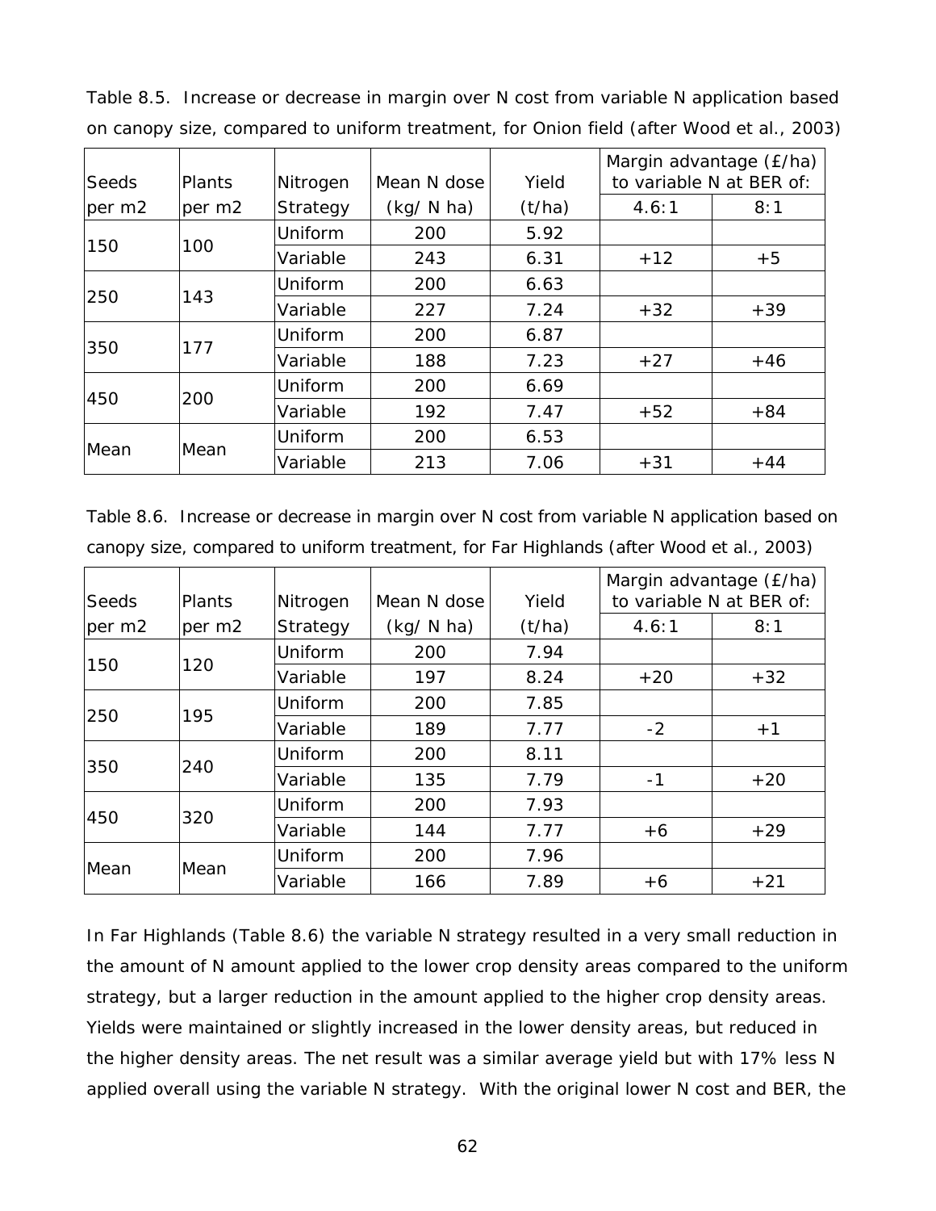Table 8.5. Increase or decrease in margin over N cost from variable N application based on canopy size, compared to uniform treatment, for Onion field (after Wood et al., 2003)

| Seeds per m2 | Plants per m2 | Nitrogen Strategy | Mean N dose (kg/ N ha) | Yield (t/ha) | Margin advantage (£/ha) to variable N at BER of: | |
|---|---|---|---|---|---|---|
| | | | | | 4.6:1 | 8:1 |
| 150 | 100 | Uniform | 200 | 5.92 | | |
| | | Variable | 243 | 6.31 | +12 | +5 |
| 250 | 143 | Uniform | 200 | 6.63 | | |
| | | Variable | 227 | 7.24 | +32 | +39 |
| 350 | 177 | Uniform | 200 | 6.87 | | |
| | | Variable | 188 | 7.23 | +27 | +46 |
| 450 | 200 | Uniform | 200 | 6.69 | | |
| | | Variable | 192 | 7.47 | +52 | +84 |
| Mean | Mean | Uniform | 200 | 6.53 | | |
| | | Variable | 213 | 7.06 | +31 | +44 |

Table 8.6. Increase or decrease in margin over N cost from variable N application based on canopy size, compared to uniform treatment, for Far Highlands (after Wood et al., 2003)

| Seeds per m2 | Plants per m2 | Nitrogen Strategy | Mean N dose (kg/ N ha) | Yield (t/ha) | Margin advantage (£/ha) to variable N at BER of: | |
|---|---|---|---|---|---|---|
| | | | | | 4.6:1 | 8:1 |
| 150 | 120 | Uniform | 200 | 7.94 | | |
| | | Variable | 197 | 8.24 | +20 | +32 |
| 250 | 195 | Uniform | 200 | 7.85 | | |
| | | Variable | 189 | 7.77 | -2 | +1 |
| 350 | 240 | Uniform | 200 | 8.11 | | |
| | | Variable | 135 | 7.79 | -1 | +20 |
| 450 | 320 | Uniform | 200 | 7.93 | | |
| | | Variable | 144 | 7.77 | +6 | +29 |
| Mean | Mean | Uniform | 200 | 7.96 | | |
| | | Variable | 166 | 7.89 | +6 | +21 |

In Far Highlands (Table 8.6) the variable N strategy resulted in a very small reduction in the amount of N amount applied to the lower crop density areas compared to the uniform strategy, but a larger reduction in the amount applied to the higher crop density areas. Yields were maintained or slightly increased in the lower density areas, but reduced in the higher density areas. The net result was a similar average yield but with 17% less N applied overall using the variable N strategy. With the original lower N cost and BER, the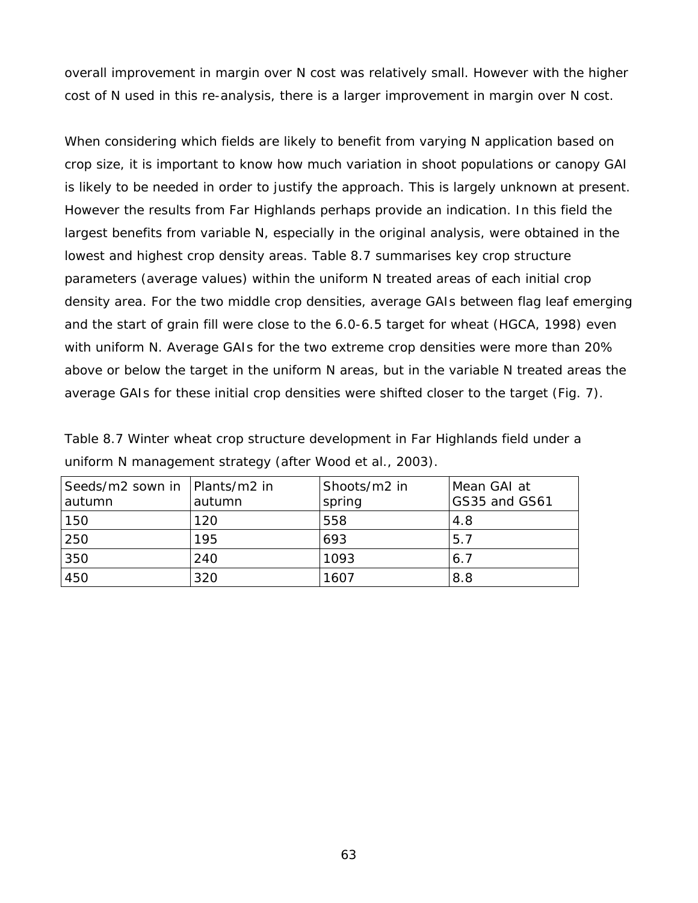overall improvement in margin over N cost was relatively small. However with the higher cost of N used in this re-analysis, there is a larger improvement in margin over N cost.

When considering which fields are likely to benefit from varying N application based on crop size, it is important to know how much variation in shoot populations or canopy GAI is likely to be needed in order to justify the approach. This is largely unknown at present. However the results from Far Highlands perhaps provide an indication. In this field the largest benefits from variable N, especially in the original analysis, were obtained in the lowest and highest crop density areas. Table 8.7 summarises key crop structure parameters (average values) within the uniform N treated areas of each initial crop density area. For the two middle crop densities, average GAIs between flag leaf emerging and the start of grain fill were close to the 6.0-6.5 target for wheat (HGCA, 1998) even with uniform N. Average GAIs for the two extreme crop densities were more than 20% above or below the target in the uniform N areas, but in the variable N treated areas the average GAIs for these initial crop densities were shifted closer to the target (Fig. 7).

Table 8.7 Winter wheat crop structure development in Far Highlands field under a uniform N management strategy (after Wood et al., 2003).

| Seeds/m2 sown in autumn | Plants/m2 in autumn | Shoots/m2 in spring | Mean GAI at GS35 and GS61 |
|---|---|---|---|
| 150 | 120 | 558 | 4.8 |
| 250 | 195 | 693 | 5.7 |
| 350 | 240 | 1093 | 6.7 |
| 450 | 320 | 1607 | 8.8 |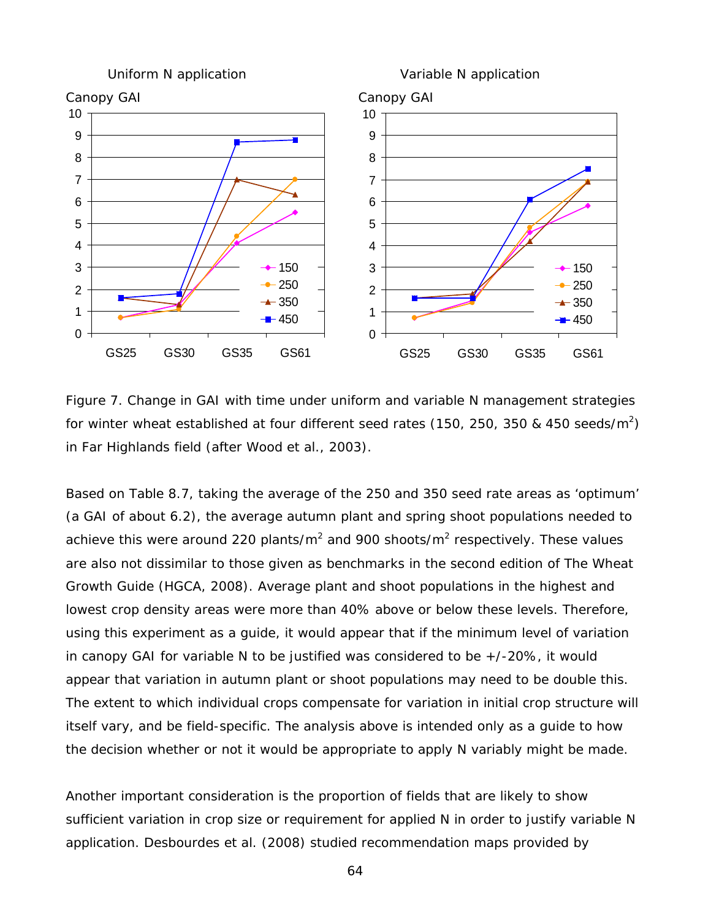Uniform N application

Canopy GAI

10
9
8
7
6
5
4
3
2
1
0

GS25 GS30 GS35 GS61

150
250
350
450

Variable N application

Canopy GAI

10
9
8
7
6
5
4
3
2
1
0

GS25 GS30 GS35 GS61

150
250
350
450

Figure 7. Change in GAI with time under uniform and variable N management strategies for winter wheat established at four different seed rates (150, 250, 350 & 450 seeds/$m^2$) in Far Highlands field (after Wood et al., 2003).

Based on Table 8.7, taking the average of the 250 and 350 seed rate areas as 'optimum' (a GAI of about 6.2), the average autumn plant and spring shoot populations needed to achieve this were around 220 plants/$m^2$ and 900 shoots/$m^2$ respectively. These values are also not dissimilar to those given as benchmarks in the second edition of The Wheat Growth Guide (HGCA, 2008). Average plant and shoot populations in the highest and lowest crop density areas were more than 40% above or below these levels. Therefore, using this experiment as a guide, it would appear that if the minimum level of variation in canopy GAI for variable N to be justified was considered to be +/-20%, it would appear that variation in autumn plant or shoot populations may need to be double this. The extent to which individual crops compensate for variation in initial crop structure will itself vary, and be field-specific. The analysis above is intended only as a guide to how the decision whether or not it would be appropriate to apply N variably might be made.

Another important consideration is the proportion of fields that are likely to show sufficient variation in crop size or requirement for applied N in order to justify variable N application. Desbourdes et al. (2008) studied recommendation maps provided by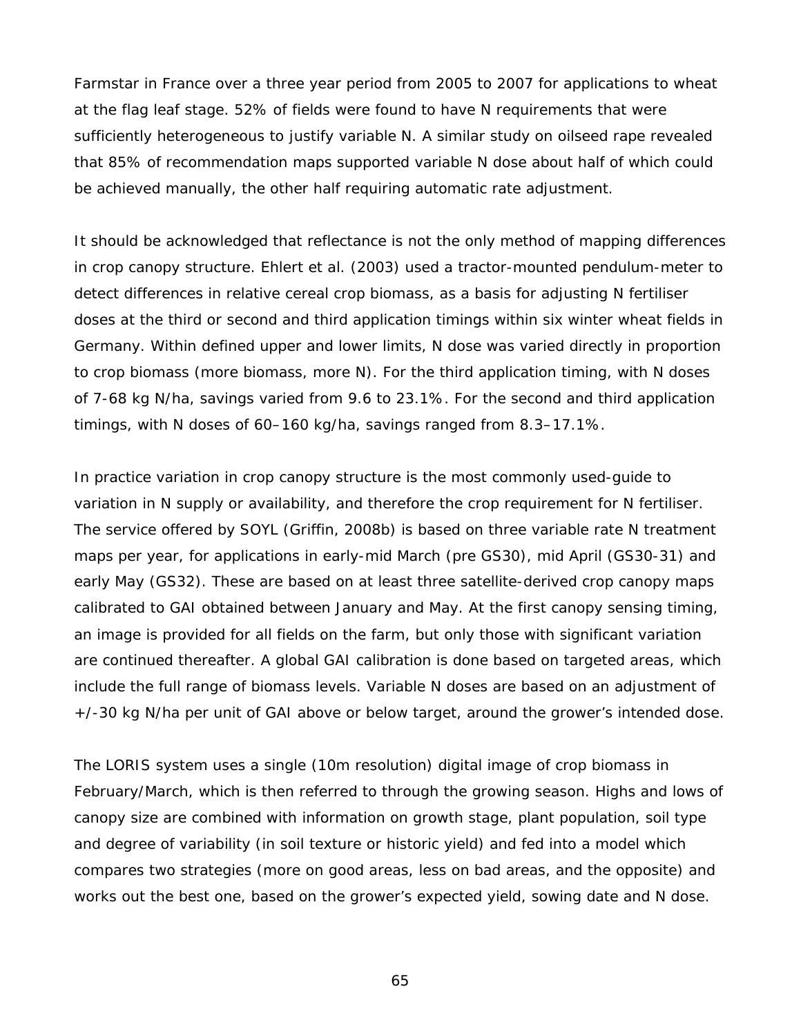Farmstar in France over a three year period from 2005 to 2007 for applications to wheat at the flag leaf stage. 52% of fields were found to have N requirements that were sufficiently heterogeneous to justify variable N. A similar study on oilseed rape revealed that 85% of recommendation maps supported variable N dose about half of which could be achieved manually, the other half requiring automatic rate adjustment.

It should be acknowledged that reflectance is not the only method of mapping differences in crop canopy structure. Ehlert et al. (2003) used a tractor-mounted pendulum-meter to detect differences in relative cereal crop biomass, as a basis for adjusting N fertiliser doses at the third or second and third application timings within six winter wheat fields in Germany. Within defined upper and lower limits, N dose was varied directly in proportion to crop biomass (more biomass, more N). For the third application timing, with N doses of 7-68 kg N/ha, savings varied from 9.6 to 23.1%. For the second and third application timings, with N doses of 60–160 kg/ha, savings ranged from 8.3–17.1%.

In practice variation in crop canopy structure is the most commonly used-guide to variation in N supply or availability, and therefore the crop requirement for N fertiliser. The service offered by SOYL (Griffin, 2008b) is based on three variable rate N treatment maps per year, for applications in early-mid March (pre GS30), mid April (GS30-31) and early May (GS32). These are based on at least three satellite-derived crop canopy maps calibrated to GAI obtained between January and May. At the first canopy sensing timing, an image is provided for all fields on the farm, but only those with significant variation are continued thereafter. A global GAI calibration is done based on targeted areas, which include the full range of biomass levels. Variable N doses are based on an adjustment of +/-30 kg N/ha per unit of GAI above or below target, around the grower's intended dose.

The LORIS system uses a single (10m resolution) digital image of crop biomass in February/March, which is then referred to through the growing season. Highs and lows of canopy size are combined with information on growth stage, plant population, soil type and degree of variability (in soil texture or historic yield) and fed into a model which compares two strategies (more on good areas, less on bad areas, and the opposite) and works out the best one, based on the grower's expected yield, sowing date and N dose.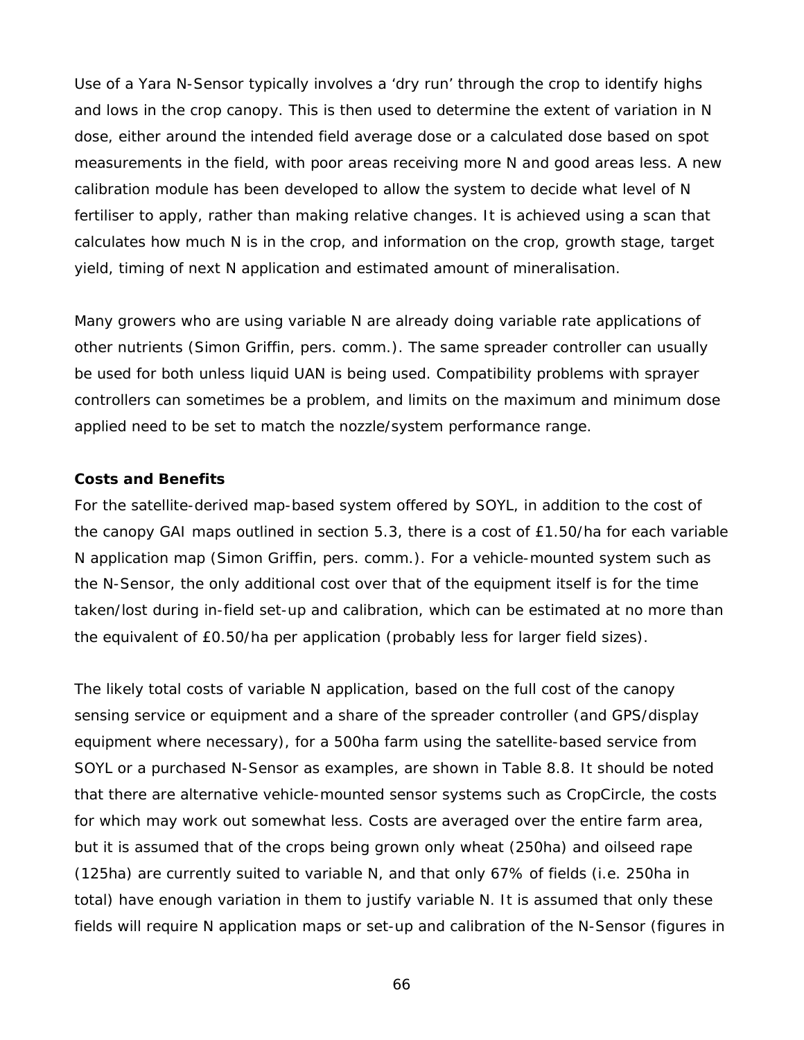Use of a Yara N-Sensor typically involves a 'dry run' through the crop to identify highs and lows in the crop canopy. This is then used to determine the extent of variation in N dose, either around the intended field average dose or a calculated dose based on spot measurements in the field, with poor areas receiving more N and good areas less. A new calibration module has been developed to allow the system to decide what level of N fertiliser to apply, rather than making relative changes. It is achieved using a scan that calculates how much N is in the crop, and information on the crop, growth stage, target yield, timing of next N application and estimated amount of mineralisation.

Many growers who are using variable N are already doing variable rate applications of other nutrients (Simon Griffin, pers. comm.). The same spreader controller can usually be used for both unless liquid UAN is being used. Compatibility problems with sprayer controllers can sometimes be a problem, and limits on the maximum and minimum dose applied need to be set to match the nozzle/system performance range.

**Costs and Benefits**

For the satellite-derived map-based system offered by SOYL, in addition to the cost of the canopy GAI maps outlined in section 5.3, there is a cost of £1.50/ha for each variable N application map (Simon Griffin, pers. comm.). For a vehicle-mounted system such as the N-Sensor, the only additional cost over that of the equipment itself is for the time taken/lost during in-field set-up and calibration, which can be estimated at no more than the equivalent of £0.50/ha per application (probably less for larger field sizes).

The likely total costs of variable N application, based on the full cost of the canopy sensing service or equipment and a share of the spreader controller (and GPS/display equipment where necessary), for a 500ha farm using the satellite-based service from SOYL or a purchased N-Sensor as examples, are shown in Table 8.8. It should be noted that there are alternative vehicle-mounted sensor systems such as CropCircle, the costs for which may work out somewhat less. Costs are averaged over the entire farm area, but it is assumed that of the crops being grown only wheat (250ha) and oilseed rape (125ha) are currently suited to variable N, and that only 67% of fields (i.e. 250ha in total) have enough variation in them to justify variable N. It is assumed that only these fields will require N application maps or set-up and calibration of the N-Sensor (figures in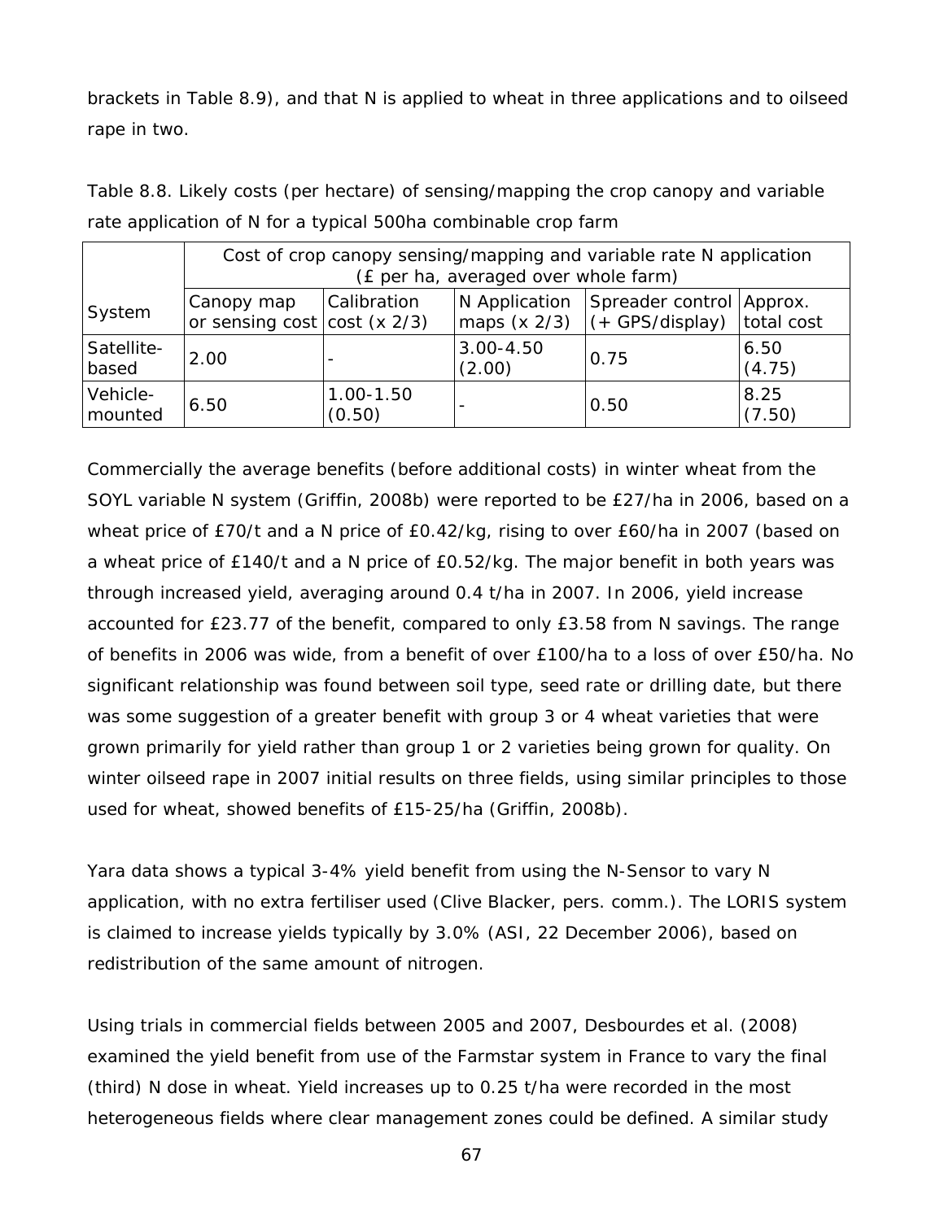brackets in Table 8.9), and that N is applied to wheat in three applications and to oilseed rape in two.

Table 8.8. Likely costs (per hectare) of sensing/mapping the crop canopy and variable rate application of N for a typical 500ha combinable crop farm

| | Cost of crop canopy sensing/mapping and variable rate N application (£ per ha, averaged over whole farm) | | | | |
|---|---|---|---|---|---|
| System | Canopy map or sensing cost | Calibration cost (x 2/3) | N Application maps (x 2/3) | Spreader control (+ GPS/display) | Approx. total cost |
| Satellite-based | 2.00 | - | 3.00-4.50 (2.00) | 0.75 | 6.50 (4.75) |
| Vehicle-mounted | 6.50 | 1.00-1.50 (0.50) | - | 0.50 | 8.25 (7.50) |

Commercially the average benefits (before additional costs) in winter wheat from the SOYL variable N system (Griffin, 2008b) were reported to be £27/ha in 2006, based on a wheat price of £70/t and a N price of £0.42/kg, rising to over £60/ha in 2007 (based on a wheat price of £140/t and a N price of £0.52/kg. The major benefit in both years was through increased yield, averaging around 0.4 t/ha in 2007. In 2006, yield increase accounted for £23.77 of the benefit, compared to only £3.58 from N savings. The range of benefits in 2006 was wide, from a benefit of over £100/ha to a loss of over £50/ha. No significant relationship was found between soil type, seed rate or drilling date, but there was some suggestion of a greater benefit with group 3 or 4 wheat varieties that were grown primarily for yield rather than group 1 or 2 varieties being grown for quality. On winter oilseed rape in 2007 initial results on three fields, using similar principles to those used for wheat, showed benefits of £15-25/ha (Griffin, 2008b).

Yara data shows a typical 3-4% yield benefit from using the N-Sensor to vary N application, with no extra fertiliser used (Clive Blacker, pers. comm.). The LORIS system is claimed to increase yields typically by 3.0% (ASI, 22 December 2006), based on redistribution of the same amount of nitrogen.

Using trials in commercial fields between 2005 and 2007, Desbourdes et al. (2008) examined the yield benefit from use of the Farmstar system in France to vary the final (third) N dose in wheat. Yield increases up to 0.25 t/ha were recorded in the most heterogeneous fields where clear management zones could be defined. A similar study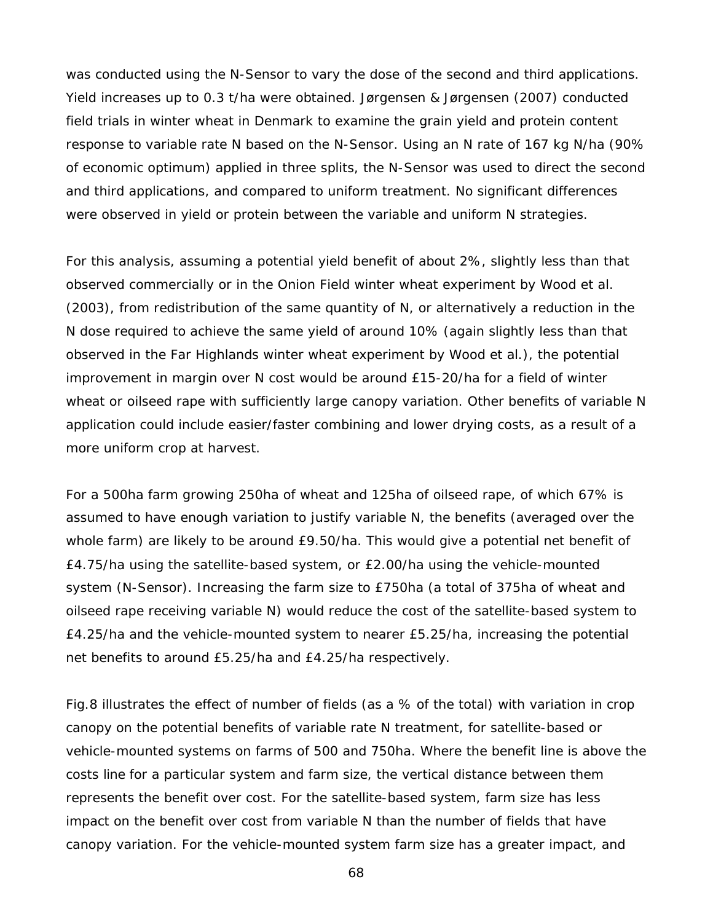was conducted using the N-Sensor to vary the dose of the second and third applications. Yield increases up to 0.3 t/ha were obtained. Jørgensen & Jørgensen (2007) conducted field trials in winter wheat in Denmark to examine the grain yield and protein content response to variable rate N based on the N-Sensor. Using an N rate of 167 kg N/ha (90% of economic optimum) applied in three splits, the N-Sensor was used to direct the second and third applications, and compared to uniform treatment. No significant differences were observed in yield or protein between the variable and uniform N strategies.

For this analysis, assuming a potential yield benefit of about 2%, slightly less than that observed commercially or in the Onion Field winter wheat experiment by Wood et al. (2003), from redistribution of the same quantity of N, or alternatively a reduction in the N dose required to achieve the same yield of around 10% (again slightly less than that observed in the Far Highlands winter wheat experiment by Wood et al.), the potential improvement in margin over N cost would be around £15-20/ha for a field of winter wheat or oilseed rape with sufficiently large canopy variation. Other benefits of variable N application could include easier/faster combining and lower drying costs, as a result of a more uniform crop at harvest.

For a 500ha farm growing 250ha of wheat and 125ha of oilseed rape, of which 67% is assumed to have enough variation to justify variable N, the benefits (averaged over the whole farm) are likely to be around £9.50/ha. This would give a potential net benefit of £4.75/ha using the satellite-based system, or £2.00/ha using the vehicle-mounted system (N-Sensor). Increasing the farm size to £750ha (a total of 375ha of wheat and oilseed rape receiving variable N) would reduce the cost of the satellite-based system to £4.25/ha and the vehicle-mounted system to nearer £5.25/ha, increasing the potential net benefits to around £5.25/ha and £4.25/ha respectively.

Fig.8 illustrates the effect of number of fields (as a % of the total) with variation in crop canopy on the potential benefits of variable rate N treatment, for satellite-based or vehicle-mounted systems on farms of 500 and 750ha. Where the benefit line is above the costs line for a particular system and farm size, the vertical distance between them represents the benefit over cost. For the satellite-based system, farm size has less impact on the benefit over cost from variable N than the number of fields that have canopy variation. For the vehicle-mounted system farm size has a greater impact, and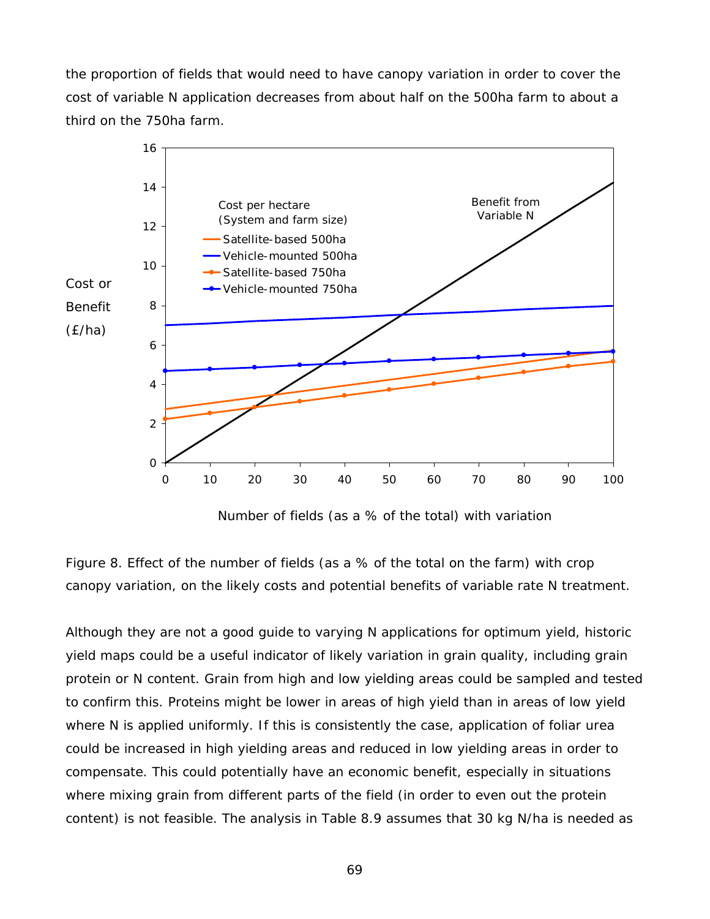the proportion of fields that would need to have canopy variation in order to cover the cost of variable N application decreases from about half on the 500ha farm to about a third on the 750ha farm.

Cost or Benefit (£/ha)

16
14
12
10
8
6
4
2
0

Cost per hectare (System and farm size)

Satellite-based 500ha

Vehicle-mounted 500ha

Satellite-based 750ha

Vehicle-mounted 750ha

Benefit from Variable N

0 10 20 30 40 50 60 70 80 90 100

Number of fields (as a % of the total) with variation

Figure 8. Effect of the number of fields (as a % of the total on the farm) with crop canopy variation, on the likely costs and potential benefits of variable rate N treatment.

Although they are not a good guide to varying N applications for optimum yield, historic yield maps could be a useful indicator of likely variation in grain quality, including grain protein or N content. Grain from high and low yielding areas could be sampled and tested to confirm this. Proteins might be lower in areas of high yield than in areas of low yield where N is applied uniformly. If this is consistently the case, application of foliar urea could be increased in high yielding areas and reduced in low yielding areas in order to compensate. This could potentially have an economic benefit, especially in situations where mixing grain from different parts of the field (in order to even out the protein content) is not feasible. The analysis in Table 8.9 assumes that 30 kg N/ha is needed as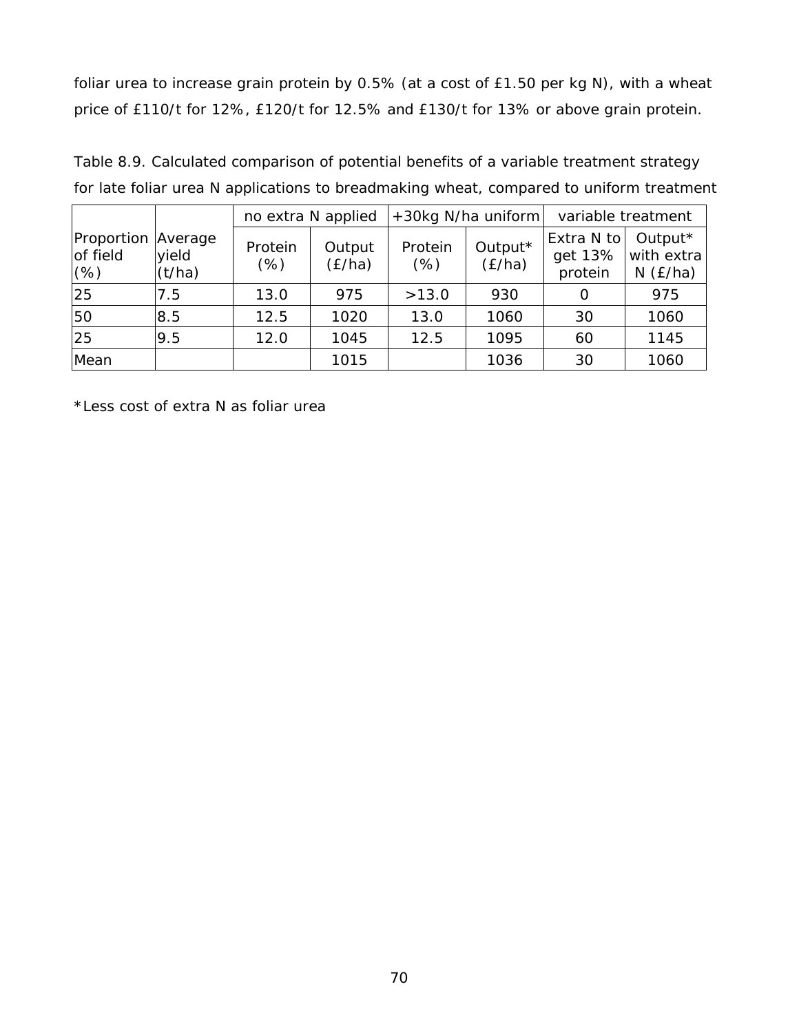foliar urea to increase grain protein by 0.5% (at a cost of £1.50 per kg N), with a wheat price of £110/t for 12%, £120/t for 12.5% and £130/t for 13% or above grain protein.

Table 8.9. Calculated comparison of potential benefits of a variable treatment strategy for late foliar urea N applications to breadmaking wheat, compared to uniform treatment

| | | no extra N applied | | +30kg N/ha uniform | | variable treatment | |
|---|---|---|---|---|---|---|---|
| Proportion of field (%) | Average yield (t/ha) | Protein (%) | Output (£/ha) | Protein (%) | Output* (£/ha) | Extra N to get 13% protein | Output* with extra N (£/ha) |
| 25 | 7.5 | 13.0 | 975 | >13.0 | 930 | 0 | 975 |
| 50 | 8.5 | 12.5 | 1020 | 13.0 | 1060 | 30 | 1060 |
| 25 | 9.5 | 12.0 | 1045 | 12.5 | 1095 | 60 | 1145 |
| Mean | | | 1015 | | 1036 | 30 | 1060 |

*Less cost of extra N as foliar urea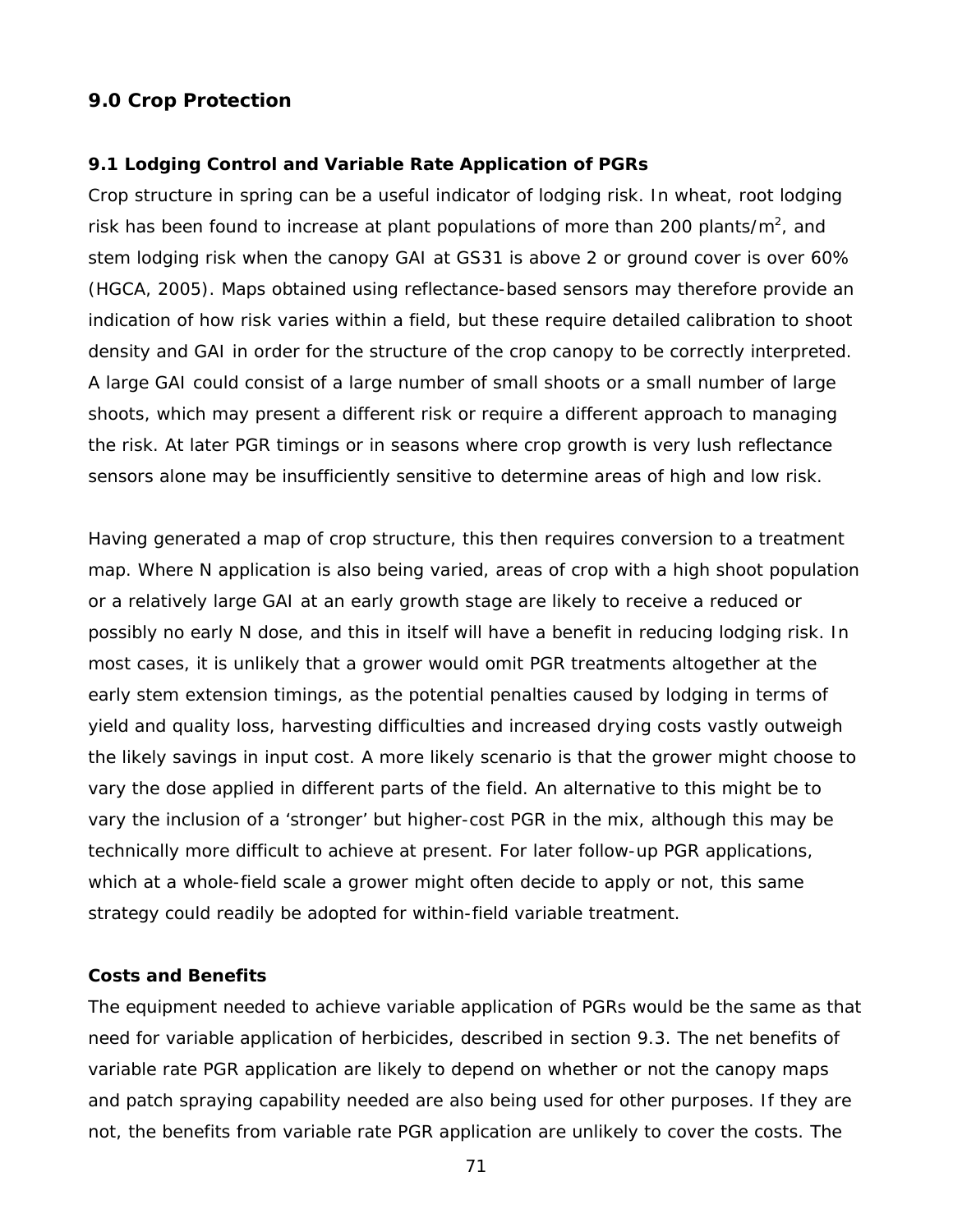## 9.0 Crop Protection

### 9.1 Lodging Control and Variable Rate Application of PGRs

Crop structure in spring can be a useful indicator of lodging risk. In wheat, root lodging risk has been found to increase at plant populations of more than 200 plants/$m^2$, and stem lodging risk when the canopy GAI at GS31 is above 2 or ground cover is over 60% (HGCA, 2005). Maps obtained using reflectance-based sensors may therefore provide an indication of how risk varies within a field, but these require detailed calibration to shoot density and GAI in order for the structure of the crop canopy to be correctly interpreted. A large GAI could consist of a large number of small shoots or a small number of large shoots, which may present a different risk or require a different approach to managing the risk. At later PGR timings or in seasons where crop growth is very lush reflectance sensors alone may be insufficiently sensitive to determine areas of high and low risk.

Having generated a map of crop structure, this then requires conversion to a treatment map. Where N application is also being varied, areas of crop with a high shoot population or a relatively large GAI at an early growth stage are likely to receive a reduced or possibly no early N dose, and this in itself will have a benefit in reducing lodging risk. In most cases, it is unlikely that a grower would omit PGR treatments altogether at the early stem extension timings, as the potential penalties caused by lodging in terms of yield and quality loss, harvesting difficulties and increased drying costs vastly outweigh the likely savings in input cost. A more likely scenario is that the grower might choose to vary the dose applied in different parts of the field. An alternative to this might be to vary the inclusion of a 'stronger' but higher-cost PGR in the mix, although this may be technically more difficult to achieve at present. For later follow-up PGR applications, which at a whole-field scale a grower might often decide to apply or not, this same strategy could readily be adopted for within-field variable treatment.

**Costs and Benefits**

The equipment needed to achieve variable application of PGRs would be the same as that need for variable application of herbicides, described in section 9.3. The net benefits of variable rate PGR application are likely to depend on whether or not the canopy maps and patch spraying capability needed are also being used for other purposes. If they are not, the benefits from variable rate PGR application are unlikely to cover the costs. The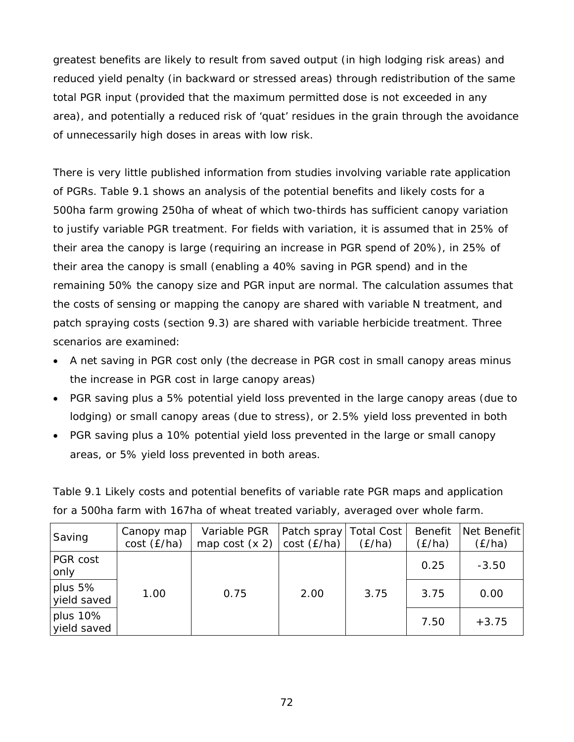greatest benefits are likely to result from saved output (in high lodging risk areas) and reduced yield penalty (in backward or stressed areas) through redistribution of the same total PGR input (provided that the maximum permitted dose is not exceeded in any area), and potentially a reduced risk of 'quat' residues in the grain through the avoidance of unnecessarily high doses in areas with low risk.

There is very little published information from studies involving variable rate application of PGRs. Table 9.1 shows an analysis of the potential benefits and likely costs for a 500ha farm growing 250ha of wheat of which two-thirds has sufficient canopy variation to justify variable PGR treatment. For fields with variation, it is assumed that in 25% of their area the canopy is large (requiring an increase in PGR spend of 20%), in 25% of their area the canopy is small (enabling a 40% saving in PGR spend) and in the remaining 50% the canopy size and PGR input are normal. The calculation assumes that the costs of sensing or mapping the canopy are shared with variable N treatment, and patch spraying costs (section 9.3) are shared with variable herbicide treatment. Three scenarios are examined:

- A net saving in PGR cost only (the decrease in PGR cost in small canopy areas minus the increase in PGR cost in large canopy areas)
- PGR saving plus a 5% potential yield loss prevented in the large canopy areas (due to lodging) or small canopy areas (due to stress), or 2.5% yield loss prevented in both
- PGR saving plus a 10% potential yield loss prevented in the large or small canopy areas, or 5% yield loss prevented in both areas.

Table 9.1 Likely costs and potential benefits of variable rate PGR maps and application for a 500ha farm with 167ha of wheat treated variably, averaged over whole farm.

| Saving | Canopy map cost (£/ha) | Variable PGR map cost (x 2) | Patch spray cost (£/ha) | Total Cost (£/ha) | Benefit (£/ha) | Net Benefit (£/ha) |
|---|---|---|---|---|---|---|
| PGR cost only | 1.00 | 0.75 | 2.00 | 3.75 | 0.25 | -3.50 |
| plus 5% yield saved | | | | | 3.75 | 0.00 |
| plus 10% yield saved | | | | | 7.50 | +3.75 |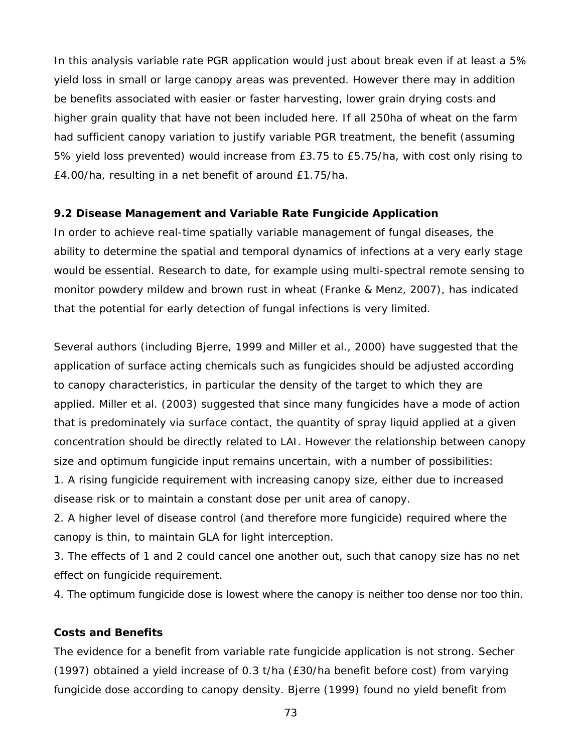In this analysis variable rate PGR application would just about break even if at least a 5% yield loss in small or large canopy areas was prevented. However there may in addition be benefits associated with easier or faster harvesting, lower grain drying costs and higher grain quality that have not been included here. If all 250ha of wheat on the farm had sufficient canopy variation to justify variable PGR treatment, the benefit (assuming 5% yield loss prevented) would increase from £3.75 to £5.75/ha, with cost only rising to £4.00/ha, resulting in a net benefit of around £1.75/ha.

### 9.2 Disease Management and Variable Rate Fungicide Application

In order to achieve real-time spatially variable management of fungal diseases, the ability to determine the spatial and temporal dynamics of infections at a very early stage would be essential. Research to date, for example using multi-spectral remote sensing to monitor powdery mildew and brown rust in wheat (Franke & Menz, 2007), has indicated that the potential for early detection of fungal infections is very limited.

Several authors (including Bjerre, 1999 and Miller et al., 2000) have suggested that the application of surface acting chemicals such as fungicides should be adjusted according to canopy characteristics, in particular the density of the target to which they are applied. Miller et al. (2003) suggested that since many fungicides have a mode of action that is predominately via surface contact, the quantity of spray liquid applied at a given concentration should be directly related to LAI. However the relationship between canopy size and optimum fungicide input remains uncertain, with a number of possibilities:

1. A rising fungicide requirement with increasing canopy size, either due to increased disease risk or to maintain a constant dose per unit area of canopy.
2. A higher level of disease control (and therefore more fungicide) required where the canopy is thin, to maintain GLA for light interception.
3. The effects of 1 and 2 could cancel one another out, such that canopy size has no net effect on fungicide requirement.
4. The optimum fungicide dose is lowest where the canopy is neither too dense nor too thin.

#### Costs and Benefits

The evidence for a benefit from variable rate fungicide application is not strong. Secher (1997) obtained a yield increase of 0.3 t/ha (£30/ha benefit before cost) from varying fungicide dose according to canopy density. Bjerre (1999) found no yield benefit from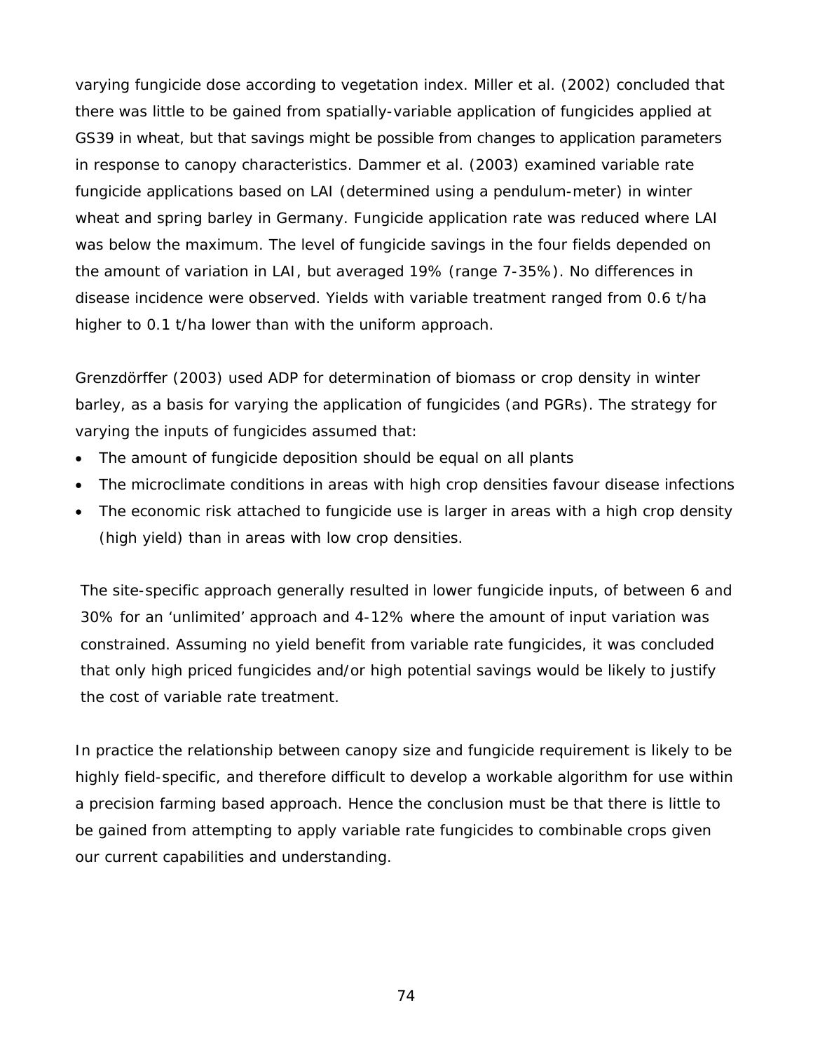varying fungicide dose according to vegetation index. Miller et al. (2002) concluded that there was little to be gained from spatially-variable application of fungicides applied at GS39 in wheat, but that savings might be possible from changes to application parameters in response to canopy characteristics. Dammer et al. (2003) examined variable rate fungicide applications based on LAI (determined using a pendulum-meter) in winter wheat and spring barley in Germany. Fungicide application rate was reduced where LAI was below the maximum. The level of fungicide savings in the four fields depended on the amount of variation in LAI, but averaged 19% (range 7-35%). No differences in disease incidence were observed. Yields with variable treatment ranged from 0.6 t/ha higher to 0.1 t/ha lower than with the uniform approach.

Grenzdörffer (2003) used ADP for determination of biomass or crop density in winter barley, as a basis for varying the application of fungicides (and PGRs). The strategy for varying the inputs of fungicides assumed that:

- The amount of fungicide deposition should be equal on all plants
- The microclimate conditions in areas with high crop densities favour disease infections
- The economic risk attached to fungicide use is larger in areas with a high crop density (high yield) than in areas with low crop densities.

The site-specific approach generally resulted in lower fungicide inputs, of between 6 and 30% for an 'unlimited' approach and 4-12% where the amount of input variation was constrained. Assuming no yield benefit from variable rate fungicides, it was concluded that only high priced fungicides and/or high potential savings would be likely to justify the cost of variable rate treatment.

In practice the relationship between canopy size and fungicide requirement is likely to be highly field-specific, and therefore difficult to develop a workable algorithm for use within a precision farming based approach. Hence the conclusion must be that there is little to be gained from attempting to apply variable rate fungicides to combinable crops given our current capabilities and understanding.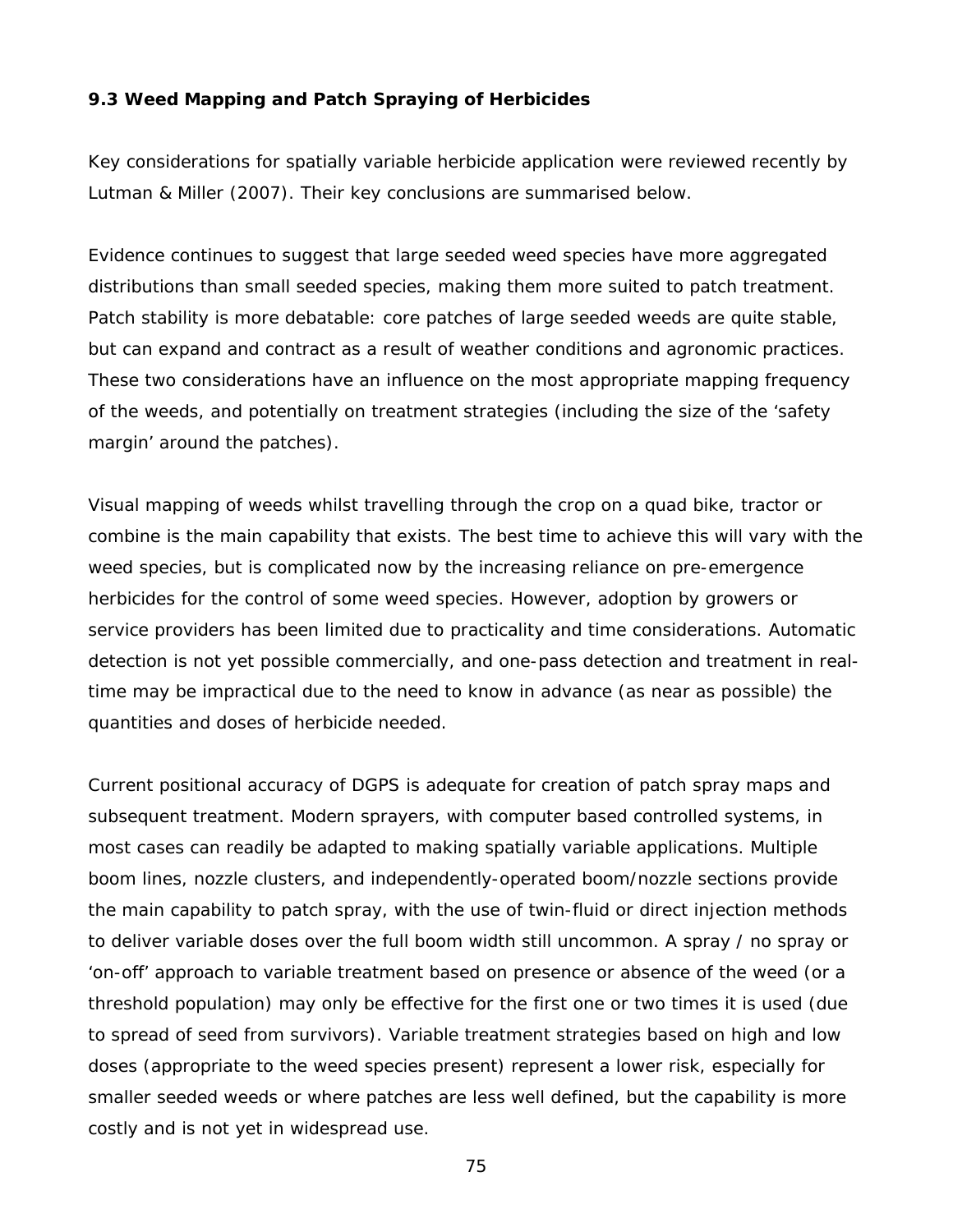### 9.3 Weed Mapping and Patch Spraying of Herbicides

Key considerations for spatially variable herbicide application were reviewed recently by Lutman & Miller (2007). Their key conclusions are summarised below.

Evidence continues to suggest that large seeded weed species have more aggregated distributions than small seeded species, making them more suited to patch treatment. Patch stability is more debatable: core patches of large seeded weeds are quite stable, but can expand and contract as a result of weather conditions and agronomic practices. These two considerations have an influence on the most appropriate mapping frequency of the weeds, and potentially on treatment strategies (including the size of the 'safety margin' around the patches).

Visual mapping of weeds whilst travelling through the crop on a quad bike, tractor or combine is the main capability that exists. The best time to achieve this will vary with the weed species, but is complicated now by the increasing reliance on pre-emergence herbicides for the control of some weed species. However, adoption by growers or service providers has been limited due to practicality and time considerations. Automatic detection is not yet possible commercially, and one-pass detection and treatment in real-time may be impractical due to the need to know in advance (as near as possible) the quantities and doses of herbicide needed.

Current positional accuracy of DGPS is adequate for creation of patch spray maps and subsequent treatment. Modern sprayers, with computer based controlled systems, in most cases can readily be adapted to making spatially variable applications. Multiple boom lines, nozzle clusters, and independently-operated boom/nozzle sections provide the main capability to patch spray, with the use of twin-fluid or direct injection methods to deliver variable doses over the full boom width still uncommon. A spray / no spray or 'on-off' approach to variable treatment based on presence or absence of the weed (or a threshold population) may only be effective for the first one or two times it is used (due to spread of seed from survivors). Variable treatment strategies based on high and low doses (appropriate to the weed species present) represent a lower risk, especially for smaller seeded weeds or where patches are less well defined, but the capability is more costly and is not yet in widespread use.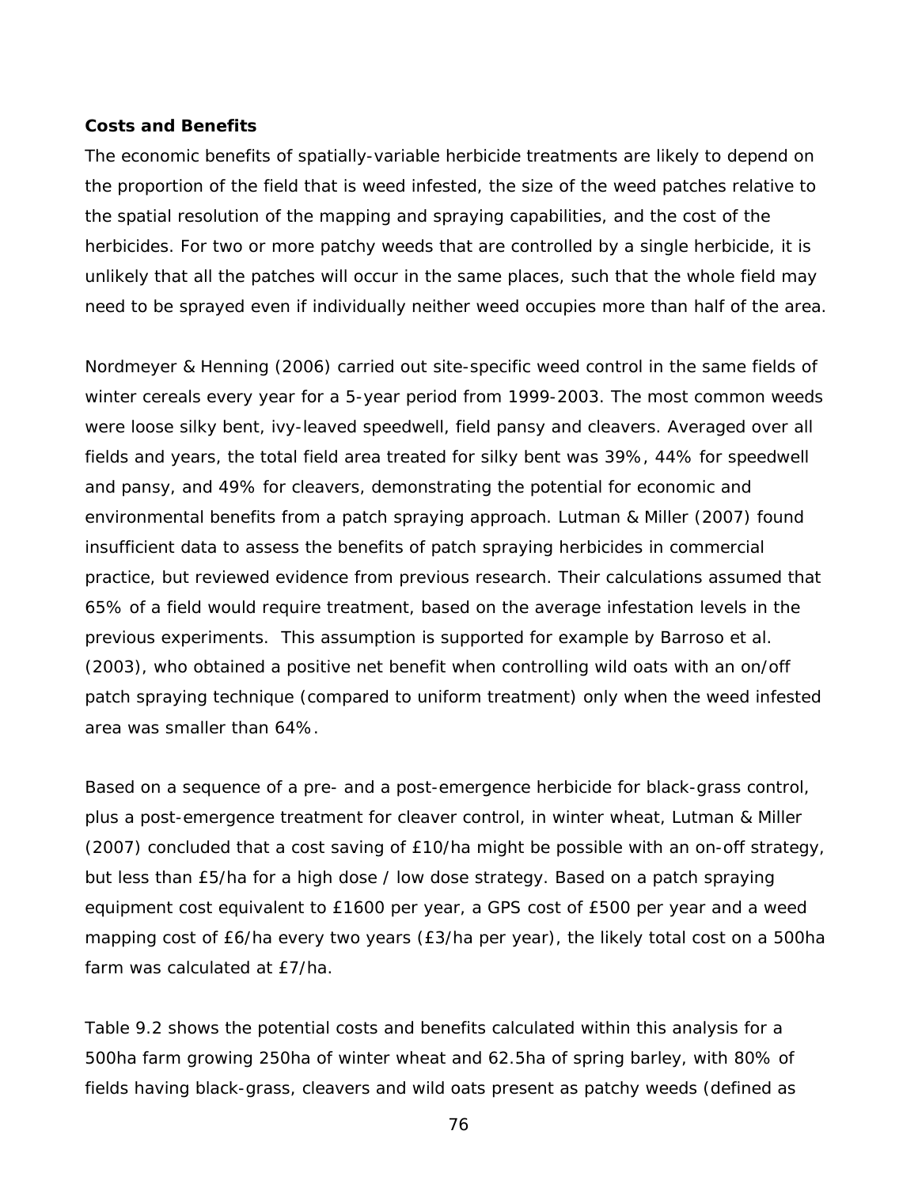**Costs and Benefits**

The economic benefits of spatially-variable herbicide treatments are likely to depend on the proportion of the field that is weed infested, the size of the weed patches relative to the spatial resolution of the mapping and spraying capabilities, and the cost of the herbicides. For two or more patchy weeds that are controlled by a single herbicide, it is unlikely that all the patches will occur in the same places, such that the whole field may need to be sprayed even if individually neither weed occupies more than half of the area.

Nordmeyer & Henning (2006) carried out site-specific weed control in the same fields of winter cereals every year for a 5-year period from 1999-2003. The most common weeds were loose silky bent, ivy-leaved speedwell, field pansy and cleavers. Averaged over all fields and years, the total field area treated for silky bent was 39%, 44% for speedwell and pansy, and 49% for cleavers, demonstrating the potential for economic and environmental benefits from a patch spraying approach. Lutman & Miller (2007) found insufficient data to assess the benefits of patch spraying herbicides in commercial practice, but reviewed evidence from previous research. Their calculations assumed that 65% of a field would require treatment, based on the average infestation levels in the previous experiments. This assumption is supported for example by Barroso et al. (2003), who obtained a positive net benefit when controlling wild oats with an on/off patch spraying technique (compared to uniform treatment) only when the weed infested area was smaller than 64%.

Based on a sequence of a pre- and a post-emergence herbicide for black-grass control, plus a post-emergence treatment for cleaver control, in winter wheat, Lutman & Miller (2007) concluded that a cost saving of £10/ha might be possible with an on-off strategy, but less than £5/ha for a high dose / low dose strategy. Based on a patch spraying equipment cost equivalent to £1600 per year, a GPS cost of £500 per year and a weed mapping cost of £6/ha every two years (£3/ha per year), the likely total cost on a 500ha farm was calculated at £7/ha.

Table 9.2 shows the potential costs and benefits calculated within this analysis for a 500ha farm growing 250ha of winter wheat and 62.5ha of spring barley, with 80% of fields having black-grass, cleavers and wild oats present as patchy weeds (defined as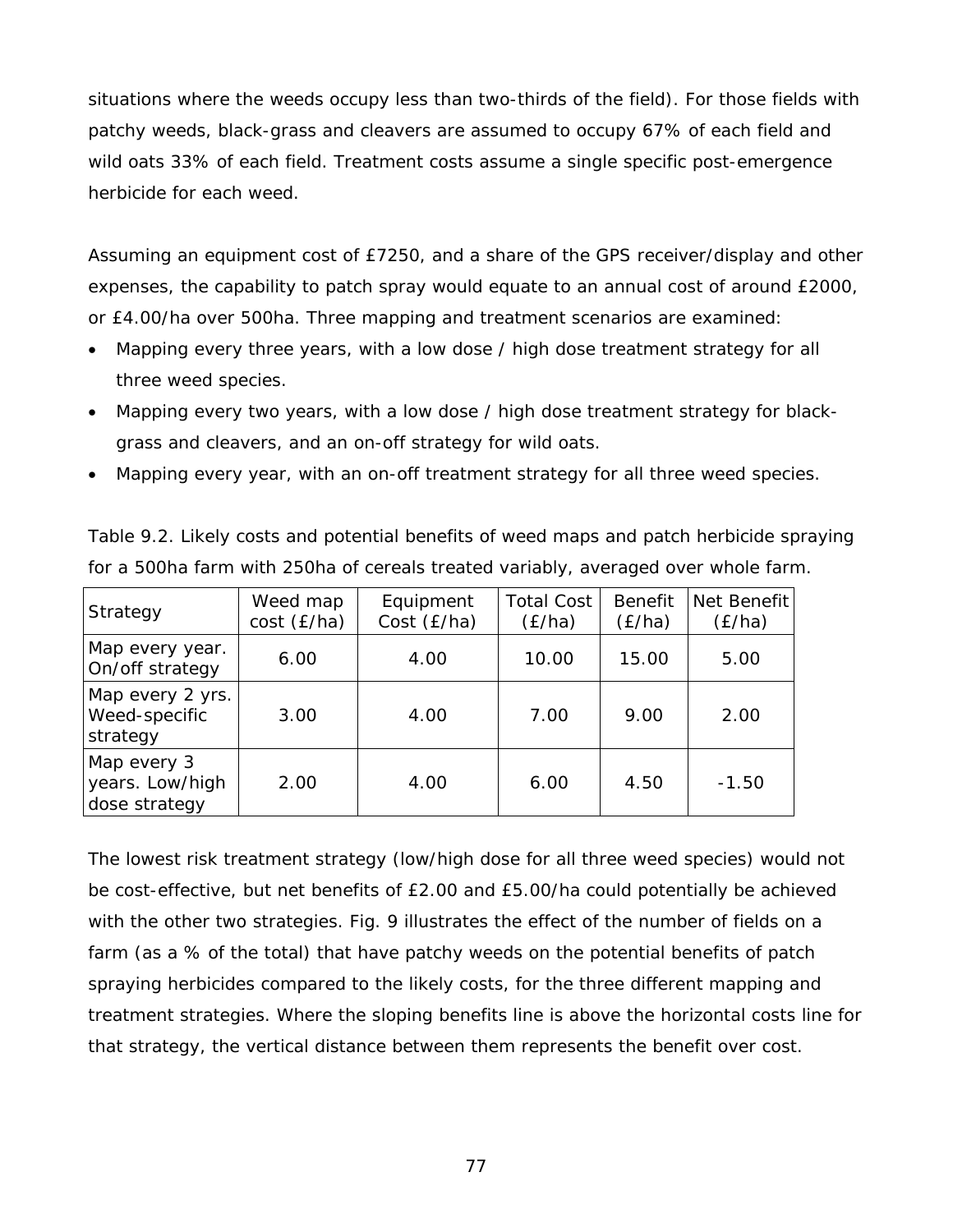situations where the weeds occupy less than two-thirds of the field). For those fields with patchy weeds, black-grass and cleavers are assumed to occupy 67% of each field and wild oats 33% of each field. Treatment costs assume a single specific post-emergence herbicide for each weed.

Assuming an equipment cost of £7250, and a share of the GPS receiver/display and other expenses, the capability to patch spray would equate to an annual cost of around £2000, or £4.00/ha over 500ha. Three mapping and treatment scenarios are examined:

- Mapping every three years, with a low dose / high dose treatment strategy for all three weed species.
- Mapping every two years, with a low dose / high dose treatment strategy for black-grass and cleavers, and an on-off strategy for wild oats.
- Mapping every year, with an on-off treatment strategy for all three weed species.

Table 9.2. Likely costs and potential benefits of weed maps and patch herbicide spraying for a 500ha farm with 250ha of cereals treated variably, averaged over whole farm.

| Strategy | Weed map cost (£/ha) | Equipment Cost (£/ha) | Total Cost (£/ha) | Benefit (£/ha) | Net Benefit (£/ha) |
|---|---|---|---|---|---|
| Map every year. On/off strategy | 6.00 | 4.00 | 10.00 | 15.00 | 5.00 |
| Map every 2 yrs. Weed-specific strategy | 3.00 | 4.00 | 7.00 | 9.00 | 2.00 |
| Map every 3 years. Low/high dose strategy | 2.00 | 4.00 | 6.00 | 4.50 | -1.50 |

The lowest risk treatment strategy (low/high dose for all three weed species) would not be cost-effective, but net benefits of £2.00 and £5.00/ha could potentially be achieved with the other two strategies. Fig. 9 illustrates the effect of the number of fields on a farm (as a % of the total) that have patchy weeds on the potential benefits of patch spraying herbicides compared to the likely costs, for the three different mapping and treatment strategies. Where the sloping benefits line is above the horizontal costs line for that strategy, the vertical distance between them represents the benefit over cost.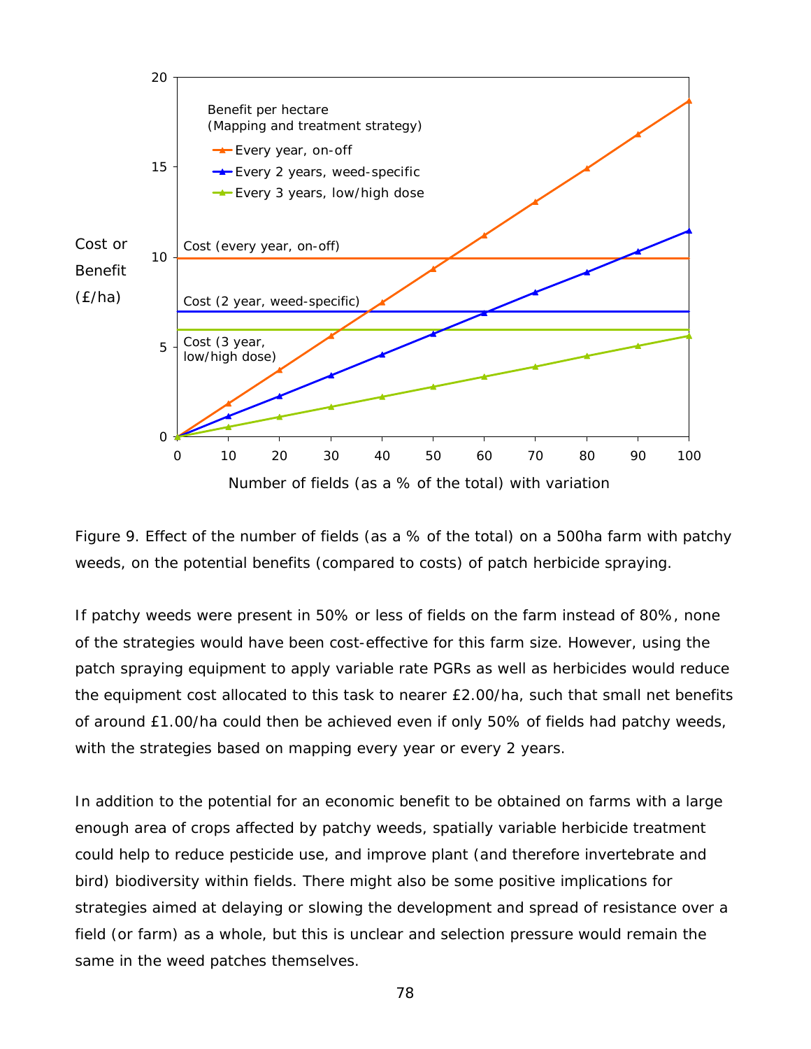Benefit per hectare
(Mapping and treatment strategy)

Every year, on-off

Every 2 years, weed-specific

Every 3 years, low/high dose

Cost (every year, on-off)

Cost (2 year, weed-specific)

Cost (3 year, low/high dose)

Cost or Benefit (£/ha)

0, 5, 10, 15, 20

0, 10, 20, 30, 40, 50, 60, 70, 80, 90, 100

Number of fields (as a % of the total) with variation

Figure 9. Effect of the number of fields (as a % of the total) on a 500ha farm with patchy weeds, on the potential benefits (compared to costs) of patch herbicide spraying.

If patchy weeds were present in 50% or less of fields on the farm instead of 80%, none of the strategies would have been cost-effective for this farm size. However, using the patch spraying equipment to apply variable rate PGRs as well as herbicides would reduce the equipment cost allocated to this task to nearer £2.00/ha, such that small net benefits of around £1.00/ha could then be achieved even if only 50% of fields had patchy weeds, with the strategies based on mapping every year or every 2 years.

In addition to the potential for an economic benefit to be obtained on farms with a large enough area of crops affected by patchy weeds, spatially variable herbicide treatment could help to reduce pesticide use, and improve plant (and therefore invertebrate and bird) biodiversity within fields. There might also be some positive implications for strategies aimed at delaying or slowing the development and spread of resistance over a field (or farm) as a whole, but this is unclear and selection pressure would remain the same in the weed patches themselves.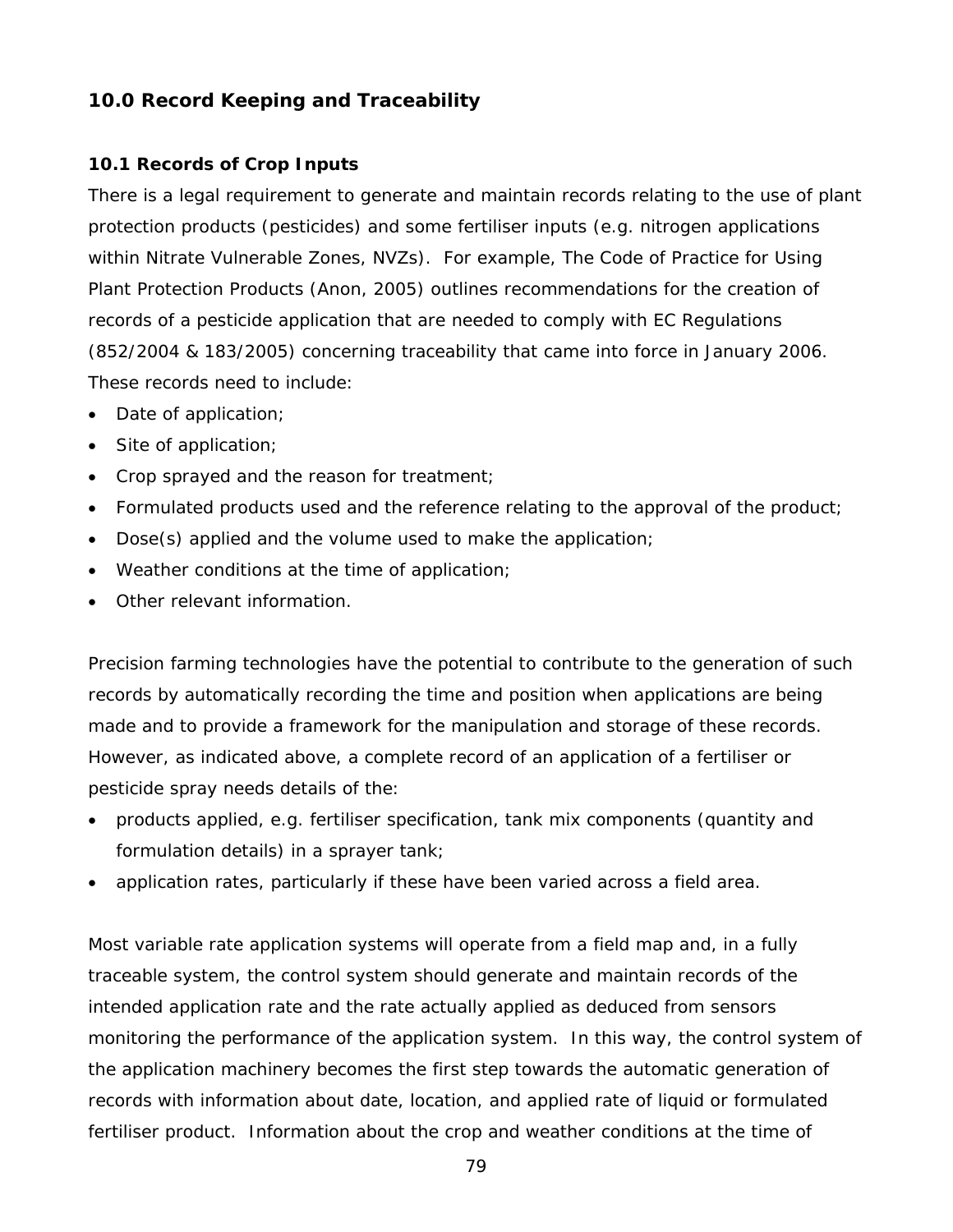## 10.0 Record Keeping and Traceability

### 10.1 Records of Crop Inputs

There is a legal requirement to generate and maintain records relating to the use of plant protection products (pesticides) and some fertiliser inputs (e.g. nitrogen applications within Nitrate Vulnerable Zones, NVZs). For example, The Code of Practice for Using Plant Protection Products (Anon, 2005) outlines recommendations for the creation of records of a pesticide application that are needed to comply with EC Regulations (852/2004 & 183/2005) concerning traceability that came into force in January 2006. These records need to include:

- Date of application;
- Site of application;
- Crop sprayed and the reason for treatment;
- Formulated products used and the reference relating to the approval of the product;
- Dose(s) applied and the volume used to make the application;
- Weather conditions at the time of application;
- Other relevant information.

Precision farming technologies have the potential to contribute to the generation of such records by automatically recording the time and position when applications are being made and to provide a framework for the manipulation and storage of these records. However, as indicated above, a complete record of an application of a fertiliser or pesticide spray needs details of the:

- products applied, e.g. fertiliser specification, tank mix components (quantity and formulation details) in a sprayer tank;
- application rates, particularly if these have been varied across a field area.

Most variable rate application systems will operate from a field map and, in a fully traceable system, the control system should generate and maintain records of the intended application rate and the rate actually applied as deduced from sensors monitoring the performance of the application system. In this way, the control system of the application machinery becomes the first step towards the automatic generation of records with information about date, location, and applied rate of liquid or formulated fertiliser product. Information about the crop and weather conditions at the time of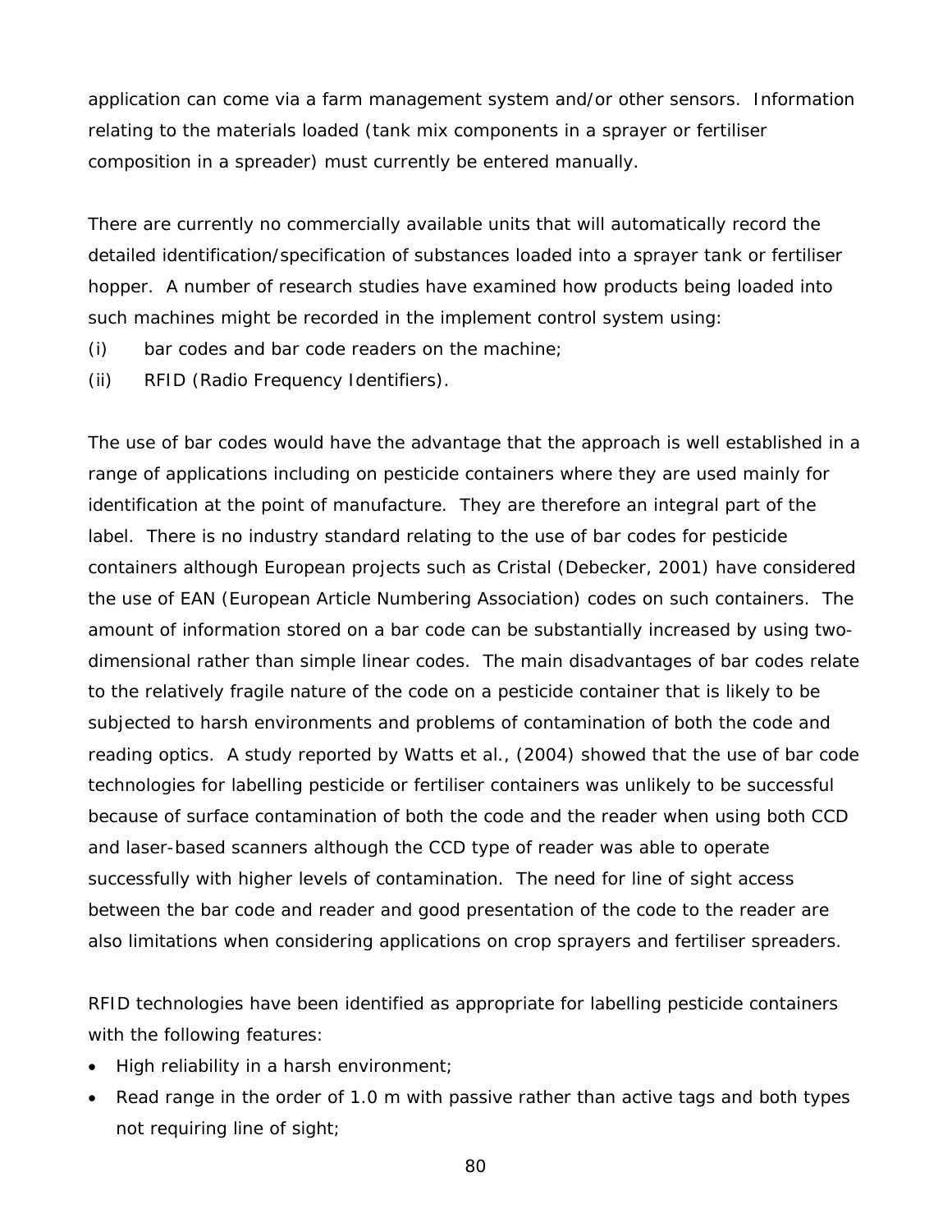application can come via a farm management system and/or other sensors. Information relating to the materials loaded (tank mix components in a sprayer or fertiliser composition in a spreader) must currently be entered manually.

There are currently no commercially available units that will automatically record the detailed identification/specification of substances loaded into a sprayer tank or fertiliser hopper. A number of research studies have examined how products being loaded into such machines might be recorded in the implement control system using:

(i) bar codes and bar code readers on the machine;

(ii) RFID (Radio Frequency Identifiers).

The use of bar codes would have the advantage that the approach is well established in a range of applications including on pesticide containers where they are used mainly for identification at the point of manufacture. They are therefore an integral part of the label. There is no industry standard relating to the use of bar codes for pesticide containers although European projects such as Cristal (Debecker, 2001) have considered the use of EAN (European Article Numbering Association) codes on such containers. The amount of information stored on a bar code can be substantially increased by using two-dimensional rather than simple linear codes. The main disadvantages of bar codes relate to the relatively fragile nature of the code on a pesticide container that is likely to be subjected to harsh environments and problems of contamination of both the code and reading optics. A study reported by Watts et al., (2004) showed that the use of bar code technologies for labelling pesticide or fertiliser containers was unlikely to be successful because of surface contamination of both the code and the reader when using both CCD and laser-based scanners although the CCD type of reader was able to operate successfully with higher levels of contamination. The need for line of sight access between the bar code and reader and good presentation of the code to the reader are also limitations when considering applications on crop sprayers and fertiliser spreaders.

RFID technologies have been identified as appropriate for labelling pesticide containers with the following features:

- High reliability in a harsh environment;
- Read range in the order of 1.0 m with passive rather than active tags and both types not requiring line of sight;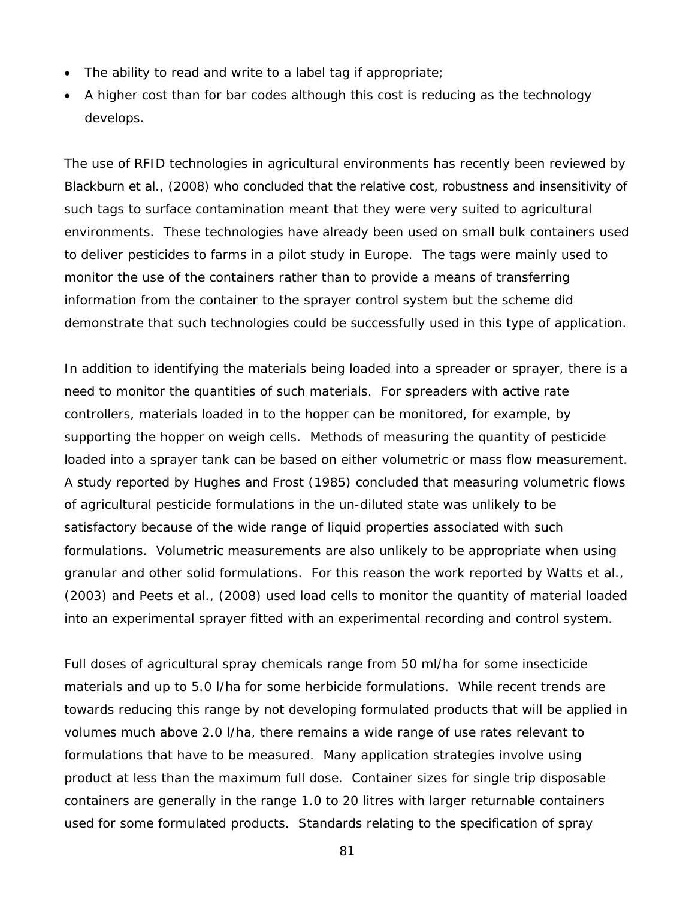- The ability to read and write to a label tag if appropriate;
- A higher cost than for bar codes although this cost is reducing as the technology develops.

The use of RFID technologies in agricultural environments has recently been reviewed by Blackburn et al., (2008) who concluded that the relative cost, robustness and insensitivity of such tags to surface contamination meant that they were very suited to agricultural environments. These technologies have already been used on small bulk containers used to deliver pesticides to farms in a pilot study in Europe. The tags were mainly used to monitor the use of the containers rather than to provide a means of transferring information from the container to the sprayer control system but the scheme did demonstrate that such technologies could be successfully used in this type of application.

In addition to identifying the materials being loaded into a spreader or sprayer, there is a need to monitor the quantities of such materials. For spreaders with active rate controllers, materials loaded in to the hopper can be monitored, for example, by supporting the hopper on weigh cells. Methods of measuring the quantity of pesticide loaded into a sprayer tank can be based on either volumetric or mass flow measurement. A study reported by Hughes and Frost (1985) concluded that measuring volumetric flows of agricultural pesticide formulations in the un-diluted state was unlikely to be satisfactory because of the wide range of liquid properties associated with such formulations. Volumetric measurements are also unlikely to be appropriate when using granular and other solid formulations. For this reason the work reported by Watts et al., (2003) and Peets et al., (2008) used load cells to monitor the quantity of material loaded into an experimental sprayer fitted with an experimental recording and control system.

Full doses of agricultural spray chemicals range from 50 ml/ha for some insecticide materials and up to 5.0 l/ha for some herbicide formulations. While recent trends are towards reducing this range by not developing formulated products that will be applied in volumes much above 2.0 l/ha, there remains a wide range of use rates relevant to formulations that have to be measured. Many application strategies involve using product at less than the maximum full dose. Container sizes for single trip disposable containers are generally in the range 1.0 to 20 litres with larger returnable containers used for some formulated products. Standards relating to the specification of spray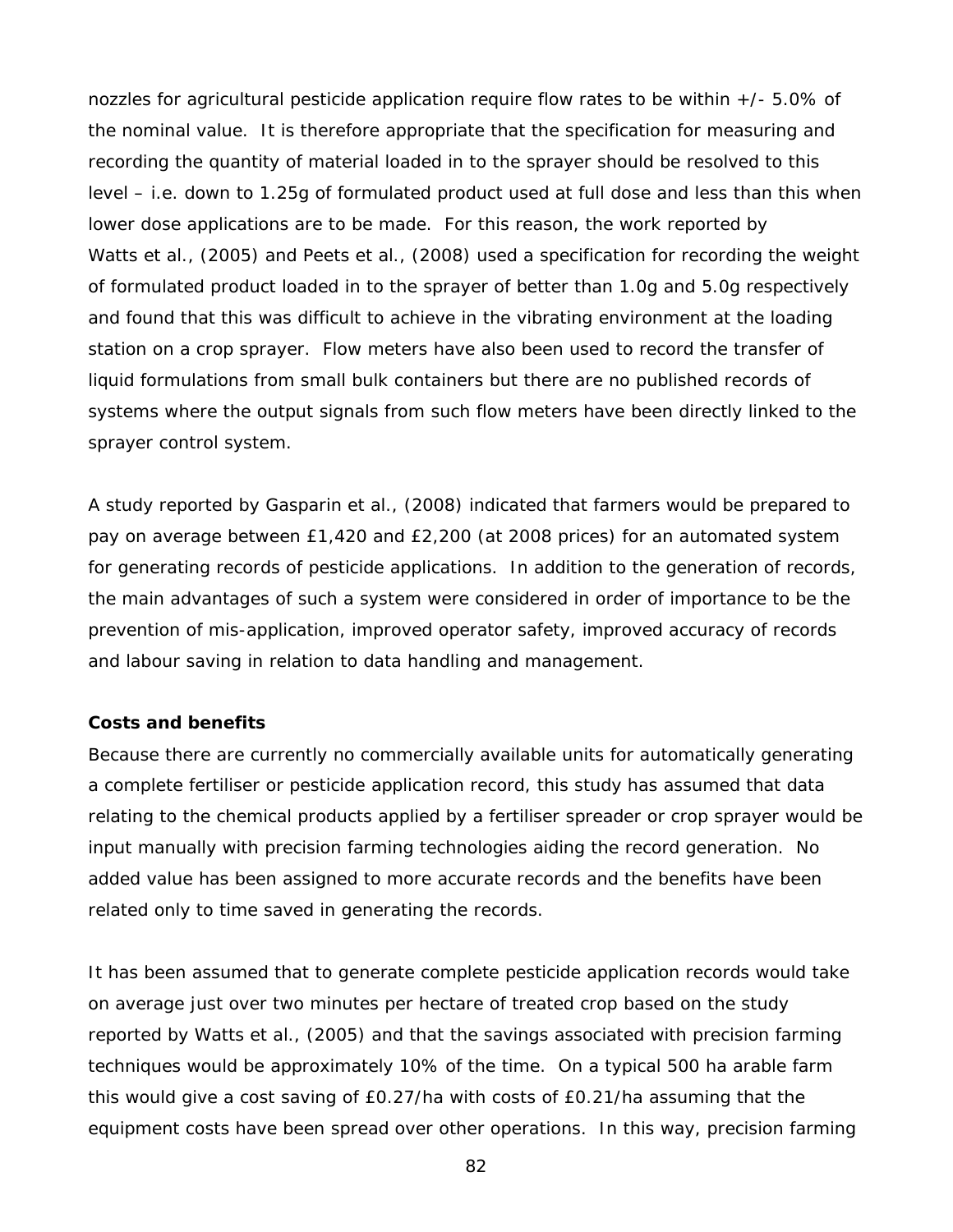nozzles for agricultural pesticide application require flow rates to be within +/- 5.0% of the nominal value. It is therefore appropriate that the specification for measuring and recording the quantity of material loaded in to the sprayer should be resolved to this level – i.e. down to 1.25g of formulated product used at full dose and less than this when lower dose applications are to be made. For this reason, the work reported by Watts et al., (2005) and Peets et al., (2008) used a specification for recording the weight of formulated product loaded in to the sprayer of better than 1.0g and 5.0g respectively and found that this was difficult to achieve in the vibrating environment at the loading station on a crop sprayer. Flow meters have also been used to record the transfer of liquid formulations from small bulk containers but there are no published records of systems where the output signals from such flow meters have been directly linked to the sprayer control system.

A study reported by Gasparin et al., (2008) indicated that farmers would be prepared to pay on average between £1,420 and £2,200 (at 2008 prices) for an automated system for generating records of pesticide applications. In addition to the generation of records, the main advantages of such a system were considered in order of importance to be the prevention of mis-application, improved operator safety, improved accuracy of records and labour saving in relation to data handling and management.

**Costs and benefits**

Because there are currently no commercially available units for automatically generating a complete fertiliser or pesticide application record, this study has assumed that data relating to the chemical products applied by a fertiliser spreader or crop sprayer would be input manually with precision farming technologies aiding the record generation. No added value has been assigned to more accurate records and the benefits have been related only to time saved in generating the records.

It has been assumed that to generate complete pesticide application records would take on average just over two minutes per hectare of treated crop based on the study reported by Watts et al., (2005) and that the savings associated with precision farming techniques would be approximately 10% of the time. On a typical 500 ha arable farm this would give a cost saving of £0.27/ha with costs of £0.21/ha assuming that the equipment costs have been spread over other operations. In this way, precision farming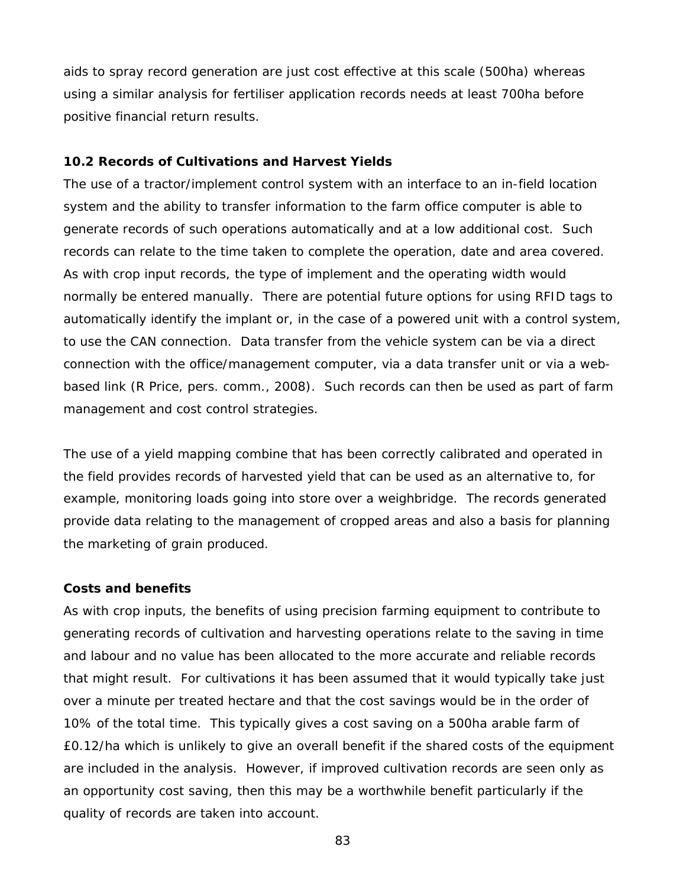aids to spray record generation are just cost effective at this scale (500ha) whereas using a similar analysis for fertiliser application records needs at least 700ha before positive financial return results.

### 10.2 Records of Cultivations and Harvest Yields

The use of a tractor/implement control system with an interface to an in-field location system and the ability to transfer information to the farm office computer is able to generate records of such operations automatically and at a low additional cost. Such records can relate to the time taken to complete the operation, date and area covered. As with crop input records, the type of implement and the operating width would normally be entered manually. There are potential future options for using RFID tags to automatically identify the implant or, in the case of a powered unit with a control system, to use the CAN connection. Data transfer from the vehicle system can be via a direct connection with the office/management computer, via a data transfer unit or via a web-based link (R Price, pers. comm., 2008). Such records can then be used as part of farm management and cost control strategies.

The use of a yield mapping combine that has been correctly calibrated and operated in the field provides records of harvested yield that can be used as an alternative to, for example, monitoring loads going into store over a weighbridge. The records generated provide data relating to the management of cropped areas and also a basis for planning the marketing of grain produced.

**Costs and benefits**

As with crop inputs, the benefits of using precision farming equipment to contribute to generating records of cultivation and harvesting operations relate to the saving in time and labour and no value has been allocated to the more accurate and reliable records that might result. For cultivations it has been assumed that it would typically take just over a minute per treated hectare and that the cost savings would be in the order of 10% of the total time. This typically gives a cost saving on a 500ha arable farm of £0.12/ha which is unlikely to give an overall benefit if the shared costs of the equipment are included in the analysis. However, if improved cultivation records are seen only as an opportunity cost saving, then this may be a worthwhile benefit particularly if the quality of records are taken into account.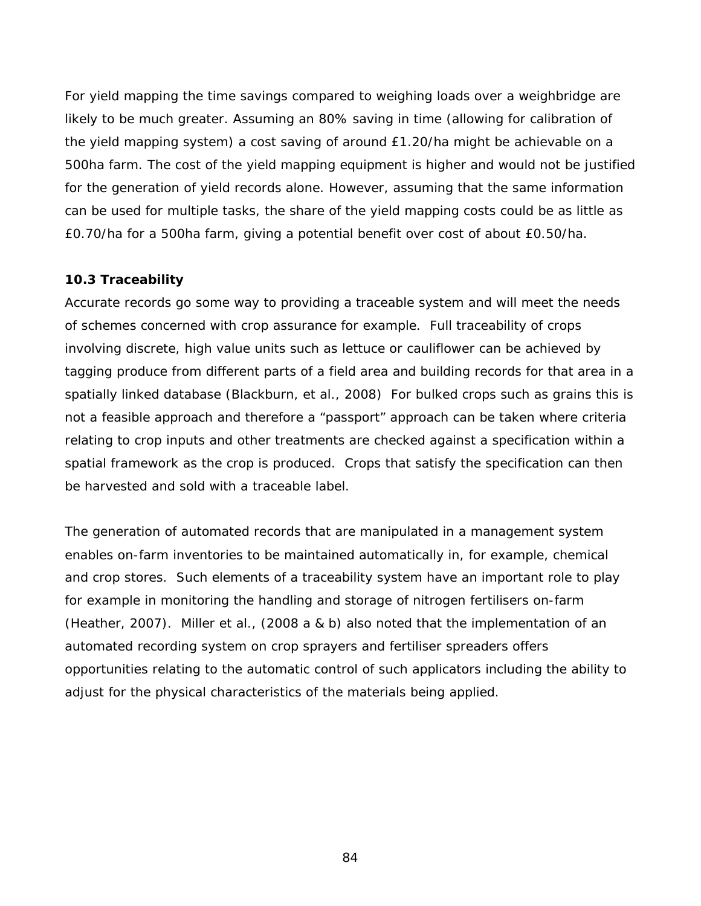For yield mapping the time savings compared to weighing loads over a weighbridge are likely to be much greater. Assuming an 80% saving in time (allowing for calibration of the yield mapping system) a cost saving of around £1.20/ha might be achievable on a 500ha farm. The cost of the yield mapping equipment is higher and would not be justified for the generation of yield records alone. However, assuming that the same information can be used for multiple tasks, the share of the yield mapping costs could be as little as £0.70/ha for a 500ha farm, giving a potential benefit over cost of about £0.50/ha.

### 10.3 Traceability

Accurate records go some way to providing a traceable system and will meet the needs of schemes concerned with crop assurance for example. Full traceability of crops involving discrete, high value units such as lettuce or cauliflower can be achieved by tagging produce from different parts of a field area and building records for that area in a spatially linked database (Blackburn, et al., 2008) For bulked crops such as grains this is not a feasible approach and therefore a "passport" approach can be taken where criteria relating to crop inputs and other treatments are checked against a specification within a spatial framework as the crop is produced. Crops that satisfy the specification can then be harvested and sold with a traceable label.

The generation of automated records that are manipulated in a management system enables on-farm inventories to be maintained automatically in, for example, chemical and crop stores. Such elements of a traceability system have an important role to play for example in monitoring the handling and storage of nitrogen fertilisers on-farm (Heather, 2007). Miller et al., (2008 a & b) also noted that the implementation of an automated recording system on crop sprayers and fertiliser spreaders offers opportunities relating to the automatic control of such applicators including the ability to adjust for the physical characteristics of the materials being applied.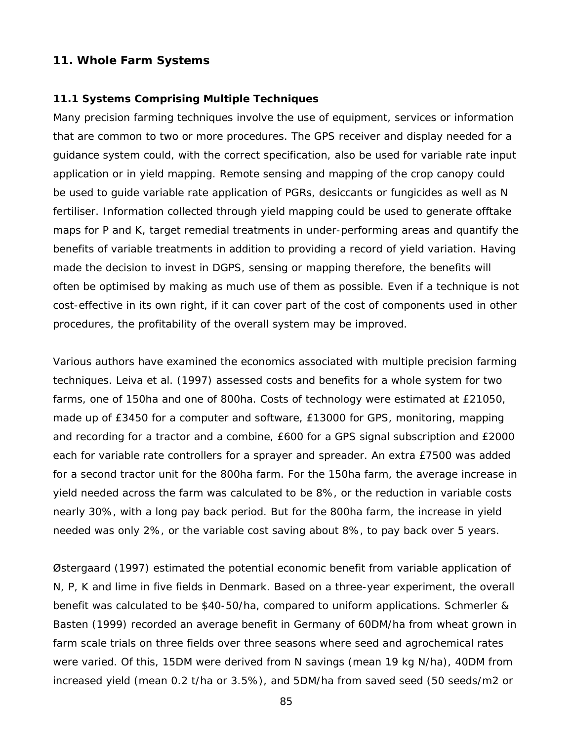## 11. Whole Farm Systems

### 11.1 Systems Comprising Multiple Techniques

Many precision farming techniques involve the use of equipment, services or information that are common to two or more procedures. The GPS receiver and display needed for a guidance system could, with the correct specification, also be used for variable rate input application or in yield mapping. Remote sensing and mapping of the crop canopy could be used to guide variable rate application of PGRs, desiccants or fungicides as well as N fertiliser. Information collected through yield mapping could be used to generate offtake maps for P and K, target remedial treatments in under-performing areas and quantify the benefits of variable treatments in addition to providing a record of yield variation. Having made the decision to invest in DGPS, sensing or mapping therefore, the benefits will often be optimised by making as much use of them as possible. Even if a technique is not cost-effective in its own right, if it can cover part of the cost of components used in other procedures, the profitability of the overall system may be improved.

Various authors have examined the economics associated with multiple precision farming techniques. Leiva et al. (1997) assessed costs and benefits for a whole system for two farms, one of 150ha and one of 800ha. Costs of technology were estimated at £21050, made up of £3450 for a computer and software, £13000 for GPS, monitoring, mapping and recording for a tractor and a combine, £600 for a GPS signal subscription and £2000 each for variable rate controllers for a sprayer and spreader. An extra £7500 was added for a second tractor unit for the 800ha farm. For the 150ha farm, the average increase in yield needed across the farm was calculated to be 8%, or the reduction in variable costs nearly 30%, with a long pay back period. But for the 800ha farm, the increase in yield needed was only 2%, or the variable cost saving about 8%, to pay back over 5 years.

Østergaard (1997) estimated the potential economic benefit from variable application of N, P, K and lime in five fields in Denmark. Based on a three-year experiment, the overall benefit was calculated to be $40-50/ha, compared to uniform applications. Schmerler & Basten (1999) recorded an average benefit in Germany of 60DM/ha from wheat grown in farm scale trials on three fields over three seasons where seed and agrochemical rates were varied. Of this, 15DM were derived from N savings (mean 19 kg N/ha), 40DM from increased yield (mean 0.2 t/ha or 3.5%), and 5DM/ha from saved seed (50 seeds/m2 or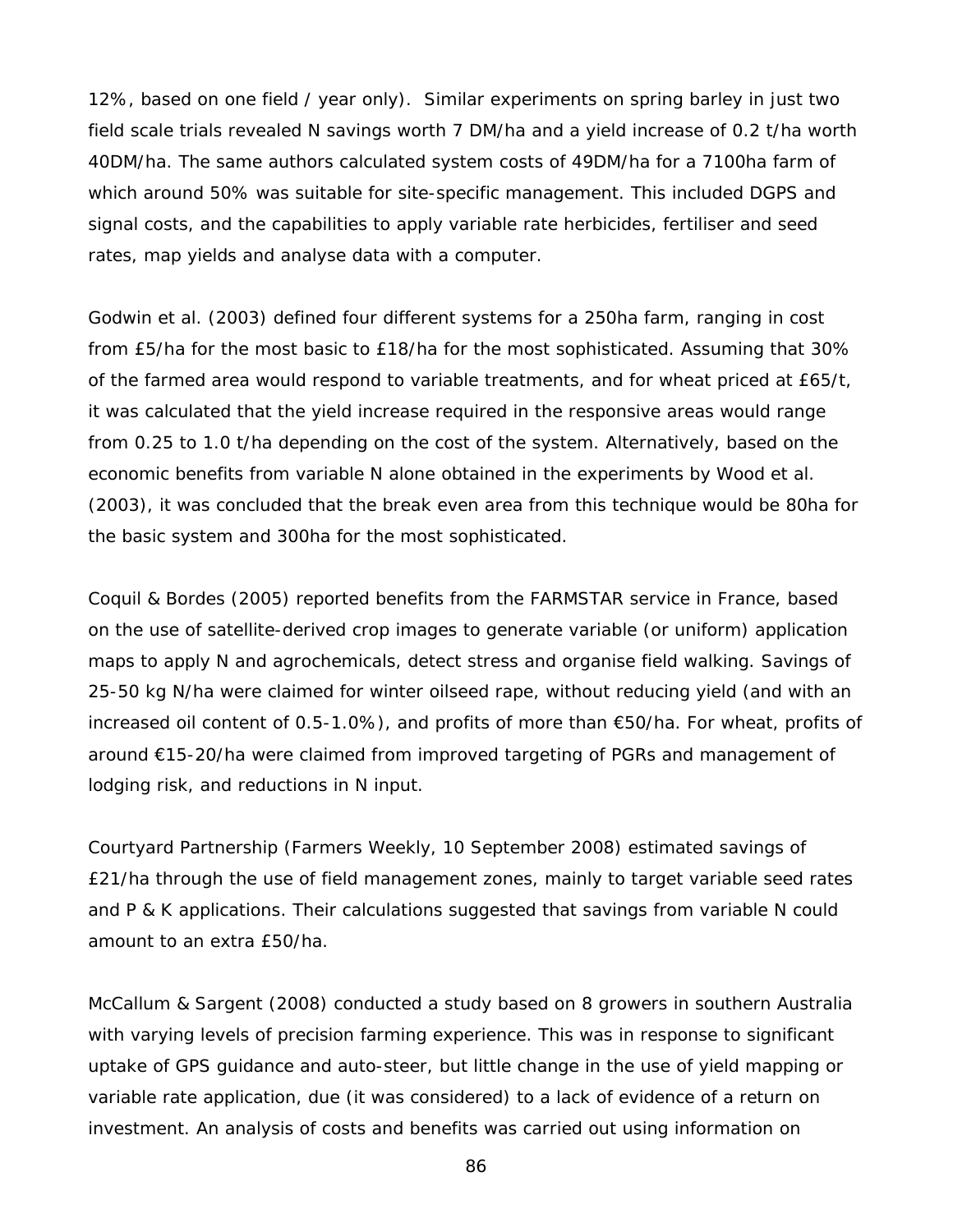12%, based on one field / year only). Similar experiments on spring barley in just two field scale trials revealed N savings worth 7 DM/ha and a yield increase of 0.2 t/ha worth 40DM/ha. The same authors calculated system costs of 49DM/ha for a 7100ha farm of which around 50% was suitable for site-specific management. This included DGPS and signal costs, and the capabilities to apply variable rate herbicides, fertiliser and seed rates, map yields and analyse data with a computer.

Godwin et al. (2003) defined four different systems for a 250ha farm, ranging in cost from £5/ha for the most basic to £18/ha for the most sophisticated. Assuming that 30% of the farmed area would respond to variable treatments, and for wheat priced at £65/t, it was calculated that the yield increase required in the responsive areas would range from 0.25 to 1.0 t/ha depending on the cost of the system. Alternatively, based on the economic benefits from variable N alone obtained in the experiments by Wood et al. (2003), it was concluded that the break even area from this technique would be 80ha for the basic system and 300ha for the most sophisticated.

Coquil & Bordes (2005) reported benefits from the FARMSTAR service in France, based on the use of satellite-derived crop images to generate variable (or uniform) application maps to apply N and agrochemicals, detect stress and organise field walking. Savings of 25-50 kg N/ha were claimed for winter oilseed rape, without reducing yield (and with an increased oil content of 0.5-1.0%), and profits of more than €50/ha. For wheat, profits of around €15-20/ha were claimed from improved targeting of PGRs and management of lodging risk, and reductions in N input.

Courtyard Partnership (Farmers Weekly, 10 September 2008) estimated savings of £21/ha through the use of field management zones, mainly to target variable seed rates and P & K applications. Their calculations suggested that savings from variable N could amount to an extra £50/ha.

McCallum & Sargent (2008) conducted a study based on 8 growers in southern Australia with varying levels of precision farming experience. This was in response to significant uptake of GPS guidance and auto-steer, but little change in the use of yield mapping or variable rate application, due (it was considered) to a lack of evidence of a return on investment. An analysis of costs and benefits was carried out using information on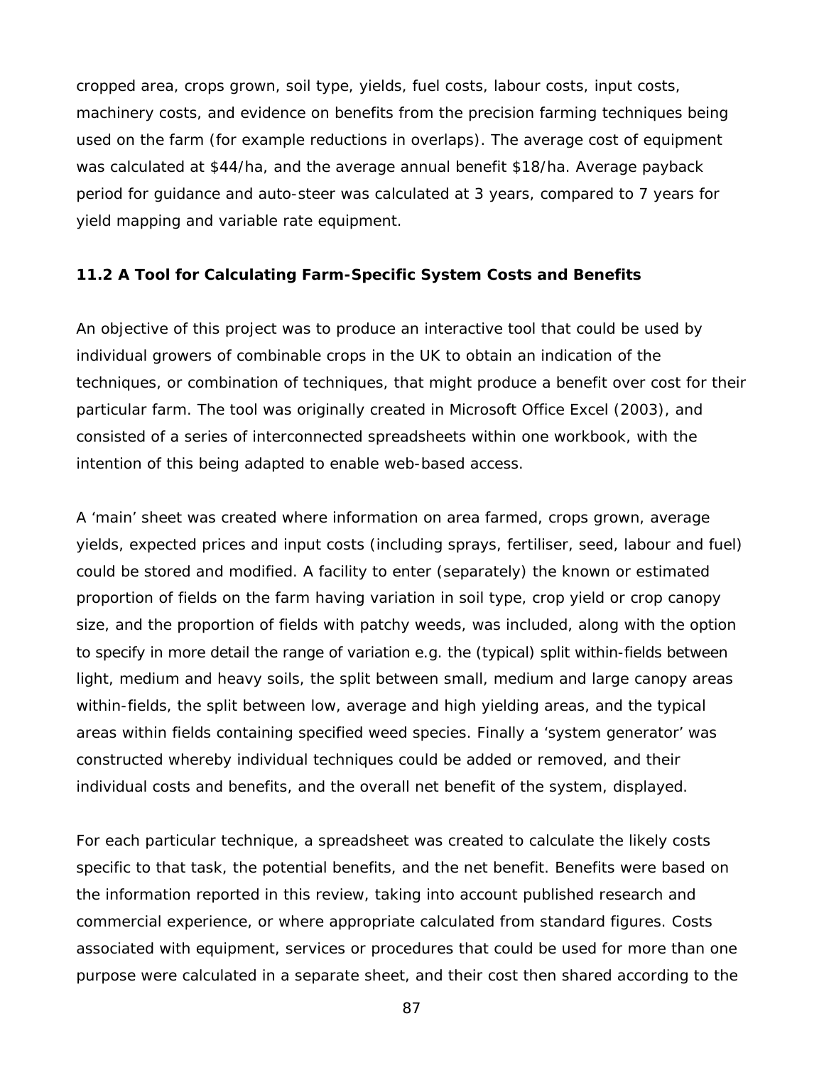cropped area, crops grown, soil type, yields, fuel costs, labour costs, input costs, machinery costs, and evidence on benefits from the precision farming techniques being used on the farm (for example reductions in overlaps). The average cost of equipment was calculated at $44/ha, and the average annual benefit $18/ha. Average payback period for guidance and auto-steer was calculated at 3 years, compared to 7 years for yield mapping and variable rate equipment.

### 11.2 A Tool for Calculating Farm-Specific System Costs and Benefits

An objective of this project was to produce an interactive tool that could be used by individual growers of combinable crops in the UK to obtain an indication of the techniques, or combination of techniques, that might produce a benefit over cost for their particular farm. The tool was originally created in Microsoft Office Excel (2003), and consisted of a series of interconnected spreadsheets within one workbook, with the intention of this being adapted to enable web-based access.

A 'main' sheet was created where information on area farmed, crops grown, average yields, expected prices and input costs (including sprays, fertiliser, seed, labour and fuel) could be stored and modified. A facility to enter (separately) the known or estimated proportion of fields on the farm having variation in soil type, crop yield or crop canopy size, and the proportion of fields with patchy weeds, was included, along with the option to specify in more detail the range of variation e.g. the (typical) split within-fields between light, medium and heavy soils, the split between small, medium and large canopy areas within-fields, the split between low, average and high yielding areas, and the typical areas within fields containing specified weed species. Finally a 'system generator' was constructed whereby individual techniques could be added or removed, and their individual costs and benefits, and the overall net benefit of the system, displayed.

For each particular technique, a spreadsheet was created to calculate the likely costs specific to that task, the potential benefits, and the net benefit. Benefits were based on the information reported in this review, taking into account published research and commercial experience, or where appropriate calculated from standard figures. Costs associated with equipment, services or procedures that could be used for more than one purpose were calculated in a separate sheet, and their cost then shared according to the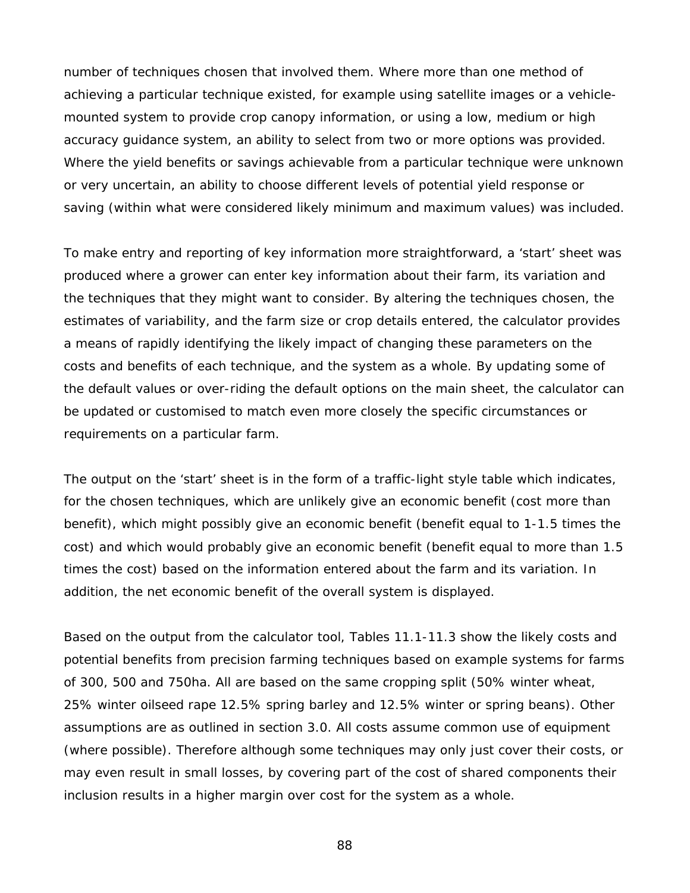number of techniques chosen that involved them. Where more than one method of achieving a particular technique existed, for example using satellite images or a vehicle-mounted system to provide crop canopy information, or using a low, medium or high accuracy guidance system, an ability to select from two or more options was provided. Where the yield benefits or savings achievable from a particular technique were unknown or very uncertain, an ability to choose different levels of potential yield response or saving (within what were considered likely minimum and maximum values) was included.

To make entry and reporting of key information more straightforward, a 'start' sheet was produced where a grower can enter key information about their farm, its variation and the techniques that they might want to consider. By altering the techniques chosen, the estimates of variability, and the farm size or crop details entered, the calculator provides a means of rapidly identifying the likely impact of changing these parameters on the costs and benefits of each technique, and the system as a whole. By updating some of the default values or over-riding the default options on the main sheet, the calculator can be updated or customised to match even more closely the specific circumstances or requirements on a particular farm.

The output on the 'start' sheet is in the form of a traffic-light style table which indicates, for the chosen techniques, which are unlikely give an economic benefit (cost more than benefit), which might possibly give an economic benefit (benefit equal to 1-1.5 times the cost) and which would probably give an economic benefit (benefit equal to more than 1.5 times the cost) based on the information entered about the farm and its variation. In addition, the net economic benefit of the overall system is displayed.

Based on the output from the calculator tool, Tables 11.1-11.3 show the likely costs and potential benefits from precision farming techniques based on example systems for farms of 300, 500 and 750ha. All are based on the same cropping split (50% winter wheat, 25% winter oilseed rape 12.5% spring barley and 12.5% winter or spring beans). Other assumptions are as outlined in section 3.0. All costs assume common use of equipment (where possible). Therefore although some techniques may only just cover their costs, or may even result in small losses, by covering part of the cost of shared components their inclusion results in a higher margin over cost for the system as a whole.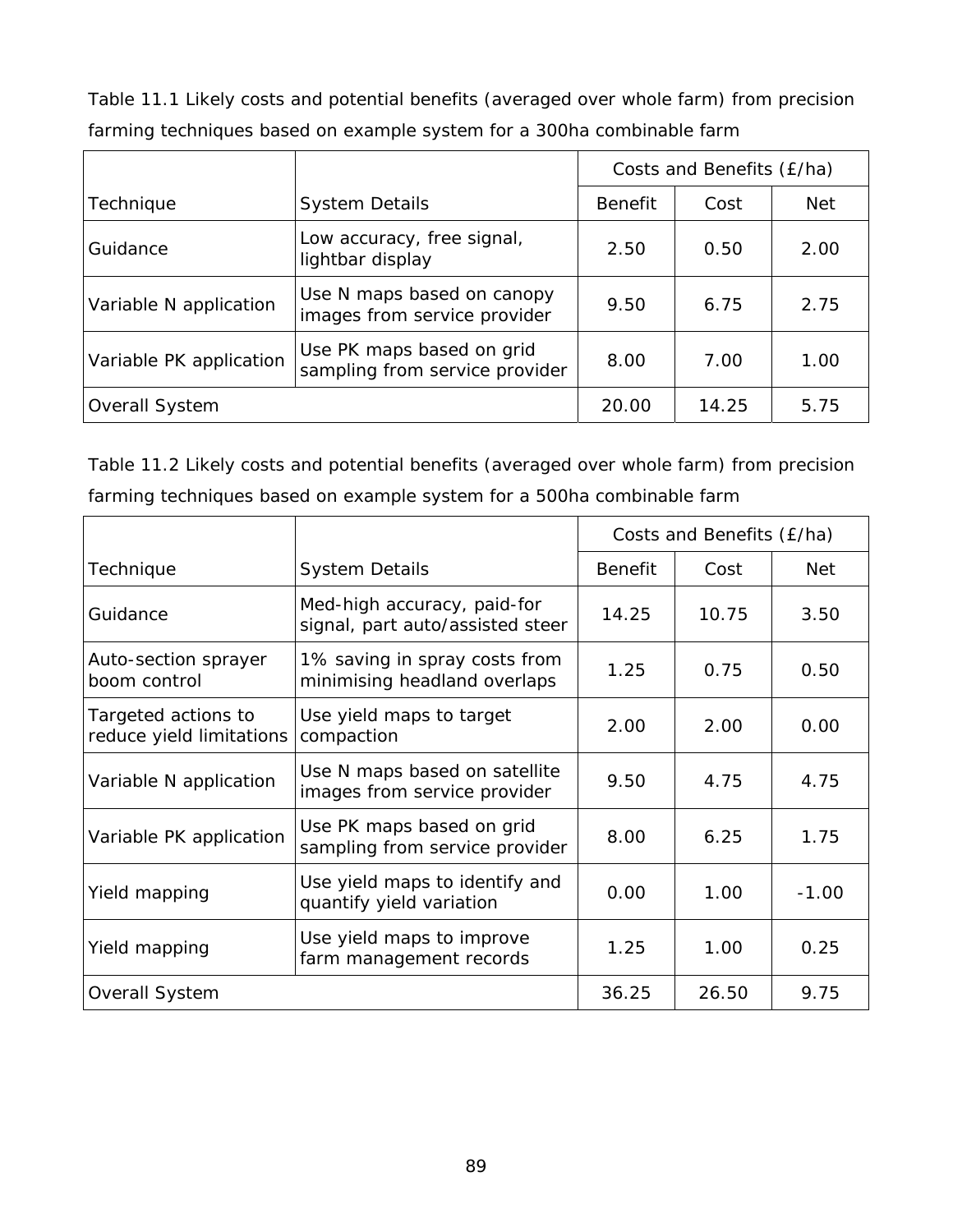Table 11.1 Likely costs and potential benefits (averaged over whole farm) from precision farming techniques based on example system for a 300ha combinable farm

| Technique | System Details | Costs and Benefits (£/ha) | | |
|---|---|---|---|---|
| | | Benefit | Cost | Net |
| Guidance | Low accuracy, free signal, lightbar display | 2.50 | 0.50 | 2.00 |
| Variable N application | Use N maps based on canopy images from service provider | 9.50 | 6.75 | 2.75 |
| Variable PK application | Use PK maps based on grid sampling from service provider | 8.00 | 7.00 | 1.00 |
| Overall System | | 20.00 | 14.25 | 5.75 |

Table 11.2 Likely costs and potential benefits (averaged over whole farm) from precision farming techniques based on example system for a 500ha combinable farm

| Technique | System Details | Costs and Benefits (£/ha) | | |
|---|---|---|---|---|
| | | Benefit | Cost | Net |
| Guidance | Med-high accuracy, paid-for signal, part auto/assisted steer | 14.25 | 10.75 | 3.50 |
| Auto-section sprayer boom control | 1% saving in spray costs from minimising headland overlaps | 1.25 | 0.75 | 0.50 |
| Targeted actions to reduce yield limitations | Use yield maps to target compaction | 2.00 | 2.00 | 0.00 |
| Variable N application | Use N maps based on satellite images from service provider | 9.50 | 4.75 | 4.75 |
| Variable PK application | Use PK maps based on grid sampling from service provider | 8.00 | 6.25 | 1.75 |
| Yield mapping | Use yield maps to identify and quantify yield variation | 0.00 | 1.00 | -1.00 |
| Yield mapping | Use yield maps to improve farm management records | 1.25 | 1.00 | 0.25 |
| Overall System | | 36.25 | 26.50 | 9.75 |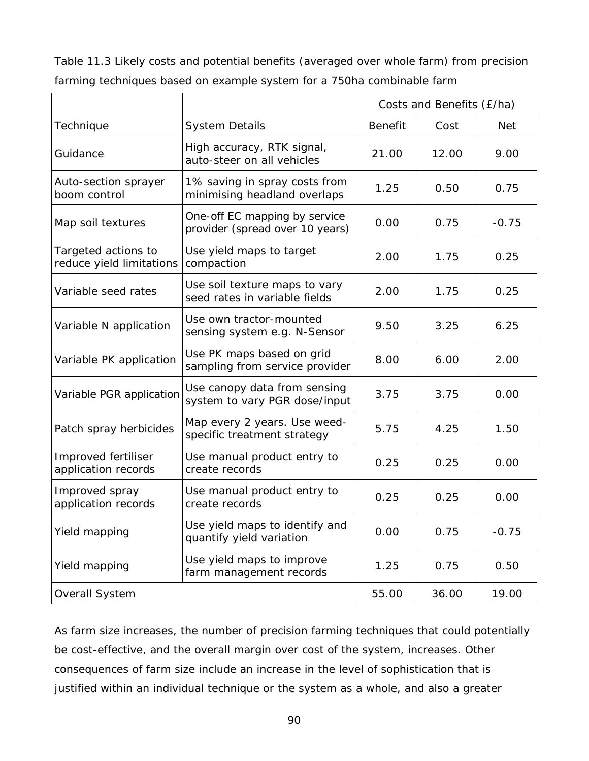Table 11.3 Likely costs and potential benefits (averaged over whole farm) from precision farming techniques based on example system for a 750ha combinable farm

| | | Costs and Benefits (£/ha) | | |
|---|---|---|---|---|
| Technique | System Details | Benefit | Cost | Net |
| Guidance | High accuracy, RTK signal, auto-steer on all vehicles | 21.00 | 12.00 | 9.00 |
| Auto-section sprayer boom control | 1% saving in spray costs from minimising headland overlaps | 1.25 | 0.50 | 0.75 |
| Map soil textures | One-off EC mapping by service provider (spread over 10 years) | 0.00 | 0.75 | -0.75 |
| Targeted actions to reduce yield limitations | Use yield maps to target compaction | 2.00 | 1.75 | 0.25 |
| Variable seed rates | Use soil texture maps to vary seed rates in variable fields | 2.00 | 1.75 | 0.25 |
| Variable N application | Use own tractor-mounted sensing system e.g. N-Sensor | 9.50 | 3.25 | 6.25 |
| Variable PK application | Use PK maps based on grid sampling from service provider | 8.00 | 6.00 | 2.00 |
| Variable PGR application | Use canopy data from sensing system to vary PGR dose/input | 3.75 | 3.75 | 0.00 |
| Patch spray herbicides | Map every 2 years. Use weed-specific treatment strategy | 5.75 | 4.25 | 1.50 |
| Improved fertiliser application records | Use manual product entry to create records | 0.25 | 0.25 | 0.00 |
| Improved spray application records | Use manual product entry to create records | 0.25 | 0.25 | 0.00 |
| Yield mapping | Use yield maps to identify and quantify yield variation | 0.00 | 0.75 | -0.75 |
| Yield mapping | Use yield maps to improve farm management records | 1.25 | 0.75 | 0.50 |
| Overall System | | 55.00 | 36.00 | 19.00 |

As farm size increases, the number of precision farming techniques that could potentially be cost-effective, and the overall margin over cost of the system, increases. Other consequences of farm size include an increase in the level of sophistication that is justified within an individual technique or the system as a whole, and also a greater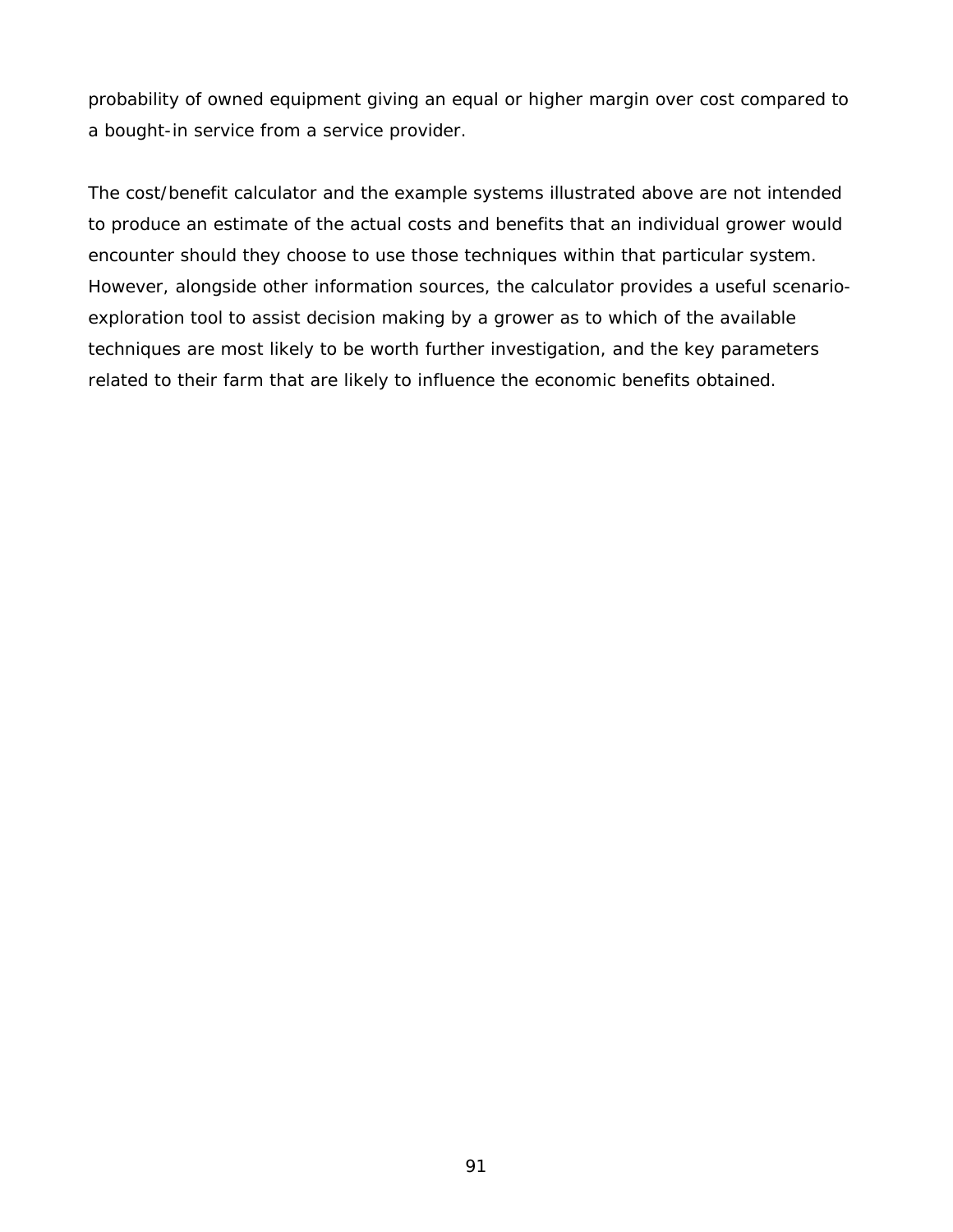probability of owned equipment giving an equal or higher margin over cost compared to a bought-in service from a service provider.

The cost/benefit calculator and the example systems illustrated above are not intended to produce an estimate of the actual costs and benefits that an individual grower would encounter should they choose to use those techniques within that particular system. However, alongside other information sources, the calculator provides a useful scenario-exploration tool to assist decision making by a grower as to which of the available techniques are most likely to be worth further investigation, and the key parameters related to their farm that are likely to influence the economic benefits obtained.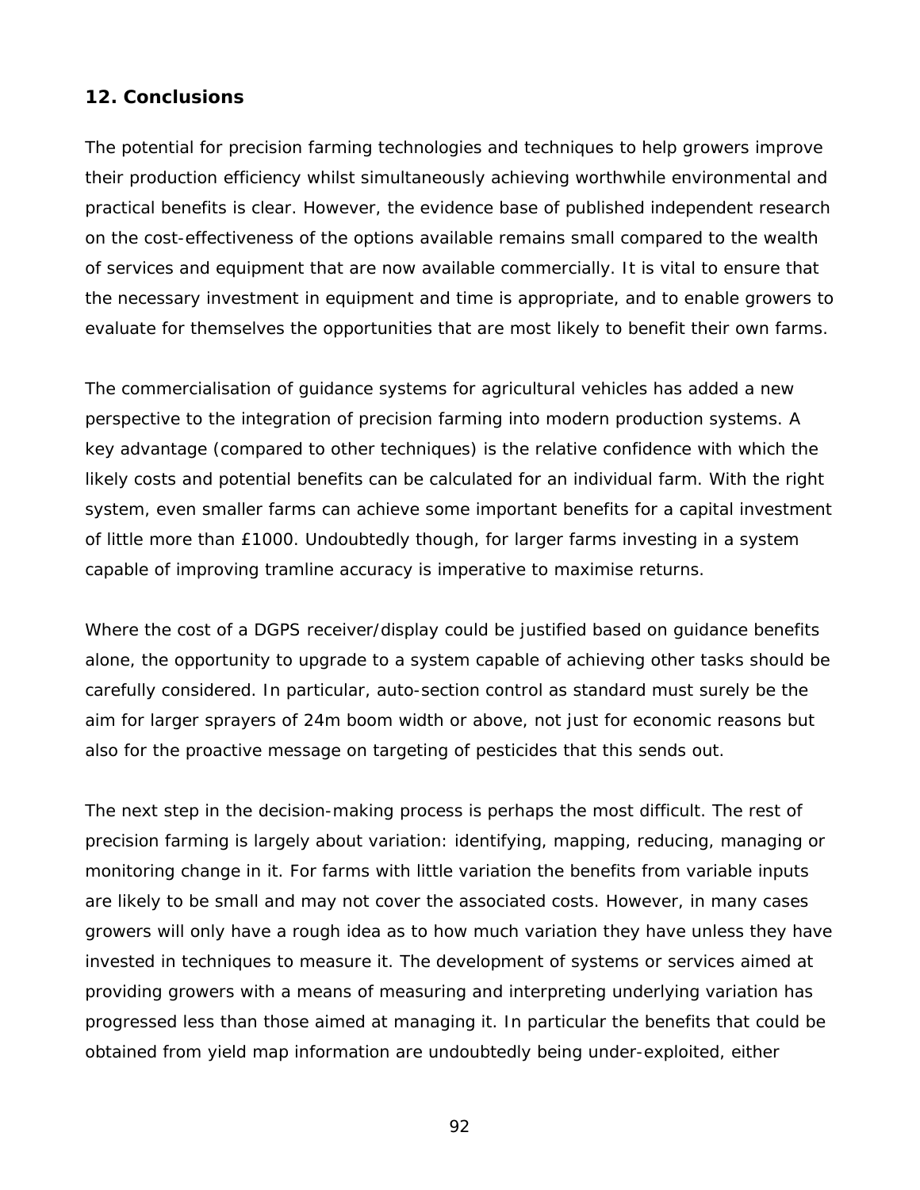## 12. Conclusions

The potential for precision farming technologies and techniques to help growers improve their production efficiency whilst simultaneously achieving worthwhile environmental and practical benefits is clear. However, the evidence base of published independent research on the cost-effectiveness of the options available remains small compared to the wealth of services and equipment that are now available commercially. It is vital to ensure that the necessary investment in equipment and time is appropriate, and to enable growers to evaluate for themselves the opportunities that are most likely to benefit their own farms.

The commercialisation of guidance systems for agricultural vehicles has added a new perspective to the integration of precision farming into modern production systems. A key advantage (compared to other techniques) is the relative confidence with which the likely costs and potential benefits can be calculated for an individual farm. With the right system, even smaller farms can achieve some important benefits for a capital investment of little more than £1000. Undoubtedly though, for larger farms investing in a system capable of improving tramline accuracy is imperative to maximise returns.

Where the cost of a DGPS receiver/display could be justified based on guidance benefits alone, the opportunity to upgrade to a system capable of achieving other tasks should be carefully considered. In particular, auto-section control as standard must surely be the aim for larger sprayers of 24m boom width or above, not just for economic reasons but also for the proactive message on targeting of pesticides that this sends out.

The next step in the decision-making process is perhaps the most difficult. The rest of precision farming is largely about variation: identifying, mapping, reducing, managing or monitoring change in it. For farms with little variation the benefits from variable inputs are likely to be small and may not cover the associated costs. However, in many cases growers will only have a rough idea as to how much variation they have unless they have invested in techniques to measure it. The development of systems or services aimed at providing growers with a means of measuring and interpreting underlying variation has progressed less than those aimed at managing it. In particular the benefits that could be obtained from yield map information are undoubtedly being under-exploited, either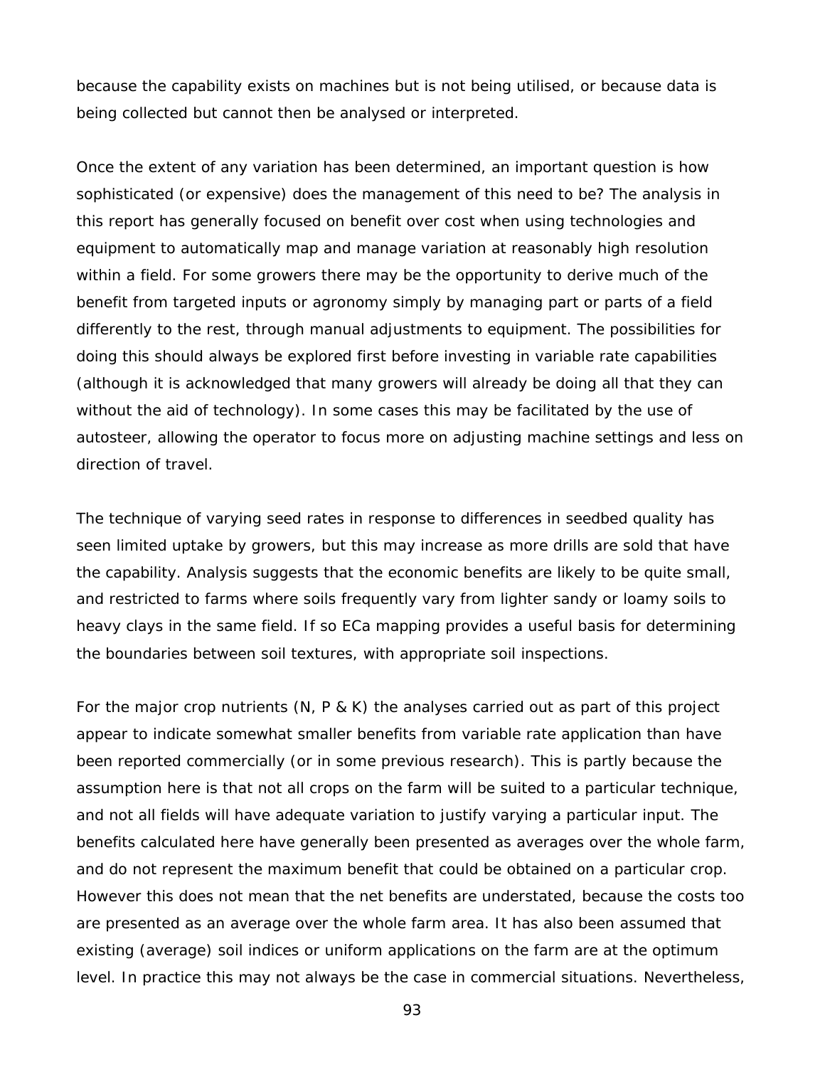because the capability exists on machines but is not being utilised, or because data is being collected but cannot then be analysed or interpreted.

Once the extent of any variation has been determined, an important question is how sophisticated (or expensive) does the management of this need to be? The analysis in this report has generally focused on benefit over cost when using technologies and equipment to automatically map and manage variation at reasonably high resolution within a field. For some growers there may be the opportunity to derive much of the benefit from targeted inputs or agronomy simply by managing part or parts of a field differently to the rest, through manual adjustments to equipment. The possibilities for doing this should always be explored first before investing in variable rate capabilities (although it is acknowledged that many growers will already be doing all that they can without the aid of technology). In some cases this may be facilitated by the use of autosteer, allowing the operator to focus more on adjusting machine settings and less on direction of travel.

The technique of varying seed rates in response to differences in seedbed quality has seen limited uptake by growers, but this may increase as more drills are sold that have the capability. Analysis suggests that the economic benefits are likely to be quite small, and restricted to farms where soils frequently vary from lighter sandy or loamy soils to heavy clays in the same field. If so ECa mapping provides a useful basis for determining the boundaries between soil textures, with appropriate soil inspections.

For the major crop nutrients (N, P & K) the analyses carried out as part of this project appear to indicate somewhat smaller benefits from variable rate application than have been reported commercially (or in some previous research). This is partly because the assumption here is that not all crops on the farm will be suited to a particular technique, and not all fields will have adequate variation to justify varying a particular input. The benefits calculated here have generally been presented as averages over the whole farm, and do not represent the maximum benefit that could be obtained on a particular crop. However this does not mean that the net benefits are understated, because the costs too are presented as an average over the whole farm area. It has also been assumed that existing (average) soil indices or uniform applications on the farm are at the optimum level. In practice this may not always be the case in commercial situations. Nevertheless,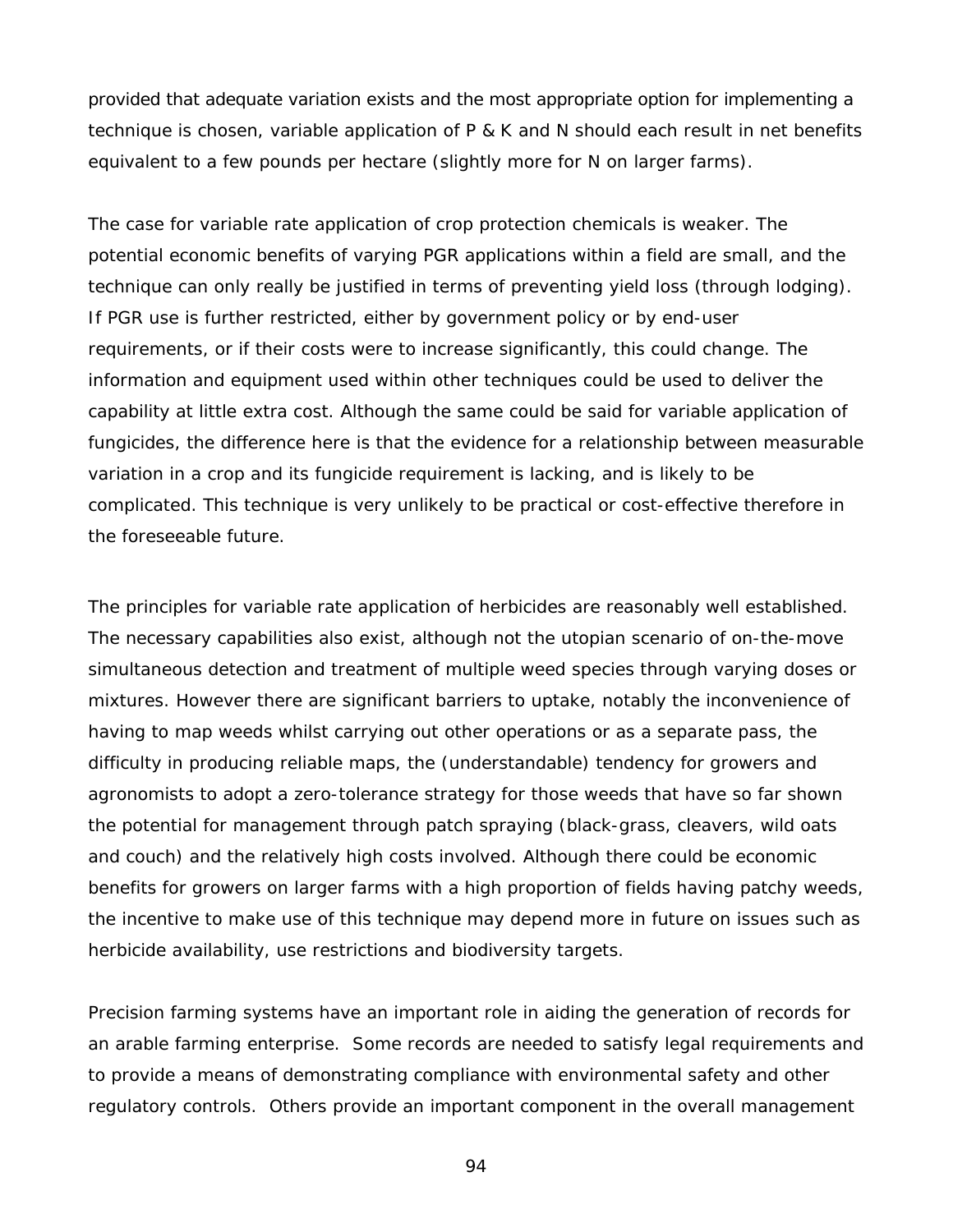provided that adequate variation exists and the most appropriate option for implementing a technique is chosen, variable application of P & K and N should each result in net benefits equivalent to a few pounds per hectare (slightly more for N on larger farms).

The case for variable rate application of crop protection chemicals is weaker. The potential economic benefits of varying PGR applications within a field are small, and the technique can only really be justified in terms of preventing yield loss (through lodging). If PGR use is further restricted, either by government policy or by end-user requirements, or if their costs were to increase significantly, this could change. The information and equipment used within other techniques could be used to deliver the capability at little extra cost. Although the same could be said for variable application of fungicides, the difference here is that the evidence for a relationship between measurable variation in a crop and its fungicide requirement is lacking, and is likely to be complicated. This technique is very unlikely to be practical or cost-effective therefore in the foreseeable future.

The principles for variable rate application of herbicides are reasonably well established. The necessary capabilities also exist, although not the utopian scenario of on-the-move simultaneous detection and treatment of multiple weed species through varying doses or mixtures. However there are significant barriers to uptake, notably the inconvenience of having to map weeds whilst carrying out other operations or as a separate pass, the difficulty in producing reliable maps, the (understandable) tendency for growers and agronomists to adopt a zero-tolerance strategy for those weeds that have so far shown the potential for management through patch spraying (black-grass, cleavers, wild oats and couch) and the relatively high costs involved. Although there could be economic benefits for growers on larger farms with a high proportion of fields having patchy weeds, the incentive to make use of this technique may depend more in future on issues such as herbicide availability, use restrictions and biodiversity targets.

Precision farming systems have an important role in aiding the generation of records for an arable farming enterprise. Some records are needed to satisfy legal requirements and to provide a means of demonstrating compliance with environmental safety and other regulatory controls. Others provide an important component in the overall management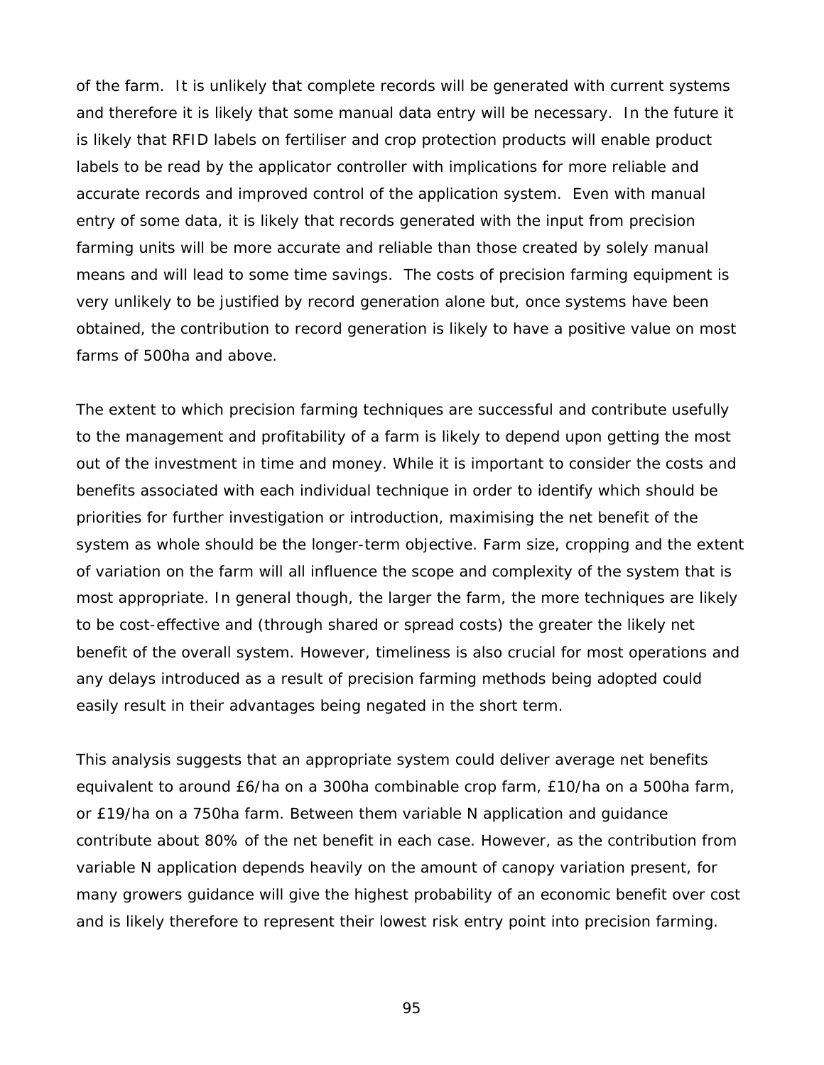of the farm. It is unlikely that complete records will be generated with current systems and therefore it is likely that some manual data entry will be necessary. In the future it is likely that RFID labels on fertiliser and crop protection products will enable product labels to be read by the applicator controller with implications for more reliable and accurate records and improved control of the application system. Even with manual entry of some data, it is likely that records generated with the input from precision farming units will be more accurate and reliable than those created by solely manual means and will lead to some time savings. The costs of precision farming equipment is very unlikely to be justified by record generation alone but, once systems have been obtained, the contribution to record generation is likely to have a positive value on most farms of 500ha and above.

The extent to which precision farming techniques are successful and contribute usefully to the management and profitability of a farm is likely to depend upon getting the most out of the investment in time and money. While it is important to consider the costs and benefits associated with each individual technique in order to identify which should be priorities for further investigation or introduction, maximising the net benefit of the system as whole should be the longer-term objective. Farm size, cropping and the extent of variation on the farm will all influence the scope and complexity of the system that is most appropriate. In general though, the larger the farm, the more techniques are likely to be cost-effective and (through shared or spread costs) the greater the likely net benefit of the overall system. However, timeliness is also crucial for most operations and any delays introduced as a result of precision farming methods being adopted could easily result in their advantages being negated in the short term.

This analysis suggests that an appropriate system could deliver average net benefits equivalent to around £6/ha on a 300ha combinable crop farm, £10/ha on a 500ha farm, or £19/ha on a 750ha farm. Between them variable N application and guidance contribute about 80% of the net benefit in each case. However, as the contribution from variable N application depends heavily on the amount of canopy variation present, for many growers guidance will give the highest probability of an economic benefit over cost and is likely therefore to represent their lowest risk entry point into precision farming.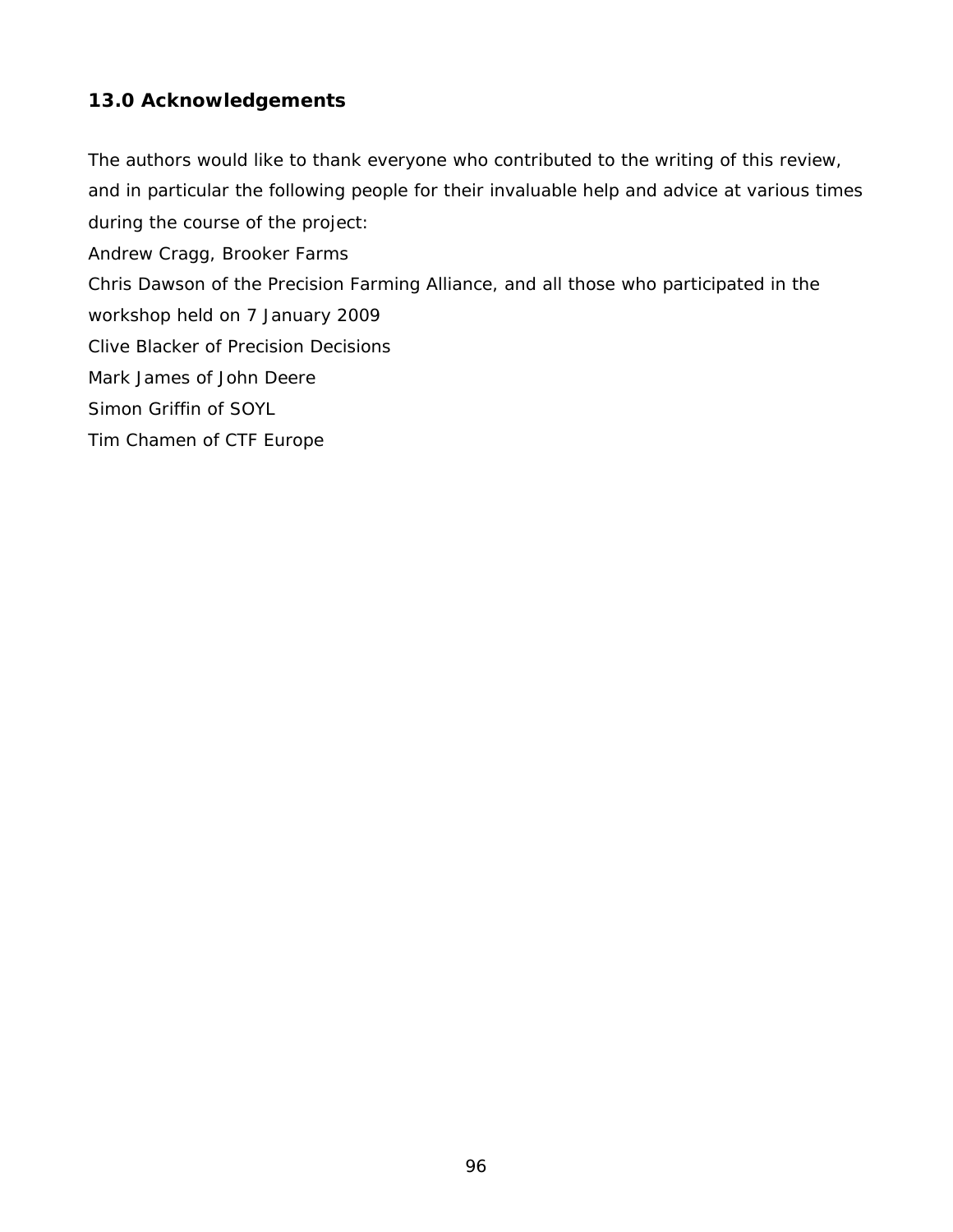## 13.0 Acknowledgements

The authors would like to thank everyone who contributed to the writing of this review, and in particular the following people for their invaluable help and advice at various times during the course of the project:

Andrew Cragg, Brooker Farms

Chris Dawson of the Precision Farming Alliance, and all those who participated in the workshop held on 7 January 2009

Clive Blacker of Precision Decisions

Mark James of John Deere

Simon Griffin of SOYL

Tim Chamen of CTF Europe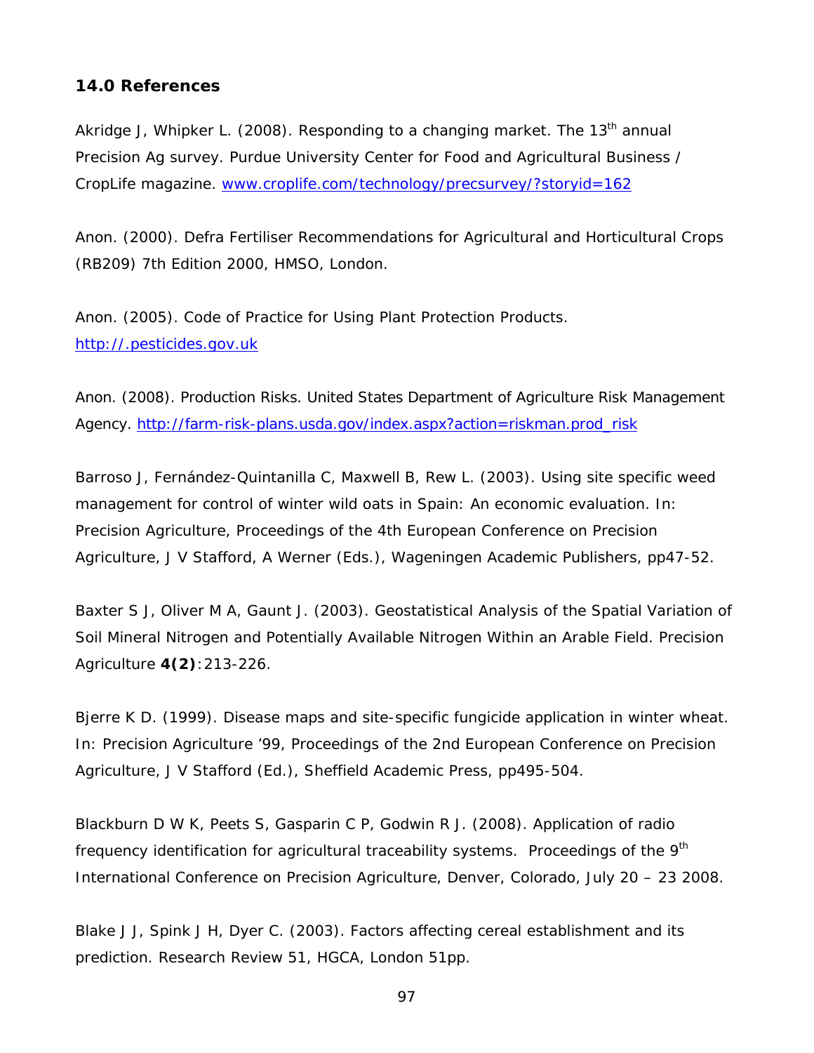## 14.0 References

Akridge J, Whipker L. (2008). Responding to a changing market. The 13th annual Precision Ag survey. Purdue University Center for Food and Agricultural Business / CropLife magazine. www.croplife.com/technology/precsurvey/?storyid=162

Anon. (2000). Defra Fertiliser Recommendations for Agricultural and Horticultural Crops (RB209) 7th Edition 2000, HMSO, London.

Anon. (2005). Code of Practice for Using Plant Protection Products. http://.pesticides.gov.uk

Anon. (2008). Production Risks. United States Department of Agriculture Risk Management Agency. http://farm-risk-plans.usda.gov/index.aspx?action=riskman.prod_risk

Barroso J, Fernández-Quintanilla C, Maxwell B, Rew L. (2003). Using site specific weed management for control of winter wild oats in Spain: An economic evaluation. In: Precision Agriculture, Proceedings of the 4th European Conference on Precision Agriculture, J V Stafford, A Werner (Eds.), Wageningen Academic Publishers, pp47-52.

Baxter S J, Oliver M A, Gaunt J. (2003). Geostatistical Analysis of the Spatial Variation of Soil Mineral Nitrogen and Potentially Available Nitrogen Within an Arable Field. Precision Agriculture **4(2)**:213-226.

Bjerre K D. (1999). Disease maps and site-specific fungicide application in winter wheat. In: Precision Agriculture '99, Proceedings of the 2nd European Conference on Precision Agriculture, J V Stafford (Ed.), Sheffield Academic Press, pp495-504.

Blackburn D W K, Peets S, Gasparin C P, Godwin R J. (2008). Application of radio frequency identification for agricultural traceability systems. Proceedings of the 9th International Conference on Precision Agriculture, Denver, Colorado, July 20 – 23 2008.

Blake J J, Spink J H, Dyer C. (2003). Factors affecting cereal establishment and its prediction. Research Review 51, HGCA, London 51pp.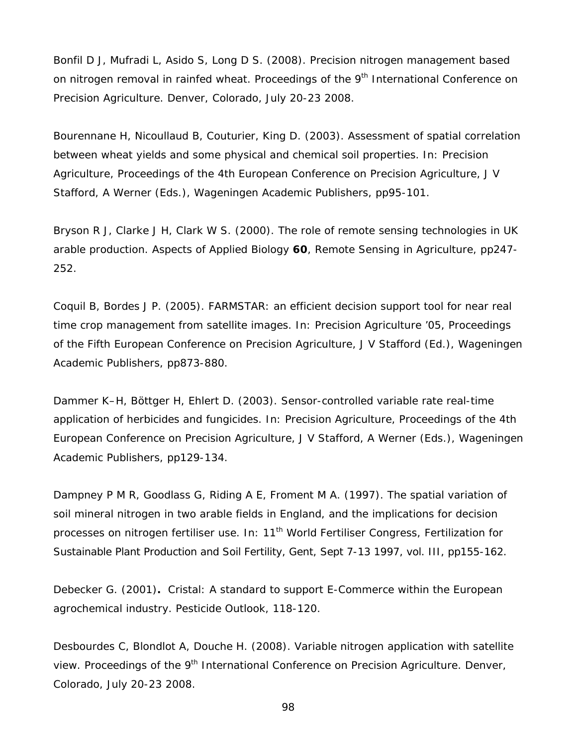Bonfil D J, Mufradi L, Asido S, Long D S. (2008). Precision nitrogen management based on nitrogen removal in rainfed wheat. Proceedings of the 9th International Conference on Precision Agriculture. Denver, Colorado, July 20-23 2008.

Bourennane H, Nicoullaud B, Couturier, King D. (2003). Assessment of spatial correlation between wheat yields and some physical and chemical soil properties. In: Precision Agriculture, Proceedings of the 4th European Conference on Precision Agriculture, J V Stafford, A Werner (Eds.), Wageningen Academic Publishers, pp95-101.

Bryson R J, Clarke J H, Clark W S. (2000). The role of remote sensing technologies in UK arable production. Aspects of Applied Biology **60**, Remote Sensing in Agriculture, pp247-252.

Coquil B, Bordes J P. (2005). FARMSTAR: an efficient decision support tool for near real time crop management from satellite images. In: Precision Agriculture '05, Proceedings of the Fifth European Conference on Precision Agriculture, J V Stafford (Ed.), Wageningen Academic Publishers, pp873-880.

Dammer K–H, Böttger H, Ehlert D. (2003). Sensor-controlled variable rate real-time application of herbicides and fungicides. In: Precision Agriculture, Proceedings of the 4th European Conference on Precision Agriculture, J V Stafford, A Werner (Eds.), Wageningen Academic Publishers, pp129-134.

Dampney P M R, Goodlass G, Riding A E, Froment M A. (1997). The spatial variation of soil mineral nitrogen in two arable fields in England, and the implications for decision processes on nitrogen fertiliser use. In: 11th World Fertiliser Congress, Fertilization for Sustainable Plant Production and Soil Fertility, Gent, Sept 7-13 1997, vol. III, pp155-162.

Debecker G. (2001)**.** Cristal: A standard to support E-Commerce within the European agrochemical industry. Pesticide Outlook, 118-120.

Desbourdes C, Blondlot A, Douche H. (2008). Variable nitrogen application with satellite view. Proceedings of the 9th International Conference on Precision Agriculture. Denver, Colorado, July 20-23 2008.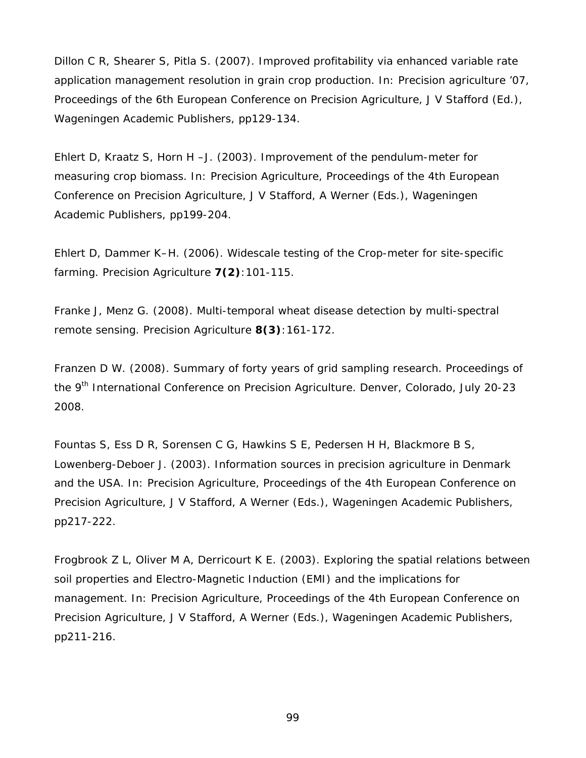Dillon C R, Shearer S, Pitla S. (2007). Improved profitability via enhanced variable rate application management resolution in grain crop production. In: Precision agriculture '07, Proceedings of the 6th European Conference on Precision Agriculture, J V Stafford (Ed.), Wageningen Academic Publishers, pp129-134.

Ehlert D, Kraatz S, Horn H –J. (2003). Improvement of the pendulum-meter for measuring crop biomass. In: Precision Agriculture, Proceedings of the 4th European Conference on Precision Agriculture, J V Stafford, A Werner (Eds.), Wageningen Academic Publishers, pp199-204.

Ehlert D, Dammer K–H. (2006). Widescale testing of the Crop-meter for site-specific farming. Precision Agriculture **7(2)**:101-115.

Franke J, Menz G. (2008). Multi-temporal wheat disease detection by multi-spectral remote sensing. Precision Agriculture **8(3)**:161-172.

Franzen D W. (2008). Summary of forty years of grid sampling research. Proceedings of the 9th International Conference on Precision Agriculture. Denver, Colorado, July 20-23 2008.

Fountas S, Ess D R, Sorensen C G, Hawkins S E, Pedersen H H, Blackmore B S, Lowenberg-Deboer J. (2003). Information sources in precision agriculture in Denmark and the USA. In: Precision Agriculture, Proceedings of the 4th European Conference on Precision Agriculture, J V Stafford, A Werner (Eds.), Wageningen Academic Publishers, pp217-222.

Frogbrook Z L, Oliver M A, Derricourt K E. (2003). Exploring the spatial relations between soil properties and Electro-Magnetic Induction (EMI) and the implications for management. In: Precision Agriculture, Proceedings of the 4th European Conference on Precision Agriculture, J V Stafford, A Werner (Eds.), Wageningen Academic Publishers, pp211-216.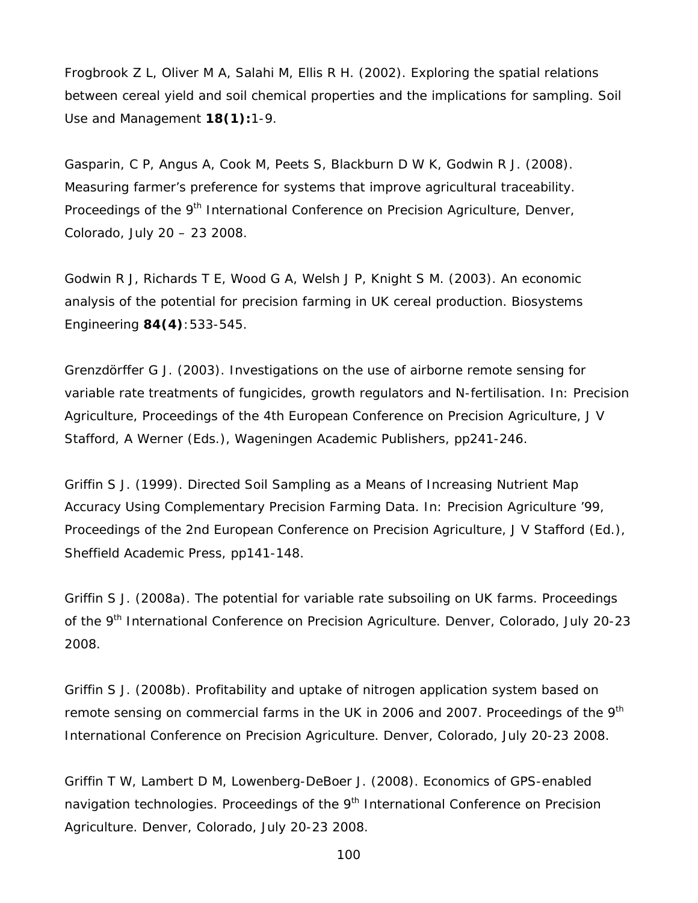Frogbrook Z L, Oliver M A, Salahi M, Ellis R H. (2002). Exploring the spatial relations between cereal yield and soil chemical properties and the implications for sampling. Soil Use and Management **18(1):**1-9.

Gasparin, C P, Angus A, Cook M, Peets S, Blackburn D W K, Godwin R J. (2008). Measuring farmer's preference for systems that improve agricultural traceability. Proceedings of the 9th International Conference on Precision Agriculture, Denver, Colorado, July 20 – 23 2008.

Godwin R J, Richards T E, Wood G A, Welsh J P, Knight S M. (2003). An economic analysis of the potential for precision farming in UK cereal production. Biosystems Engineering **84(4)**:533-545.

Grenzdörffer G J. (2003). Investigations on the use of airborne remote sensing for variable rate treatments of fungicides, growth regulators and N-fertilisation. In: Precision Agriculture, Proceedings of the 4th European Conference on Precision Agriculture, J V Stafford, A Werner (Eds.), Wageningen Academic Publishers, pp241-246.

Griffin S J. (1999). Directed Soil Sampling as a Means of Increasing Nutrient Map Accuracy Using Complementary Precision Farming Data. In: Precision Agriculture '99, Proceedings of the 2nd European Conference on Precision Agriculture, J V Stafford (Ed.), Sheffield Academic Press, pp141-148.

Griffin S J. (2008a). The potential for variable rate subsoiling on UK farms. Proceedings of the 9th International Conference on Precision Agriculture. Denver, Colorado, July 20-23 2008.

Griffin S J. (2008b). Profitability and uptake of nitrogen application system based on remote sensing on commercial farms in the UK in 2006 and 2007. Proceedings of the 9th International Conference on Precision Agriculture. Denver, Colorado, July 20-23 2008.

Griffin T W, Lambert D M, Lowenberg-DeBoer J. (2008). Economics of GPS-enabled navigation technologies. Proceedings of the 9th International Conference on Precision Agriculture. Denver, Colorado, July 20-23 2008.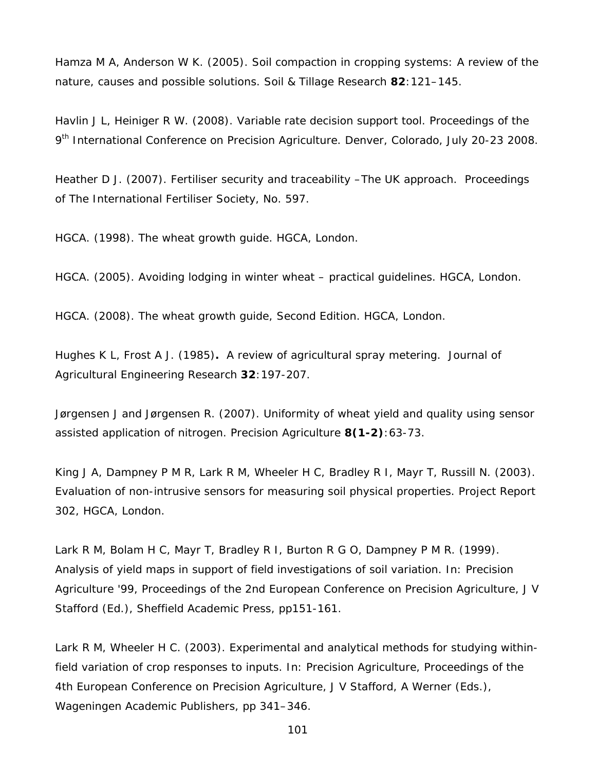Hamza M A, Anderson W K. (2005). Soil compaction in cropping systems: A review of the nature, causes and possible solutions. Soil & Tillage Research **82**:121–145.

Havlin J L, Heiniger R W. (2008). Variable rate decision support tool. Proceedings of the 9th International Conference on Precision Agriculture. Denver, Colorado, July 20-23 2008.

Heather D J. (2007). Fertiliser security and traceability –The UK approach. Proceedings of The International Fertiliser Society, No. 597.

HGCA. (1998). The wheat growth guide. HGCA, London.

HGCA. (2005). Avoiding lodging in winter wheat – practical guidelines. HGCA, London.

HGCA. (2008). The wheat growth guide, Second Edition. HGCA, London.

Hughes K L, Frost A J. (1985)**.** A review of agricultural spray metering. Journal of Agricultural Engineering Research **32**:197-207.

Jørgensen J and Jørgensen R. (2007). Uniformity of wheat yield and quality using sensor assisted application of nitrogen. Precision Agriculture **8(1-2)**:63-73.

King J A, Dampney P M R, Lark R M, Wheeler H C, Bradley R I, Mayr T, Russill N. (2003). Evaluation of non-intrusive sensors for measuring soil physical properties. Project Report 302, HGCA, London.

Lark R M, Bolam H C, Mayr T, Bradley R I, Burton R G O, Dampney P M R. (1999). Analysis of yield maps in support of field investigations of soil variation. In: Precision Agriculture '99, Proceedings of the 2nd European Conference on Precision Agriculture, J V Stafford (Ed.), Sheffield Academic Press, pp151-161.

Lark R M, Wheeler H C. (2003). Experimental and analytical methods for studying within-field variation of crop responses to inputs. In: Precision Agriculture, Proceedings of the 4th European Conference on Precision Agriculture, J V Stafford, A Werner (Eds.), Wageningen Academic Publishers, pp 341–346.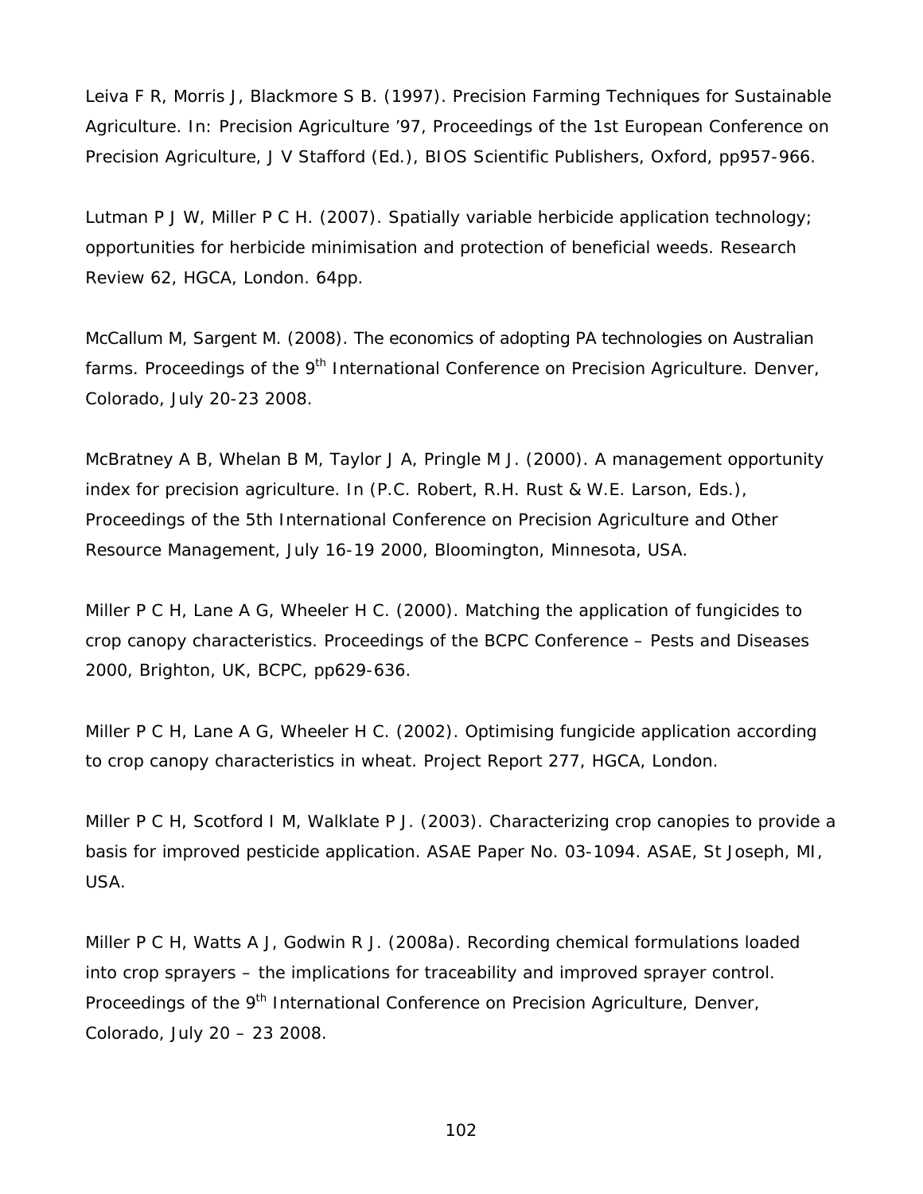Leiva F R, Morris J, Blackmore S B. (1997). Precision Farming Techniques for Sustainable Agriculture. In: Precision Agriculture '97, Proceedings of the 1st European Conference on Precision Agriculture, J V Stafford (Ed.), BIOS Scientific Publishers, Oxford, pp957-966.

Lutman P J W, Miller P C H. (2007). Spatially variable herbicide application technology; opportunities for herbicide minimisation and protection of beneficial weeds. Research Review 62, HGCA, London. 64pp.

McCallum M, Sargent M. (2008). The economics of adopting PA technologies on Australian farms. Proceedings of the 9th International Conference on Precision Agriculture. Denver, Colorado, July 20-23 2008.

McBratney A B, Whelan B M, Taylor J A, Pringle M J. (2000). A management opportunity index for precision agriculture. In (P.C. Robert, R.H. Rust & W.E. Larson, Eds.), Proceedings of the 5th International Conference on Precision Agriculture and Other Resource Management, July 16-19 2000, Bloomington, Minnesota, USA.

Miller P C H, Lane A G, Wheeler H C. (2000). Matching the application of fungicides to crop canopy characteristics. Proceedings of the BCPC Conference – Pests and Diseases 2000, Brighton, UK, BCPC, pp629-636.

Miller P C H, Lane A G, Wheeler H C. (2002). Optimising fungicide application according to crop canopy characteristics in wheat. Project Report 277, HGCA, London.

Miller P C H, Scotford I M, Walklate P J. (2003). Characterizing crop canopies to provide a basis for improved pesticide application. ASAE Paper No. 03-1094. ASAE, St Joseph, MI, USA.

Miller P C H, Watts A J, Godwin R J. (2008a). Recording chemical formulations loaded into crop sprayers – the implications for traceability and improved sprayer control. Proceedings of the 9th International Conference on Precision Agriculture, Denver, Colorado, July 20 – 23 2008.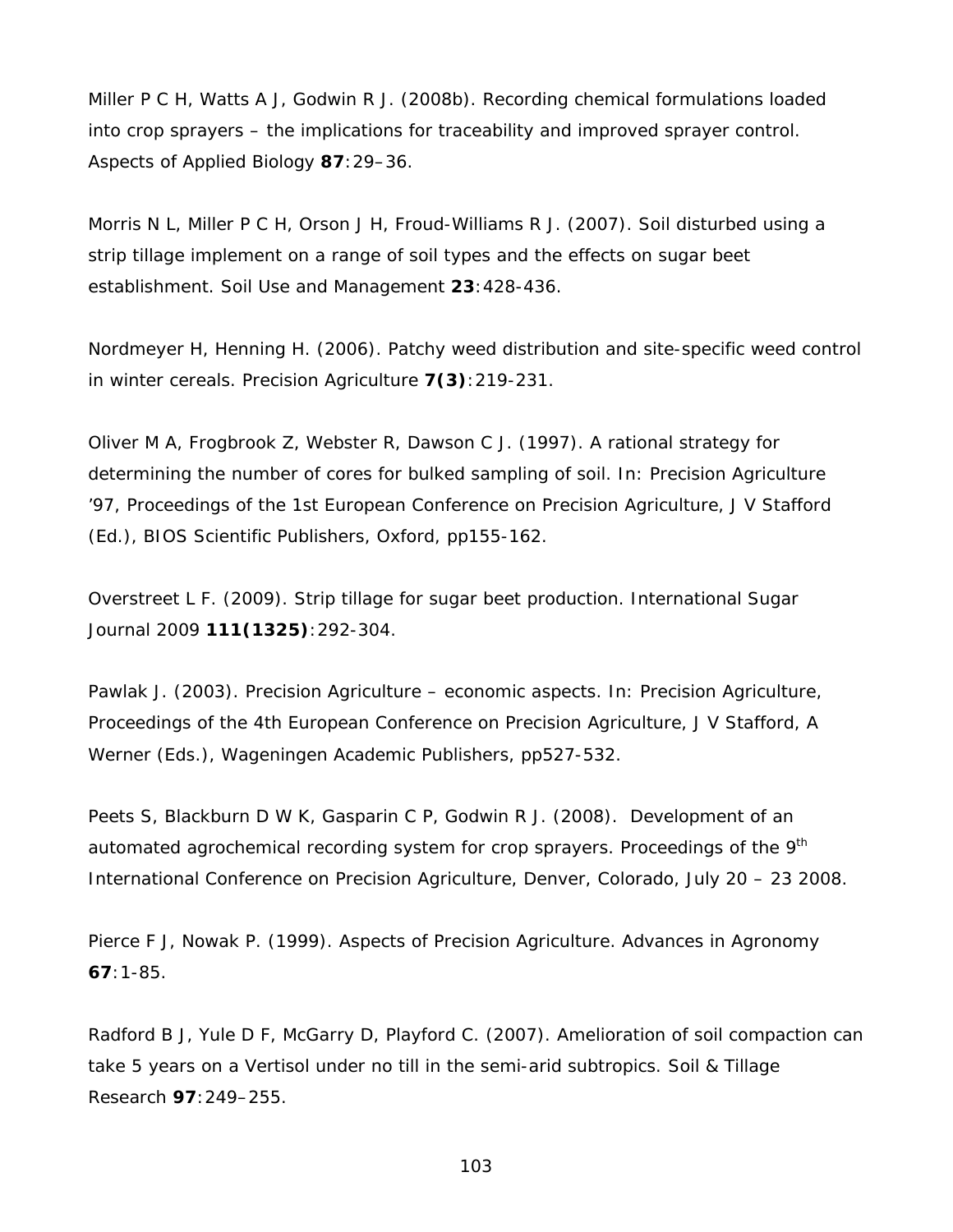Miller P C H, Watts A J, Godwin R J. (2008b). Recording chemical formulations loaded into crop sprayers – the implications for traceability and improved sprayer control. Aspects of Applied Biology **87**:29–36.

Morris N L, Miller P C H, Orson J H, Froud-Williams R J. (2007). Soil disturbed using a strip tillage implement on a range of soil types and the effects on sugar beet establishment. Soil Use and Management **23**:428-436.

Nordmeyer H, Henning H. (2006). Patchy weed distribution and site-specific weed control in winter cereals. Precision Agriculture **7(3)**:219-231.

Oliver M A, Frogbrook Z, Webster R, Dawson C J. (1997). A rational strategy for determining the number of cores for bulked sampling of soil. In: Precision Agriculture '97, Proceedings of the 1st European Conference on Precision Agriculture, J V Stafford (Ed.), BIOS Scientific Publishers, Oxford, pp155-162.

Overstreet L F. (2009). Strip tillage for sugar beet production. International Sugar Journal 2009 **111(1325)**:292-304.

Pawlak J. (2003). Precision Agriculture – economic aspects. In: Precision Agriculture, Proceedings of the 4th European Conference on Precision Agriculture, J V Stafford, A Werner (Eds.), Wageningen Academic Publishers, pp527-532.

Peets S, Blackburn D W K, Gasparin C P, Godwin R J. (2008). Development of an automated agrochemical recording system for crop sprayers. Proceedings of the 9th International Conference on Precision Agriculture, Denver, Colorado, July 20 – 23 2008.

Pierce F J, Nowak P. (1999). Aspects of Precision Agriculture. Advances in Agronomy **67**:1-85.

Radford B J, Yule D F, McGarry D, Playford C. (2007). Amelioration of soil compaction can take 5 years on a Vertisol under no till in the semi-arid subtropics. Soil & Tillage Research **97**:249–255.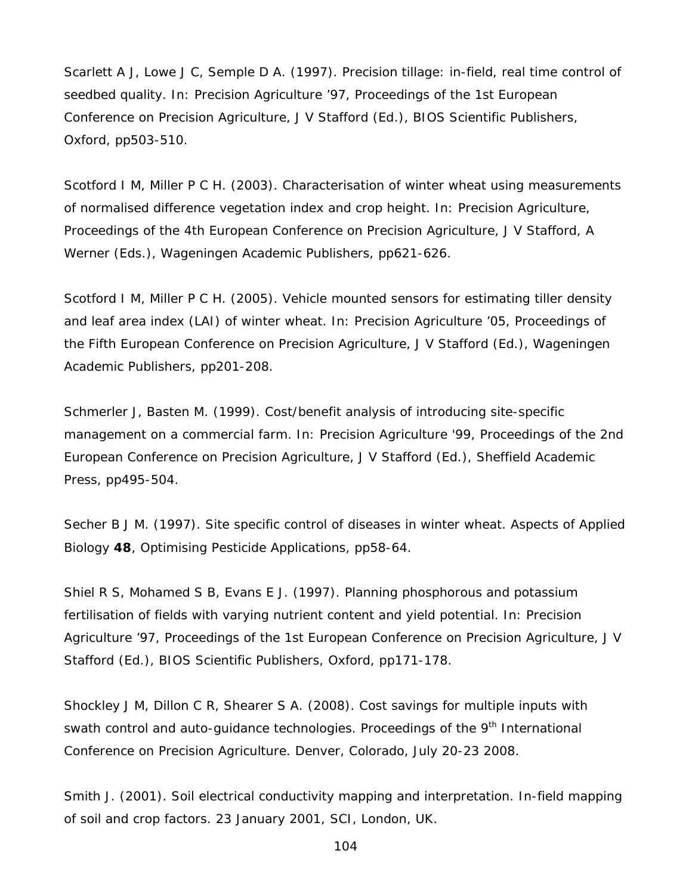Scarlett A J, Lowe J C, Semple D A. (1997). Precision tillage: in-field, real time control of seedbed quality. In: Precision Agriculture '97, Proceedings of the 1st European Conference on Precision Agriculture, J V Stafford (Ed.), BIOS Scientific Publishers, Oxford, pp503-510.

Scotford I M, Miller P C H. (2003). Characterisation of winter wheat using measurements of normalised difference vegetation index and crop height. In: Precision Agriculture, Proceedings of the 4th European Conference on Precision Agriculture, J V Stafford, A Werner (Eds.), Wageningen Academic Publishers, pp621-626.

Scotford I M, Miller P C H. (2005). Vehicle mounted sensors for estimating tiller density and leaf area index (LAI) of winter wheat. In: Precision Agriculture '05, Proceedings of the Fifth European Conference on Precision Agriculture, J V Stafford (Ed.), Wageningen Academic Publishers, pp201-208.

Schmerler J, Basten M. (1999). Cost/benefit analysis of introducing site-specific management on a commercial farm. In: Precision Agriculture '99, Proceedings of the 2nd European Conference on Precision Agriculture, J V Stafford (Ed.), Sheffield Academic Press, pp495-504.

Secher B J M. (1997). Site specific control of diseases in winter wheat. Aspects of Applied Biology **48**, Optimising Pesticide Applications, pp58-64.

Shiel R S, Mohamed S B, Evans E J. (1997). Planning phosphorous and potassium fertilisation of fields with varying nutrient content and yield potential. In: Precision Agriculture '97, Proceedings of the 1st European Conference on Precision Agriculture, J V Stafford (Ed.), BIOS Scientific Publishers, Oxford, pp171-178.

Shockley J M, Dillon C R, Shearer S A. (2008). Cost savings for multiple inputs with swath control and auto-guidance technologies. Proceedings of the 9th International Conference on Precision Agriculture. Denver, Colorado, July 20-23 2008.

Smith J. (2001). Soil electrical conductivity mapping and interpretation. In-field mapping of soil and crop factors. 23 January 2001, SCI, London, UK.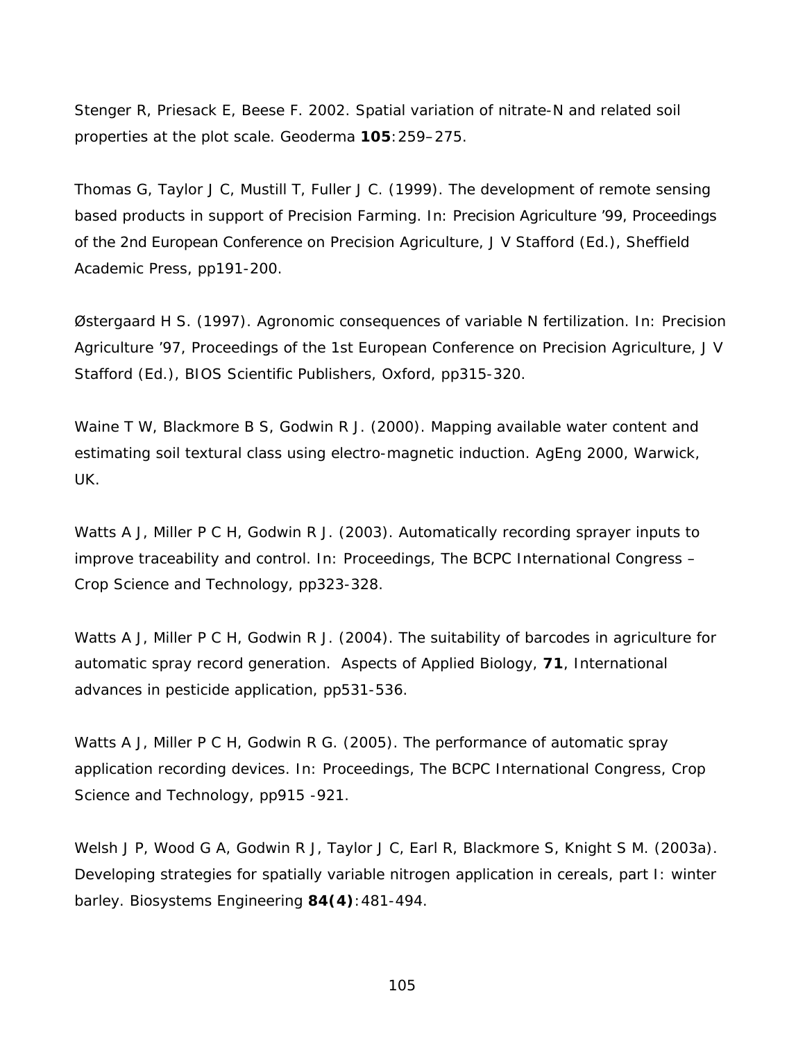Stenger R, Priesack E, Beese F. 2002. Spatial variation of nitrate-N and related soil properties at the plot scale. Geoderma **105**:259–275.

Thomas G, Taylor J C, Mustill T, Fuller J C. (1999). The development of remote sensing based products in support of Precision Farming. In: Precision Agriculture ’99, Proceedings of the 2nd European Conference on Precision Agriculture, J V Stafford (Ed.), Sheffield Academic Press, pp191-200.

Østergaard H S. (1997). Agronomic consequences of variable N fertilization. In: Precision Agriculture ’97, Proceedings of the 1st European Conference on Precision Agriculture, J V Stafford (Ed.), BIOS Scientific Publishers, Oxford, pp315-320.

Waine T W, Blackmore B S, Godwin R J. (2000). Mapping available water content and estimating soil textural class using electro-magnetic induction. AgEng 2000, Warwick, UK.

Watts A J, Miller P C H, Godwin R J. (2003). Automatically recording sprayer inputs to improve traceability and control. In: Proceedings, The BCPC International Congress – Crop Science and Technology, pp323-328.

Watts A J, Miller P C H, Godwin R J. (2004). The suitability of barcodes in agriculture for automatic spray record generation. Aspects of Applied Biology, **71**, International advances in pesticide application, pp531-536.

Watts A J, Miller P C H, Godwin R G. (2005). The performance of automatic spray application recording devices. In: Proceedings, The BCPC International Congress, Crop Science and Technology, pp915 -921.

Welsh J P, Wood G A, Godwin R J, Taylor J C, Earl R, Blackmore S, Knight S M. (2003a). Developing strategies for spatially variable nitrogen application in cereals, part I: winter barley. Biosystems Engineering **84(4)**:481-494.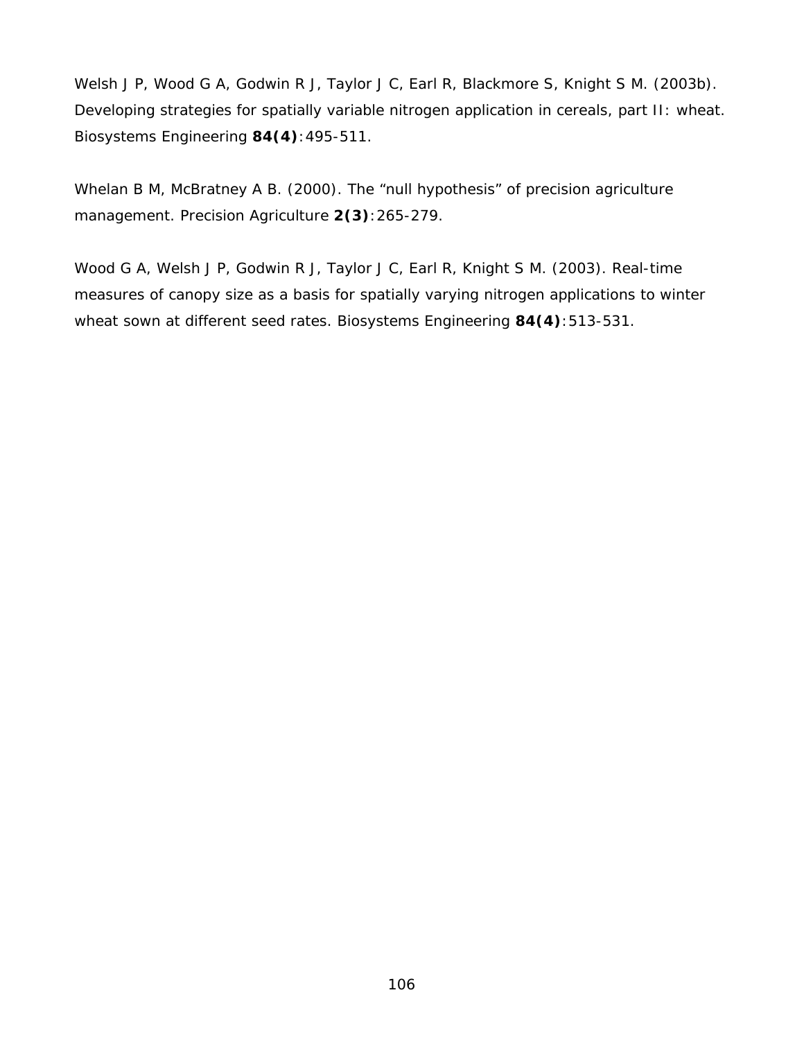Welsh J P, Wood G A, Godwin R J, Taylor J C, Earl R, Blackmore S, Knight S M. (2003b). Developing strategies for spatially variable nitrogen application in cereals, part II: wheat. Biosystems Engineering **84(4)**:495-511.

Whelan B M, McBratney A B. (2000). The "null hypothesis" of precision agriculture management. Precision Agriculture **2(3)**:265-279.

Wood G A, Welsh J P, Godwin R J, Taylor J C, Earl R, Knight S M. (2003). Real-time measures of canopy size as a basis for spatially varying nitrogen applications to winter wheat sown at different seed rates. Biosystems Engineering **84(4)**:513-531.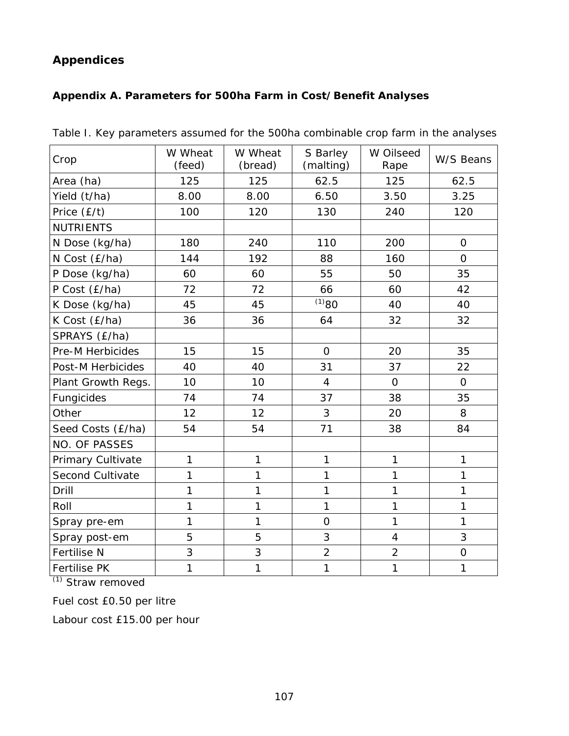## Appendices

### Appendix A. Parameters for 500ha Farm in Cost/Benefit Analyses

Table I. Key parameters assumed for the 500ha combinable crop farm in the analyses

| Crop | W Wheat (feed) | W Wheat (bread) | S Barley (malting) | W Oilseed Rape | W/S Beans |
|---|---|---|---|---|---|
| Area (ha) | 125 | 125 | 62.5 | 125 | 62.5 |
| Yield (t/ha) | 8.00 | 8.00 | 6.50 | 3.50 | 3.25 |
| Price (£/t) | 100 | 120 | 130 | 240 | 120 |
| NUTRIENTS | | | | | |
| N Dose (kg/ha) | 180 | 240 | 110 | 200 | 0 |
| N Cost (£/ha) | 144 | 192 | 88 | 160 | 0 |
| P Dose (kg/ha) | 60 | 60 | 55 | 50 | 35 |
| P Cost (£/ha) | 72 | 72 | 66 | 60 | 42 |
| K Dose (kg/ha) | 45 | 45 | (1)80 | 40 | 40 |
| K Cost (£/ha) | 36 | 36 | 64 | 32 | 32 |
| SPRAYS (£/ha) | | | | | |
| Pre-M Herbicides | 15 | 15 | 0 | 20 | 35 |
| Post-M Herbicides | 40 | 40 | 31 | 37 | 22 |
| Plant Growth Regs. | 10 | 10 | 4 | 0 | 0 |
| Fungicides | 74 | 74 | 37 | 38 | 35 |
| Other | 12 | 12 | 3 | 20 | 8 |
| Seed Costs (£/ha) | 54 | 54 | 71 | 38 | 84 |
| NO. OF PASSES | | | | | |
| Primary Cultivate | 1 | 1 | 1 | 1 | 1 |
| Second Cultivate | 1 | 1 | 1 | 1 | 1 |
| Drill | 1 | 1 | 1 | 1 | 1 |
| Roll | 1 | 1 | 1 | 1 | 1 |
| Spray pre-em | 1 | 1 | 0 | 1 | 1 |
| Spray post-em | 5 | 5 | 3 | 4 | 3 |
| Fertilise N | 3 | 3 | 2 | 2 | 0 |
| Fertilise PK | 1 | 1 | 1 | 1 | 1 |

(1) Straw removed

Fuel cost £0.50 per litre

Labour cost £15.00 per hour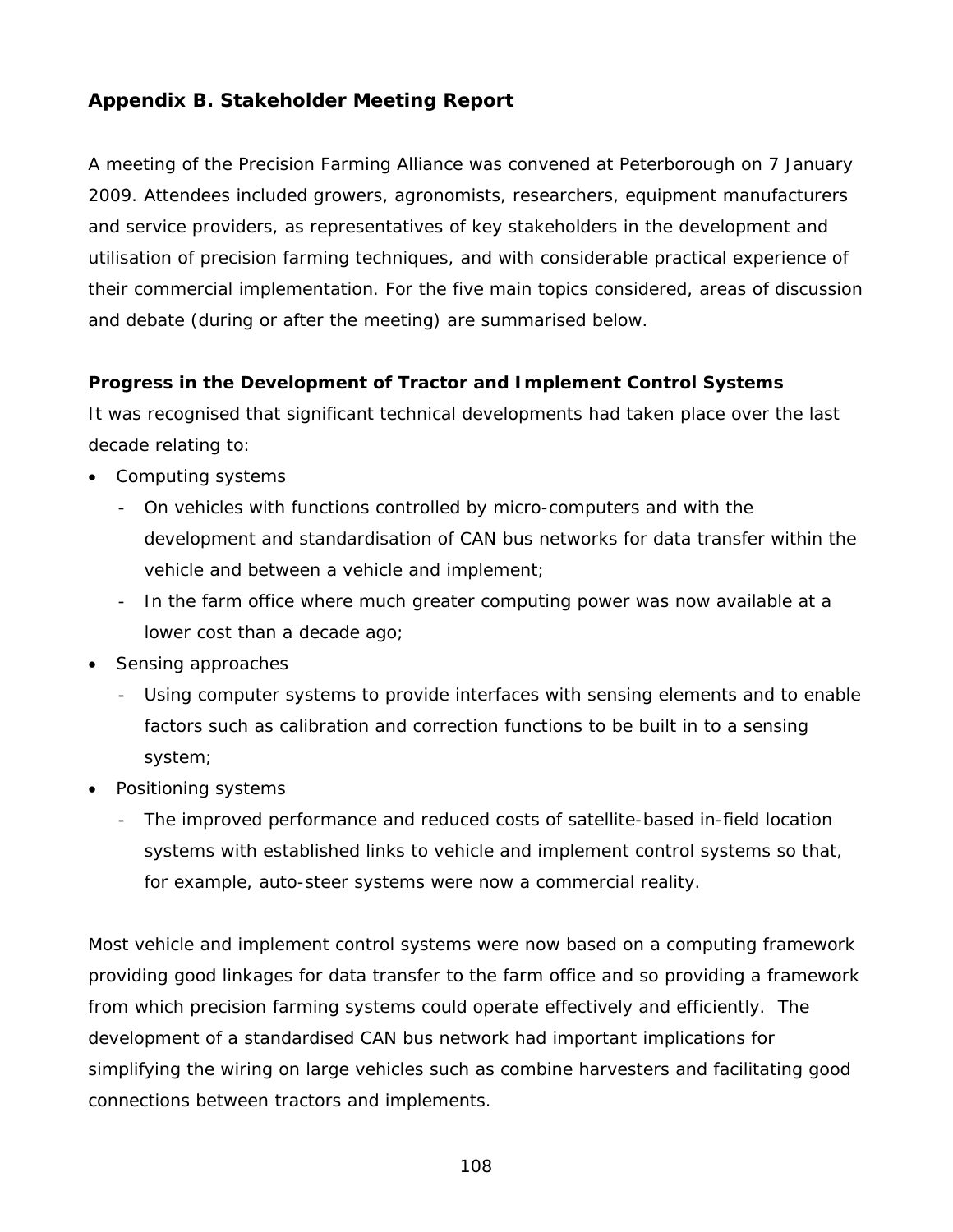## Appendix B. Stakeholder Meeting Report

A meeting of the Precision Farming Alliance was convened at Peterborough on 7 January 2009. Attendees included growers, agronomists, researchers, equipment manufacturers and service providers, as representatives of key stakeholders in the development and utilisation of precision farming techniques, and with considerable practical experience of their commercial implementation. For the five main topics considered, areas of discussion and debate (during or after the meeting) are summarised below.

### Progress in the Development of Tractor and Implement Control Systems

It was recognised that significant technical developments had taken place over the last decade relating to:

- Computing systems
  - On vehicles with functions controlled by micro-computers and with the development and standardisation of CAN bus networks for data transfer within the vehicle and between a vehicle and implement;
  - In the farm office where much greater computing power was now available at a lower cost than a decade ago;
- Sensing approaches
  - Using computer systems to provide interfaces with sensing elements and to enable factors such as calibration and correction functions to be built in to a sensing system;
- Positioning systems
  - The improved performance and reduced costs of satellite-based in-field location systems with established links to vehicle and implement control systems so that, for example, auto-steer systems were now a commercial reality.

Most vehicle and implement control systems were now based on a computing framework providing good linkages for data transfer to the farm office and so providing a framework from which precision farming systems could operate effectively and efficiently. The development of a standardised CAN bus network had important implications for simplifying the wiring on large vehicles such as combine harvesters and facilitating good connections between tractors and implements.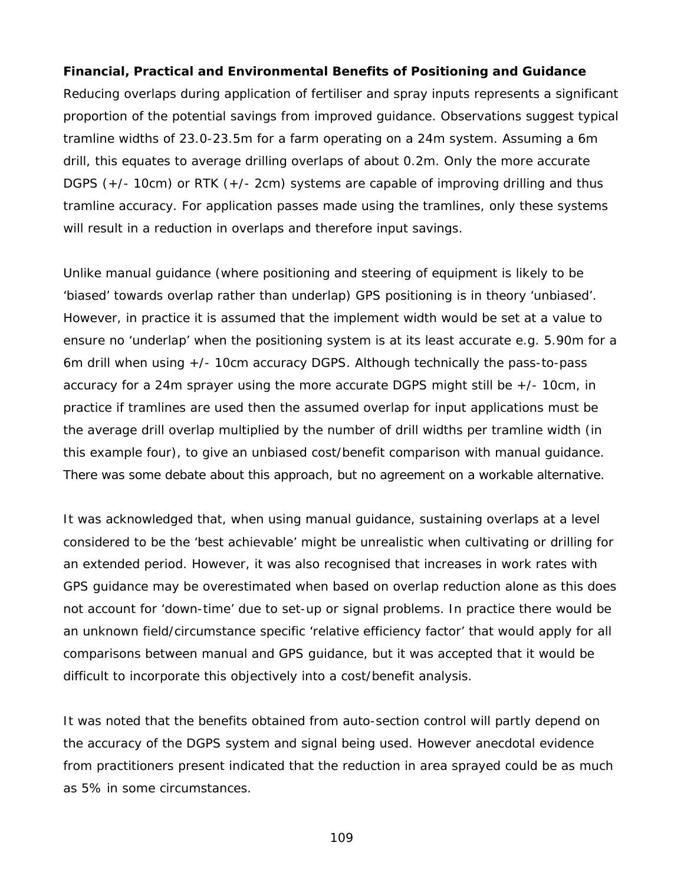**Financial, Practical and Environmental Benefits of Positioning and Guidance**

Reducing overlaps during application of fertiliser and spray inputs represents a significant proportion of the potential savings from improved guidance. Observations suggest typical tramline widths of 23.0-23.5m for a farm operating on a 24m system. Assuming a 6m drill, this equates to average drilling overlaps of about 0.2m. Only the more accurate DGPS (+/- 10cm) or RTK (+/- 2cm) systems are capable of improving drilling and thus tramline accuracy. For application passes made using the tramlines, only these systems will result in a reduction in overlaps and therefore input savings.

Unlike manual guidance (where positioning and steering of equipment is likely to be 'biased' towards overlap rather than underlap) GPS positioning is in theory 'unbiased'. However, in practice it is assumed that the implement width would be set at a value to ensure no 'underlap' when the positioning system is at its least accurate e.g. 5.90m for a 6m drill when using +/- 10cm accuracy DGPS. Although technically the pass-to-pass accuracy for a 24m sprayer using the more accurate DGPS might still be +/- 10cm, in practice if tramlines are used then the assumed overlap for input applications must be the average drill overlap multiplied by the number of drill widths per tramline width (in this example four), to give an unbiased cost/benefit comparison with manual guidance. There was some debate about this approach, but no agreement on a workable alternative.

It was acknowledged that, when using manual guidance, sustaining overlaps at a level considered to be the 'best achievable' might be unrealistic when cultivating or drilling for an extended period. However, it was also recognised that increases in work rates with GPS guidance may be overestimated when based on overlap reduction alone as this does not account for 'down-time' due to set-up or signal problems. In practice there would be an unknown field/circumstance specific 'relative efficiency factor' that would apply for all comparisons between manual and GPS guidance, but it was accepted that it would be difficult to incorporate this objectively into a cost/benefit analysis.

It was noted that the benefits obtained from auto-section control will partly depend on the accuracy of the DGPS system and signal being used. However anecdotal evidence from practitioners present indicated that the reduction in area sprayed could be as much as 5% in some circumstances.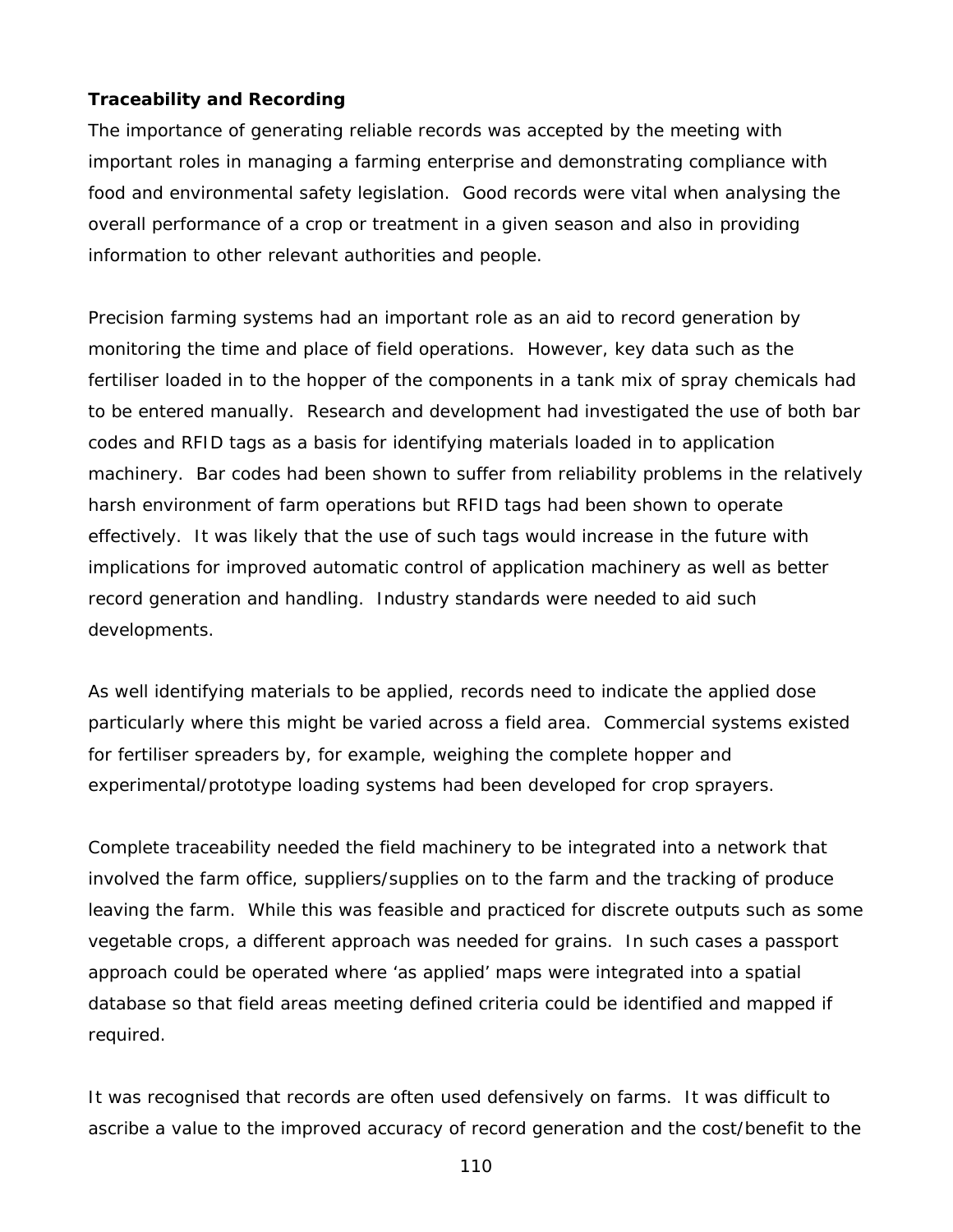**Traceability and Recording**

The importance of generating reliable records was accepted by the meeting with important roles in managing a farming enterprise and demonstrating compliance with food and environmental safety legislation. Good records were vital when analysing the overall performance of a crop or treatment in a given season and also in providing information to other relevant authorities and people.

Precision farming systems had an important role as an aid to record generation by monitoring the time and place of field operations. However, key data such as the fertiliser loaded in to the hopper of the components in a tank mix of spray chemicals had to be entered manually. Research and development had investigated the use of both bar codes and RFID tags as a basis for identifying materials loaded in to application machinery. Bar codes had been shown to suffer from reliability problems in the relatively harsh environment of farm operations but RFID tags had been shown to operate effectively. It was likely that the use of such tags would increase in the future with implications for improved automatic control of application machinery as well as better record generation and handling. Industry standards were needed to aid such developments.

As well identifying materials to be applied, records need to indicate the applied dose particularly where this might be varied across a field area. Commercial systems existed for fertiliser spreaders by, for example, weighing the complete hopper and experimental/prototype loading systems had been developed for crop sprayers.

Complete traceability needed the field machinery to be integrated into a network that involved the farm office, suppliers/supplies on to the farm and the tracking of produce leaving the farm. While this was feasible and practiced for discrete outputs such as some vegetable crops, a different approach was needed for grains. In such cases a passport approach could be operated where 'as applied' maps were integrated into a spatial database so that field areas meeting defined criteria could be identified and mapped if required.

It was recognised that records are often used defensively on farms. It was difficult to ascribe a value to the improved accuracy of record generation and the cost/benefit to the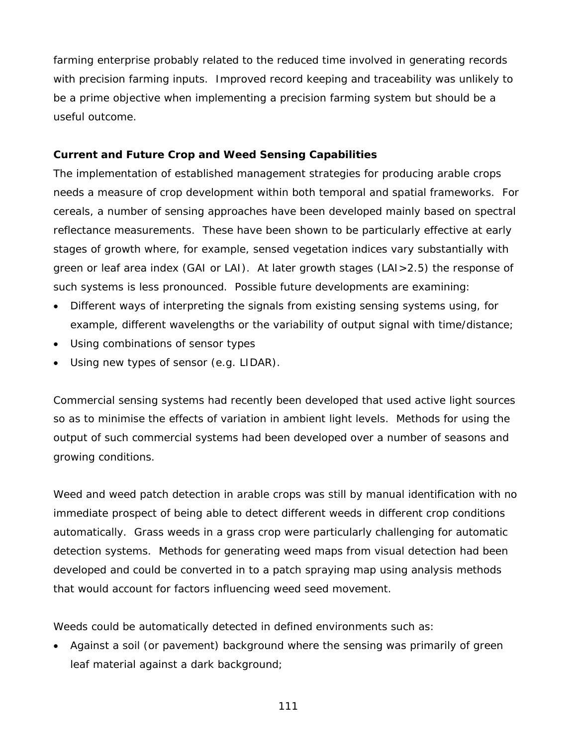farming enterprise probably related to the reduced time involved in generating records with precision farming inputs. Improved record keeping and traceability was unlikely to be a prime objective when implementing a precision farming system but should be a useful outcome.

**Current and Future Crop and Weed Sensing Capabilities**

The implementation of established management strategies for producing arable crops needs a measure of crop development within both temporal and spatial frameworks. For cereals, a number of sensing approaches have been developed mainly based on spectral reflectance measurements. These have been shown to be particularly effective at early stages of growth where, for example, sensed vegetation indices vary substantially with green or leaf area index (GAI or LAI). At later growth stages (LAI>2.5) the response of such systems is less pronounced. Possible future developments are examining:

- Different ways of interpreting the signals from existing sensing systems using, for example, different wavelengths or the variability of output signal with time/distance;
- Using combinations of sensor types
- Using new types of sensor (e.g. LIDAR).

Commercial sensing systems had recently been developed that used active light sources so as to minimise the effects of variation in ambient light levels. Methods for using the output of such commercial systems had been developed over a number of seasons and growing conditions.

Weed and weed patch detection in arable crops was still by manual identification with no immediate prospect of being able to detect different weeds in different crop conditions automatically. Grass weeds in a grass crop were particularly challenging for automatic detection systems. Methods for generating weed maps from visual detection had been developed and could be converted in to a patch spraying map using analysis methods that would account for factors influencing weed seed movement.

Weeds could be automatically detected in defined environments such as:

- Against a soil (or pavement) background where the sensing was primarily of green leaf material against a dark background;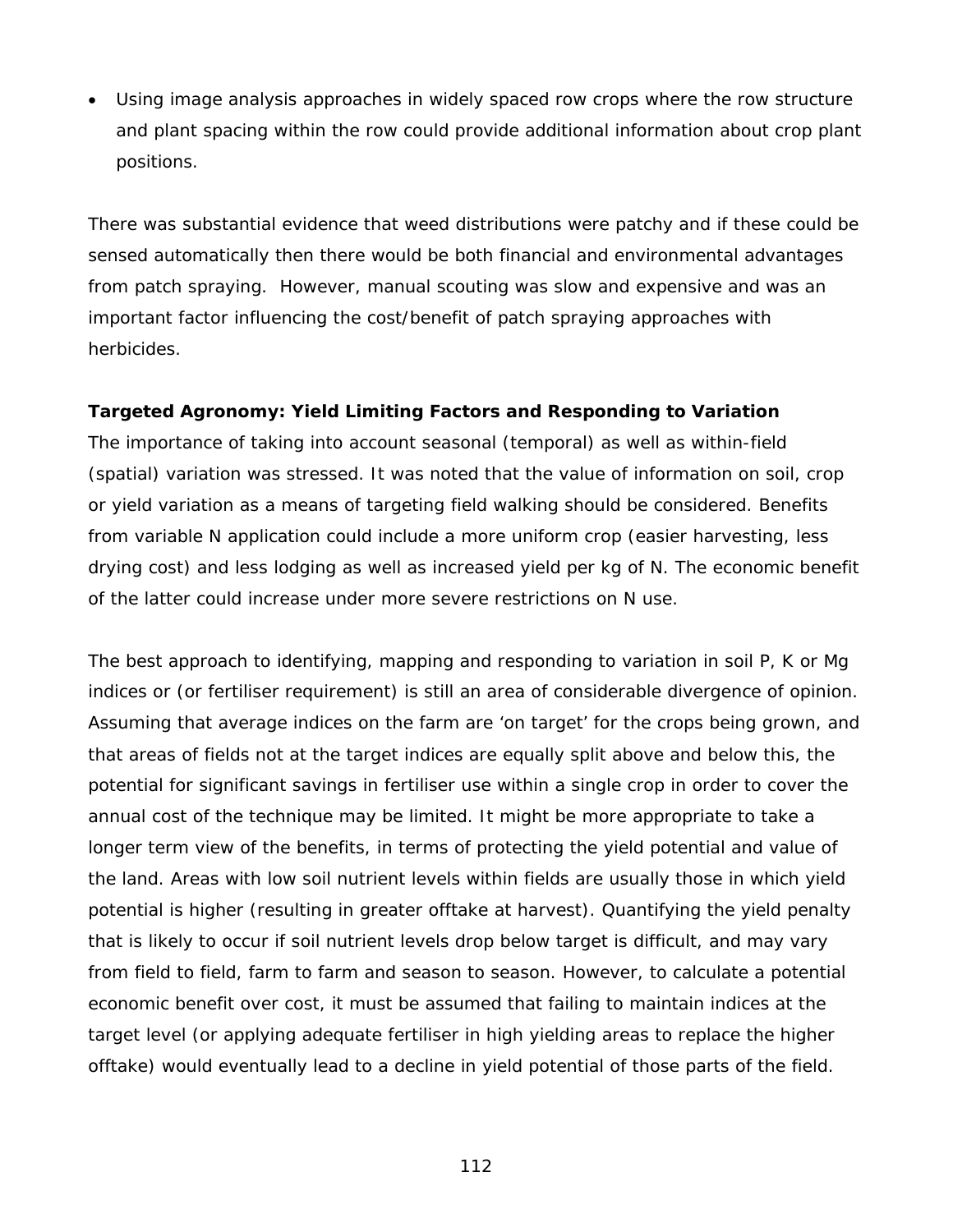- Using image analysis approaches in widely spaced row crops where the row structure and plant spacing within the row could provide additional information about crop plant positions.

There was substantial evidence that weed distributions were patchy and if these could be sensed automatically then there would be both financial and environmental advantages from patch spraying. However, manual scouting was slow and expensive and was an important factor influencing the cost/benefit of patch spraying approaches with herbicides.

**Targeted Agronomy: Yield Limiting Factors and Responding to Variation**

The importance of taking into account seasonal (temporal) as well as within-field (spatial) variation was stressed. It was noted that the value of information on soil, crop or yield variation as a means of targeting field walking should be considered. Benefits from variable N application could include a more uniform crop (easier harvesting, less drying cost) and less lodging as well as increased yield per kg of N. The economic benefit of the latter could increase under more severe restrictions on N use.

The best approach to identifying, mapping and responding to variation in soil P, K or Mg indices or (or fertiliser requirement) is still an area of considerable divergence of opinion. Assuming that average indices on the farm are 'on target' for the crops being grown, and that areas of fields not at the target indices are equally split above and below this, the potential for significant savings in fertiliser use within a single crop in order to cover the annual cost of the technique may be limited. It might be more appropriate to take a longer term view of the benefits, in terms of protecting the yield potential and value of the land. Areas with low soil nutrient levels within fields are usually those in which yield potential is higher (resulting in greater offtake at harvest). Quantifying the yield penalty that is likely to occur if soil nutrient levels drop below target is difficult, and may vary from field to field, farm to farm and season to season. However, to calculate a potential economic benefit over cost, it must be assumed that failing to maintain indices at the target level (or applying adequate fertiliser in high yielding areas to replace the higher offtake) would eventually lead to a decline in yield potential of those parts of the field.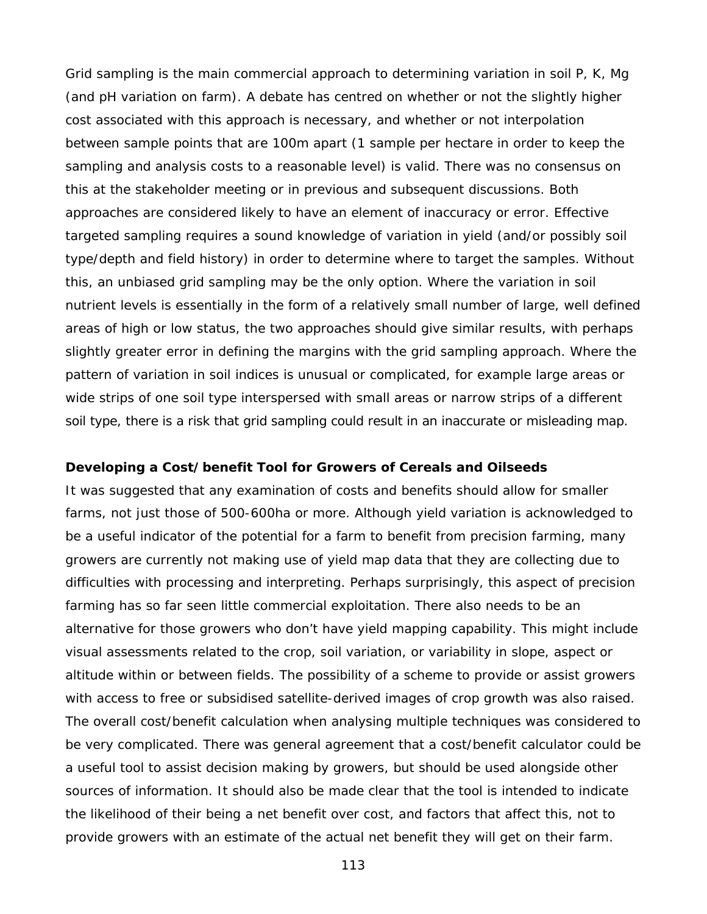Grid sampling is the main commercial approach to determining variation in soil P, K, Mg (and pH variation on farm). A debate has centred on whether or not the slightly higher cost associated with this approach is necessary, and whether or not interpolation between sample points that are 100m apart (1 sample per hectare in order to keep the sampling and analysis costs to a reasonable level) is valid. There was no consensus on this at the stakeholder meeting or in previous and subsequent discussions. Both approaches are considered likely to have an element of inaccuracy or error. Effective targeted sampling requires a sound knowledge of variation in yield (and/or possibly soil type/depth and field history) in order to determine where to target the samples. Without this, an unbiased grid sampling may be the only option. Where the variation in soil nutrient levels is essentially in the form of a relatively small number of large, well defined areas of high or low status, the two approaches should give similar results, with perhaps slightly greater error in defining the margins with the grid sampling approach. Where the pattern of variation in soil indices is unusual or complicated, for example large areas or wide strips of one soil type interspersed with small areas or narrow strips of a different soil type, there is a risk that grid sampling could result in an inaccurate or misleading map.

**Developing a Cost/benefit Tool for Growers of Cereals and Oilseeds**

It was suggested that any examination of costs and benefits should allow for smaller farms, not just those of 500-600ha or more. Although yield variation is acknowledged to be a useful indicator of the potential for a farm to benefit from precision farming, many growers are currently not making use of yield map data that they are collecting due to difficulties with processing and interpreting. Perhaps surprisingly, this aspect of precision farming has so far seen little commercial exploitation. There also needs to be an alternative for those growers who don't have yield mapping capability. This might include visual assessments related to the crop, soil variation, or variability in slope, aspect or altitude within or between fields. The possibility of a scheme to provide or assist growers with access to free or subsidised satellite-derived images of crop growth was also raised. The overall cost/benefit calculation when analysing multiple techniques was considered to be very complicated. There was general agreement that a cost/benefit calculator could be a useful tool to assist decision making by growers, but should be used alongside other sources of information. It should also be made clear that the tool is intended to indicate the likelihood of their being a net benefit over cost, and factors that affect this, not to provide growers with an estimate of the actual net benefit they will get on their farm.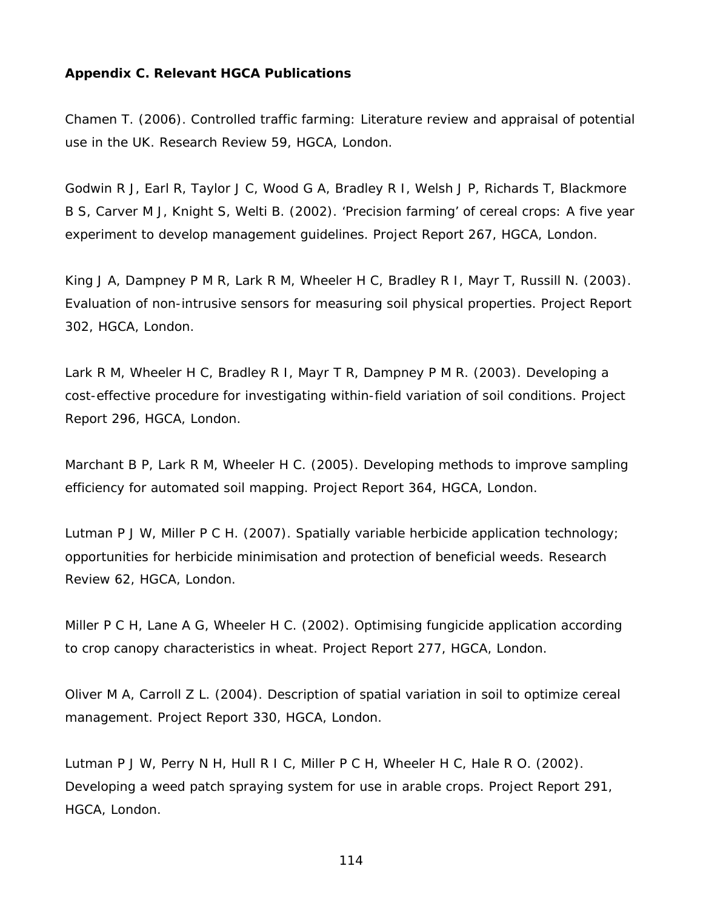**Appendix C. Relevant HGCA Publications**

Chamen T. (2006). Controlled traffic farming: Literature review and appraisal of potential use in the UK. Research Review 59, HGCA, London.

Godwin R J, Earl R, Taylor J C, Wood G A, Bradley R I, Welsh J P, Richards T, Blackmore B S, Carver M J, Knight S, Welti B. (2002). 'Precision farming' of cereal crops: A five year experiment to develop management guidelines. Project Report 267, HGCA, London.

King J A, Dampney P M R, Lark R M, Wheeler H C, Bradley R I, Mayr T, Russill N. (2003). Evaluation of non-intrusive sensors for measuring soil physical properties. Project Report 302, HGCA, London.

Lark R M, Wheeler H C, Bradley R I, Mayr T R, Dampney P M R. (2003). Developing a cost-effective procedure for investigating within-field variation of soil conditions. Project Report 296, HGCA, London.

Marchant B P, Lark R M, Wheeler H C. (2005). Developing methods to improve sampling efficiency for automated soil mapping. Project Report 364, HGCA, London.

Lutman P J W, Miller P C H. (2007). Spatially variable herbicide application technology; opportunities for herbicide minimisation and protection of beneficial weeds. Research Review 62, HGCA, London.

Miller P C H, Lane A G, Wheeler H C. (2002). Optimising fungicide application according to crop canopy characteristics in wheat. Project Report 277, HGCA, London.

Oliver M A, Carroll Z L. (2004). Description of spatial variation in soil to optimize cereal management. Project Report 330, HGCA, London.

Lutman P J W, Perry N H, Hull R I C, Miller P C H, Wheeler H C, Hale R O. (2002). Developing a weed patch spraying system for use in arable crops. Project Report 291, HGCA, London.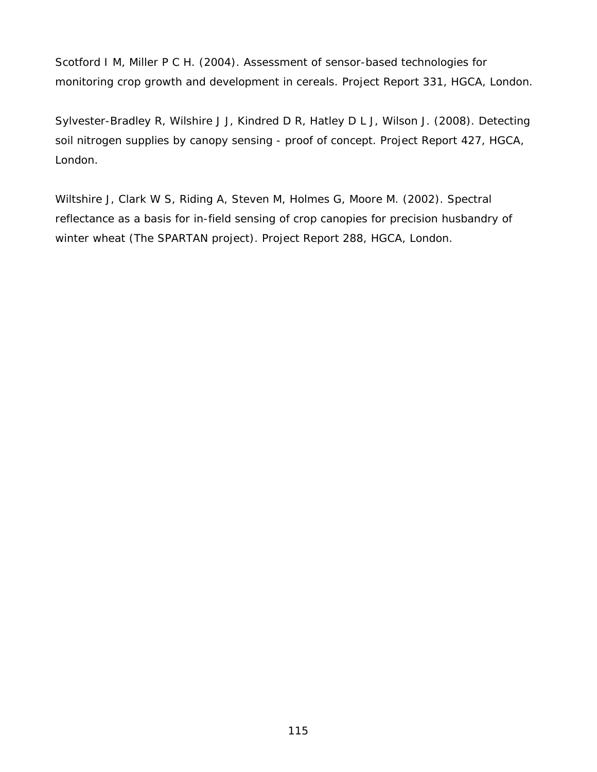Scotford I M, Miller P C H. (2004). Assessment of sensor-based technologies for monitoring crop growth and development in cereals. Project Report 331, HGCA, London.

Sylvester-Bradley R, Wilshire J J, Kindred D R, Hatley D L J, Wilson J. (2008). Detecting soil nitrogen supplies by canopy sensing - proof of concept. Project Report 427, HGCA, London.

Wiltshire J, Clark W S, Riding A, Steven M, Holmes G, Moore M. (2002). Spectral reflectance as a basis for in-field sensing of crop canopies for precision husbandry of winter wheat (The SPARTAN project). Project Report 288, HGCA, London.